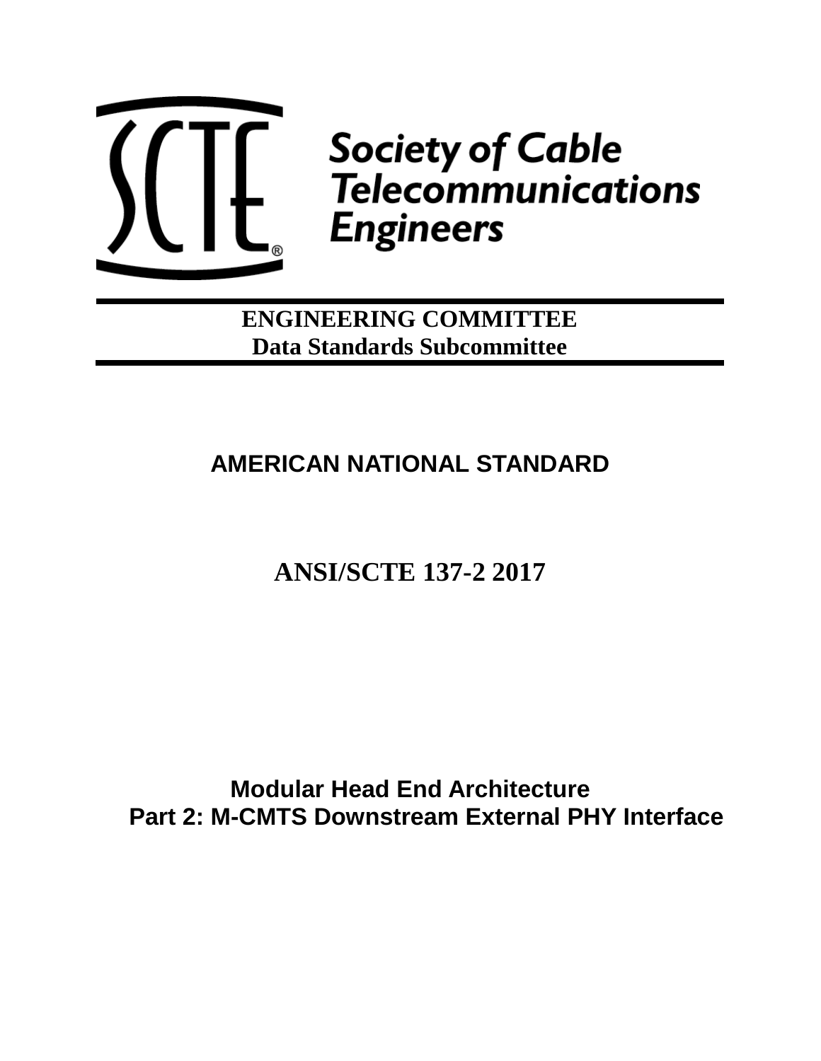SCTE®

Society of Cable Telecommunications Engineers

**ENGINEERING COMMITTEE**
**Data Standards Subcommittee**

## AMERICAN NATIONAL STANDARD

# ANSI/SCTE 137-2 2017

## Modular Head End Architecture
## Part 2: M-CMTS Downstream External PHY Interface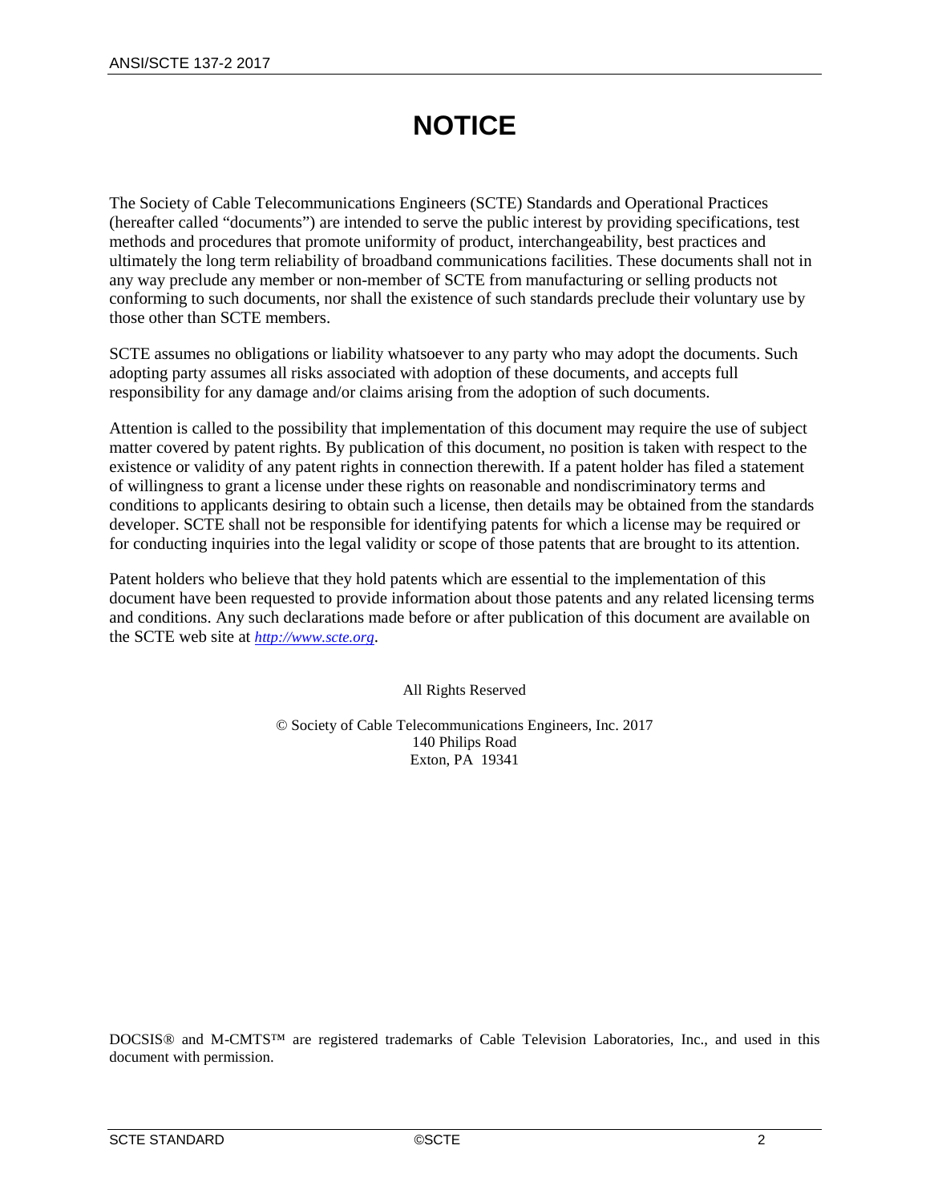# NOTICE

The Society of Cable Telecommunications Engineers (SCTE) Standards and Operational Practices (hereafter called "documents") are intended to serve the public interest by providing specifications, test methods and procedures that promote uniformity of product, interchangeability, best practices and ultimately the long term reliability of broadband communications facilities. These documents shall not in any way preclude any member or non-member of SCTE from manufacturing or selling products not conforming to such documents, nor shall the existence of such standards preclude their voluntary use by those other than SCTE members.

SCTE assumes no obligations or liability whatsoever to any party who may adopt the documents. Such adopting party assumes all risks associated with adoption of these documents, and accepts full responsibility for any damage and/or claims arising from the adoption of such documents.

Attention is called to the possibility that implementation of this document may require the use of subject matter covered by patent rights. By publication of this document, no position is taken with respect to the existence or validity of any patent rights in connection therewith. If a patent holder has filed a statement of willingness to grant a license under these rights on reasonable and nondiscriminatory terms and conditions to applicants desiring to obtain such a license, then details may be obtained from the standards developer. SCTE shall not be responsible for identifying patents for which a license may be required or for conducting inquiries into the legal validity or scope of those patents that are brought to its attention.

Patent holders who believe that they hold patents which are essential to the implementation of this document have been requested to provide information about those patents and any related licensing terms and conditions. Any such declarations made before or after publication of this document are available on the SCTE web site at *http://www.scte.org*.

All Rights Reserved

© Society of Cable Telecommunications Engineers, Inc. 2017
140 Philips Road
Exton, PA 19341

DOCSIS® and M-CMTS™ are registered trademarks of Cable Television Laboratories, Inc., and used in this document with permission.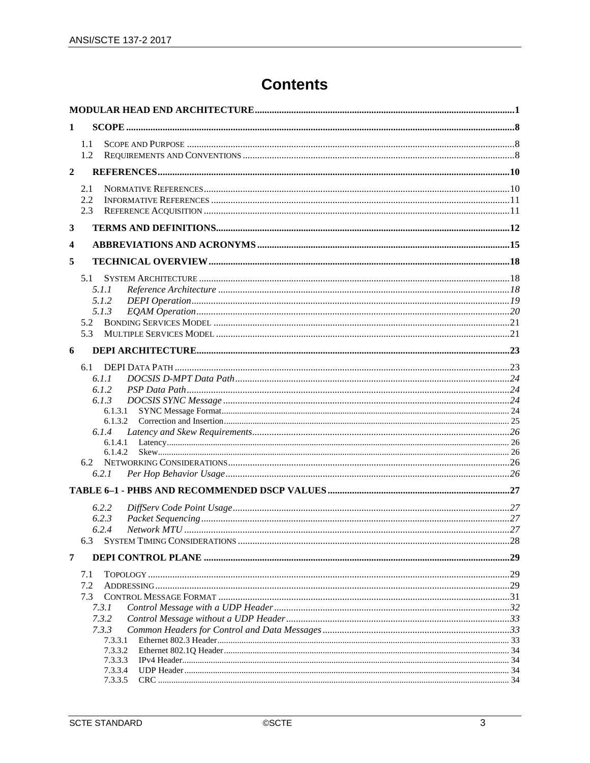# Contents

**MODULAR HEAD END ARCHITECTURE** ..... 1

**1 SCOPE** ..... 8

1.1 SCOPE AND PURPOSE ..... 8
1.2 REQUIREMENTS AND CONVENTIONS ..... 8

**2 REFERENCES** ..... 10

2.1 NORMATIVE REFERENCES ..... 10
2.2 INFORMATIVE REFERENCES ..... 11
2.3 REFERENCE ACQUISITION ..... 11

**3 TERMS AND DEFINITIONS** ..... 12

**4 ABBREVIATIONS AND ACRONYMS** ..... 15

**5 TECHNICAL OVERVIEW** ..... 18

5.1 SYSTEM ARCHITECTURE ..... 18
*5.1.1 Reference Architecture* ..... 18
*5.1.2 DEPI Operation* ..... 19
*5.1.3 EQAM Operation* ..... 20
5.2 BONDING SERVICES MODEL ..... 21
5.3 MULTIPLE SERVICES MODEL ..... 21

**6 DEPI ARCHITECTURE** ..... 23

6.1 DEPI DATA PATH ..... 23
*6.1.1 DOCSIS D-MPT Data Path* ..... 24
*6.1.2 PSP Data Path* ..... 24
*6.1.3 DOCSIS SYNC Message* ..... 24
6.1.3.1 SYNC Message Format ..... 24
6.1.3.2 Correction and Insertion ..... 25
*6.1.4 Latency and Skew Requirements* ..... 26
6.1.4.1 Latency ..... 26
6.1.4.2 Skew ..... 26
6.2 NETWORKING CONSIDERATIONS ..... 26
*6.2.1 Per Hop Behavior Usage* ..... 26

**TABLE 6–1 - PHBS AND RECOMMENDED DSCP VALUES** ..... 27

*6.2.2 DiffServ Code Point Usage* ..... 27
*6.2.3 Packet Sequencing* ..... 27
*6.2.4 Network MTU* ..... 27
6.3 SYSTEM TIMING CONSIDERATIONS ..... 28

**7 DEPI CONTROL PLANE** ..... 29

7.1 TOPOLOGY ..... 29
7.2 ADDRESSING ..... 29
7.3 CONTROL MESSAGE FORMAT ..... 31
*7.3.1 Control Message with a UDP Header* ..... 32
*7.3.2 Control Message without a UDP Header* ..... 33
*7.3.3 Common Headers for Control and Data Messages* ..... 33
7.3.3.1 Ethernet 802.3 Header ..... 33
7.3.3.2 Ethernet 802.1Q Header ..... 34
7.3.3.3 IPv4 Header ..... 34
7.3.3.4 UDP Header ..... 34
7.3.3.5 CRC ..... 34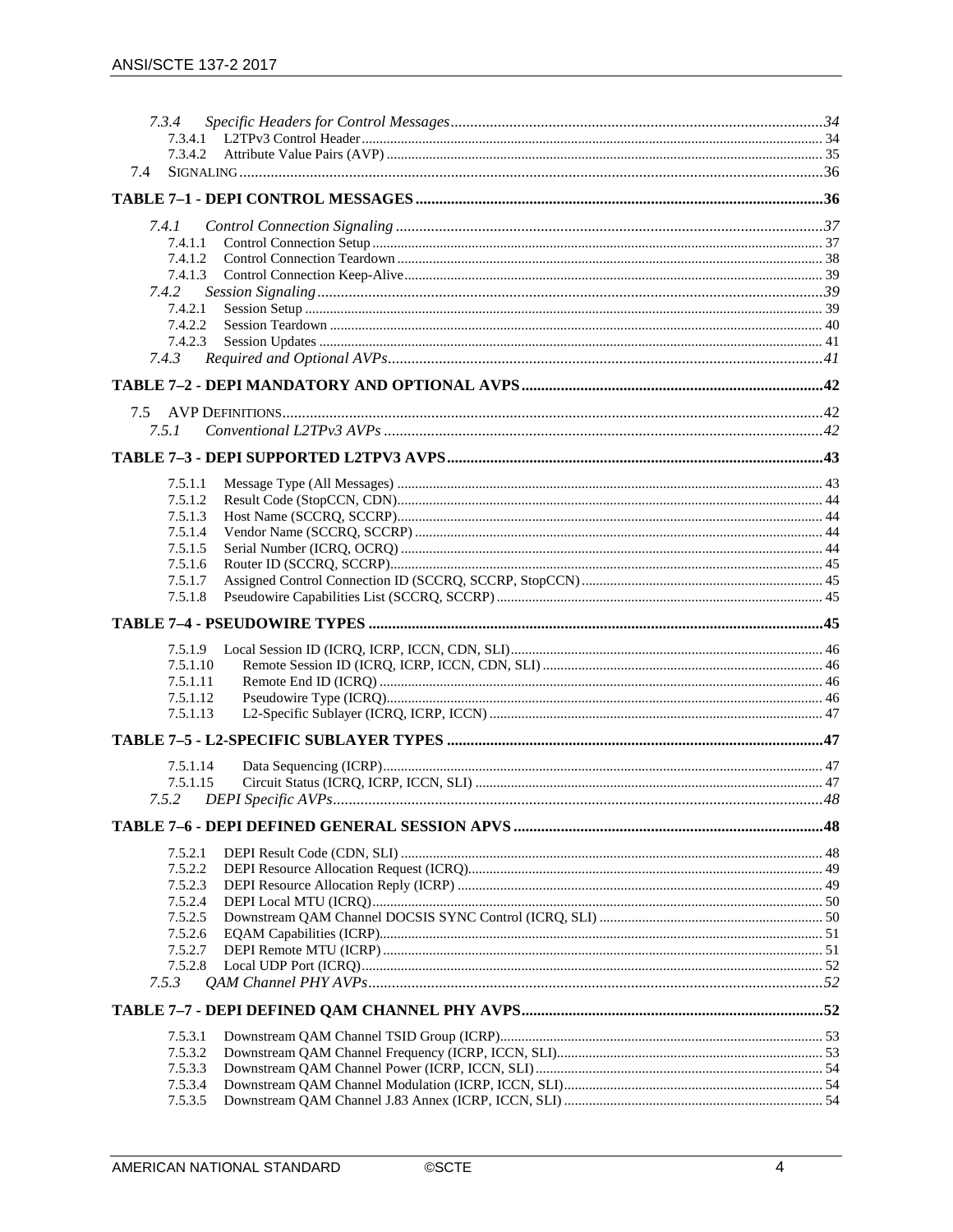*7.3.4 Specific Headers for Control Messages* ..... *34*
7.3.4.1 L2TPv3 Control Header ..... 34
7.3.4.2 Attribute Value Pairs (AVP) ..... 35
7.4 SIGNALING ..... 36

**TABLE 7–1 - DEPI CONTROL MESSAGES ..... 36**

*7.4.1 Control Connection Signaling* ..... *37*
7.4.1.1 Control Connection Setup ..... 37
7.4.1.2 Control Connection Teardown ..... 38
7.4.1.3 Control Connection Keep-Alive ..... 39
*7.4.2 Session Signaling* ..... *39*
7.4.2.1 Session Setup ..... 39
7.4.2.2 Session Teardown ..... 40
7.4.2.3 Session Updates ..... 41
*7.4.3 Required and Optional AVPs* ..... *41*

**TABLE 7–2 - DEPI MANDATORY AND OPTIONAL AVPS ..... 42**

7.5 AVP DEFINITIONS ..... 42
*7.5.1 Conventional L2TPv3 AVPs* ..... *42*

**TABLE 7–3 - DEPI SUPPORTED L2TPV3 AVPS ..... 43**

7.5.1.1 Message Type (All Messages) ..... 43
7.5.1.2 Result Code (StopCCN, CDN) ..... 44
7.5.1.3 Host Name (SCCRQ, SCCRP) ..... 44
7.5.1.4 Vendor Name (SCCRQ, SCCRP) ..... 44
7.5.1.5 Serial Number (ICRQ, OCRQ) ..... 44
7.5.1.6 Router ID (SCCRQ, SCCRP) ..... 45
7.5.1.7 Assigned Control Connection ID (SCCRQ, SCCRP, StopCCN) ..... 45
7.5.1.8 Pseudowire Capabilities List (SCCRQ, SCCRP) ..... 45

**TABLE 7–4 - PSEUDOWIRE TYPES ..... 45**

7.5.1.9 Local Session ID (ICRQ, ICRP, ICCN, CDN, SLI) ..... 46
7.5.1.10 Remote Session ID (ICRQ, ICRP, ICCN, CDN, SLI) ..... 46
7.5.1.11 Remote End ID (ICRQ) ..... 46
7.5.1.12 Pseudowire Type (ICRQ) ..... 46
7.5.1.13 L2-Specific Sublayer (ICRQ, ICRP, ICCN) ..... 47

**TABLE 7–5 - L2-SPECIFIC SUBLAYER TYPES ..... 47**

7.5.1.14 Data Sequencing (ICRP) ..... 47
7.5.1.15 Circuit Status (ICRQ, ICRP, ICCN, SLI) ..... 47
*7.5.2 DEPI Specific AVPs* ..... *48*

**TABLE 7–6 - DEPI DEFINED GENERAL SESSION APVS ..... 48**

7.5.2.1 DEPI Result Code (CDN, SLI) ..... 48
7.5.2.2 DEPI Resource Allocation Request (ICRQ) ..... 49
7.5.2.3 DEPI Resource Allocation Reply (ICRP) ..... 49
7.5.2.4 DEPI Local MTU (ICRQ) ..... 50
7.5.2.5 Downstream QAM Channel DOCSIS SYNC Control (ICRQ, SLI) ..... 50
7.5.2.6 EQAM Capabilities (ICRP) ..... 51
7.5.2.7 DEPI Remote MTU (ICRP) ..... 51
7.5.2.8 Local UDP Port (ICRQ) ..... 52
*7.5.3 QAM Channel PHY AVPs* ..... *52*

**TABLE 7–7 - DEPI DEFINED QAM CHANNEL PHY AVPS ..... 52**

7.5.3.1 Downstream QAM Channel TSID Group (ICRP) ..... 53
7.5.3.2 Downstream QAM Channel Frequency (ICRP, ICCN, SLI) ..... 53
7.5.3.3 Downstream QAM Channel Power (ICRP, ICCN, SLI) ..... 54
7.5.3.4 Downstream QAM Channel Modulation (ICRP, ICCN, SLI) ..... 54
7.5.3.5 Downstream QAM Channel J.83 Annex (ICRP, ICCN, SLI) ..... 54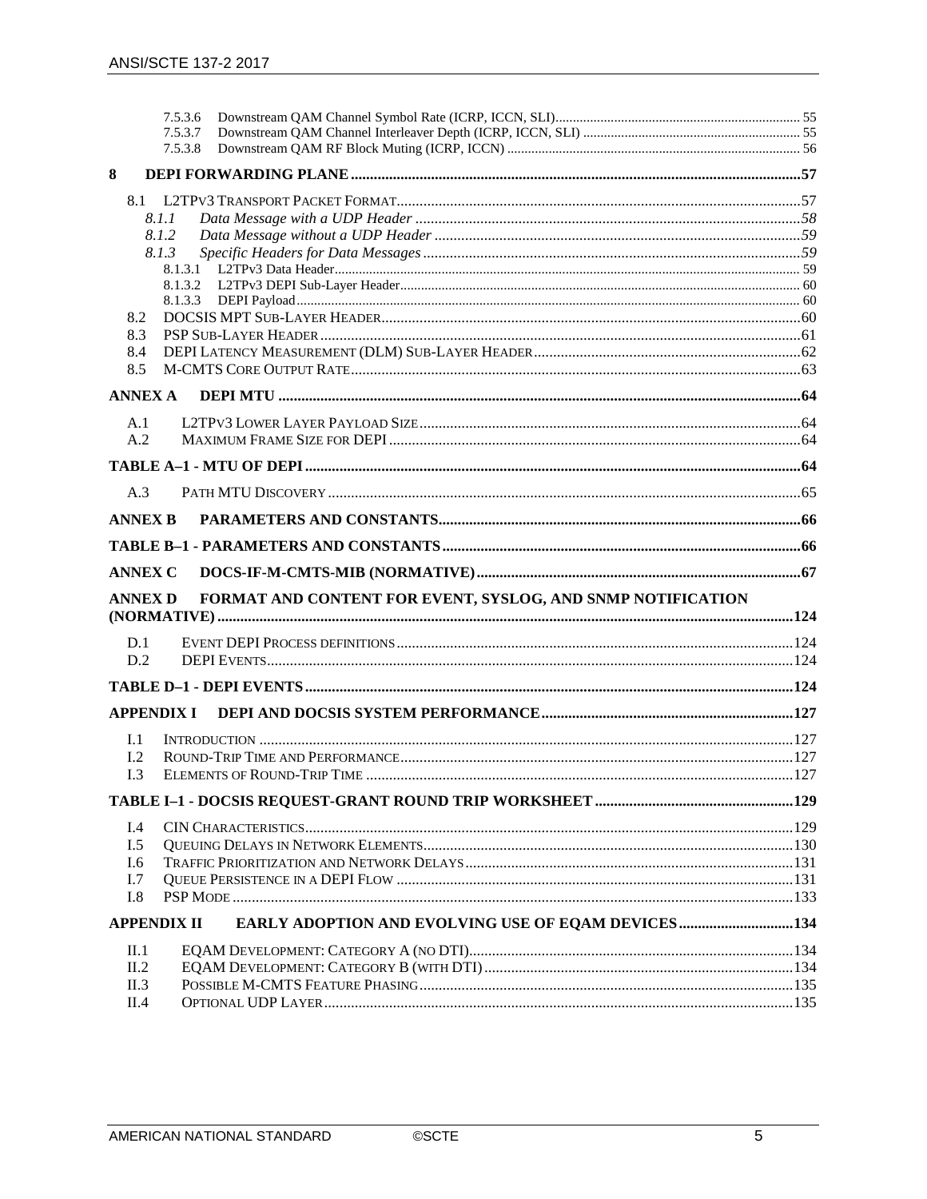7.5.3.6 Downstream QAM Channel Symbol Rate (ICRP, ICCN, SLI) ..... 55
7.5.3.7 Downstream QAM Channel Interleaver Depth (ICRP, ICCN, SLI) ..... 55
7.5.3.8 Downstream QAM RF Block Muting (ICRP, ICCN) ..... 56

**8 DEPI FORWARDING PLANE ..... 57**

8.1 L2TPV3 TRANSPORT PACKET FORMAT ..... 57
*8.1.1 Data Message with a UDP Header ..... 58*
*8.1.2 Data Message without a UDP Header ..... 59*
*8.1.3 Specific Headers for Data Messages ..... 59*
8.1.3.1 L2TPv3 Data Header ..... 59
8.1.3.2 L2TPv3 DEPI Sub-Layer Header ..... 60
8.1.3.3 DEPI Payload ..... 60
8.2 DOCSIS MPT SUB-LAYER HEADER ..... 60
8.3 PSP SUB-LAYER HEADER ..... 61
8.4 DEPI LATENCY MEASUREMENT (DLM) SUB-LAYER HEADER ..... 62
8.5 M-CMTS CORE OUTPUT RATE ..... 63

**ANNEX A DEPI MTU ..... 64**

A.1 L2TPV3 LOWER LAYER PAYLOAD SIZE ..... 64
A.2 MAXIMUM FRAME SIZE FOR DEPI ..... 64

**TABLE A–1 - MTU OF DEPI ..... 64**

A.3 PATH MTU DISCOVERY ..... 65

**ANNEX B PARAMETERS AND CONSTANTS ..... 66**

**TABLE B–1 - PARAMETERS AND CONSTANTS ..... 66**

**ANNEX C DOCS-IF-M-CMTS-MIB (NORMATIVE) ..... 67**

**ANNEX D FORMAT AND CONTENT FOR EVENT, SYSLOG, AND SNMP NOTIFICATION (NORMATIVE) ..... 124**

D.1 EVENT DEPI PROCESS DEFINITIONS ..... 124
D.2 DEPI EVENTS ..... 124

**TABLE D–1 - DEPI EVENTS ..... 124**

**APPENDIX I DEPI AND DOCSIS SYSTEM PERFORMANCE ..... 127**

I.1 INTRODUCTION ..... 127
I.2 ROUND-TRIP TIME AND PERFORMANCE ..... 127
I.3 ELEMENTS OF ROUND-TRIP TIME ..... 127

**TABLE I–1 - DOCSIS REQUEST-GRANT ROUND TRIP WORKSHEET ..... 129**

I.4 CIN CHARACTERISTICS ..... 129
I.5 QUEUING DELAYS IN NETWORK ELEMENTS ..... 130
I.6 TRAFFIC PRIORITIZATION AND NETWORK DELAYS ..... 131
I.7 QUEUE PERSISTENCE IN A DEPI FLOW ..... 131
I.8 PSP MODE ..... 133

**APPENDIX II EARLY ADOPTION AND EVOLVING USE OF EQAM DEVICES ..... 134**

II.1 EQAM DEVELOPMENT: CATEGORY A (NO DTI) ..... 134
II.2 EQAM DEVELOPMENT: CATEGORY B (WITH DTI) ..... 134
II.3 POSSIBLE M-CMTS FEATURE PHASING ..... 135
II.4 OPTIONAL UDP LAYER ..... 135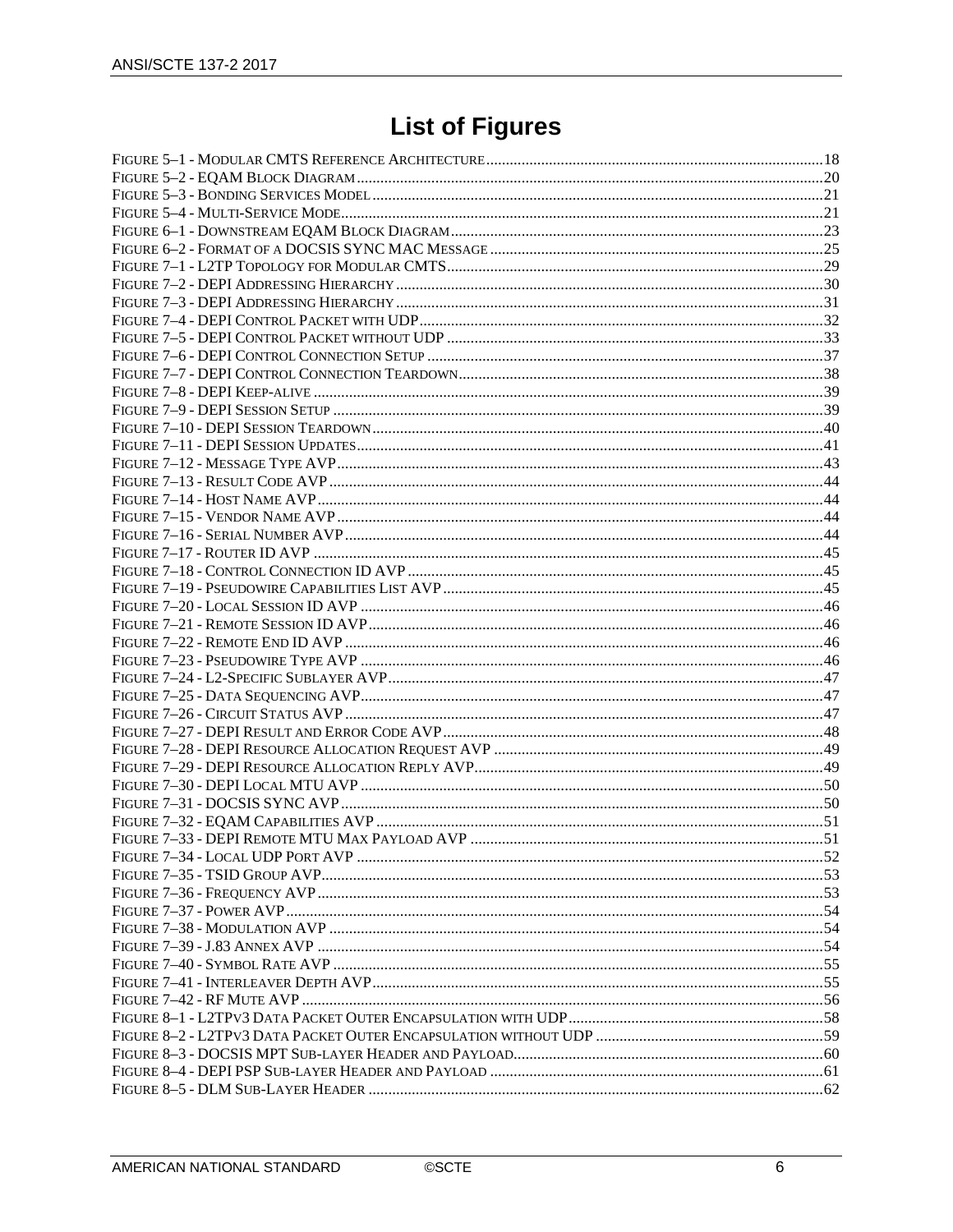# List of Figures

FIGURE 5–1 - MODULAR CMTS REFERENCE ARCHITECTURE....................18
FIGURE 5–2 - EQAM BLOCK DIAGRAM....................20
FIGURE 5–3 - BONDING SERVICES MODEL....................21
FIGURE 5–4 - MULTI-SERVICE MODE....................21
FIGURE 6–1 - DOWNSTREAM EQAM BLOCK DIAGRAM....................23
FIGURE 6–2 - FORMAT OF A DOCSIS SYNC MAC MESSAGE....................25
FIGURE 7–1 - L2TP TOPOLOGY FOR MODULAR CMTS....................29
FIGURE 7–2 - DEPI ADDRESSING HIERARCHY....................30
FIGURE 7–3 - DEPI ADDRESSING HIERARCHY....................31
FIGURE 7–4 - DEPI CONTROL PACKET WITH UDP....................32
FIGURE 7–5 - DEPI CONTROL PACKET WITHOUT UDP....................33
FIGURE 7–6 - DEPI CONTROL CONNECTION SETUP....................37
FIGURE 7–7 - DEPI CONTROL CONNECTION TEARDOWN....................38
FIGURE 7–8 - DEPI KEEP-ALIVE....................39
FIGURE 7–9 - DEPI SESSION SETUP....................39
FIGURE 7–10 - DEPI SESSION TEARDOWN....................40
FIGURE 7–11 - DEPI SESSION UPDATES....................41
FIGURE 7–12 - MESSAGE TYPE AVP....................43
FIGURE 7–13 - RESULT CODE AVP....................44
FIGURE 7–14 - HOST NAME AVP....................44
FIGURE 7–15 - VENDOR NAME AVP....................44
FIGURE 7–16 - SERIAL NUMBER AVP....................44
FIGURE 7–17 - ROUTER ID AVP....................45
FIGURE 7–18 - CONTROL CONNECTION ID AVP....................45
FIGURE 7–19 - PSEUDOWIRE CAPABILITIES LIST AVP....................45
FIGURE 7–20 - LOCAL SESSION ID AVP....................46
FIGURE 7–21 - REMOTE SESSION ID AVP....................46
FIGURE 7–22 - REMOTE END ID AVP....................46
FIGURE 7–23 - PSEUDOWIRE TYPE AVP....................46
FIGURE 7–24 - L2-SPECIFIC SUBLAYER AVP....................47
FIGURE 7–25 - DATA SEQUENCING AVP....................47
FIGURE 7–26 - CIRCUIT STATUS AVP....................47
FIGURE 7–27 - DEPI RESULT AND ERROR CODE AVP....................48
FIGURE 7–28 - DEPI RESOURCE ALLOCATION REQUEST AVP....................49
FIGURE 7–29 - DEPI RESOURCE ALLOCATION REPLY AVP....................49
FIGURE 7–30 - DEPI LOCAL MTU AVP....................50
FIGURE 7–31 - DOCSIS SYNC AVP....................50
FIGURE 7–32 - EQAM CAPABILITIES AVP....................51
FIGURE 7–33 - DEPI REMOTE MTU MAX PAYLOAD AVP....................51
FIGURE 7–34 - LOCAL UDP PORT AVP....................52
FIGURE 7–35 - TSID GROUP AVP....................53
FIGURE 7–36 - FREQUENCY AVP....................53
FIGURE 7–37 - POWER AVP....................54
FIGURE 7–38 - MODULATION AVP....................54
FIGURE 7–39 - J.83 ANNEX AVP....................54
FIGURE 7–40 - SYMBOL RATE AVP....................55
FIGURE 7–41 - INTERLEAVER DEPTH AVP....................55
FIGURE 7–42 - RF MUTE AVP....................56
FIGURE 8–1 - L2TPV3 DATA PACKET OUTER ENCAPSULATION WITH UDP....................58
FIGURE 8–2 - L2TPV3 DATA PACKET OUTER ENCAPSULATION WITHOUT UDP....................59
FIGURE 8–3 - DOCSIS MPT SUB-LAYER HEADER AND PAYLOAD....................60
FIGURE 8–4 - DEPI PSP SUB-LAYER HEADER AND PAYLOAD....................61
FIGURE 8–5 - DLM SUB-LAYER HEADER....................62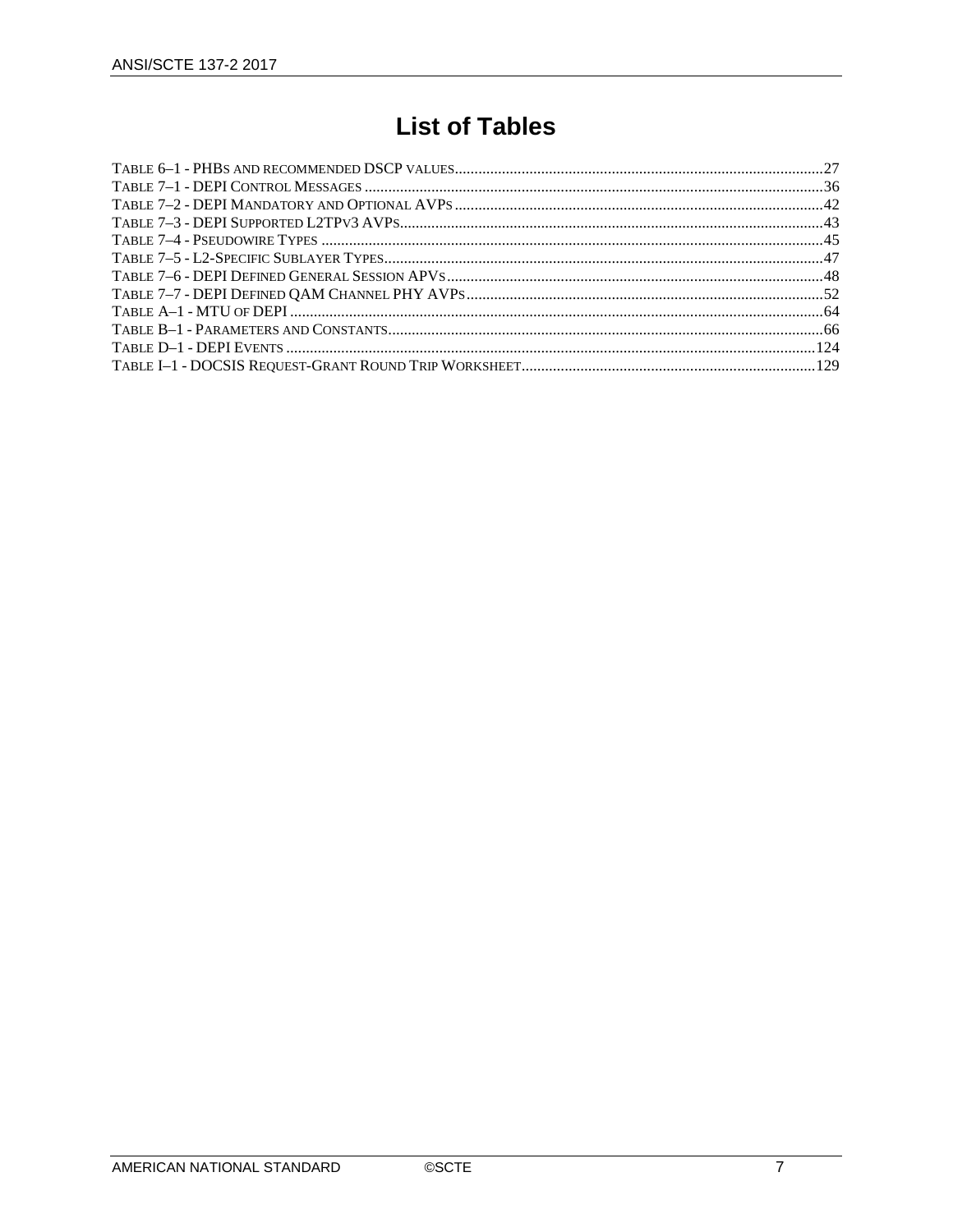# List of Tables

TABLE 6–1 - PHBS AND RECOMMENDED DSCP VALUES....27
TABLE 7–1 - DEPI CONTROL MESSAGES....36
TABLE 7–2 - DEPI MANDATORY AND OPTIONAL AVPS....42
TABLE 7–3 - DEPI SUPPORTED L2TPV3 AVPS....43
TABLE 7–4 - PSEUDOWIRE TYPES....45
TABLE 7–5 - L2-SPECIFIC SUBLAYER TYPES....47
TABLE 7–6 - DEPI DEFINED GENERAL SESSION APVS....48
TABLE 7–7 - DEPI DEFINED QAM CHANNEL PHY AVPS....52
TABLE A–1 - MTU OF DEPI....64
TABLE B–1 - PARAMETERS AND CONSTANTS....66
TABLE D–1 - DEPI EVENTS....124
TABLE I–1 - DOCSIS REQUEST-GRANT ROUND TRIP WORKSHEET....129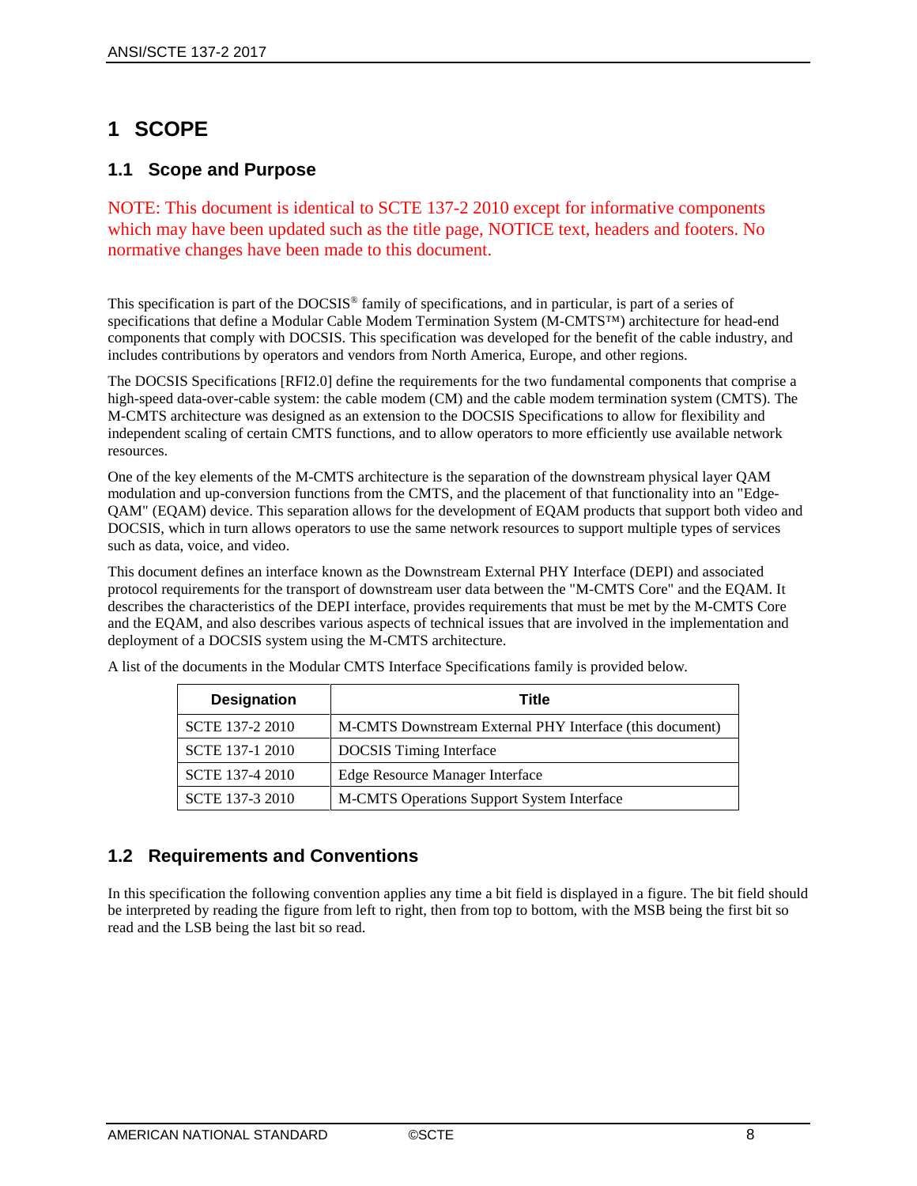# 1 SCOPE

## 1.1 Scope and Purpose

NOTE: This document is identical to SCTE 137-2 2010 except for informative components which may have been updated such as the title page, NOTICE text, headers and footers. No normative changes have been made to this document.

This specification is part of the DOCSIS® family of specifications, and in particular, is part of a series of specifications that define a Modular Cable Modem Termination System (M-CMTS™) architecture for head-end components that comply with DOCSIS. This specification was developed for the benefit of the cable industry, and includes contributions by operators and vendors from North America, Europe, and other regions.

The DOCSIS Specifications [RFI2.0] define the requirements for the two fundamental components that comprise a high-speed data-over-cable system: the cable modem (CM) and the cable modem termination system (CMTS). The M-CMTS architecture was designed as an extension to the DOCSIS Specifications to allow for flexibility and independent scaling of certain CMTS functions, and to allow operators to more efficiently use available network resources.

One of the key elements of the M-CMTS architecture is the separation of the downstream physical layer QAM modulation and up-conversion functions from the CMTS, and the placement of that functionality into an "Edge-QAM" (EQAM) device. This separation allows for the development of EQAM products that support both video and DOCSIS, which in turn allows operators to use the same network resources to support multiple types of services such as data, voice, and video.

This document defines an interface known as the Downstream External PHY Interface (DEPI) and associated protocol requirements for the transport of downstream user data between the "M-CMTS Core" and the EQAM. It describes the characteristics of the DEPI interface, provides requirements that must be met by the M-CMTS Core and the EQAM, and also describes various aspects of technical issues that are involved in the implementation and deployment of a DOCSIS system using the M-CMTS architecture.

A list of the documents in the Modular CMTS Interface Specifications family is provided below.

| Designation | Title |
|---|---|
| SCTE 137-2 2010 | M-CMTS Downstream External PHY Interface (this document) |
| SCTE 137-1 2010 | DOCSIS Timing Interface |
| SCTE 137-4 2010 | Edge Resource Manager Interface |
| SCTE 137-3 2010 | M-CMTS Operations Support System Interface |

## 1.2 Requirements and Conventions

In this specification the following convention applies any time a bit field is displayed in a figure. The bit field should be interpreted by reading the figure from left to right, then from top to bottom, with the MSB being the first bit so read and the LSB being the last bit so read.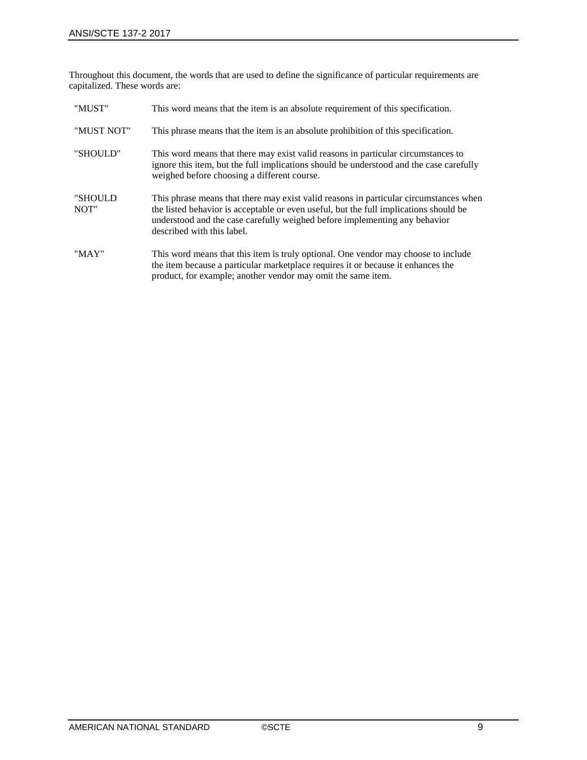Throughout this document, the words that are used to define the significance of particular requirements are capitalized. These words are:

| | |
|---|---|
| "MUST" | This word means that the item is an absolute requirement of this specification. |
| "MUST NOT" | This phrase means that the item is an absolute prohibition of this specification. |
| "SHOULD" | This word means that there may exist valid reasons in particular circumstances to ignore this item, but the full implications should be understood and the case carefully weighed before choosing a different course. |
| "SHOULD NOT" | This phrase means that there may exist valid reasons in particular circumstances when the listed behavior is acceptable or even useful, but the full implications should be understood and the case carefully weighed before implementing any behavior described with this label. |
| "MAY" | This word means that this item is truly optional. One vendor may choose to include the item because a particular marketplace requires it or because it enhances the product, for example; another vendor may omit the same item. |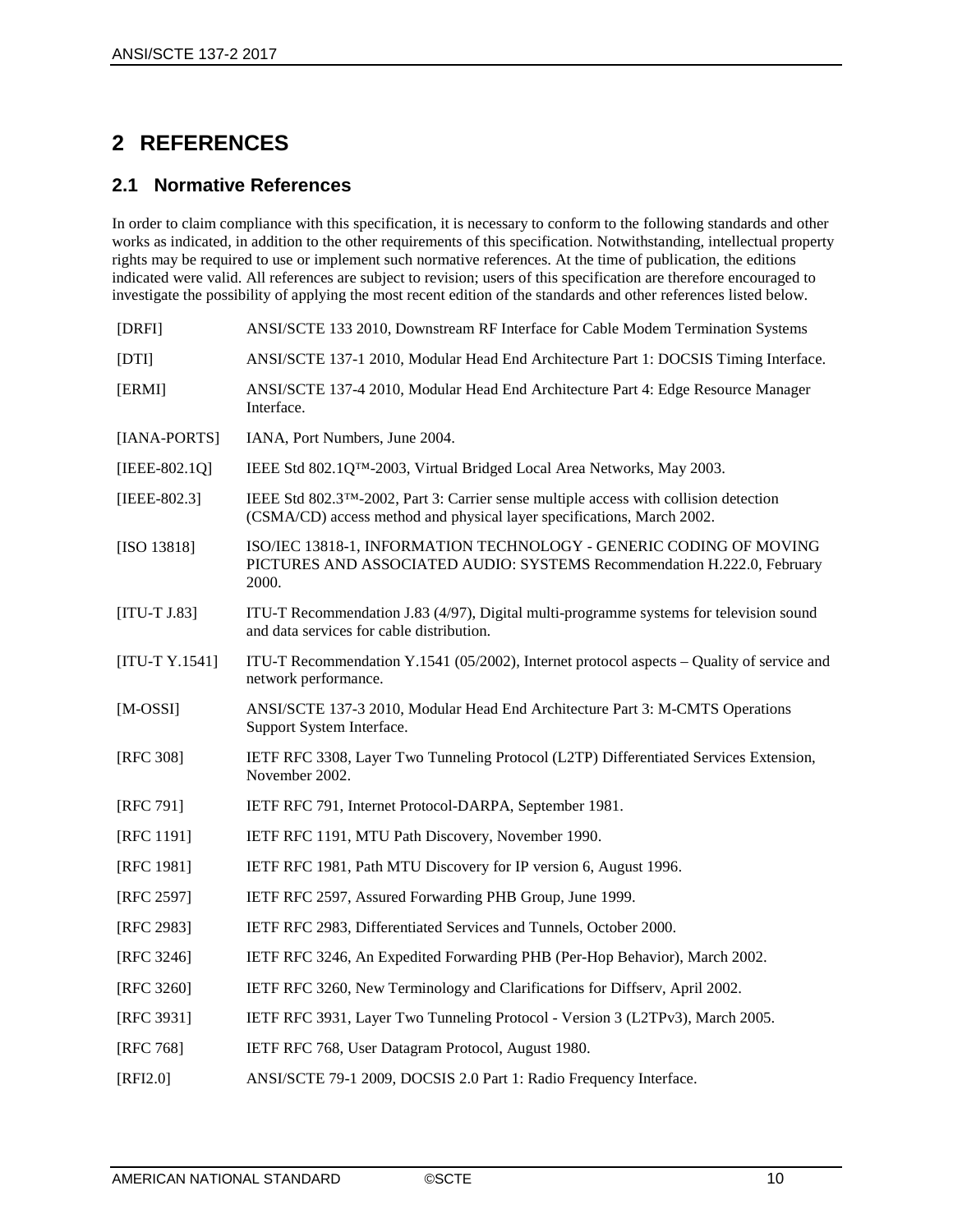# 2 REFERENCES

## 2.1 Normative References

In order to claim compliance with this specification, it is necessary to conform to the following standards and other works as indicated, in addition to the other requirements of this specification. Notwithstanding, intellectual property rights may be required to use or implement such normative references. At the time of publication, the editions indicated were valid. All references are subject to revision; users of this specification are therefore encouraged to investigate the possibility of applying the most recent edition of the standards and other references listed below.

| | |
|---|---|
| [DRFI] | ANSI/SCTE 133 2010, Downstream RF Interface for Cable Modem Termination Systems |
| [DTI] | ANSI/SCTE 137-1 2010, Modular Head End Architecture Part 1: DOCSIS Timing Interface. |
| [ERMI] | ANSI/SCTE 137-4 2010, Modular Head End Architecture Part 4: Edge Resource Manager Interface. |
| [IANA-PORTS] | IANA, Port Numbers, June 2004. |
| [IEEE-802.1Q] | IEEE Std 802.1Q™-2003, Virtual Bridged Local Area Networks, May 2003. |
| [IEEE-802.3] | IEEE Std 802.3™-2002, Part 3: Carrier sense multiple access with collision detection (CSMA/CD) access method and physical layer specifications, March 2002. |
| [ISO 13818] | ISO/IEC 13818-1, INFORMATION TECHNOLOGY - GENERIC CODING OF MOVING PICTURES AND ASSOCIATED AUDIO: SYSTEMS Recommendation H.222.0, February 2000. |
| [ITU-T J.83] | ITU-T Recommendation J.83 (4/97), Digital multi-programme systems for television sound and data services for cable distribution. |
| [ITU-T Y.1541] | ITU-T Recommendation Y.1541 (05/2002), Internet protocol aspects – Quality of service and network performance. |
| [M-OSSI] | ANSI/SCTE 137-3 2010, Modular Head End Architecture Part 3: M-CMTS Operations Support System Interface. |
| [RFC 308] | IETF RFC 3308, Layer Two Tunneling Protocol (L2TP) Differentiated Services Extension, November 2002. |
| [RFC 791] | IETF RFC 791, Internet Protocol-DARPA, September 1981. |
| [RFC 1191] | IETF RFC 1191, MTU Path Discovery, November 1990. |
| [RFC 1981] | IETF RFC 1981, Path MTU Discovery for IP version 6, August 1996. |
| [RFC 2597] | IETF RFC 2597, Assured Forwarding PHB Group, June 1999. |
| [RFC 2983] | IETF RFC 2983, Differentiated Services and Tunnels, October 2000. |
| [RFC 3246] | IETF RFC 3246, An Expedited Forwarding PHB (Per-Hop Behavior), March 2002. |
| [RFC 3260] | IETF RFC 3260, New Terminology and Clarifications for Diffserv, April 2002. |
| [RFC 3931] | IETF RFC 3931, Layer Two Tunneling Protocol - Version 3 (L2TPv3), March 2005. |
| [RFC 768] | IETF RFC 768, User Datagram Protocol, August 1980. |
| [RFI2.0] | ANSI/SCTE 79-1 2009, DOCSIS 2.0 Part 1: Radio Frequency Interface. |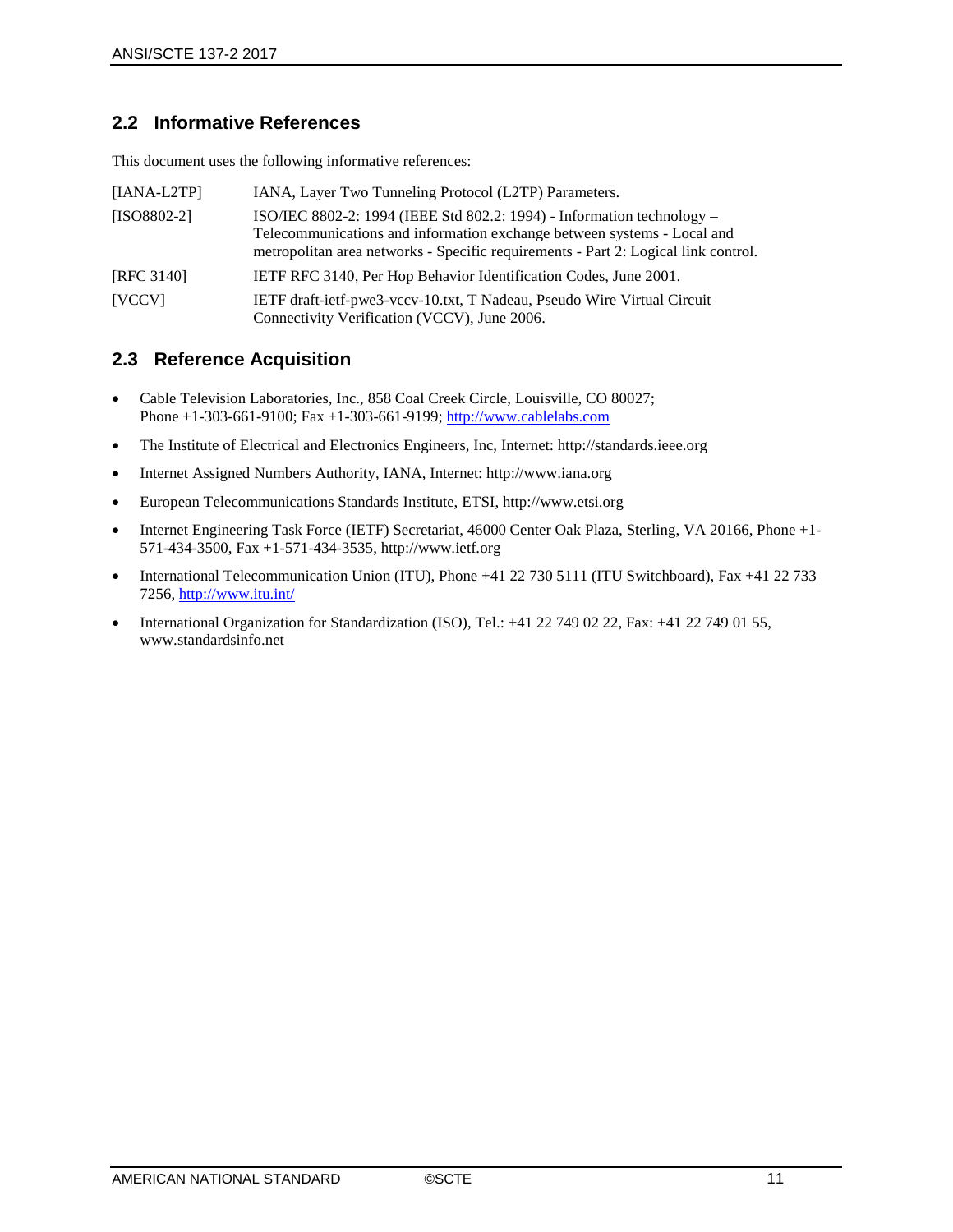## 2.2 Informative References

This document uses the following informative references:

| | |
|---|---|
| [IANA-L2TP] | IANA, Layer Two Tunneling Protocol (L2TP) Parameters. |
| [ISO8802-2] | ISO/IEC 8802-2: 1994 (IEEE Std 802.2: 1994) - Information technology – Telecommunications and information exchange between systems - Local and metropolitan area networks - Specific requirements - Part 2: Logical link control. |
| [RFC 3140] | IETF RFC 3140, Per Hop Behavior Identification Codes, June 2001. |
| [VCCV] | IETF draft-ietf-pwe3-vccv-10.txt, T Nadeau, Pseudo Wire Virtual Circuit Connectivity Verification (VCCV), June 2006. |

## 2.3 Reference Acquisition

- Cable Television Laboratories, Inc., 858 Coal Creek Circle, Louisville, CO 80027; Phone +1-303-661-9100; Fax +1-303-661-9199; http://www.cablelabs.com
- The Institute of Electrical and Electronics Engineers, Inc, Internet: http://standards.ieee.org
- Internet Assigned Numbers Authority, IANA, Internet: http://www.iana.org
- European Telecommunications Standards Institute, ETSI, http://www.etsi.org
- Internet Engineering Task Force (IETF) Secretariat, 46000 Center Oak Plaza, Sterling, VA 20166, Phone +1-571-434-3500, Fax +1-571-434-3535, http://www.ietf.org
- International Telecommunication Union (ITU), Phone +41 22 730 5111 (ITU Switchboard), Fax +41 22 733 7256, http://www.itu.int/
- International Organization for Standardization (ISO), Tel.: +41 22 749 02 22, Fax: +41 22 749 01 55, www.standardsinfo.net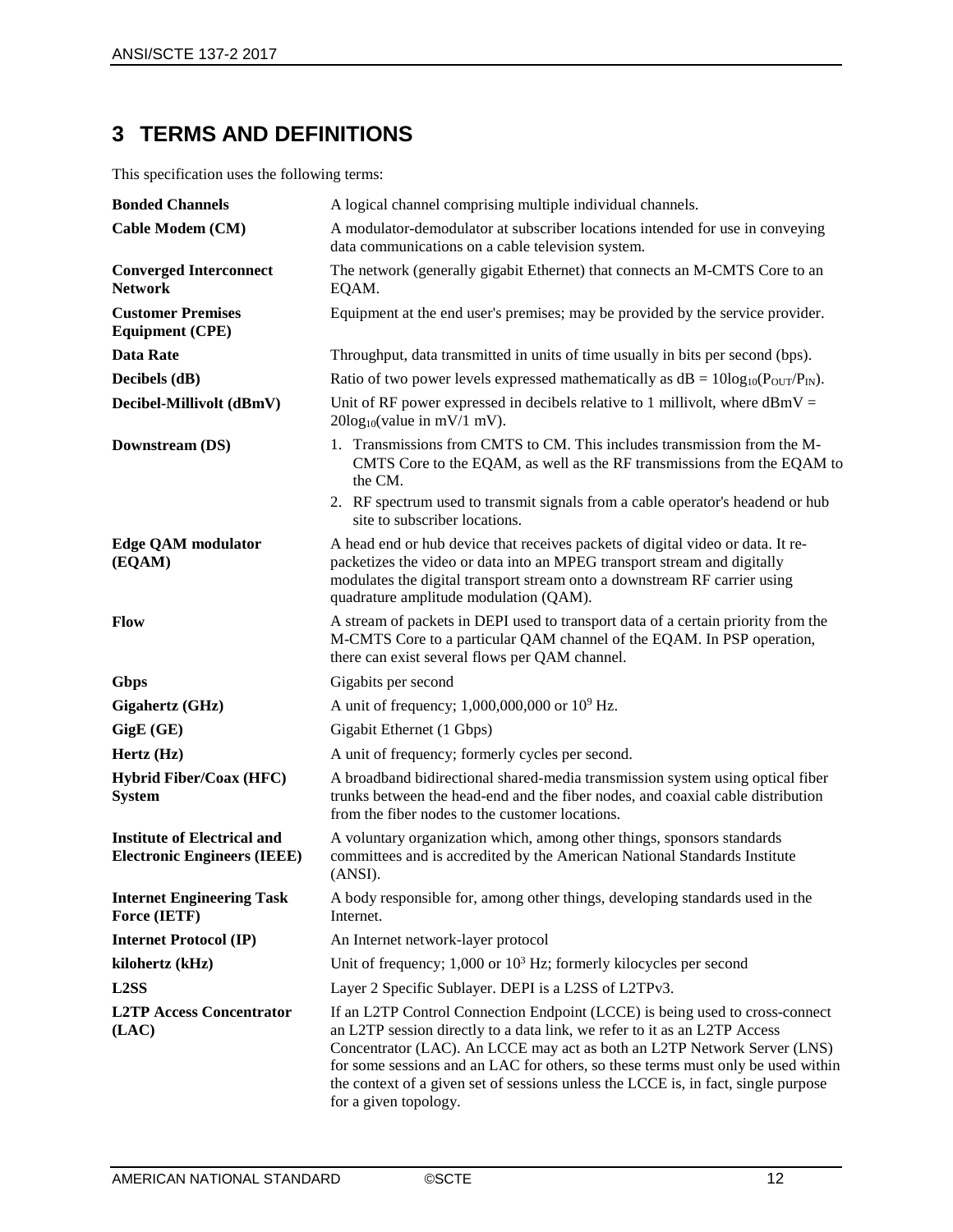# 3 TERMS AND DEFINITIONS

This specification uses the following terms:

| | |
|---|---|
| **Bonded Channels** | A logical channel comprising multiple individual channels. |
| **Cable Modem (CM)** | A modulator-demodulator at subscriber locations intended for use in conveying data communications on a cable television system. |
| **Converged Interconnect Network** | The network (generally gigabit Ethernet) that connects an M-CMTS Core to an EQAM. |
| **Customer Premises Equipment (CPE)** | Equipment at the end user's premises; may be provided by the service provider. |
| **Data Rate** | Throughput, data transmitted in units of time usually in bits per second (bps). |
| **Decibels (dB)** | Ratio of two power levels expressed mathematically as $dB = 10\log_{10}(P_{OUT}/P_{IN})$. |
| **Decibel-Millivolt (dBmV)** | Unit of RF power expressed in decibels relative to 1 millivolt, where $dBmV = 20\log_{10}(\text{value in mV}/1\ \text{mV})$. |
| **Downstream (DS)** | 1. Transmissions from CMTS to CM. This includes transmission from the M-CMTS Core to the EQAM, as well as the RF transmissions from the EQAM to the CM. 2. RF spectrum used to transmit signals from a cable operator's headend or hub site to subscriber locations. |
| **Edge QAM modulator (EQAM)** | A head end or hub device that receives packets of digital video or data. It re-packetizes the video or data into an MPEG transport stream and digitally modulates the digital transport stream onto a downstream RF carrier using quadrature amplitude modulation (QAM). |
| **Flow** | A stream of packets in DEPI used to transport data of a certain priority from the M-CMTS Core to a particular QAM channel of the EQAM. In PSP operation, there can exist several flows per QAM channel. |
| **Gbps** | Gigabits per second |
| **Gigahertz (GHz)** | A unit of frequency; 1,000,000,000 or $10^9$ Hz. |
| **GigE (GE)** | Gigabit Ethernet (1 Gbps) |
| **Hertz (Hz)** | A unit of frequency; formerly cycles per second. |
| **Hybrid Fiber/Coax (HFC) System** | A broadband bidirectional shared-media transmission system using optical fiber trunks between the head-end and the fiber nodes, and coaxial cable distribution from the fiber nodes to the customer locations. |
| **Institute of Electrical and Electronic Engineers (IEEE)** | A voluntary organization which, among other things, sponsors standards committees and is accredited by the American National Standards Institute (ANSI). |
| **Internet Engineering Task Force (IETF)** | A body responsible for, among other things, developing standards used in the Internet. |
| **Internet Protocol (IP)** | An Internet network-layer protocol |
| **kilohertz (kHz)** | Unit of frequency; 1,000 or $10^3$ Hz; formerly kilocycles per second |
| **L2SS** | Layer 2 Specific Sublayer. DEPI is a L2SS of L2TPv3. |
| **L2TP Access Concentrator (LAC)** | If an L2TP Control Connection Endpoint (LCCE) is being used to cross-connect an L2TP session directly to a data link, we refer to it as an L2TP Access Concentrator (LAC). An LCCE may act as both an L2TP Network Server (LNS) for some sessions and an LAC for others, so these terms must only be used within the context of a given set of sessions unless the LCCE is, in fact, single purpose for a given topology. |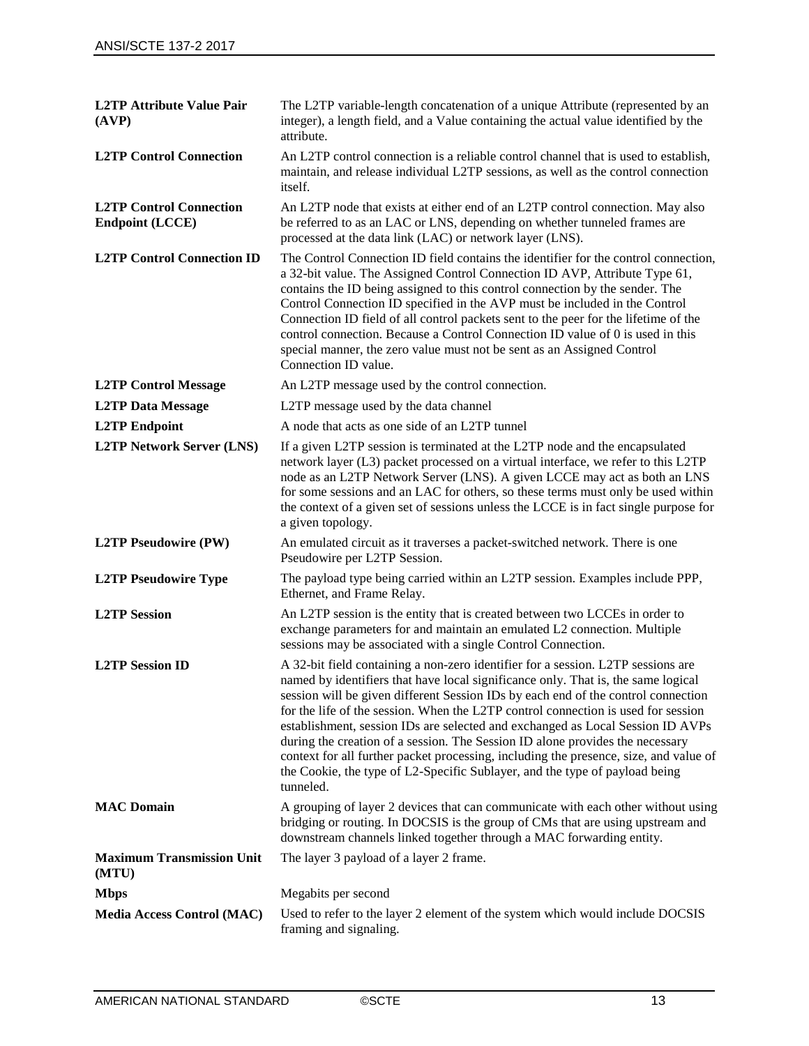| | |
|---|---|
| **L2TP Attribute Value Pair (AVP)** | The L2TP variable-length concatenation of a unique Attribute (represented by an integer), a length field, and a Value containing the actual value identified by the attribute. |
| **L2TP Control Connection** | An L2TP control connection is a reliable control channel that is used to establish, maintain, and release individual L2TP sessions, as well as the control connection itself. |
| **L2TP Control Connection Endpoint (LCCE)** | An L2TP node that exists at either end of an L2TP control connection. May also be referred to as an LAC or LNS, depending on whether tunneled frames are processed at the data link (LAC) or network layer (LNS). |
| **L2TP Control Connection ID** | The Control Connection ID field contains the identifier for the control connection, a 32-bit value. The Assigned Control Connection ID AVP, Attribute Type 61, contains the ID being assigned to this control connection by the sender. The Control Connection ID specified in the AVP must be included in the Control Connection ID field of all control packets sent to the peer for the lifetime of the control connection. Because a Control Connection ID value of 0 is used in this special manner, the zero value must not be sent as an Assigned Control Connection ID value. |
| **L2TP Control Message** | An L2TP message used by the control connection. |
| **L2TP Data Message** | L2TP message used by the data channel |
| **L2TP Endpoint** | A node that acts as one side of an L2TP tunnel |
| **L2TP Network Server (LNS)** | If a given L2TP session is terminated at the L2TP node and the encapsulated network layer (L3) packet processed on a virtual interface, we refer to this L2TP node as an L2TP Network Server (LNS). A given LCCE may act as both an LNS for some sessions and an LAC for others, so these terms must only be used within the context of a given set of sessions unless the LCCE is in fact single purpose for a given topology. |
| **L2TP Pseudowire (PW)** | An emulated circuit as it traverses a packet-switched network. There is one Pseudowire per L2TP Session. |
| **L2TP Pseudowire Type** | The payload type being carried within an L2TP session. Examples include PPP, Ethernet, and Frame Relay. |
| **L2TP Session** | An L2TP session is the entity that is created between two LCCEs in order to exchange parameters for and maintain an emulated L2 connection. Multiple sessions may be associated with a single Control Connection. |
| **L2TP Session ID** | A 32-bit field containing a non-zero identifier for a session. L2TP sessions are named by identifiers that have local significance only. That is, the same logical session will be given different Session IDs by each end of the control connection for the life of the session. When the L2TP control connection is used for session establishment, session IDs are selected and exchanged as Local Session ID AVPs during the creation of a session. The Session ID alone provides the necessary context for all further packet processing, including the presence, size, and value of the Cookie, the type of L2-Specific Sublayer, and the type of payload being tunneled. |
| **MAC Domain** | A grouping of layer 2 devices that can communicate with each other without using bridging or routing. In DOCSIS is the group of CMs that are using upstream and downstream channels linked together through a MAC forwarding entity. |
| **Maximum Transmission Unit (MTU)** | The layer 3 payload of a layer 2 frame. |
| **Mbps** | Megabits per second |
| **Media Access Control (MAC)** | Used to refer to the layer 2 element of the system which would include DOCSIS framing and signaling. |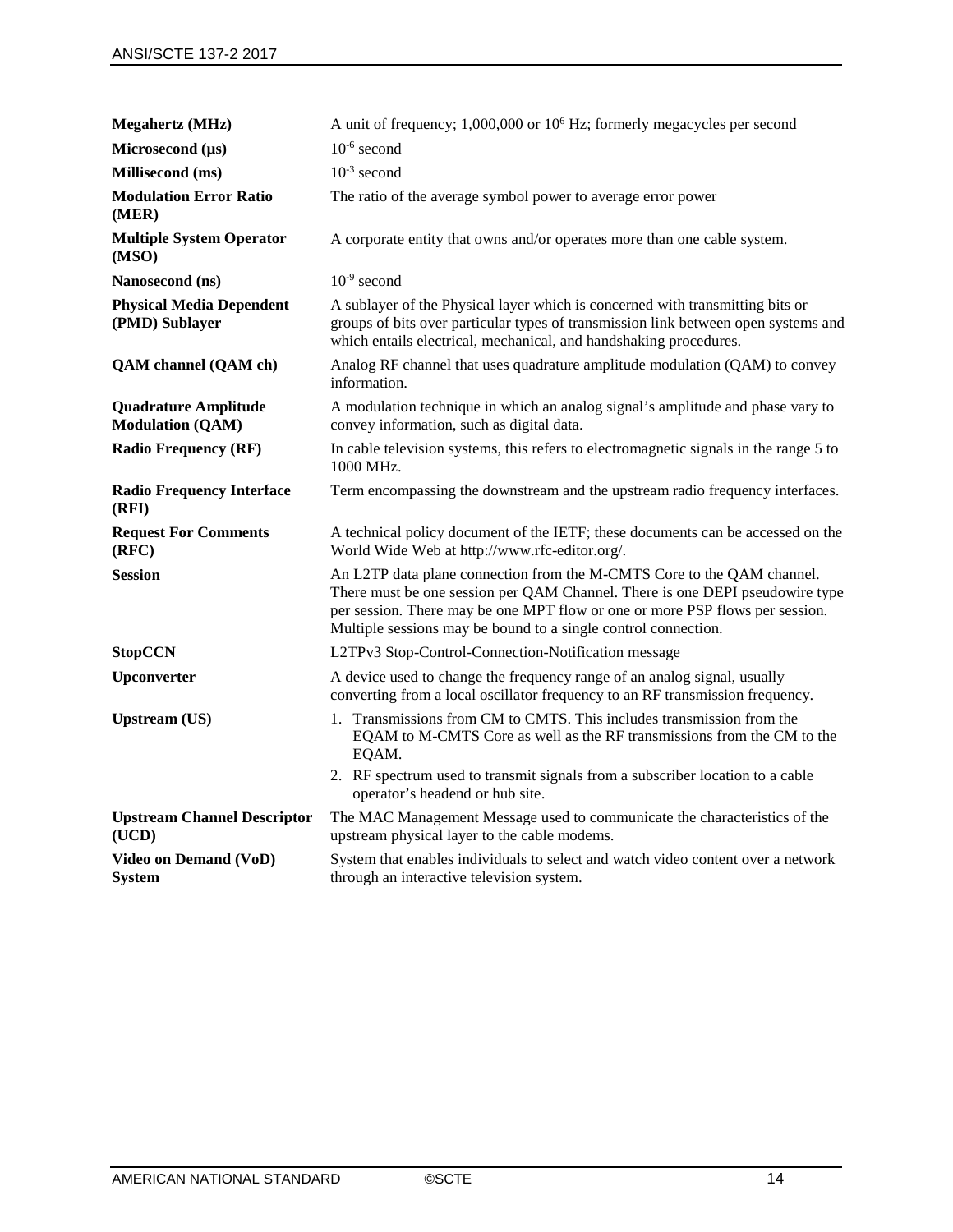| | |
|---|---|
| **Megahertz (MHz)** | A unit of frequency; 1,000,000 or $10^6$ Hz; formerly megacycles per second |
| **Microsecond (µs)** | $10^{-6}$ second |
| **Millisecond (ms)** | $10^{-3}$ second |
| **Modulation Error Ratio (MER)** | The ratio of the average symbol power to average error power |
| **Multiple System Operator (MSO)** | A corporate entity that owns and/or operates more than one cable system. |
| **Nanosecond (ns)** | $10^{-9}$ second |
| **Physical Media Dependent (PMD) Sublayer** | A sublayer of the Physical layer which is concerned with transmitting bits or groups of bits over particular types of transmission link between open systems and which entails electrical, mechanical, and handshaking procedures. |
| **QAM channel (QAM ch)** | Analog RF channel that uses quadrature amplitude modulation (QAM) to convey information. |
| **Quadrature Amplitude Modulation (QAM)** | A modulation technique in which an analog signal's amplitude and phase vary to convey information, such as digital data. |
| **Radio Frequency (RF)** | In cable television systems, this refers to electromagnetic signals in the range 5 to 1000 MHz. |
| **Radio Frequency Interface (RFI)** | Term encompassing the downstream and the upstream radio frequency interfaces. |
| **Request For Comments (RFC)** | A technical policy document of the IETF; these documents can be accessed on the World Wide Web at http://www.rfc-editor.org/. |
| **Session** | An L2TP data plane connection from the M-CMTS Core to the QAM channel. There must be one session per QAM Channel. There is one DEPI pseudowire type per session. There may be one MPT flow or one or more PSP flows per session. Multiple sessions may be bound to a single control connection. |
| **StopCCN** | L2TPv3 Stop-Control-Connection-Notification message |
| **Upconverter** | A device used to change the frequency range of an analog signal, usually converting from a local oscillator frequency to an RF transmission frequency. |
| **Upstream (US)** | 1. Transmissions from CM to CMTS. This includes transmission from the EQAM to M-CMTS Core as well as the RF transmissions from the CM to the EQAM. 2. RF spectrum used to transmit signals from a subscriber location to a cable operator's headend or hub site. |
| **Upstream Channel Descriptor (UCD)** | The MAC Management Message used to communicate the characteristics of the upstream physical layer to the cable modems. |
| **Video on Demand (VoD) System** | System that enables individuals to select and watch video content over a network through an interactive television system. |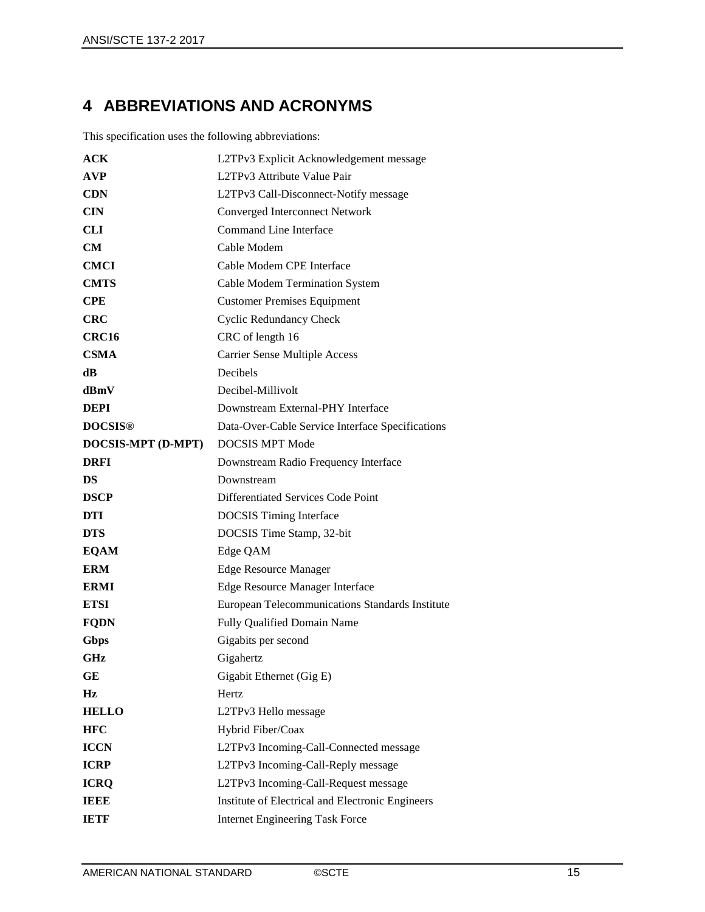# 4 ABBREVIATIONS AND ACRONYMS

This specification uses the following abbreviations:

| | |
|---|---|
| **ACK** | L2TPv3 Explicit Acknowledgement message |
| **AVP** | L2TPv3 Attribute Value Pair |
| **CDN** | L2TPv3 Call-Disconnect-Notify message |
| **CIN** | Converged Interconnect Network |
| **CLI** | Command Line Interface |
| **CM** | Cable Modem |
| **CMCI** | Cable Modem CPE Interface |
| **CMTS** | Cable Modem Termination System |
| **CPE** | Customer Premises Equipment |
| **CRC** | Cyclic Redundancy Check |
| **CRC16** | CRC of length 16 |
| **CSMA** | Carrier Sense Multiple Access |
| **dB** | Decibels |
| **dBmV** | Decibel-Millivolt |
| **DEPI** | Downstream External-PHY Interface |
| **DOCSIS®** | Data-Over-Cable Service Interface Specifications |
| **DOCSIS-MPT (D-MPT)** | DOCSIS MPT Mode |
| **DRFI** | Downstream Radio Frequency Interface |
| **DS** | Downstream |
| **DSCP** | Differentiated Services Code Point |
| **DTI** | DOCSIS Timing Interface |
| **DTS** | DOCSIS Time Stamp, 32-bit |
| **EQAM** | Edge QAM |
| **ERM** | Edge Resource Manager |
| **ERMI** | Edge Resource Manager Interface |
| **ETSI** | European Telecommunications Standards Institute |
| **FQDN** | Fully Qualified Domain Name |
| **Gbps** | Gigabits per second |
| **GHz** | Gigahertz |
| **GE** | Gigabit Ethernet (Gig E) |
| **Hz** | Hertz |
| **HELLO** | L2TPv3 Hello message |
| **HFC** | Hybrid Fiber/Coax |
| **ICCN** | L2TPv3 Incoming-Call-Connected message |
| **ICRP** | L2TPv3 Incoming-Call-Reply message |
| **ICRQ** | L2TPv3 Incoming-Call-Request message |
| **IEEE** | Institute of Electrical and Electronic Engineers |
| **IETF** | Internet Engineering Task Force |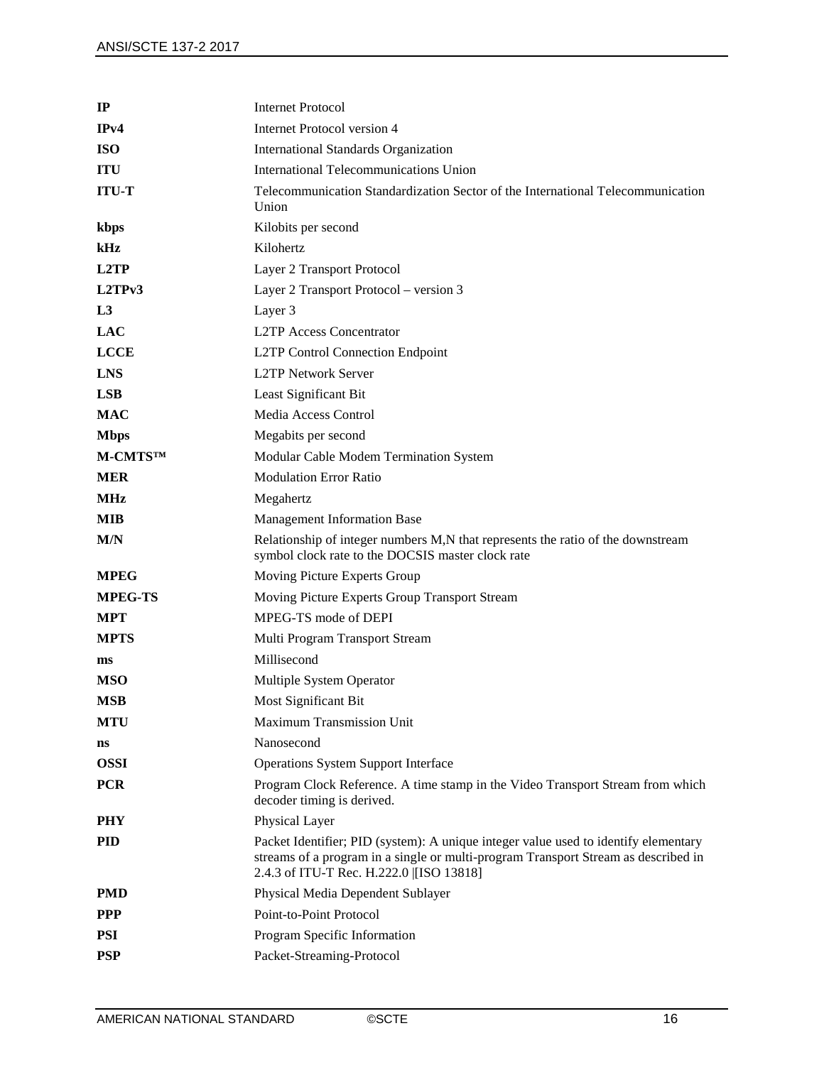| | |
|---|---|
| **IP** | Internet Protocol |
| **IPv4** | Internet Protocol version 4 |
| **ISO** | International Standards Organization |
| **ITU** | International Telecommunications Union |
| **ITU-T** | Telecommunication Standardization Sector of the International Telecommunication Union |
| **kbps** | Kilobits per second |
| **kHz** | Kilohertz |
| **L2TP** | Layer 2 Transport Protocol |
| **L2TPv3** | Layer 2 Transport Protocol – version 3 |
| **L3** | Layer 3 |
| **LAC** | L2TP Access Concentrator |
| **LCCE** | L2TP Control Connection Endpoint |
| **LNS** | L2TP Network Server |
| **LSB** | Least Significant Bit |
| **MAC** | Media Access Control |
| **Mbps** | Megabits per second |
| **M-CMTS™** | Modular Cable Modem Termination System |
| **MER** | Modulation Error Ratio |
| **MHz** | Megahertz |
| **MIB** | Management Information Base |
| **M/N** | Relationship of integer numbers M,N that represents the ratio of the downstream symbol clock rate to the DOCSIS master clock rate |
| **MPEG** | Moving Picture Experts Group |
| **MPEG-TS** | Moving Picture Experts Group Transport Stream |
| **MPT** | MPEG-TS mode of DEPI |
| **MPTS** | Multi Program Transport Stream |
| **ms** | Millisecond |
| **MSO** | Multiple System Operator |
| **MSB** | Most Significant Bit |
| **MTU** | Maximum Transmission Unit |
| **ns** | Nanosecond |
| **OSSI** | Operations System Support Interface |
| **PCR** | Program Clock Reference. A time stamp in the Video Transport Stream from which decoder timing is derived. |
| **PHY** | Physical Layer |
| **PID** | Packet Identifier; PID (system): A unique integer value used to identify elementary streams of a program in a single or multi-program Transport Stream as described in 2.4.3 of ITU-T Rec. H.222.0 \|[ISO 13818] |
| **PMD** | Physical Media Dependent Sublayer |
| **PPP** | Point-to-Point Protocol |
| **PSI** | Program Specific Information |
| **PSP** | Packet-Streaming-Protocol |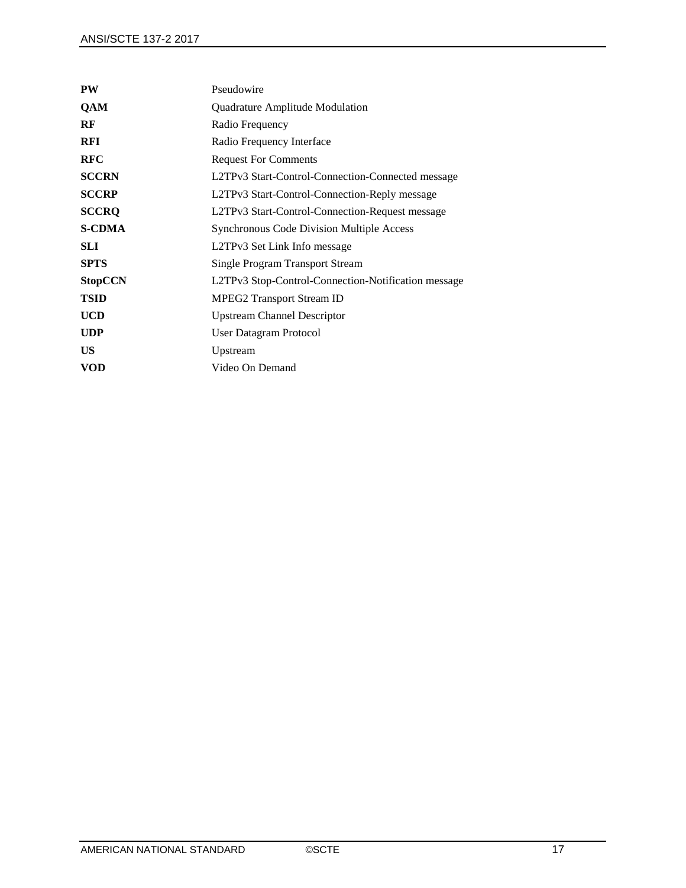| | |
|---|---|
| **PW** | Pseudowire |
| **QAM** | Quadrature Amplitude Modulation |
| **RF** | Radio Frequency |
| **RFI** | Radio Frequency Interface |
| **RFC** | Request For Comments |
| **SCCRN** | L2TPv3 Start-Control-Connection-Connected message |
| **SCCRP** | L2TPv3 Start-Control-Connection-Reply message |
| **SCCRQ** | L2TPv3 Start-Control-Connection-Request message |
| **S-CDMA** | Synchronous Code Division Multiple Access |
| **SLI** | L2TPv3 Set Link Info message |
| **SPTS** | Single Program Transport Stream |
| **StopCCN** | L2TPv3 Stop-Control-Connection-Notification message |
| **TSID** | MPEG2 Transport Stream ID |
| **UCD** | Upstream Channel Descriptor |
| **UDP** | User Datagram Protocol |
| **US** | Upstream |
| **VOD** | Video On Demand |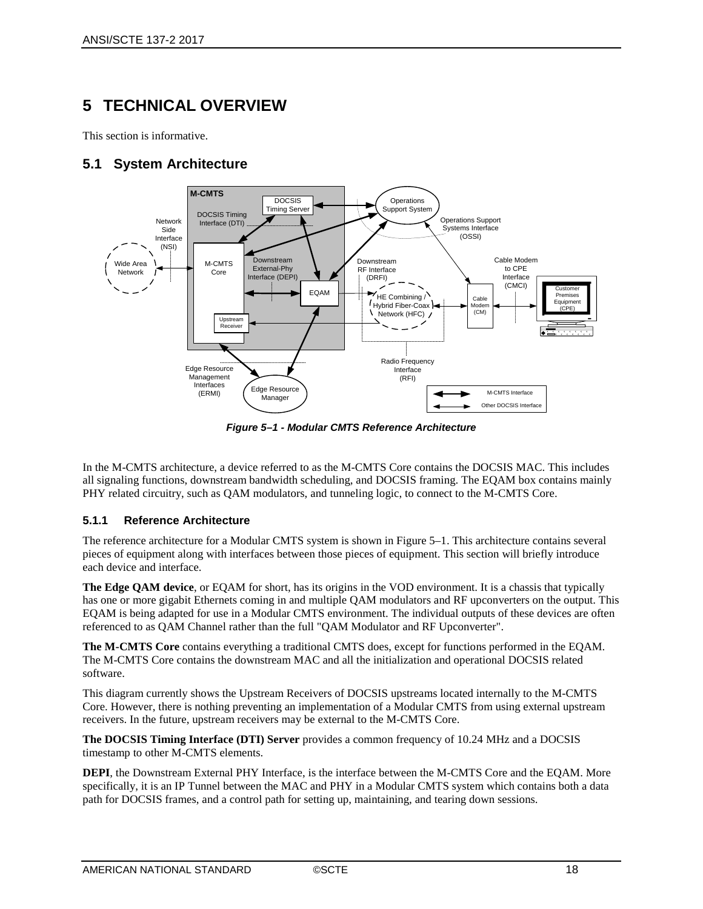# 5 TECHNICAL OVERVIEW

This section is informative.

## 5.1 System Architecture

M-CMTS
DOCSIS Timing Server
Operations Support System
DOCSIS Timing Interface (DTI)
Operations Support Systems Interface (OSSI)
Network Side Interface (NSI)
Wide Area Network
M-CMTS Core
Downstream External-Phy Interface (DEPI)
Downstream RF Interface (DRFI)
Cable Modem to CPE Interface (CMCI)
EQAM
HE Combining / Hybrid Fiber-Coax Network (HFC)
Cable Modem (CM)
Customer Premises Equipment (CPE)
Upstream Receiver
Edge Resource Management Interfaces (ERMI)
Edge Resource Manager
Radio Frequency Interface (RFI)
M-CMTS Interface
Other DOCSIS Interface

***Figure 5–1 - Modular CMTS Reference Architecture***

In the M-CMTS architecture, a device referred to as the M-CMTS Core contains the DOCSIS MAC. This includes all signaling functions, downstream bandwidth scheduling, and DOCSIS framing. The EQAM box contains mainly PHY related circuitry, such as QAM modulators, and tunneling logic, to connect to the M-CMTS Core.

### 5.1.1 Reference Architecture

The reference architecture for a Modular CMTS system is shown in Figure 5–1. This architecture contains several pieces of equipment along with interfaces between those pieces of equipment. This section will briefly introduce each device and interface.

**The Edge QAM device**, or EQAM for short, has its origins in the VOD environment. It is a chassis that typically has one or more gigabit Ethernets coming in and multiple QAM modulators and RF upconverters on the output. This EQAM is being adapted for use in a Modular CMTS environment. The individual outputs of these devices are often referenced to as QAM Channel rather than the full "QAM Modulator and RF Upconverter".

**The M-CMTS Core** contains everything a traditional CMTS does, except for functions performed in the EQAM. The M-CMTS Core contains the downstream MAC and all the initialization and operational DOCSIS related software.

This diagram currently shows the Upstream Receivers of DOCSIS upstreams located internally to the M-CMTS Core. However, there is nothing preventing an implementation of a Modular CMTS from using external upstream receivers. In the future, upstream receivers may be external to the M-CMTS Core.

**The DOCSIS Timing Interface (DTI) Server** provides a common frequency of 10.24 MHz and a DOCSIS timestamp to other M-CMTS elements.

**DEPI**, the Downstream External PHY Interface, is the interface between the M-CMTS Core and the EQAM. More specifically, it is an IP Tunnel between the MAC and PHY in a Modular CMTS system which contains both a data path for DOCSIS frames, and a control path for setting up, maintaining, and tearing down sessions.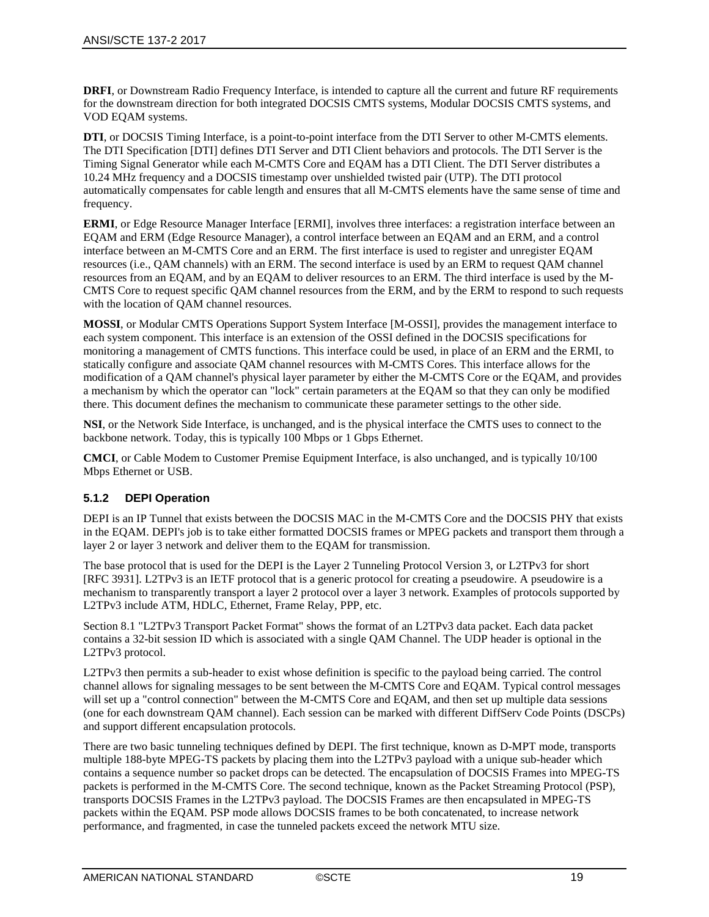**DRFI**, or Downstream Radio Frequency Interface, is intended to capture all the current and future RF requirements for the downstream direction for both integrated DOCSIS CMTS systems, Modular DOCSIS CMTS systems, and VOD EQAM systems.

**DTI**, or DOCSIS Timing Interface, is a point-to-point interface from the DTI Server to other M-CMTS elements. The DTI Specification [DTI] defines DTI Server and DTI Client behaviors and protocols. The DTI Server is the Timing Signal Generator while each M-CMTS Core and EQAM has a DTI Client. The DTI Server distributes a 10.24 MHz frequency and a DOCSIS timestamp over unshielded twisted pair (UTP). The DTI protocol automatically compensates for cable length and ensures that all M-CMTS elements have the same sense of time and frequency.

**ERMI**, or Edge Resource Manager Interface [ERMI], involves three interfaces: a registration interface between an EQAM and ERM (Edge Resource Manager), a control interface between an EQAM and an ERM, and a control interface between an M-CMTS Core and an ERM. The first interface is used to register and unregister EQAM resources (i.e., QAM channels) with an ERM. The second interface is used by an ERM to request QAM channel resources from an EQAM, and by an EQAM to deliver resources to an ERM. The third interface is used by the M-CMTS Core to request specific QAM channel resources from the ERM, and by the ERM to respond to such requests with the location of QAM channel resources.

**MOSSI**, or Modular CMTS Operations Support System Interface [M-OSSI], provides the management interface to each system component. This interface is an extension of the OSSI defined in the DOCSIS specifications for monitoring a management of CMTS functions. This interface could be used, in place of an ERM and the ERMI, to statically configure and associate QAM channel resources with M-CMTS Cores. This interface allows for the modification of a QAM channel's physical layer parameter by either the M-CMTS Core or the EQAM, and provides a mechanism by which the operator can "lock" certain parameters at the EQAM so that they can only be modified there. This document defines the mechanism to communicate these parameter settings to the other side.

**NSI**, or the Network Side Interface, is unchanged, and is the physical interface the CMTS uses to connect to the backbone network. Today, this is typically 100 Mbps or 1 Gbps Ethernet.

**CMCI**, or Cable Modem to Customer Premise Equipment Interface, is also unchanged, and is typically 10/100 Mbps Ethernet or USB.

### 5.1.2 DEPI Operation

DEPI is an IP Tunnel that exists between the DOCSIS MAC in the M-CMTS Core and the DOCSIS PHY that exists in the EQAM. DEPI's job is to take either formatted DOCSIS frames or MPEG packets and transport them through a layer 2 or layer 3 network and deliver them to the EQAM for transmission.

The base protocol that is used for the DEPI is the Layer 2 Tunneling Protocol Version 3, or L2TPv3 for short [RFC 3931]. L2TPv3 is an IETF protocol that is a generic protocol for creating a pseudowire. A pseudowire is a mechanism to transparently transport a layer 2 protocol over a layer 3 network. Examples of protocols supported by L2TPv3 include ATM, HDLC, Ethernet, Frame Relay, PPP, etc.

Section 8.1 "L2TPv3 Transport Packet Format" shows the format of an L2TPv3 data packet. Each data packet contains a 32-bit session ID which is associated with a single QAM Channel. The UDP header is optional in the L2TPv3 protocol.

L2TPv3 then permits a sub-header to exist whose definition is specific to the payload being carried. The control channel allows for signaling messages to be sent between the M-CMTS Core and EQAM. Typical control messages will set up a "control connection" between the M-CMTS Core and EQAM, and then set up multiple data sessions (one for each downstream QAM channel). Each session can be marked with different DiffServ Code Points (DSCPs) and support different encapsulation protocols.

There are two basic tunneling techniques defined by DEPI. The first technique, known as D-MPT mode, transports multiple 188-byte MPEG-TS packets by placing them into the L2TPv3 payload with a unique sub-header which contains a sequence number so packet drops can be detected. The encapsulation of DOCSIS Frames into MPEG-TS packets is performed in the M-CMTS Core. The second technique, known as the Packet Streaming Protocol (PSP), transports DOCSIS Frames in the L2TPv3 payload. The DOCSIS Frames are then encapsulated in MPEG-TS packets within the EQAM. PSP mode allows DOCSIS frames to be both concatenated, to increase network performance, and fragmented, in case the tunneled packets exceed the network MTU size.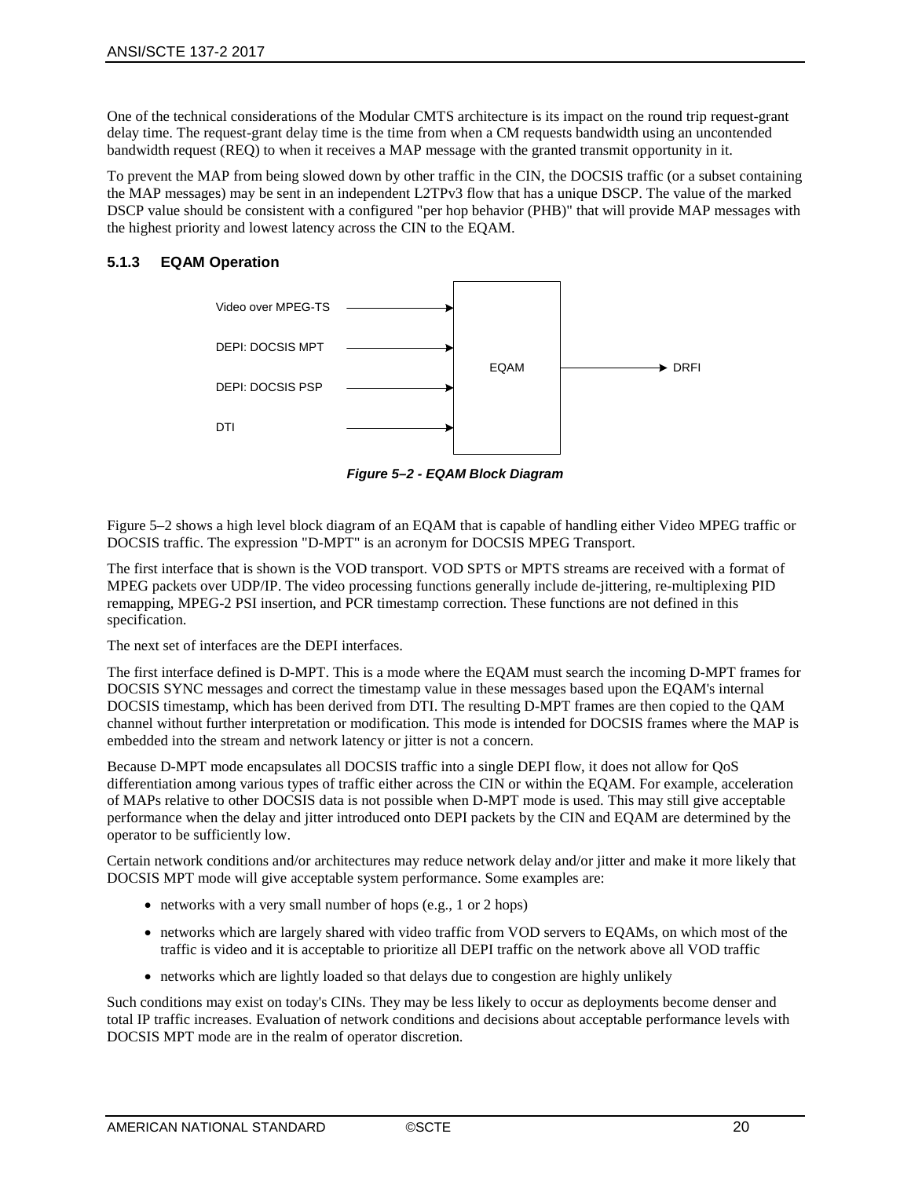One of the technical considerations of the Modular CMTS architecture is its impact on the round trip request-grant delay time. The request-grant delay time is the time from when a CM requests bandwidth using an uncontended bandwidth request (REQ) to when it receives a MAP message with the granted transmit opportunity in it.

To prevent the MAP from being slowed down by other traffic in the CIN, the DOCSIS traffic (or a subset containing the MAP messages) may be sent in an independent L2TPv3 flow that has a unique DSCP. The value of the marked DSCP value should be consistent with a configured "per hop behavior (PHB)" that will provide MAP messages with the highest priority and lowest latency across the CIN to the EQAM.

### 5.1.3 EQAM Operation

Video over MPEG-TS

DEPI: DOCSIS MPT

DEPI: DOCSIS PSP

DTI

EQAM

DRFI

***Figure 5–2 - EQAM Block Diagram***

Figure 5–2 shows a high level block diagram of an EQAM that is capable of handling either Video MPEG traffic or DOCSIS traffic. The expression "D-MPT" is an acronym for DOCSIS MPEG Transport.

The first interface that is shown is the VOD transport. VOD SPTS or MPTS streams are received with a format of MPEG packets over UDP/IP. The video processing functions generally include de-jittering, re-multiplexing PID remapping, MPEG-2 PSI insertion, and PCR timestamp correction. These functions are not defined in this specification.

The next set of interfaces are the DEPI interfaces.

The first interface defined is D-MPT. This is a mode where the EQAM must search the incoming D-MPT frames for DOCSIS SYNC messages and correct the timestamp value in these messages based upon the EQAM's internal DOCSIS timestamp, which has been derived from DTI. The resulting D-MPT frames are then copied to the QAM channel without further interpretation or modification. This mode is intended for DOCSIS frames where the MAP is embedded into the stream and network latency or jitter is not a concern.

Because D-MPT mode encapsulates all DOCSIS traffic into a single DEPI flow, it does not allow for QoS differentiation among various types of traffic either across the CIN or within the EQAM. For example, acceleration of MAPs relative to other DOCSIS data is not possible when D-MPT mode is used. This may still give acceptable performance when the delay and jitter introduced onto DEPI packets by the CIN and EQAM are determined by the operator to be sufficiently low.

Certain network conditions and/or architectures may reduce network delay and/or jitter and make it more likely that DOCSIS MPT mode will give acceptable system performance. Some examples are:

- networks with a very small number of hops (e.g., 1 or 2 hops)
- networks which are largely shared with video traffic from VOD servers to EQAMs, on which most of the traffic is video and it is acceptable to prioritize all DEPI traffic on the network above all VOD traffic
- networks which are lightly loaded so that delays due to congestion are highly unlikely

Such conditions may exist on today's CINs. They may be less likely to occur as deployments become denser and total IP traffic increases. Evaluation of network conditions and decisions about acceptable performance levels with DOCSIS MPT mode are in the realm of operator discretion.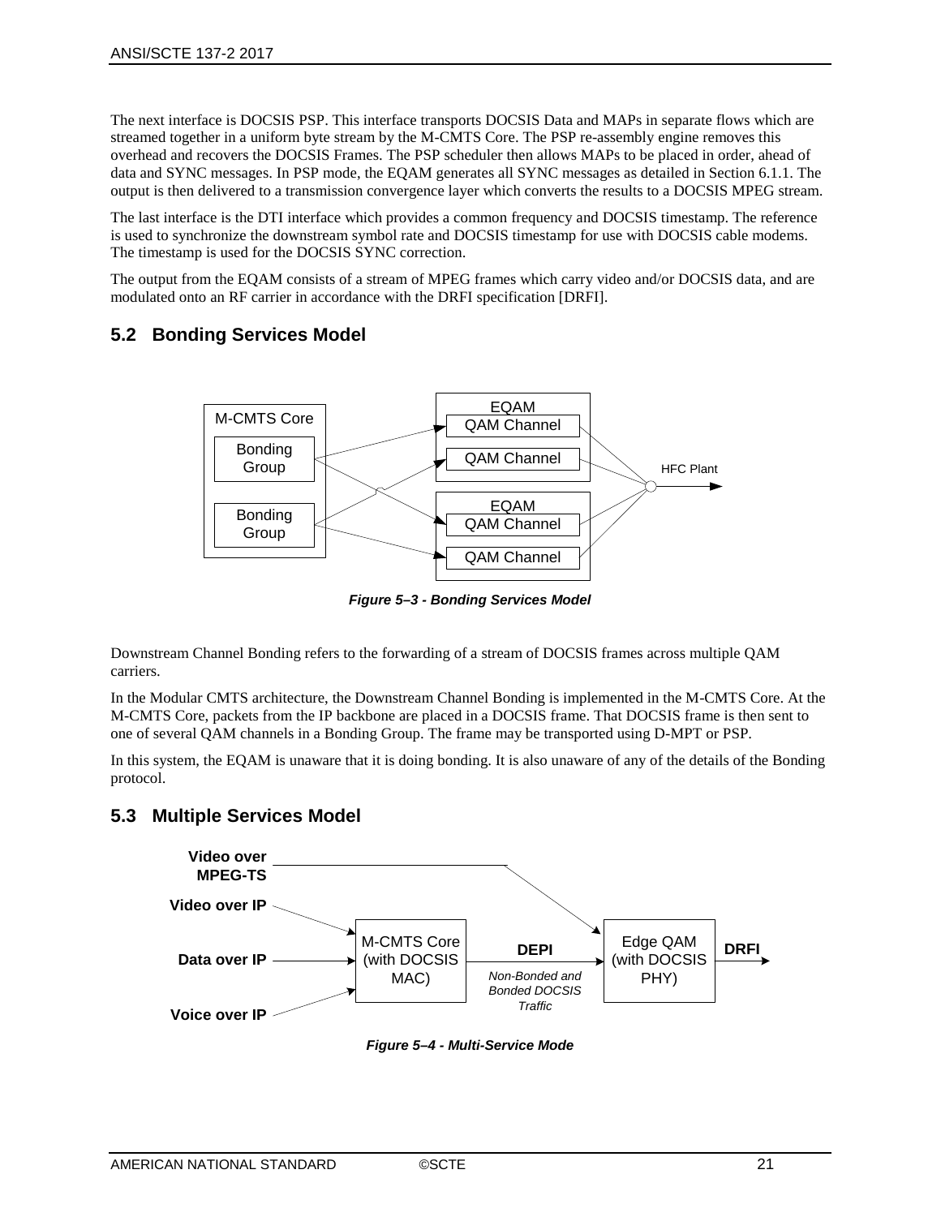The next interface is DOCSIS PSP. This interface transports DOCSIS Data and MAPs in separate flows which are streamed together in a uniform byte stream by the M-CMTS Core. The PSP re-assembly engine removes this overhead and recovers the DOCSIS Frames. The PSP scheduler then allows MAPs to be placed in order, ahead of data and SYNC messages. In PSP mode, the EQAM generates all SYNC messages as detailed in Section 6.1.1. The output is then delivered to a transmission convergence layer which converts the results to a DOCSIS MPEG stream.

The last interface is the DTI interface which provides a common frequency and DOCSIS timestamp. The reference is used to synchronize the downstream symbol rate and DOCSIS timestamp for use with DOCSIS cable modems. The timestamp is used for the DOCSIS SYNC correction.

The output from the EQAM consists of a stream of MPEG frames which carry video and/or DOCSIS data, and are modulated onto an RF carrier in accordance with the DRFI specification [DRFI].

## 5.2 Bonding Services Model

M-CMTS Core
Bonding Group
Bonding Group
EQAM
QAM Channel
QAM Channel
EQAM
QAM Channel
QAM Channel
HFC Plant

***Figure 5–3 - Bonding Services Model***

Downstream Channel Bonding refers to the forwarding of a stream of DOCSIS frames across multiple QAM carriers.

In the Modular CMTS architecture, the Downstream Channel Bonding is implemented in the M-CMTS Core. At the M-CMTS Core, packets from the IP backbone are placed in a DOCSIS frame. That DOCSIS frame is then sent to one of several QAM channels in a Bonding Group. The frame may be transported using D-MPT or PSP.

In this system, the EQAM is unaware that it is doing bonding. It is also unaware of any of the details of the Bonding protocol.

## 5.3 Multiple Services Model

Video over MPEG-TS
Video over IP
Data over IP
Voice over IP
M-CMTS Core (with DOCSIS MAC)
DEPI
Non-Bonded and Bonded DOCSIS Traffic
Edge QAM (with DOCSIS PHY)
DRFI

***Figure 5–4 - Multi-Service Mode***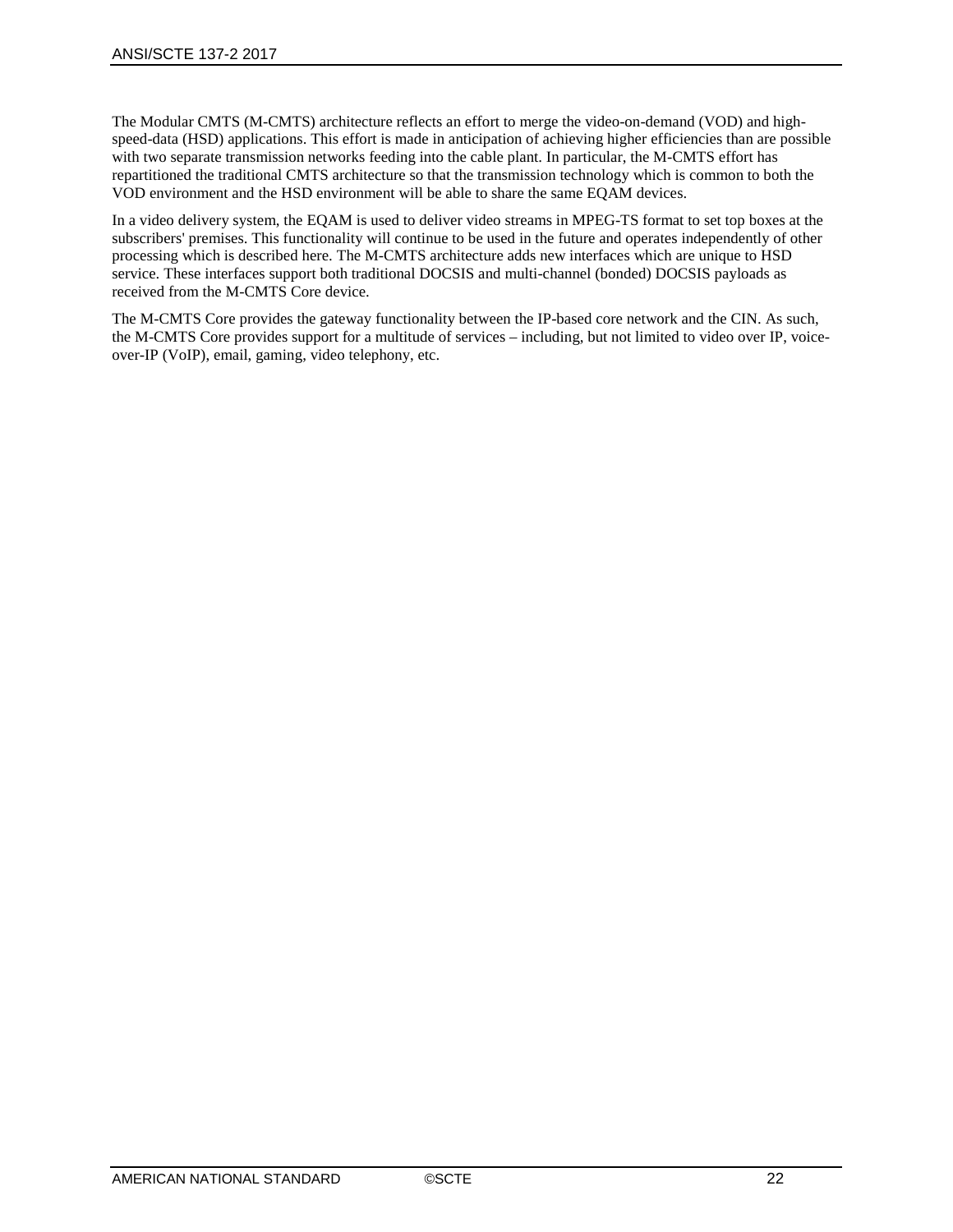The Modular CMTS (M-CMTS) architecture reflects an effort to merge the video-on-demand (VOD) and high-speed-data (HSD) applications. This effort is made in anticipation of achieving higher efficiencies than are possible with two separate transmission networks feeding into the cable plant. In particular, the M-CMTS effort has repartitioned the traditional CMTS architecture so that the transmission technology which is common to both the VOD environment and the HSD environment will be able to share the same EQAM devices.

In a video delivery system, the EQAM is used to deliver video streams in MPEG-TS format to set top boxes at the subscribers' premises. This functionality will continue to be used in the future and operates independently of other processing which is described here. The M-CMTS architecture adds new interfaces which are unique to HSD service. These interfaces support both traditional DOCSIS and multi-channel (bonded) DOCSIS payloads as received from the M-CMTS Core device.

The M-CMTS Core provides the gateway functionality between the IP-based core network and the CIN. As such, the M-CMTS Core provides support for a multitude of services – including, but not limited to video over IP, voice-over-IP (VoIP), email, gaming, video telephony, etc.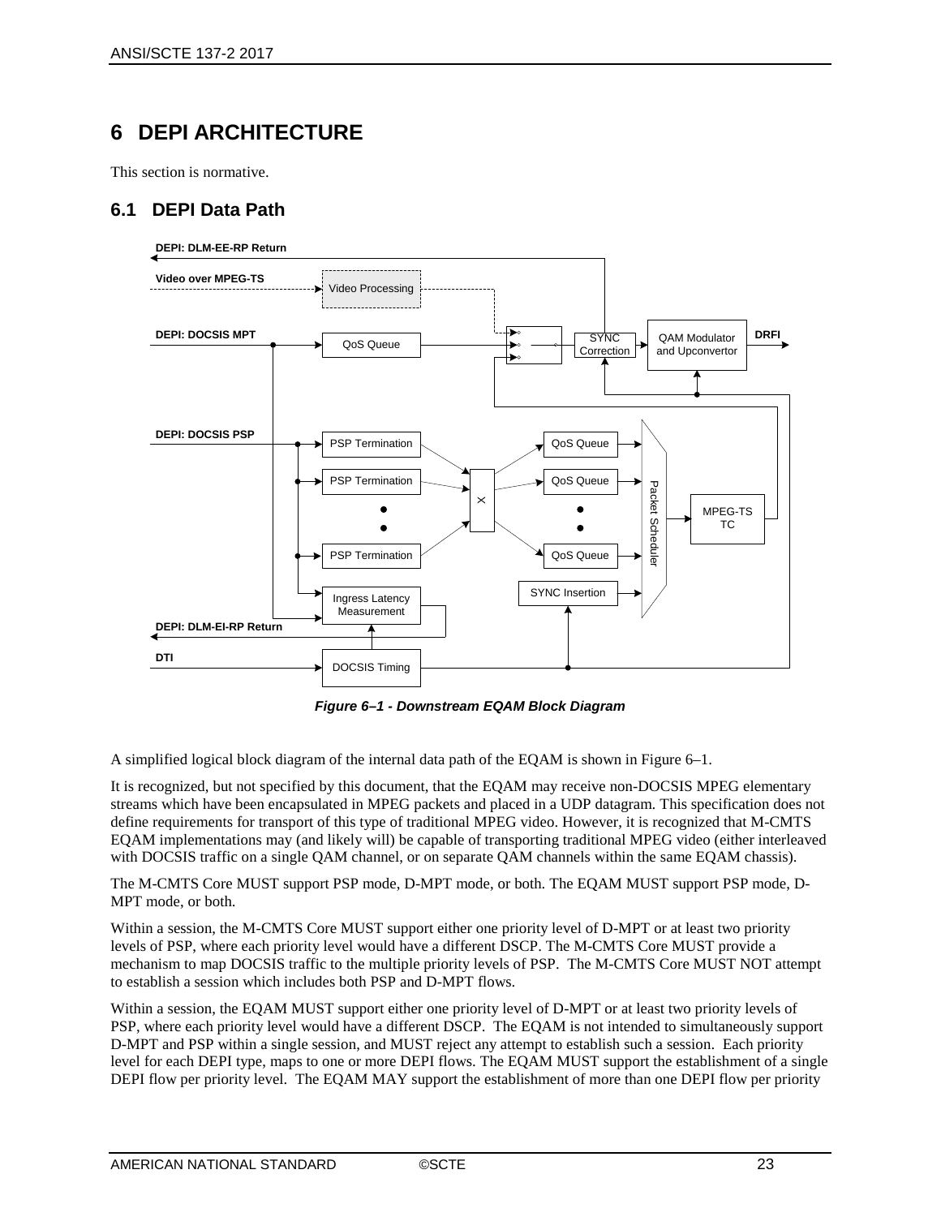# 6 DEPI ARCHITECTURE

This section is normative.

## 6.1 DEPI Data Path

DEPI: DLM-EE-RP Return
Video over MPEG-TS
Video Processing
DEPI: DOCSIS MPT
QoS Queue
SYNC Correction
QAM Modulator and Upconvertor
DRFI
DEPI: DOCSIS PSP
PSP Termination
PSP Termination
PSP Termination
X
QoS Queue
QoS Queue
QoS Queue
Packet Scheduler
MPEG-TS TC
SYNC Insertion
Ingress Latency Measurement
DEPI: DLM-EI-RP Return
DTI
DOCSIS Timing

***Figure 6–1 - Downstream EQAM Block Diagram***

A simplified logical block diagram of the internal data path of the EQAM is shown in Figure 6–1.

It is recognized, but not specified by this document, that the EQAM may receive non-DOCSIS MPEG elementary streams which have been encapsulated in MPEG packets and placed in a UDP datagram. This specification does not define requirements for transport of this type of traditional MPEG video. However, it is recognized that M-CMTS EQAM implementations may (and likely will) be capable of transporting traditional MPEG video (either interleaved with DOCSIS traffic on a single QAM channel, or on separate QAM channels within the same EQAM chassis).

The M-CMTS Core MUST support PSP mode, D-MPT mode, or both. The EQAM MUST support PSP mode, D-MPT mode, or both.

Within a session, the M-CMTS Core MUST support either one priority level of D-MPT or at least two priority levels of PSP, where each priority level would have a different DSCP. The M-CMTS Core MUST provide a mechanism to map DOCSIS traffic to the multiple priority levels of PSP. The M-CMTS Core MUST NOT attempt to establish a session which includes both PSP and D-MPT flows.

Within a session, the EQAM MUST support either one priority level of D-MPT or at least two priority levels of PSP, where each priority level would have a different DSCP. The EQAM is not intended to simultaneously support D-MPT and PSP within a single session, and MUST reject any attempt to establish such a session. Each priority level for each DEPI type, maps to one or more DEPI flows. The EQAM MUST support the establishment of a single DEPI flow per priority level. The EQAM MAY support the establishment of more than one DEPI flow per priority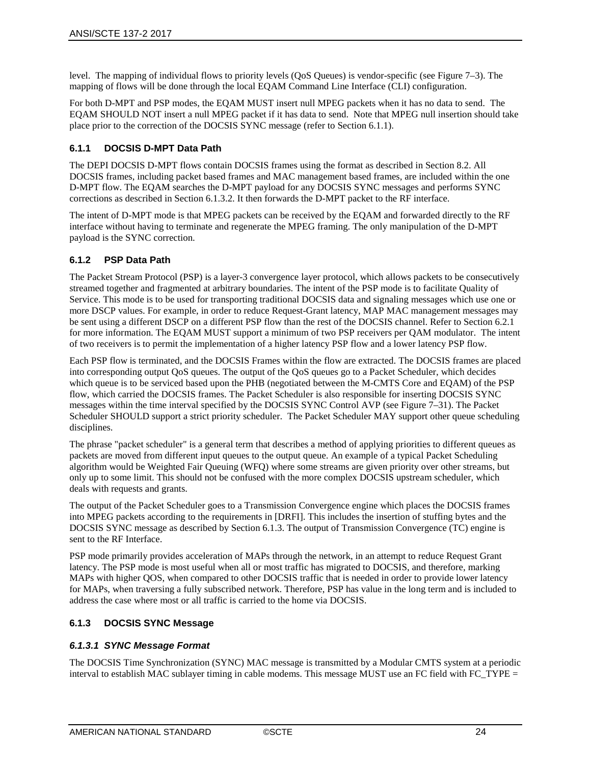level. The mapping of individual flows to priority levels (QoS Queues) is vendor-specific (see Figure 7–3). The mapping of flows will be done through the local EQAM Command Line Interface (CLI) configuration.

For both D-MPT and PSP modes, the EQAM MUST insert null MPEG packets when it has no data to send. The EQAM SHOULD NOT insert a null MPEG packet if it has data to send. Note that MPEG null insertion should take place prior to the correction of the DOCSIS SYNC message (refer to Section 6.1.1).

### 6.1.1 DOCSIS D-MPT Data Path

The DEPI DOCSIS D-MPT flows contain DOCSIS frames using the format as described in Section 8.2. All DOCSIS frames, including packet based frames and MAC management based frames, are included within the one D-MPT flow. The EQAM searches the D-MPT payload for any DOCSIS SYNC messages and performs SYNC corrections as described in Section 6.1.3.2. It then forwards the D-MPT packet to the RF interface.

The intent of D-MPT mode is that MPEG packets can be received by the EQAM and forwarded directly to the RF interface without having to terminate and regenerate the MPEG framing. The only manipulation of the D-MPT payload is the SYNC correction.

### 6.1.2 PSP Data Path

The Packet Stream Protocol (PSP) is a layer-3 convergence layer protocol, which allows packets to be consecutively streamed together and fragmented at arbitrary boundaries. The intent of the PSP mode is to facilitate Quality of Service. This mode is to be used for transporting traditional DOCSIS data and signaling messages which use one or more DSCP values. For example, in order to reduce Request-Grant latency, MAP MAC management messages may be sent using a different DSCP on a different PSP flow than the rest of the DOCSIS channel. Refer to Section 6.2.1 for more information. The EQAM MUST support a minimum of two PSP receivers per QAM modulator. The intent of two receivers is to permit the implementation of a higher latency PSP flow and a lower latency PSP flow.

Each PSP flow is terminated, and the DOCSIS Frames within the flow are extracted. The DOCSIS frames are placed into corresponding output QoS queues. The output of the QoS queues go to a Packet Scheduler, which decides which queue is to be serviced based upon the PHB (negotiated between the M-CMTS Core and EQAM) of the PSP flow, which carried the DOCSIS frames. The Packet Scheduler is also responsible for inserting DOCSIS SYNC messages within the time interval specified by the DOCSIS SYNC Control AVP (see Figure 7–31). The Packet Scheduler SHOULD support a strict priority scheduler. The Packet Scheduler MAY support other queue scheduling disciplines.

The phrase "packet scheduler" is a general term that describes a method of applying priorities to different queues as packets are moved from different input queues to the output queue. An example of a typical Packet Scheduling algorithm would be Weighted Fair Queuing (WFQ) where some streams are given priority over other streams, but only up to some limit. This should not be confused with the more complex DOCSIS upstream scheduler, which deals with requests and grants.

The output of the Packet Scheduler goes to a Transmission Convergence engine which places the DOCSIS frames into MPEG packets according to the requirements in [DRFI]. This includes the insertion of stuffing bytes and the DOCSIS SYNC message as described by Section 6.1.3. The output of Transmission Convergence (TC) engine is sent to the RF Interface.

PSP mode primarily provides acceleration of MAPs through the network, in an attempt to reduce Request Grant latency. The PSP mode is most useful when all or most traffic has migrated to DOCSIS, and therefore, marking MAPs with higher QOS, when compared to other DOCSIS traffic that is needed in order to provide lower latency for MAPs, when traversing a fully subscribed network. Therefore, PSP has value in the long term and is included to address the case where most or all traffic is carried to the home via DOCSIS.

### 6.1.3 DOCSIS SYNC Message

#### *6.1.3.1 SYNC Message Format*

The DOCSIS Time Synchronization (SYNC) MAC message is transmitted by a Modular CMTS system at a periodic interval to establish MAC sublayer timing in cable modems. This message MUST use an FC field with FC_TYPE =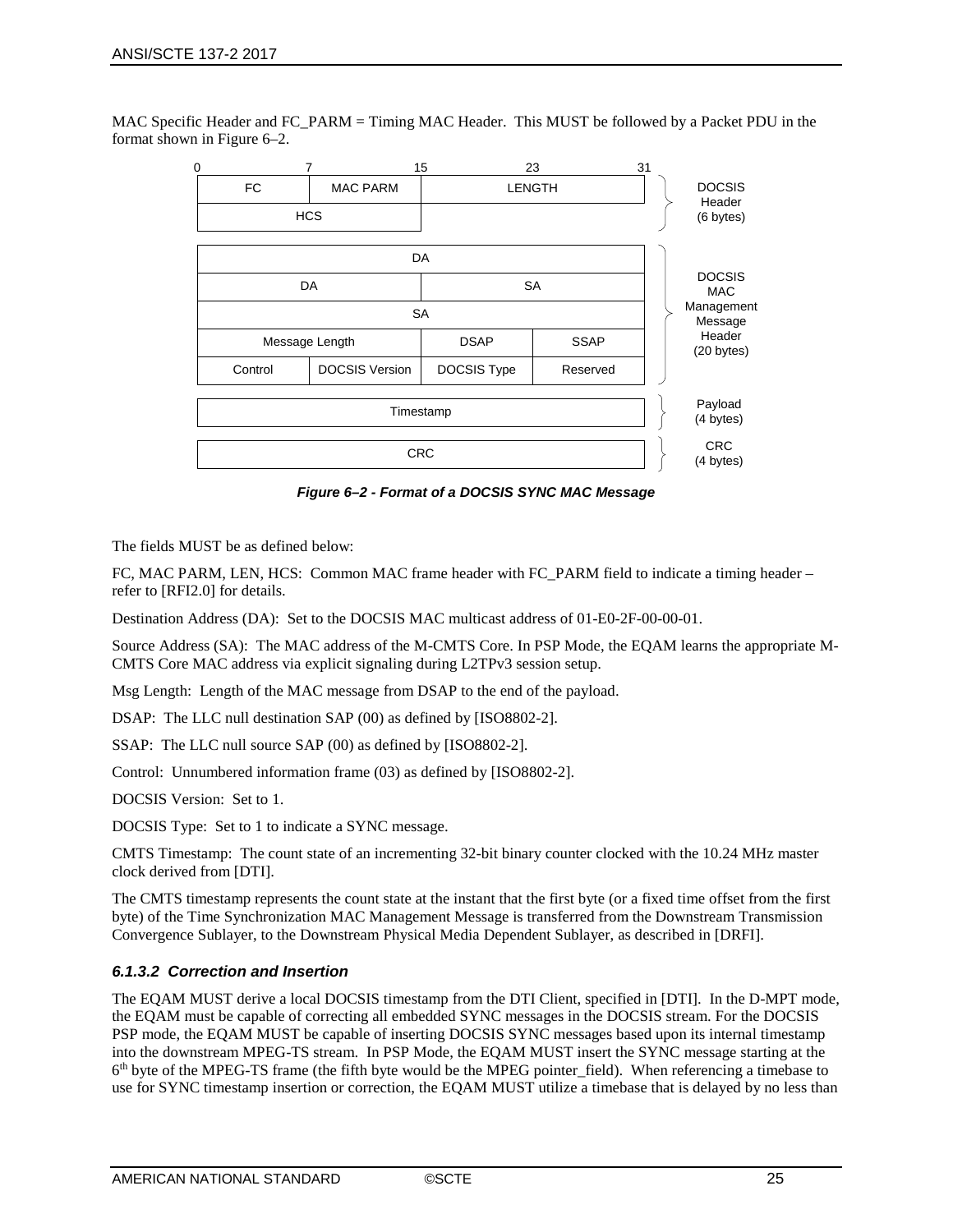MAC Specific Header and FC_PARM = Timing MAC Header. This MUST be followed by a Packet PDU in the format shown in Figure 6–2.

| 0–7 | 8–15 | 16–23 | 24–31 | |
|---|---|---|---|---|
| FC | MAC PARM | LENGTH | | DOCSIS Header (6 bytes) |
| HCS | | | | |
| DA | | | | DOCSIS MAC Management Message Header (20 bytes) |
| DA | | SA | | |
| SA | | | | |
| Message Length | | DSAP | SSAP | |
| Control | DOCSIS Version | DOCSIS Type | Reserved | |
| Timestamp | | | | Payload (4 bytes) |
| CRC | | | | CRC (4 bytes) |

***Figure 6–2 - Format of a DOCSIS SYNC MAC Message***

The fields MUST be as defined below:

FC, MAC PARM, LEN, HCS: Common MAC frame header with FC_PARM field to indicate a timing header – refer to [RFI2.0] for details.

Destination Address (DA): Set to the DOCSIS MAC multicast address of 01-E0-2F-00-00-01.

Source Address (SA): The MAC address of the M-CMTS Core. In PSP Mode, the EQAM learns the appropriate M-CMTS Core MAC address via explicit signaling during L2TPv3 session setup.

Msg Length: Length of the MAC message from DSAP to the end of the payload.

DSAP: The LLC null destination SAP (00) as defined by [ISO8802-2].

SSAP: The LLC null source SAP (00) as defined by [ISO8802-2].

Control: Unnumbered information frame (03) as defined by [ISO8802-2].

DOCSIS Version: Set to 1.

DOCSIS Type: Set to 1 to indicate a SYNC message.

CMTS Timestamp: The count state of an incrementing 32-bit binary counter clocked with the 10.24 MHz master clock derived from [DTI].

The CMTS timestamp represents the count state at the instant that the first byte (or a fixed time offset from the first byte) of the Time Synchronization MAC Management Message is transferred from the Downstream Transmission Convergence Sublayer, to the Downstream Physical Media Dependent Sublayer, as described in [DRFI].

### *6.1.3.2 Correction and Insertion*

The EQAM MUST derive a local DOCSIS timestamp from the DTI Client, specified in [DTI]. In the D-MPT mode, the EQAM must be capable of correcting all embedded SYNC messages in the DOCSIS stream. For the DOCSIS PSP mode, the EQAM MUST be capable of inserting DOCSIS SYNC messages based upon its internal timestamp into the downstream MPEG-TS stream. In PSP Mode, the EQAM MUST insert the SYNC message starting at the 6th byte of the MPEG-TS frame (the fifth byte would be the MPEG pointer_field). When referencing a timebase to use for SYNC timestamp insertion or correction, the EQAM MUST utilize a timebase that is delayed by no less than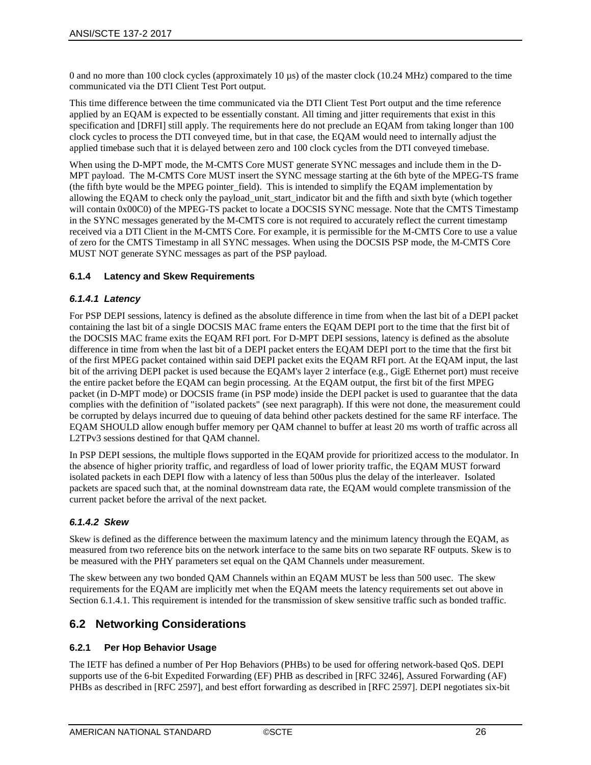0 and no more than 100 clock cycles (approximately 10 µs) of the master clock (10.24 MHz) compared to the time communicated via the DTI Client Test Port output.

This time difference between the time communicated via the DTI Client Test Port output and the time reference applied by an EQAM is expected to be essentially constant. All timing and jitter requirements that exist in this specification and [DRFI] still apply. The requirements here do not preclude an EQAM from taking longer than 100 clock cycles to process the DTI conveyed time, but in that case, the EQAM would need to internally adjust the applied timebase such that it is delayed between zero and 100 clock cycles from the DTI conveyed timebase.

When using the D-MPT mode, the M-CMTS Core MUST generate SYNC messages and include them in the D-MPT payload. The M-CMTS Core MUST insert the SYNC message starting at the 6th byte of the MPEG-TS frame (the fifth byte would be the MPEG pointer_field). This is intended to simplify the EQAM implementation by allowing the EQAM to check only the payload_unit_start_indicator bit and the fifth and sixth byte (which together will contain 0x00C0) of the MPEG-TS packet to locate a DOCSIS SYNC message. Note that the CMTS Timestamp in the SYNC messages generated by the M-CMTS core is not required to accurately reflect the current timestamp received via a DTI Client in the M-CMTS Core. For example, it is permissible for the M-CMTS Core to use a value of zero for the CMTS Timestamp in all SYNC messages. When using the DOCSIS PSP mode, the M-CMTS Core MUST NOT generate SYNC messages as part of the PSP payload.

### 6.1.4 Latency and Skew Requirements

#### *6.1.4.1 Latency*

For PSP DEPI sessions, latency is defined as the absolute difference in time from when the last bit of a DEPI packet containing the last bit of a single DOCSIS MAC frame enters the EQAM DEPI port to the time that the first bit of the DOCSIS MAC frame exits the EQAM RFI port. For D-MPT DEPI sessions, latency is defined as the absolute difference in time from when the last bit of a DEPI packet enters the EQAM DEPI port to the time that the first bit of the first MPEG packet contained within said DEPI packet exits the EQAM RFI port. At the EQAM input, the last bit of the arriving DEPI packet is used because the EQAM's layer 2 interface (e.g., GigE Ethernet port) must receive the entire packet before the EQAM can begin processing. At the EQAM output, the first bit of the first MPEG packet (in D-MPT mode) or DOCSIS frame (in PSP mode) inside the DEPI packet is used to guarantee that the data complies with the definition of "isolated packets" (see next paragraph). If this were not done, the measurement could be corrupted by delays incurred due to queuing of data behind other packets destined for the same RF interface. The EQAM SHOULD allow enough buffer memory per QAM channel to buffer at least 20 ms worth of traffic across all L2TPv3 sessions destined for that QAM channel.

In PSP DEPI sessions, the multiple flows supported in the EQAM provide for prioritized access to the modulator. In the absence of higher priority traffic, and regardless of load of lower priority traffic, the EQAM MUST forward isolated packets in each DEPI flow with a latency of less than 500us plus the delay of the interleaver. Isolated packets are spaced such that, at the nominal downstream data rate, the EQAM would complete transmission of the current packet before the arrival of the next packet.

#### *6.1.4.2 Skew*

Skew is defined as the difference between the maximum latency and the minimum latency through the EQAM, as measured from two reference bits on the network interface to the same bits on two separate RF outputs. Skew is to be measured with the PHY parameters set equal on the QAM Channels under measurement.

The skew between any two bonded QAM Channels within an EQAM MUST be less than 500 usec. The skew requirements for the EQAM are implicitly met when the EQAM meets the latency requirements set out above in Section 6.1.4.1. This requirement is intended for the transmission of skew sensitive traffic such as bonded traffic.

## 6.2 Networking Considerations

### 6.2.1 Per Hop Behavior Usage

The IETF has defined a number of Per Hop Behaviors (PHBs) to be used for offering network-based QoS. DEPI supports use of the 6-bit Expedited Forwarding (EF) PHB as described in [RFC 3246], Assured Forwarding (AF) PHBs as described in [RFC 2597], and best effort forwarding as described in [RFC 2597]. DEPI negotiates six-bit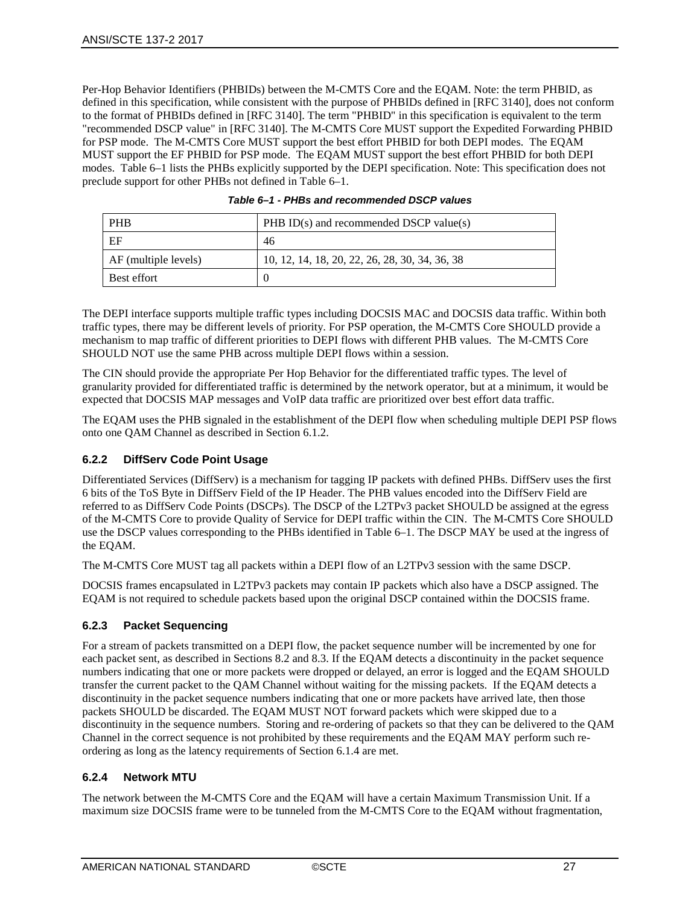Per-Hop Behavior Identifiers (PHBIDs) between the M-CMTS Core and the EQAM. Note: the term PHBID, as defined in this specification, while consistent with the purpose of PHBIDs defined in [RFC 3140], does not conform to the format of PHBIDs defined in [RFC 3140]. The term "PHBID" in this specification is equivalent to the term "recommended DSCP value" in [RFC 3140]. The M-CMTS Core MUST support the Expedited Forwarding PHBID for PSP mode. The M-CMTS Core MUST support the best effort PHBID for both DEPI modes. The EQAM MUST support the EF PHBID for PSP mode. The EQAM MUST support the best effort PHBID for both DEPI modes. Table 6–1 lists the PHBs explicitly supported by the DEPI specification. Note: This specification does not preclude support for other PHBs not defined in Table 6–1.

*Table 6–1 - PHBs and recommended DSCP values*

| PHB | PHB ID(s) and recommended DSCP value(s) |
|---|---|
| EF | 46 |
| AF (multiple levels) | 10, 12, 14, 18, 20, 22, 26, 28, 30, 34, 36, 38 |
| Best effort | 0 |

The DEPI interface supports multiple traffic types including DOCSIS MAC and DOCSIS data traffic. Within both traffic types, there may be different levels of priority. For PSP operation, the M-CMTS Core SHOULD provide a mechanism to map traffic of different priorities to DEPI flows with different PHB values. The M-CMTS Core SHOULD NOT use the same PHB across multiple DEPI flows within a session.

The CIN should provide the appropriate Per Hop Behavior for the differentiated traffic types. The level of granularity provided for differentiated traffic is determined by the network operator, but at a minimum, it would be expected that DOCSIS MAP messages and VoIP data traffic are prioritized over best effort data traffic.

The EQAM uses the PHB signaled in the establishment of the DEPI flow when scheduling multiple DEPI PSP flows onto one QAM Channel as described in Section 6.1.2.

### 6.2.2 DiffServ Code Point Usage

Differentiated Services (DiffServ) is a mechanism for tagging IP packets with defined PHBs. DiffServ uses the first 6 bits of the ToS Byte in DiffServ Field of the IP Header. The PHB values encoded into the DiffServ Field are referred to as DiffServ Code Points (DSCPs). The DSCP of the L2TPv3 packet SHOULD be assigned at the egress of the M-CMTS Core to provide Quality of Service for DEPI traffic within the CIN. The M-CMTS Core SHOULD use the DSCP values corresponding to the PHBs identified in Table 6–1. The DSCP MAY be used at the ingress of the EQAM.

The M-CMTS Core MUST tag all packets within a DEPI flow of an L2TPv3 session with the same DSCP.

DOCSIS frames encapsulated in L2TPv3 packets may contain IP packets which also have a DSCP assigned. The EQAM is not required to schedule packets based upon the original DSCP contained within the DOCSIS frame.

### 6.2.3 Packet Sequencing

For a stream of packets transmitted on a DEPI flow, the packet sequence number will be incremented by one for each packet sent, as described in Sections 8.2 and 8.3. If the EQAM detects a discontinuity in the packet sequence numbers indicating that one or more packets were dropped or delayed, an error is logged and the EQAM SHOULD transfer the current packet to the QAM Channel without waiting for the missing packets. If the EQAM detects a discontinuity in the packet sequence numbers indicating that one or more packets have arrived late, then those packets SHOULD be discarded. The EQAM MUST NOT forward packets which were skipped due to a discontinuity in the sequence numbers. Storing and re-ordering of packets so that they can be delivered to the QAM Channel in the correct sequence is not prohibited by these requirements and the EQAM MAY perform such re-ordering as long as the latency requirements of Section 6.1.4 are met.

### 6.2.4 Network MTU

The network between the M-CMTS Core and the EQAM will have a certain Maximum Transmission Unit. If a maximum size DOCSIS frame were to be tunneled from the M-CMTS Core to the EQAM without fragmentation,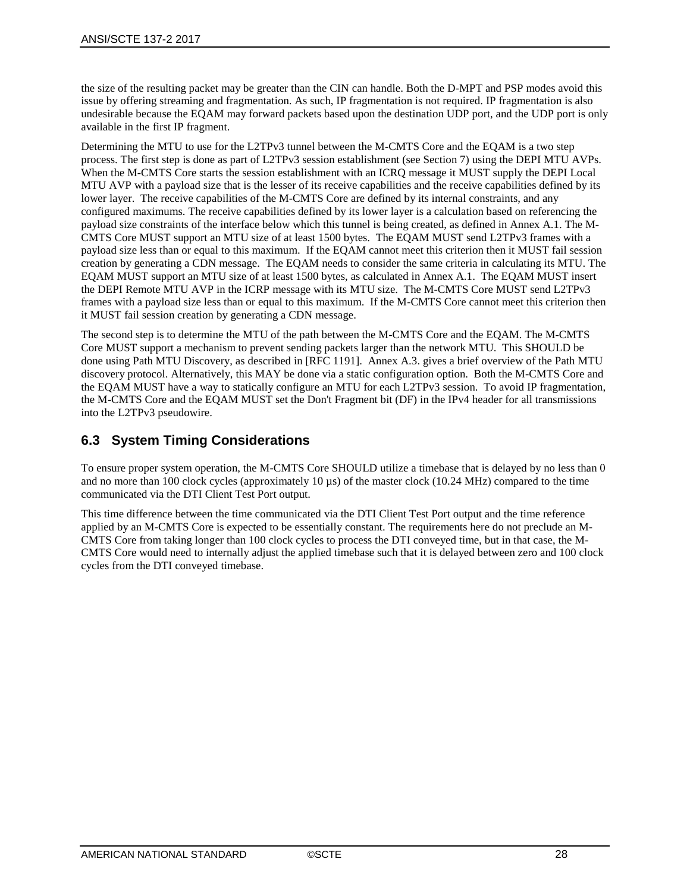the size of the resulting packet may be greater than the CIN can handle. Both the D-MPT and PSP modes avoid this issue by offering streaming and fragmentation. As such, IP fragmentation is not required. IP fragmentation is also undesirable because the EQAM may forward packets based upon the destination UDP port, and the UDP port is only available in the first IP fragment.

Determining the MTU to use for the L2TPv3 tunnel between the M-CMTS Core and the EQAM is a two step process. The first step is done as part of L2TPv3 session establishment (see Section 7) using the DEPI MTU AVPs. When the M-CMTS Core starts the session establishment with an ICRQ message it MUST supply the DEPI Local MTU AVP with a payload size that is the lesser of its receive capabilities and the receive capabilities defined by its lower layer. The receive capabilities of the M-CMTS Core are defined by its internal constraints, and any configured maximums. The receive capabilities defined by its lower layer is a calculation based on referencing the payload size constraints of the interface below which this tunnel is being created, as defined in Annex A.1. The M-CMTS Core MUST support an MTU size of at least 1500 bytes. The EQAM MUST send L2TPv3 frames with a payload size less than or equal to this maximum. If the EQAM cannot meet this criterion then it MUST fail session creation by generating a CDN message. The EQAM needs to consider the same criteria in calculating its MTU. The EQAM MUST support an MTU size of at least 1500 bytes, as calculated in Annex A.1. The EQAM MUST insert the DEPI Remote MTU AVP in the ICRP message with its MTU size. The M-CMTS Core MUST send L2TPv3 frames with a payload size less than or equal to this maximum. If the M-CMTS Core cannot meet this criterion then it MUST fail session creation by generating a CDN message.

The second step is to determine the MTU of the path between the M-CMTS Core and the EQAM. The M-CMTS Core MUST support a mechanism to prevent sending packets larger than the network MTU. This SHOULD be done using Path MTU Discovery, as described in [RFC 1191]. Annex A.3. gives a brief overview of the Path MTU discovery protocol. Alternatively, this MAY be done via a static configuration option. Both the M-CMTS Core and the EQAM MUST have a way to statically configure an MTU for each L2TPv3 session. To avoid IP fragmentation, the M-CMTS Core and the EQAM MUST set the Don't Fragment bit (DF) in the IPv4 header for all transmissions into the L2TPv3 pseudowire.

## 6.3 System Timing Considerations

To ensure proper system operation, the M-CMTS Core SHOULD utilize a timebase that is delayed by no less than 0 and no more than 100 clock cycles (approximately 10 µs) of the master clock (10.24 MHz) compared to the time communicated via the DTI Client Test Port output.

This time difference between the time communicated via the DTI Client Test Port output and the time reference applied by an M-CMTS Core is expected to be essentially constant. The requirements here do not preclude an M-CMTS Core from taking longer than 100 clock cycles to process the DTI conveyed time, but in that case, the M-CMTS Core would need to internally adjust the applied timebase such that it is delayed between zero and 100 clock cycles from the DTI conveyed timebase.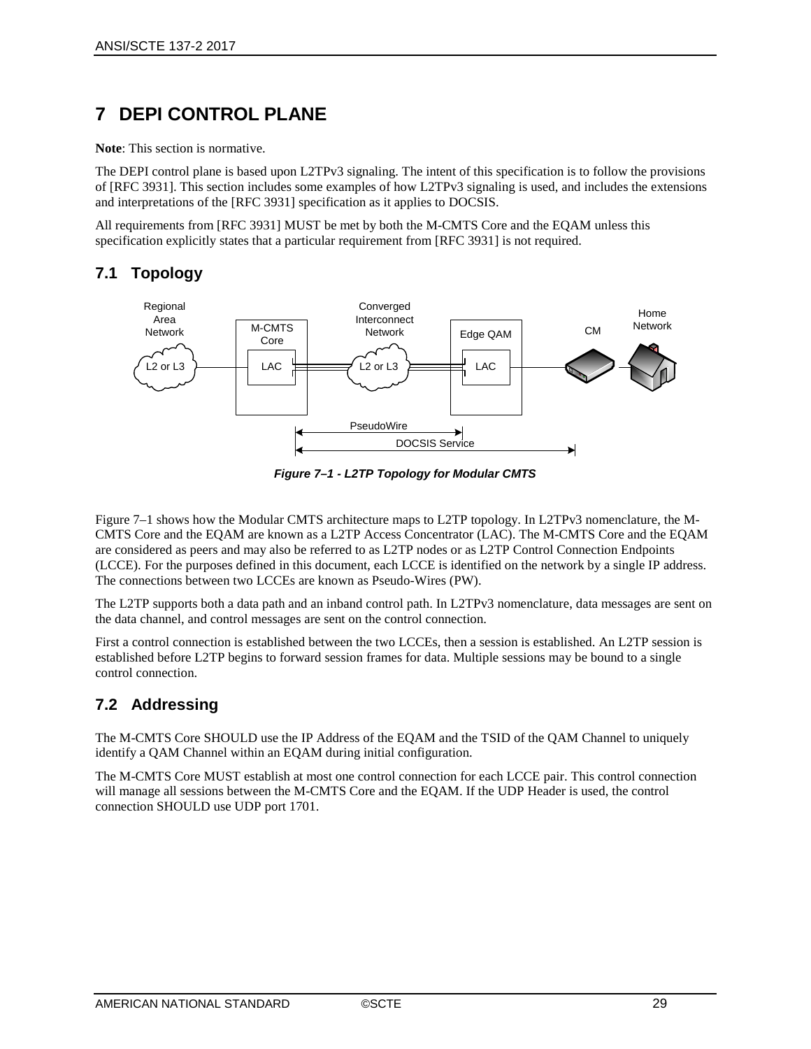# 7 DEPI CONTROL PLANE

**Note**: This section is normative.

The DEPI control plane is based upon L2TPv3 signaling. The intent of this specification is to follow the provisions of [RFC 3931]. This section includes some examples of how L2TPv3 signaling is used, and includes the extensions and interpretations of the [RFC 3931] specification as it applies to DOCSIS.

All requirements from [RFC 3931] MUST be met by both the M-CMTS Core and the EQAM unless this specification explicitly states that a particular requirement from [RFC 3931] is not required.

## 7.1 Topology

Regional Area Network
L2 or L3
M-CMTS Core
LAC
Converged Interconnect Network
L2 or L3
Edge QAM
LAC
CM
Home Network
PseudoWire
DOCSIS Service

***Figure 7–1 - L2TP Topology for Modular CMTS***

Figure 7–1 shows how the Modular CMTS architecture maps to L2TP topology. In L2TPv3 nomenclature, the M-CMTS Core and the EQAM are known as a L2TP Access Concentrator (LAC). The M-CMTS Core and the EQAM are considered as peers and may also be referred to as L2TP nodes or as L2TP Control Connection Endpoints (LCCE). For the purposes defined in this document, each LCCE is identified on the network by a single IP address. The connections between two LCCEs are known as Pseudo-Wires (PW).

The L2TP supports both a data path and an inband control path. In L2TPv3 nomenclature, data messages are sent on the data channel, and control messages are sent on the control connection.

First a control connection is established between the two LCCEs, then a session is established. An L2TP session is established before L2TP begins to forward session frames for data. Multiple sessions may be bound to a single control connection.

## 7.2 Addressing

The M-CMTS Core SHOULD use the IP Address of the EQAM and the TSID of the QAM Channel to uniquely identify a QAM Channel within an EQAM during initial configuration.

The M-CMTS Core MUST establish at most one control connection for each LCCE pair. This control connection will manage all sessions between the M-CMTS Core and the EQAM. If the UDP Header is used, the control connection SHOULD use UDP port 1701.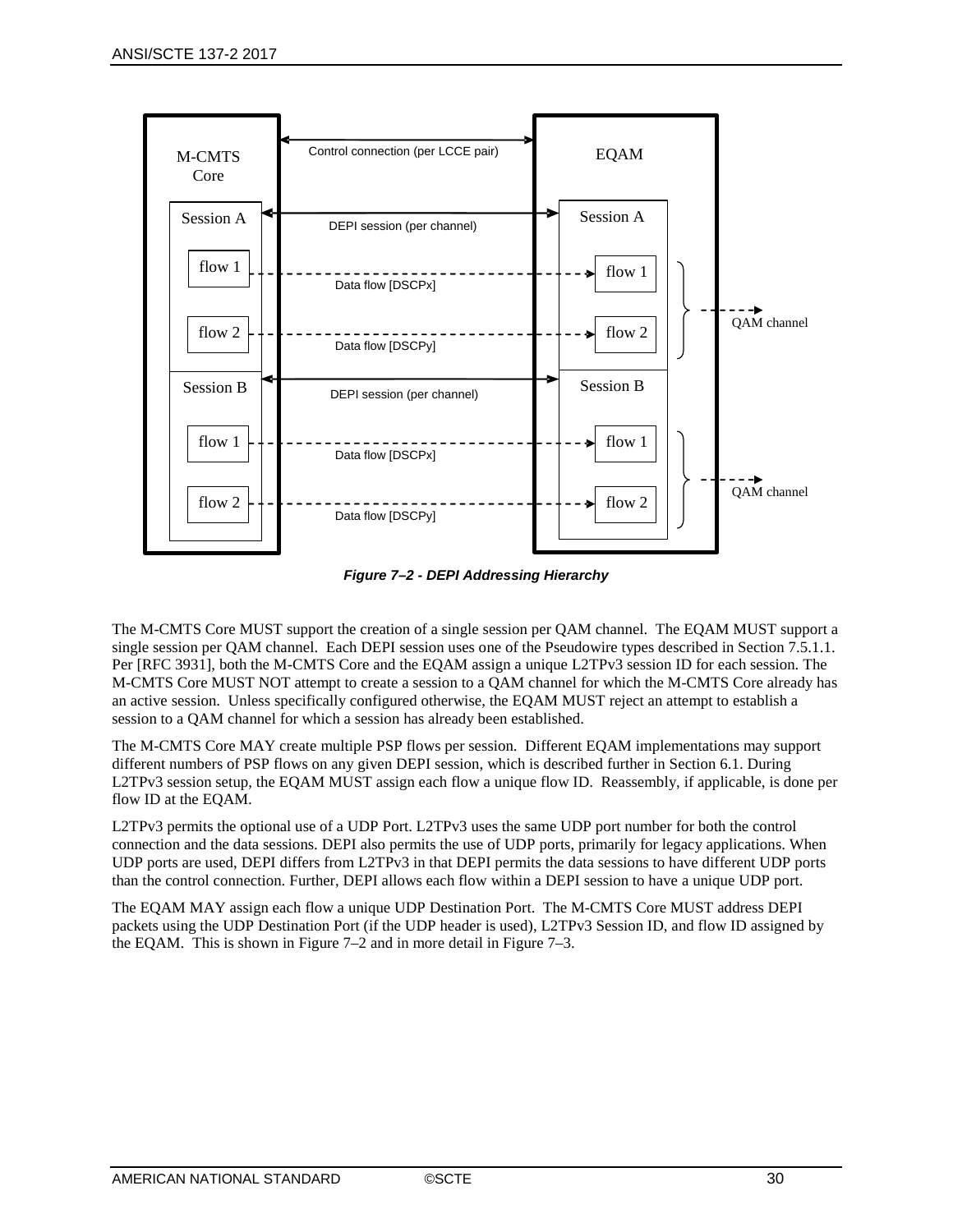M-CMTS Core

EQAM

Control connection (per LCCE pair)

Session A

Session A

DEPI session (per channel)

flow 1

flow 1

Data flow [DSCPx]

flow 2

flow 2

Data flow [DSCPy]

QAM channel

Session B

Session B

DEPI session (per channel)

flow 1

flow 1

Data flow [DSCPx]

flow 2

flow 2

Data flow [DSCPy]

QAM channel

***Figure 7–2 - DEPI Addressing Hierarchy***

The M-CMTS Core MUST support the creation of a single session per QAM channel. The EQAM MUST support a single session per QAM channel. Each DEPI session uses one of the Pseudowire types described in Section 7.5.1.1. Per [RFC 3931], both the M-CMTS Core and the EQAM assign a unique L2TPv3 session ID for each session. The M-CMTS Core MUST NOT attempt to create a session to a QAM channel for which the M-CMTS Core already has an active session. Unless specifically configured otherwise, the EQAM MUST reject an attempt to establish a session to a QAM channel for which a session has already been established.

The M-CMTS Core MAY create multiple PSP flows per session. Different EQAM implementations may support different numbers of PSP flows on any given DEPI session, which is described further in Section 6.1. During L2TPv3 session setup, the EQAM MUST assign each flow a unique flow ID. Reassembly, if applicable, is done per flow ID at the EQAM.

L2TPv3 permits the optional use of a UDP Port. L2TPv3 uses the same UDP port number for both the control connection and the data sessions. DEPI also permits the use of UDP ports, primarily for legacy applications. When UDP ports are used, DEPI differs from L2TPv3 in that DEPI permits the data sessions to have different UDP ports than the control connection. Further, DEPI allows each flow within a DEPI session to have a unique UDP port.

The EQAM MAY assign each flow a unique UDP Destination Port. The M-CMTS Core MUST address DEPI packets using the UDP Destination Port (if the UDP header is used), L2TPv3 Session ID, and flow ID assigned by the EQAM. This is shown in Figure 7–2 and in more detail in Figure 7–3.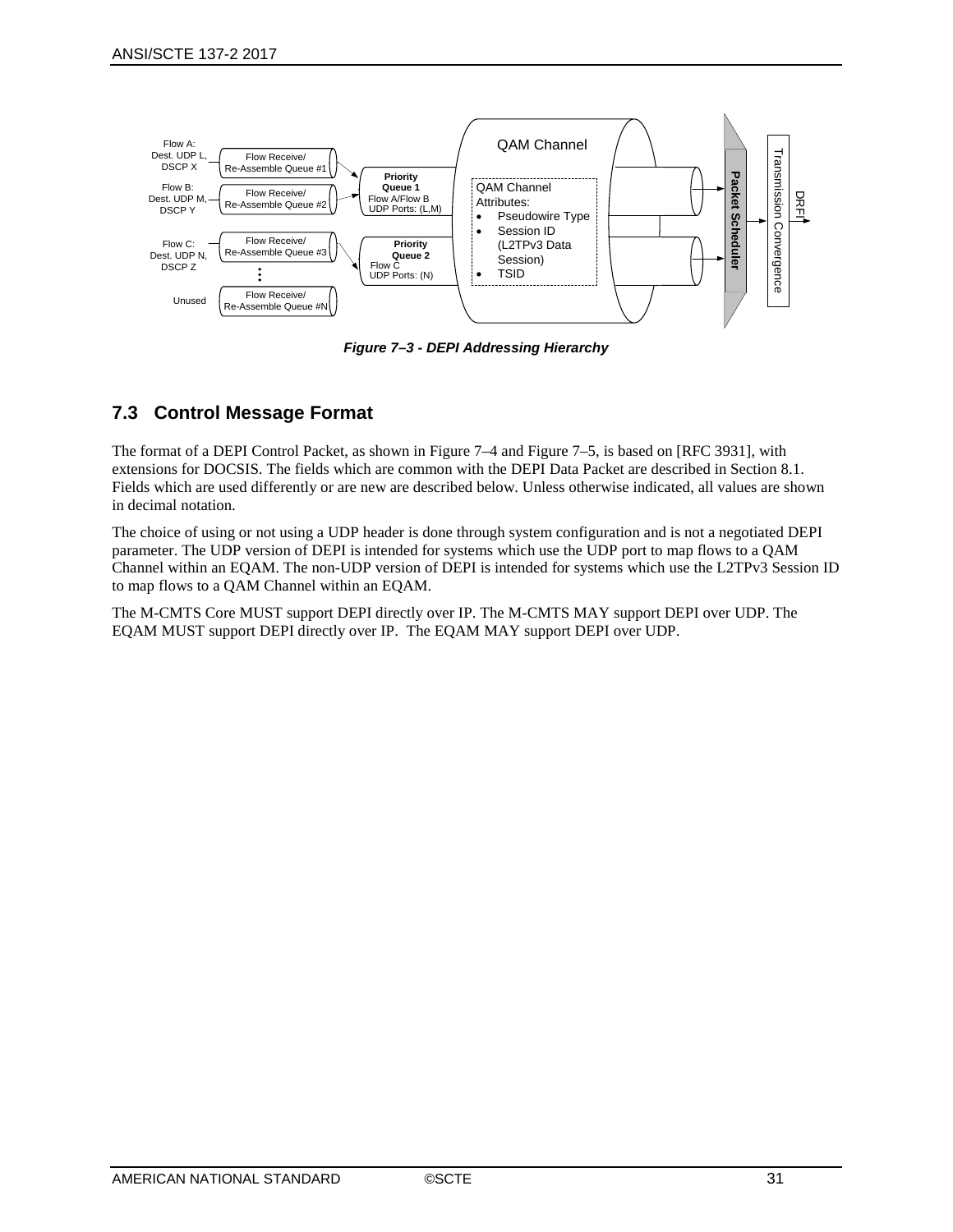Flow A:
Dest. UDP L,
DSCP X

Flow B:
Dest. UDP M,
DSCP Y

Flow C:
Dest. UDP N,
DSCP Z

Unused

Flow Receive/
Re-Assemble Queue #1

Flow Receive/
Re-Assemble Queue #2

Flow Receive/
Re-Assemble Queue #3

Flow Receive/
Re-Assemble Queue #N

Priority
Queue 1
Flow A/Flow B
UDP Ports: (L,M)

Priority
Queue 2
Flow C
UDP Ports: (N)

QAM Channel

QAM Channel
Attributes:
- Pseudowire Type
- Session ID (L2TPv3 Data Session)
- TSID

Packet Scheduler

Transmission Convergence

DRFI

*Figure 7–3 - DEPI Addressing Hierarchy*

## 7.3 Control Message Format

The format of a DEPI Control Packet, as shown in Figure 7–4 and Figure 7–5, is based on [RFC 3931], with extensions for DOCSIS. The fields which are common with the DEPI Data Packet are described in Section 8.1. Fields which are used differently or are new are described below. Unless otherwise indicated, all values are shown in decimal notation.

The choice of using or not using a UDP header is done through system configuration and is not a negotiated DEPI parameter. The UDP version of DEPI is intended for systems which use the UDP port to map flows to a QAM Channel within an EQAM. The non-UDP version of DEPI is intended for systems which use the L2TPv3 Session ID to map flows to a QAM Channel within an EQAM.

The M-CMTS Core MUST support DEPI directly over IP. The M-CMTS MAY support DEPI over UDP. The EQAM MUST support DEPI directly over IP. The EQAM MAY support DEPI over UDP.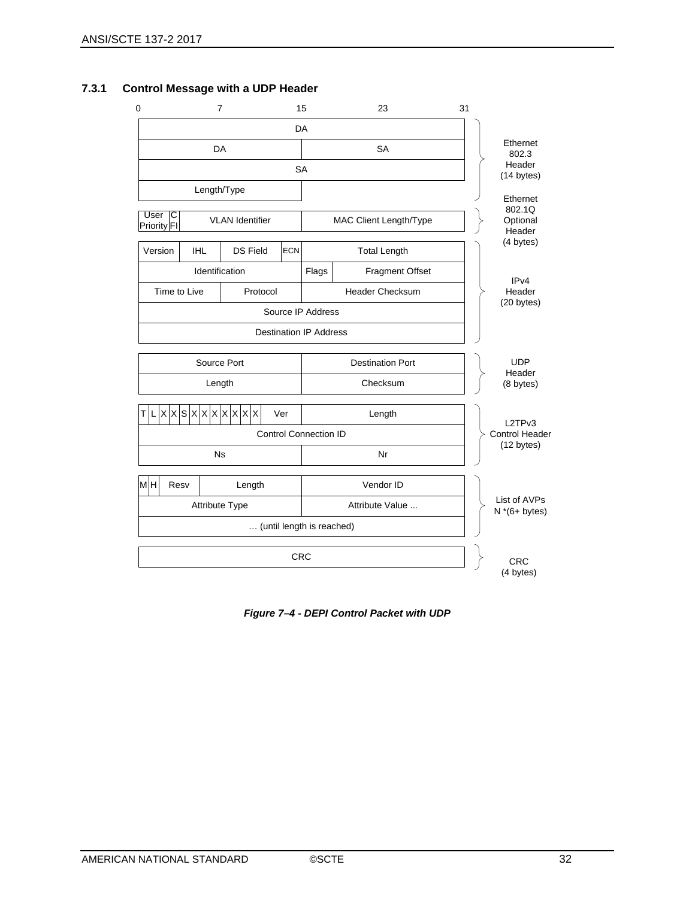### 7.3.1 Control Message with a UDP Header

| 0 | 7 | 15 | 23 | 31 | |
|---|---|---|---|---|---|
| DA | | | | | Ethernet 802.3 Header (14 bytes) |
| DA | | SA | | | |
| SA | | | | | |
| Length/Type | | | | | |
| User Priority, CFI | VLAN Identifier | MAC Client Length/Type | | | Ethernet 802.1Q Optional Header (4 bytes) |
| Version, IHL | DS Field, ECN | Total Length | | | IPv4 Header (20 bytes) |
| Identification | | Flags | Fragment Offset | | |
| Time to Live | Protocol | Header Checksum | | | |
| Source IP Address | | | | | |
| Destination IP Address | | | | | |
| Source Port | | Destination Port | | | UDP Header (8 bytes) |
| Length | | Checksum | | | |
| T L X X S X X X X X X X | Ver | Length | | | L2TPv3 Control Header (12 bytes) |
| Control Connection ID | | | | | |
| Ns | | Nr | | | |
| M H Resv | Length | Vendor ID | | | List of AVPs N *(6+ bytes) |
| Attribute Type | | Attribute Value ... | | | |
| … (until length is reached) | | | | | |
| CRC | | | | | CRC (4 bytes) |

*Figure 7–4 - DEPI Control Packet with UDP*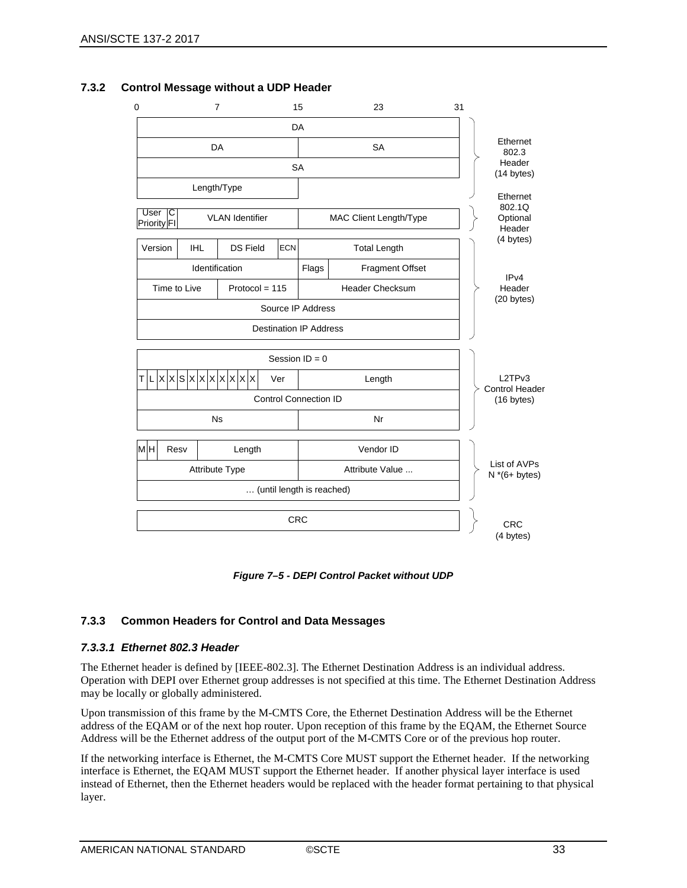### 7.3.2 Control Message without a UDP Header

0 7 15 23 31

| | | | |
|---|---|---|---|
| DA | | | |
| DA | | SA | |
| SA | | | |
| Length/Type | | | |

Ethernet 802.3 Header (14 bytes)

| | | |
|---|---|---|
| User Priority, CFI | VLAN Identifier | MAC Client Length/Type |

Ethernet 802.1Q Optional Header (4 bytes)

| | | | | |
|---|---|---|---|---|
| Version | IHL | DS Field | ECN | Total Length |
| Identification | | | Flags | Fragment Offset |
| Time to Live | Protocol = 115 | | Header Checksum | |
| Source IP Address | | | | |
| Destination IP Address | | | | |

IPv4 Header (20 bytes)

| | | |
|---|---|---|
| Session ID = 0 | | |
| T L X X S X X X X X X X | Ver | Length |
| Control Connection ID | | |
| Ns | | Nr |

L2TPv3 Control Header (16 bytes)

| | | | |
|---|---|---|---|
| M H | Resv | Length | Vendor ID |
| Attribute Type | | | Attribute Value ... |
| … (until length is reached) | | | |

List of AVPs N *(6+ bytes)

| |
|---|
| CRC |

CRC (4 bytes)

***Figure 7–5 - DEPI Control Packet without UDP***

### 7.3.3 Common Headers for Control and Data Messages

#### *7.3.3.1 Ethernet 802.3 Header*

The Ethernet header is defined by [IEEE-802.3]. The Ethernet Destination Address is an individual address. Operation with DEPI over Ethernet group addresses is not specified at this time. The Ethernet Destination Address may be locally or globally administered.

Upon transmission of this frame by the M-CMTS Core, the Ethernet Destination Address will be the Ethernet address of the EQAM or of the next hop router. Upon reception of this frame by the EQAM, the Ethernet Source Address will be the Ethernet address of the output port of the M-CMTS Core or of the previous hop router.

If the networking interface is Ethernet, the M-CMTS Core MUST support the Ethernet header. If the networking interface is Ethernet, the EQAM MUST support the Ethernet header. If another physical layer interface is used instead of Ethernet, then the Ethernet headers would be replaced with the header format pertaining to that physical layer.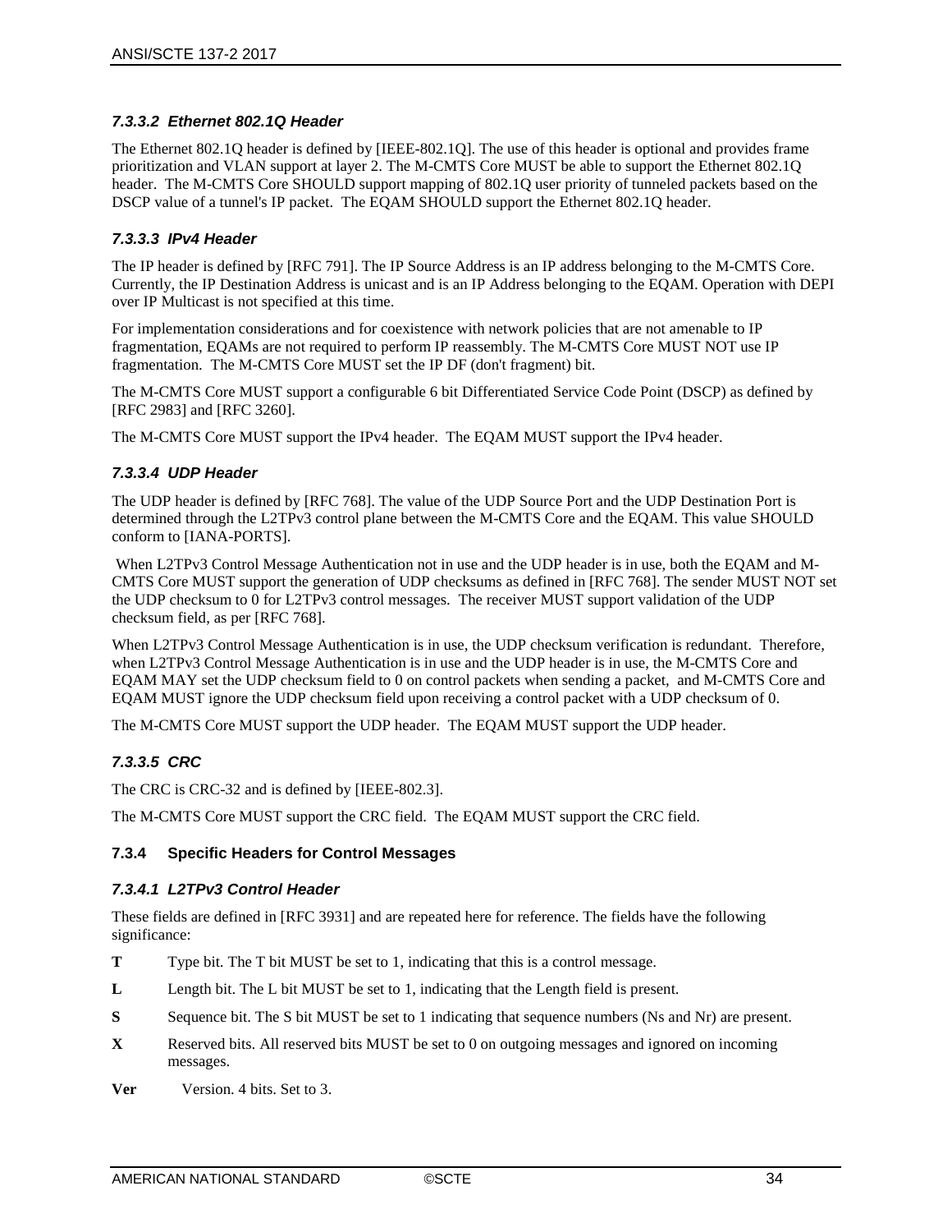#### *7.3.3.2 Ethernet 802.1Q Header*

The Ethernet 802.1Q header is defined by [IEEE-802.1Q]. The use of this header is optional and provides frame prioritization and VLAN support at layer 2. The M-CMTS Core MUST be able to support the Ethernet 802.1Q header. The M-CMTS Core SHOULD support mapping of 802.1Q user priority of tunneled packets based on the DSCP value of a tunnel's IP packet. The EQAM SHOULD support the Ethernet 802.1Q header.

#### *7.3.3.3 IPv4 Header*

The IP header is defined by [RFC 791]. The IP Source Address is an IP address belonging to the M-CMTS Core. Currently, the IP Destination Address is unicast and is an IP Address belonging to the EQAM. Operation with DEPI over IP Multicast is not specified at this time.

For implementation considerations and for coexistence with network policies that are not amenable to IP fragmentation, EQAMs are not required to perform IP reassembly. The M-CMTS Core MUST NOT use IP fragmentation. The M-CMTS Core MUST set the IP DF (don't fragment) bit.

The M-CMTS Core MUST support a configurable 6 bit Differentiated Service Code Point (DSCP) as defined by [RFC 2983] and [RFC 3260].

The M-CMTS Core MUST support the IPv4 header. The EQAM MUST support the IPv4 header.

#### *7.3.3.4 UDP Header*

The UDP header is defined by [RFC 768]. The value of the UDP Source Port and the UDP Destination Port is determined through the L2TPv3 control plane between the M-CMTS Core and the EQAM. This value SHOULD conform to [IANA-PORTS].

When L2TPv3 Control Message Authentication not in use and the UDP header is in use, both the EQAM and M-CMTS Core MUST support the generation of UDP checksums as defined in [RFC 768]. The sender MUST NOT set the UDP checksum to 0 for L2TPv3 control messages. The receiver MUST support validation of the UDP checksum field, as per [RFC 768].

When L2TPv3 Control Message Authentication is in use, the UDP checksum verification is redundant. Therefore, when L2TPv3 Control Message Authentication is in use and the UDP header is in use, the M-CMTS Core and EQAM MAY set the UDP checksum field to 0 on control packets when sending a packet, and M-CMTS Core and EQAM MUST ignore the UDP checksum field upon receiving a control packet with a UDP checksum of 0.

The M-CMTS Core MUST support the UDP header. The EQAM MUST support the UDP header.

#### *7.3.3.5 CRC*

The CRC is CRC-32 and is defined by [IEEE-802.3].

The M-CMTS Core MUST support the CRC field. The EQAM MUST support the CRC field.

### 7.3.4 Specific Headers for Control Messages

#### *7.3.4.1 L2TPv3 Control Header*

These fields are defined in [RFC 3931] and are repeated here for reference. The fields have the following significance:

**T** Type bit. The T bit MUST be set to 1, indicating that this is a control message.

**L** Length bit. The L bit MUST be set to 1, indicating that the Length field is present.

**S** Sequence bit. The S bit MUST be set to 1 indicating that sequence numbers (Ns and Nr) are present.

**X** Reserved bits. All reserved bits MUST be set to 0 on outgoing messages and ignored on incoming messages.

**Ver** Version. 4 bits. Set to 3.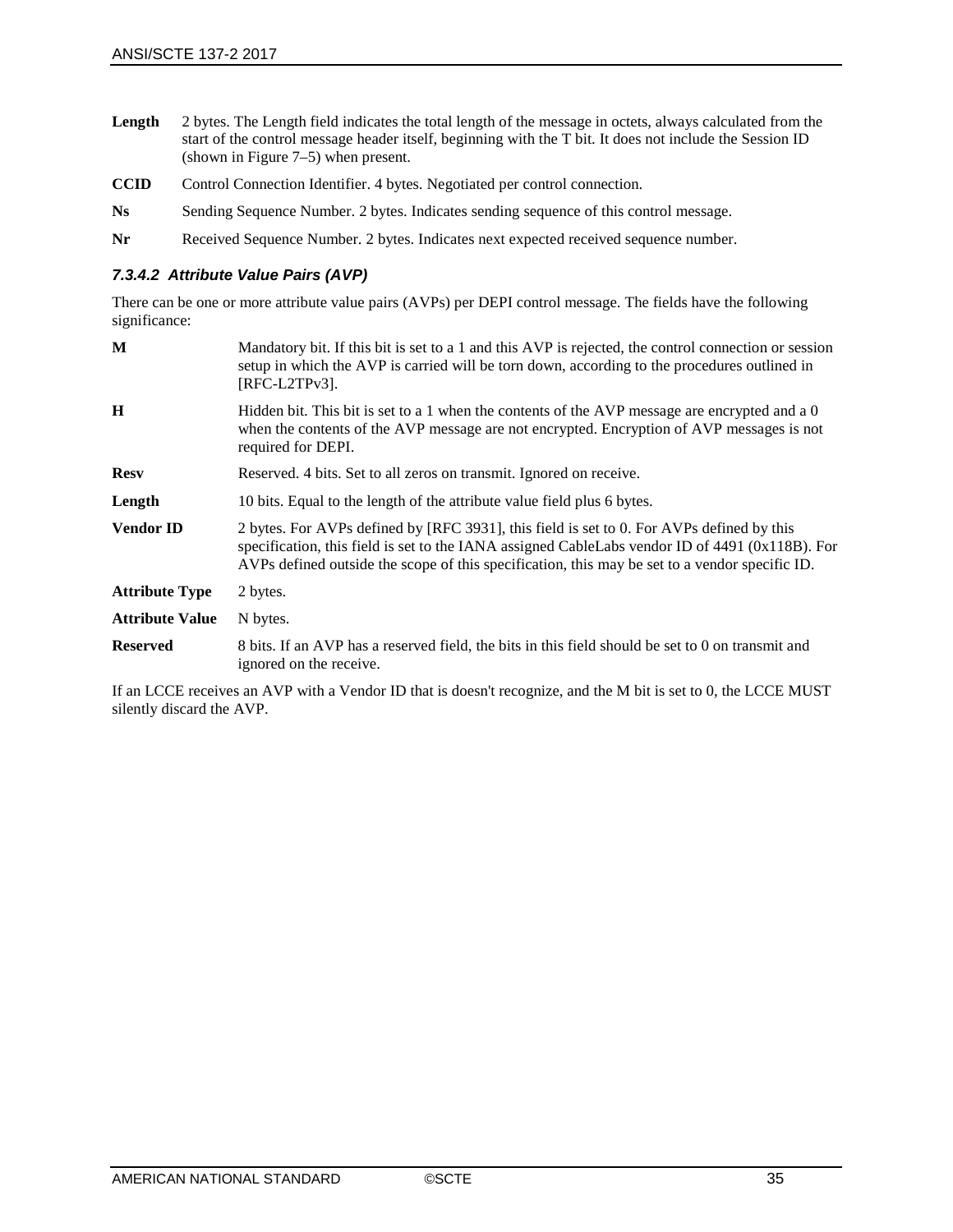**Length** 2 bytes. The Length field indicates the total length of the message in octets, always calculated from the start of the control message header itself, beginning with the T bit. It does not include the Session ID (shown in Figure 7–5) when present.

**CCID** Control Connection Identifier. 4 bytes. Negotiated per control connection.

**Ns** Sending Sequence Number. 2 bytes. Indicates sending sequence of this control message.

**Nr** Received Sequence Number. 2 bytes. Indicates next expected received sequence number.

#### *7.3.4.2 Attribute Value Pairs (AVP)*

There can be one or more attribute value pairs (AVPs) per DEPI control message. The fields have the following significance:

**M** Mandatory bit. If this bit is set to a 1 and this AVP is rejected, the control connection or session setup in which the AVP is carried will be torn down, according to the procedures outlined in [RFC-L2TPv3].

**H** Hidden bit. This bit is set to a 1 when the contents of the AVP message are encrypted and a 0 when the contents of the AVP message are not encrypted. Encryption of AVP messages is not required for DEPI.

**Resv** Reserved. 4 bits. Set to all zeros on transmit. Ignored on receive.

**Length** 10 bits. Equal to the length of the attribute value field plus 6 bytes.

**Vendor ID** 2 bytes. For AVPs defined by [RFC 3931], this field is set to 0. For AVPs defined by this specification, this field is set to the IANA assigned CableLabs vendor ID of 4491 (0x118B). For AVPs defined outside the scope of this specification, this may be set to a vendor specific ID.

**Attribute Type** 2 bytes.

**Attribute Value** N bytes.

**Reserved** 8 bits. If an AVP has a reserved field, the bits in this field should be set to 0 on transmit and ignored on the receive.

If an LCCE receives an AVP with a Vendor ID that is doesn't recognize, and the M bit is set to 0, the LCCE MUST silently discard the AVP.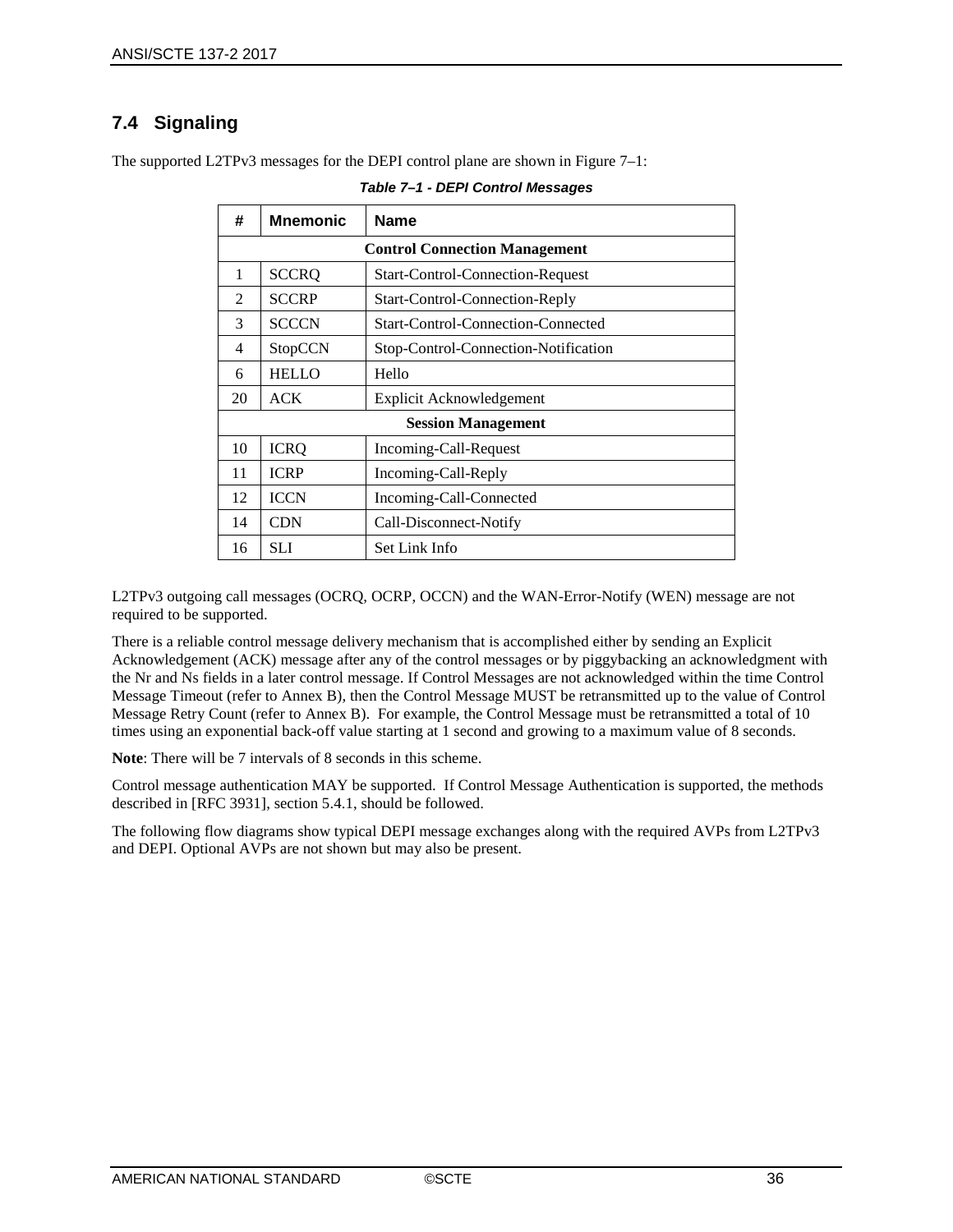## 7.4 Signaling

The supported L2TPv3 messages for the DEPI control plane are shown in Figure 7–1:

***Table 7–1 - DEPI Control Messages***

| # | Mnemonic | Name |
|---|---|---|
| **Control Connection Management** | | |
| 1 | SCCRQ | Start-Control-Connection-Request |
| 2 | SCCRP | Start-Control-Connection-Reply |
| 3 | SCCCN | Start-Control-Connection-Connected |
| 4 | StopCCN | Stop-Control-Connection-Notification |
| 6 | HELLO | Hello |
| 20 | ACK | Explicit Acknowledgement |
| **Session Management** | | |
| 10 | ICRQ | Incoming-Call-Request |
| 11 | ICRP | Incoming-Call-Reply |
| 12 | ICCN | Incoming-Call-Connected |
| 14 | CDN | Call-Disconnect-Notify |
| 16 | SLI | Set Link Info |

L2TPv3 outgoing call messages (OCRQ, OCRP, OCCN) and the WAN-Error-Notify (WEN) message are not required to be supported.

There is a reliable control message delivery mechanism that is accomplished either by sending an Explicit Acknowledgement (ACK) message after any of the control messages or by piggybacking an acknowledgment with the Nr and Ns fields in a later control message. If Control Messages are not acknowledged within the time Control Message Timeout (refer to Annex B), then the Control Message MUST be retransmitted up to the value of Control Message Retry Count (refer to Annex B). For example, the Control Message must be retransmitted a total of 10 times using an exponential back-off value starting at 1 second and growing to a maximum value of 8 seconds.

**Note**: There will be 7 intervals of 8 seconds in this scheme.

Control message authentication MAY be supported. If Control Message Authentication is supported, the methods described in [RFC 3931], section 5.4.1, should be followed.

The following flow diagrams show typical DEPI message exchanges along with the required AVPs from L2TPv3 and DEPI. Optional AVPs are not shown but may also be present.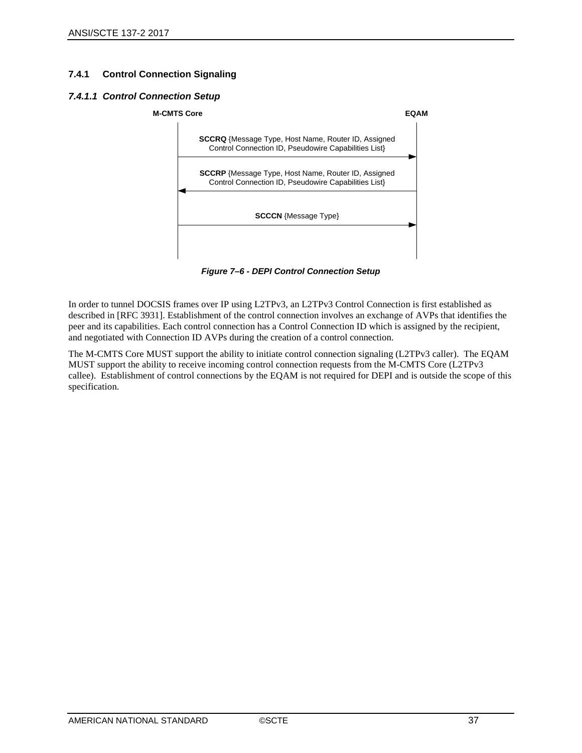### 7.4.1 Control Connection Signaling

#### *7.4.1.1 Control Connection Setup*

M-CMTS Core

EQAM

**SCCRQ** {Message Type, Host Name, Router ID, Assigned Control Connection ID, Pseudowire Capabilities List}

**SCCRP** {Message Type, Host Name, Router ID, Assigned Control Connection ID, Pseudowire Capabilities List}

**SCCCN** {Message Type}

***Figure 7–6 - DEPI Control Connection Setup***

In order to tunnel DOCSIS frames over IP using L2TPv3, an L2TPv3 Control Connection is first established as described in [RFC 3931]. Establishment of the control connection involves an exchange of AVPs that identifies the peer and its capabilities. Each control connection has a Control Connection ID which is assigned by the recipient, and negotiated with Connection ID AVPs during the creation of a control connection.

The M-CMTS Core MUST support the ability to initiate control connection signaling (L2TPv3 caller). The EQAM MUST support the ability to receive incoming control connection requests from the M-CMTS Core (L2TPv3 callee). Establishment of control connections by the EQAM is not required for DEPI and is outside the scope of this specification.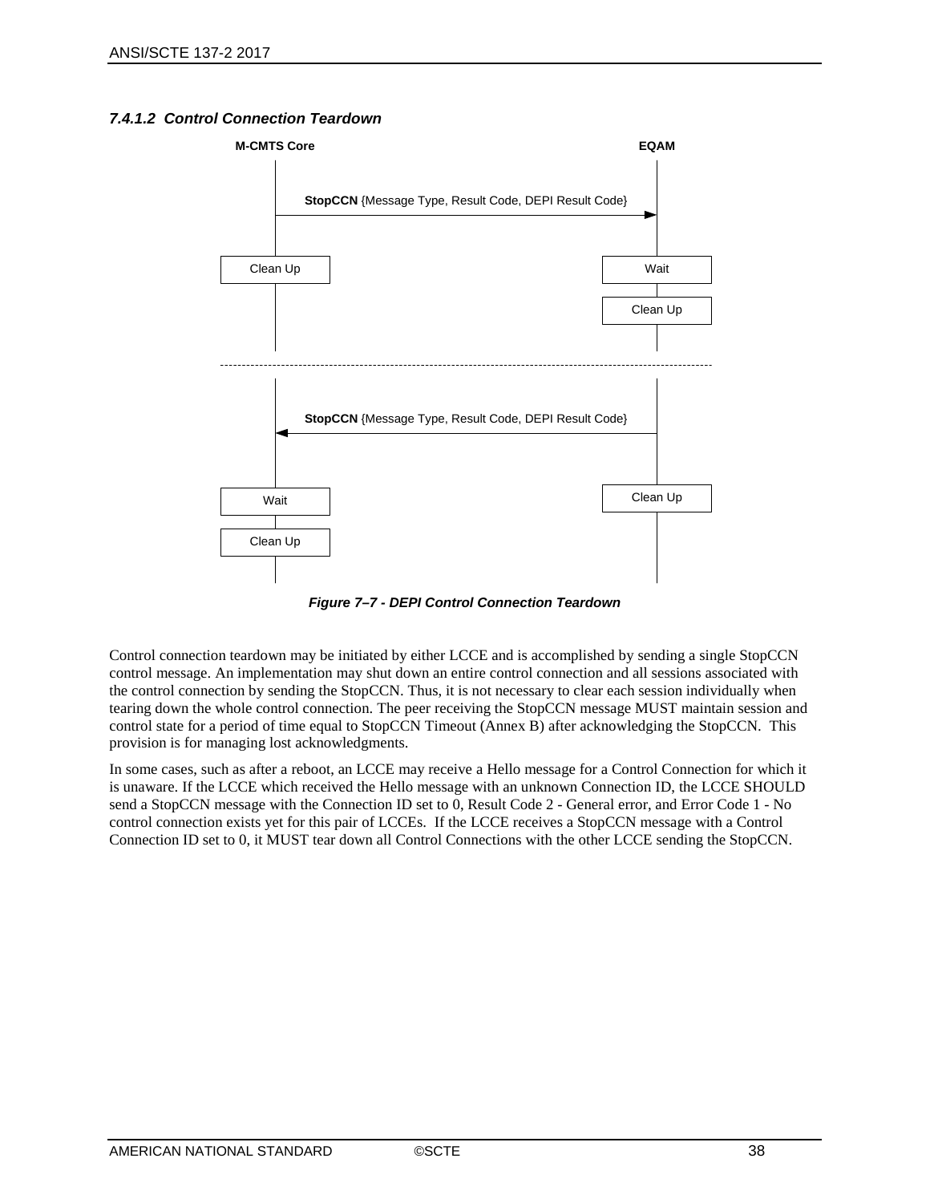#### 7.4.1.2 Control Connection Teardown

M-CMTS Core | EQAM

**StopCCN** {Message Type, Result Code, DEPI Result Code}

Clean Up | Wait | Clean Up

**StopCCN** {Message Type, Result Code, DEPI Result Code}

Wait | Clean Up | Clean Up

***Figure 7–7 - DEPI Control Connection Teardown***

Control connection teardown may be initiated by either LCCE and is accomplished by sending a single StopCCN control message. An implementation may shut down an entire control connection and all sessions associated with the control connection by sending the StopCCN. Thus, it is not necessary to clear each session individually when tearing down the whole control connection. The peer receiving the StopCCN message MUST maintain session and control state for a period of time equal to StopCCN Timeout (Annex B) after acknowledging the StopCCN. This provision is for managing lost acknowledgments.

In some cases, such as after a reboot, an LCCE may receive a Hello message for a Control Connection for which it is unaware. If the LCCE which received the Hello message with an unknown Connection ID, the LCCE SHOULD send a StopCCN message with the Connection ID set to 0, Result Code 2 - General error, and Error Code 1 - No control connection exists yet for this pair of LCCEs. If the LCCE receives a StopCCN message with a Control Connection ID set to 0, it MUST tear down all Control Connections with the other LCCE sending the StopCCN.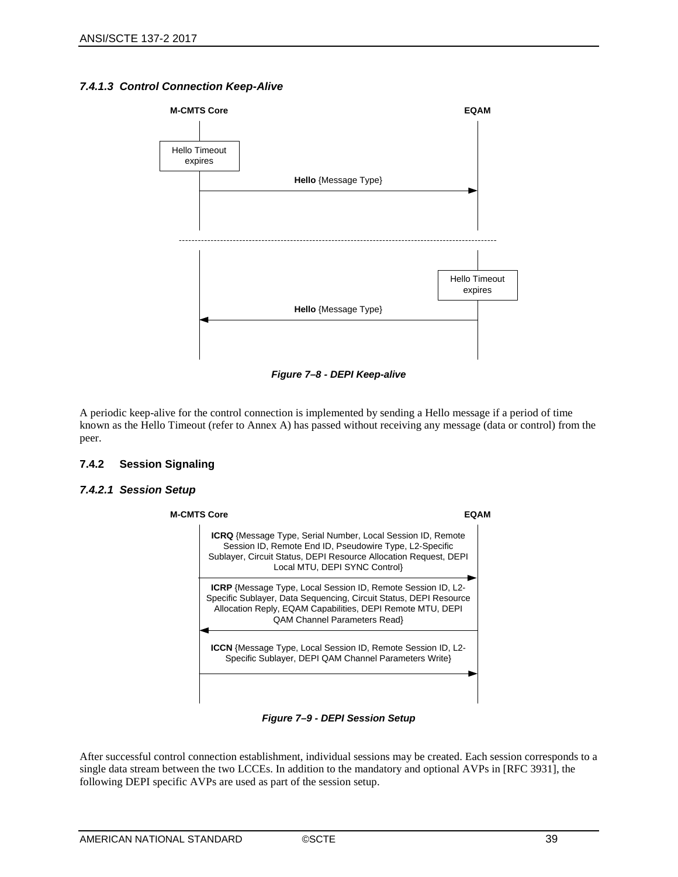#### *7.4.1.3 Control Connection Keep-Alive*

M-CMTS Core

EQAM

Hello Timeout expires

**Hello** {Message Type}

Hello Timeout expires

**Hello** {Message Type}

***Figure 7–8 - DEPI Keep-alive***

A periodic keep-alive for the control connection is implemented by sending a Hello message if a period of time known as the Hello Timeout (refer to Annex A) has passed without receiving any message (data or control) from the peer.

### 7.4.2 Session Signaling

#### *7.4.2.1 Session Setup*

M-CMTS Core

EQAM

**ICRQ** {Message Type, Serial Number, Local Session ID, Remote Session ID, Remote End ID, Pseudowire Type, L2-Specific Sublayer, Circuit Status, DEPI Resource Allocation Request, DEPI Local MTU, DEPI SYNC Control}

**ICRP** {Message Type, Local Session ID, Remote Session ID, L2-Specific Sublayer, Data Sequencing, Circuit Status, DEPI Resource Allocation Reply, EQAM Capabilities, DEPI Remote MTU, DEPI QAM Channel Parameters Read}

**ICCN** {Message Type, Local Session ID, Remote Session ID, L2-Specific Sublayer, DEPI QAM Channel Parameters Write}

***Figure 7–9 - DEPI Session Setup***

After successful control connection establishment, individual sessions may be created. Each session corresponds to a single data stream between the two LCCEs. In addition to the mandatory and optional AVPs in [RFC 3931], the following DEPI specific AVPs are used as part of the session setup.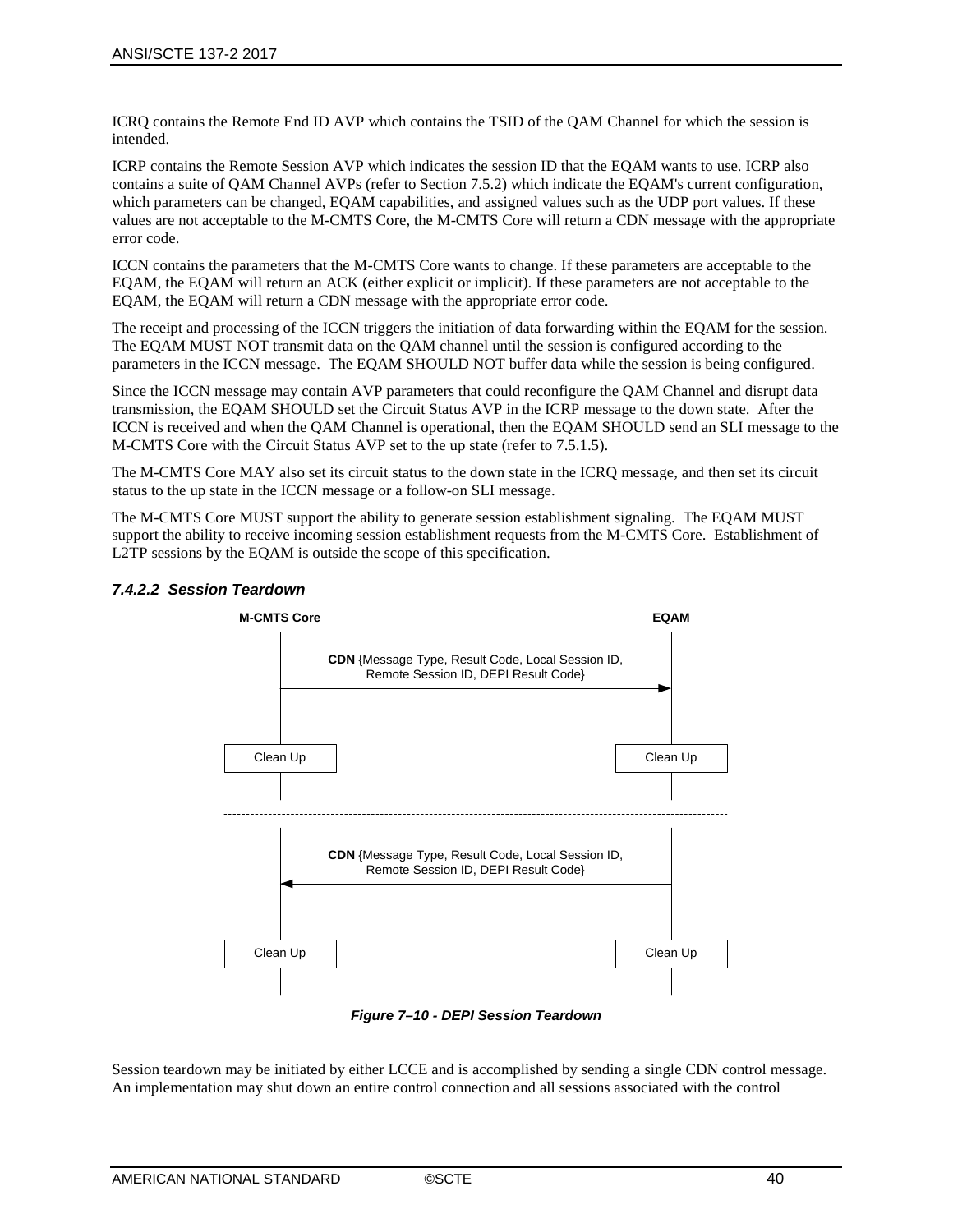ICRQ contains the Remote End ID AVP which contains the TSID of the QAM Channel for which the session is intended.

ICRP contains the Remote Session AVP which indicates the session ID that the EQAM wants to use. ICRP also contains a suite of QAM Channel AVPs (refer to Section 7.5.2) which indicate the EQAM's current configuration, which parameters can be changed, EQAM capabilities, and assigned values such as the UDP port values. If these values are not acceptable to the M-CMTS Core, the M-CMTS Core will return a CDN message with the appropriate error code.

ICCN contains the parameters that the M-CMTS Core wants to change. If these parameters are acceptable to the EQAM, the EQAM will return an ACK (either explicit or implicit). If these parameters are not acceptable to the EQAM, the EQAM will return a CDN message with the appropriate error code.

The receipt and processing of the ICCN triggers the initiation of data forwarding within the EQAM for the session. The EQAM MUST NOT transmit data on the QAM channel until the session is configured according to the parameters in the ICCN message. The EQAM SHOULD NOT buffer data while the session is being configured.

Since the ICCN message may contain AVP parameters that could reconfigure the QAM Channel and disrupt data transmission, the EQAM SHOULD set the Circuit Status AVP in the ICRP message to the down state. After the ICCN is received and when the QAM Channel is operational, then the EQAM SHOULD send an SLI message to the M-CMTS Core with the Circuit Status AVP set to the up state (refer to 7.5.1.5).

The M-CMTS Core MAY also set its circuit status to the down state in the ICRQ message, and then set its circuit status to the up state in the ICCN message or a follow-on SLI message.

The M-CMTS Core MUST support the ability to generate session establishment signaling. The EQAM MUST support the ability to receive incoming session establishment requests from the M-CMTS Core. Establishment of L2TP sessions by the EQAM is outside the scope of this specification.

#### 7.4.2.2 Session Teardown

M-CMTS Core
EQAM
**CDN** {Message Type, Result Code, Local Session ID, Remote Session ID, DEPI Result Code}
Clean Up
Clean Up
**CDN** {Message Type, Result Code, Local Session ID, Remote Session ID, DEPI Result Code}
Clean Up
Clean Up

*Figure 7–10 - DEPI Session Teardown*

Session teardown may be initiated by either LCCE and is accomplished by sending a single CDN control message. An implementation may shut down an entire control connection and all sessions associated with the control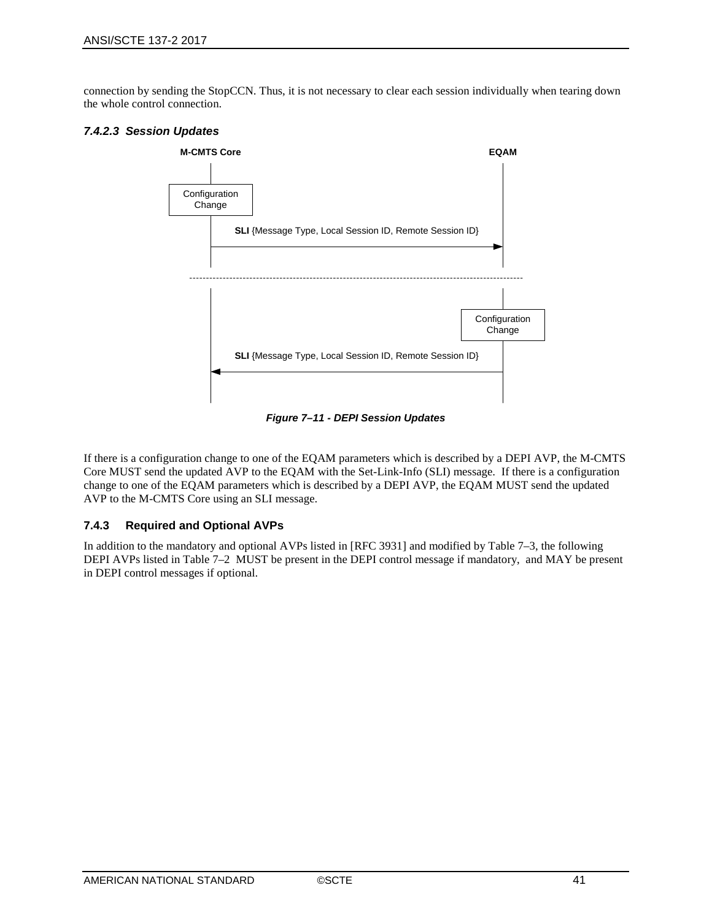connection by sending the StopCCN. Thus, it is not necessary to clear each session individually when tearing down the whole control connection.

#### *7.4.2.3 Session Updates*

M-CMTS Core

EQAM

Configuration Change

**SLI** {Message Type, Local Session ID, Remote Session ID}

Configuration Change

**SLI** {Message Type, Local Session ID, Remote Session ID}

***Figure 7–11 - DEPI Session Updates***

If there is a configuration change to one of the EQAM parameters which is described by a DEPI AVP, the M-CMTS Core MUST send the updated AVP to the EQAM with the Set-Link-Info (SLI) message. If there is a configuration change to one of the EQAM parameters which is described by a DEPI AVP, the EQAM MUST send the updated AVP to the M-CMTS Core using an SLI message.

### 7.4.3 Required and Optional AVPs

In addition to the mandatory and optional AVPs listed in [RFC 3931] and modified by Table 7–3, the following DEPI AVPs listed in Table 7–2 MUST be present in the DEPI control message if mandatory, and MAY be present in DEPI control messages if optional.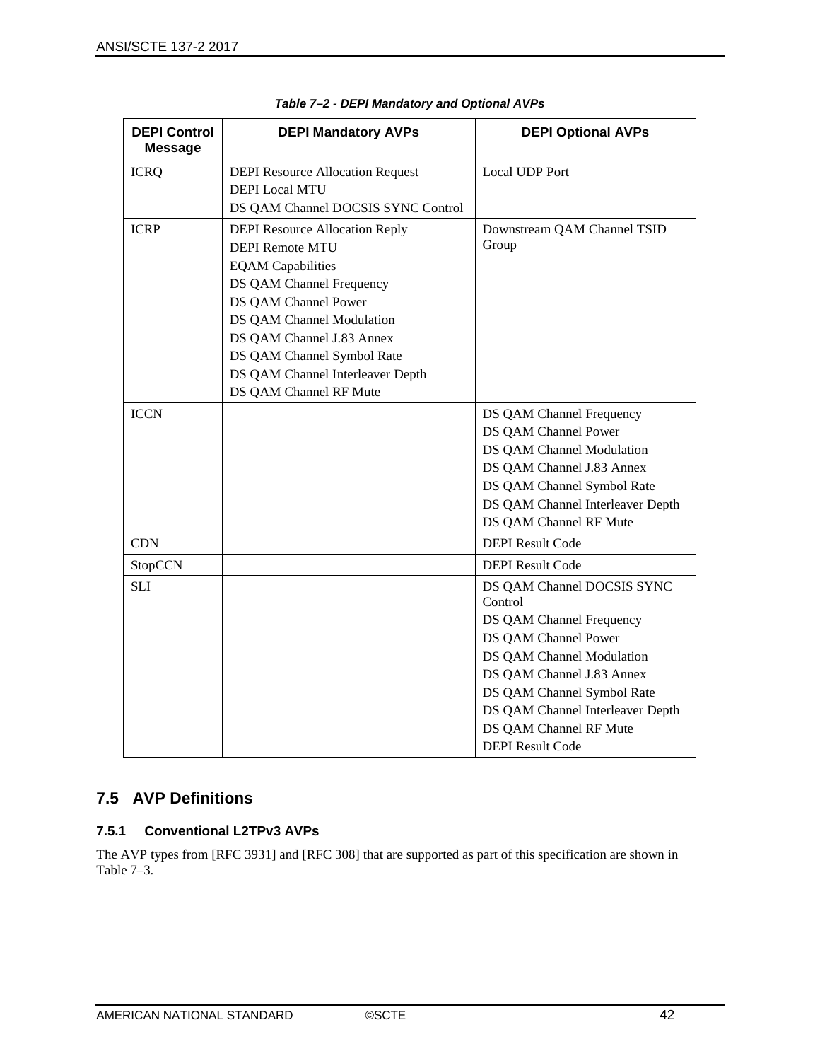*Table 7–2 - DEPI Mandatory and Optional AVPs*

| DEPI Control Message | DEPI Mandatory AVPs | DEPI Optional AVPs |
|---|---|---|
| ICRQ | DEPI Resource Allocation Request<br>DEPI Local MTU<br>DS QAM Channel DOCSIS SYNC Control | Local UDP Port |
| ICRP | DEPI Resource Allocation Reply<br>DEPI Remote MTU<br>EQAM Capabilities<br>DS QAM Channel Frequency<br>DS QAM Channel Power<br>DS QAM Channel Modulation<br>DS QAM Channel J.83 Annex<br>DS QAM Channel Symbol Rate<br>DS QAM Channel Interleaver Depth<br>DS QAM Channel RF Mute | Downstream QAM Channel TSID Group |
| ICCN | | DS QAM Channel Frequency<br>DS QAM Channel Power<br>DS QAM Channel Modulation<br>DS QAM Channel J.83 Annex<br>DS QAM Channel Symbol Rate<br>DS QAM Channel Interleaver Depth<br>DS QAM Channel RF Mute |
| CDN | | DEPI Result Code |
| StopCCN | | DEPI Result Code |
| SLI | | DS QAM Channel DOCSIS SYNC Control<br>DS QAM Channel Frequency<br>DS QAM Channel Power<br>DS QAM Channel Modulation<br>DS QAM Channel J.83 Annex<br>DS QAM Channel Symbol Rate<br>DS QAM Channel Interleaver Depth<br>DS QAM Channel RF Mute<br>DEPI Result Code |

## 7.5 AVP Definitions

### 7.5.1 Conventional L2TPv3 AVPs

The AVP types from [RFC 3931] and [RFC 308] that are supported as part of this specification are shown in Table 7–3.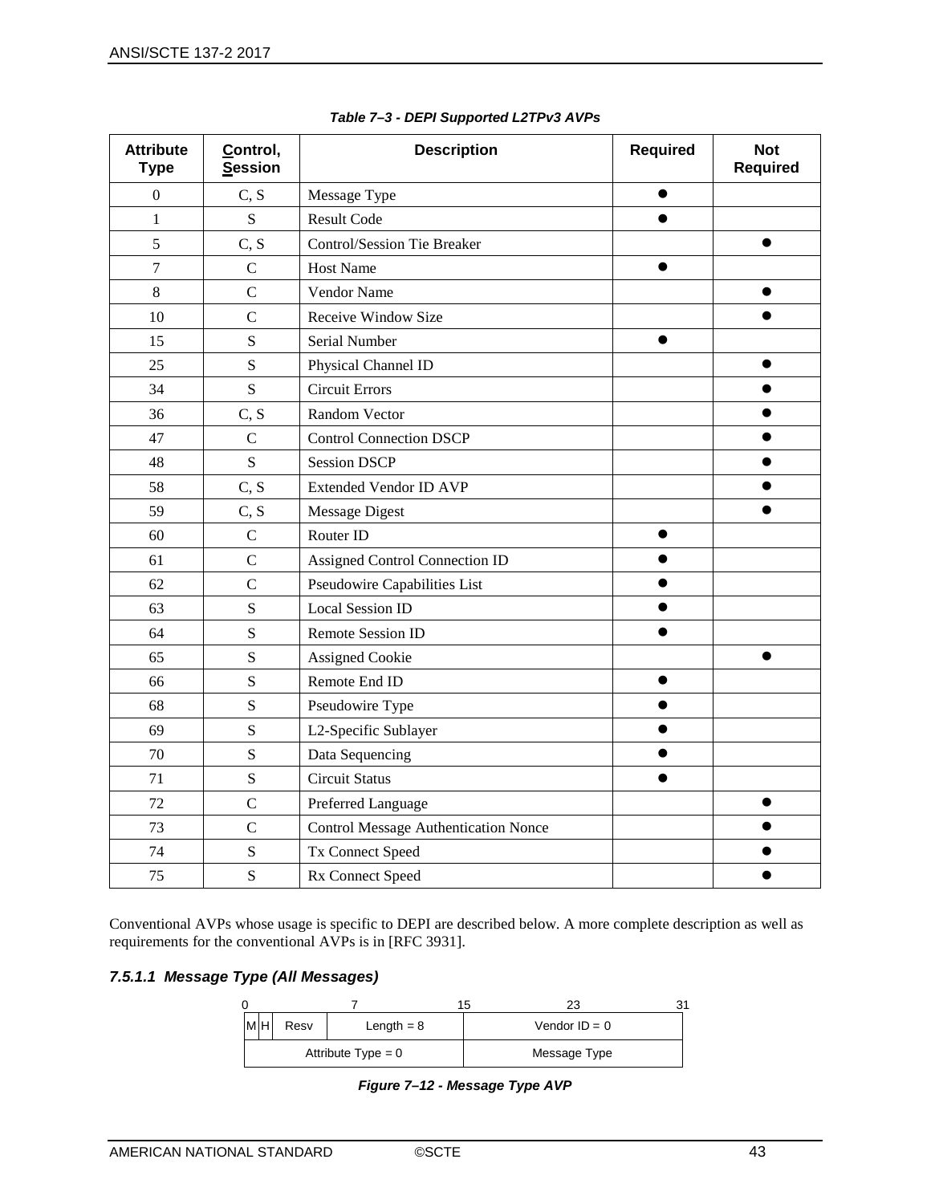*Table 7–3 - DEPI Supported L2TPv3 AVPs*

| Attribute Type | Control, Session | Description | Required | Not Required |
|---|---|---|---|---|
| 0 | C, S | Message Type | ● | |
| 1 | S | Result Code | ● | |
| 5 | C, S | Control/Session Tie Breaker | | ● |
| 7 | C | Host Name | ● | |
| 8 | C | Vendor Name | | ● |
| 10 | C | Receive Window Size | | ● |
| 15 | S | Serial Number | ● | |
| 25 | S | Physical Channel ID | | ● |
| 34 | S | Circuit Errors | | ● |
| 36 | C, S | Random Vector | | ● |
| 47 | C | Control Connection DSCP | | ● |
| 48 | S | Session DSCP | | ● |
| 58 | C, S | Extended Vendor ID AVP | | ● |
| 59 | C, S | Message Digest | | ● |
| 60 | C | Router ID | ● | |
| 61 | C | Assigned Control Connection ID | ● | |
| 62 | C | Pseudowire Capabilities List | ● | |
| 63 | S | Local Session ID | ● | |
| 64 | S | Remote Session ID | ● | |
| 65 | S | Assigned Cookie | | ● |
| 66 | S | Remote End ID | ● | |
| 68 | S | Pseudowire Type | ● | |
| 69 | S | L2-Specific Sublayer | ● | |
| 70 | S | Data Sequencing | ● | |
| 71 | S | Circuit Status | ● | |
| 72 | C | Preferred Language | | ● |
| 73 | C | Control Message Authentication Nonce | | ● |
| 74 | S | Tx Connect Speed | | ● |
| 75 | S | Rx Connect Speed | | ● |

Conventional AVPs whose usage is specific to DEPI are described below. A more complete description as well as requirements for the conventional AVPs is in [RFC 3931].

#### *7.5.1.1 Message Type (All Messages)*

| 0 | | | 7 | 15 | 23 | 31 |
|---|---|---|---|---|---|---|
| M | H | Resv | Length = 8 | | Vendor ID = 0 | |
| Attribute Type = 0 | | | | | Message Type | |

*Figure 7–12 - Message Type AVP*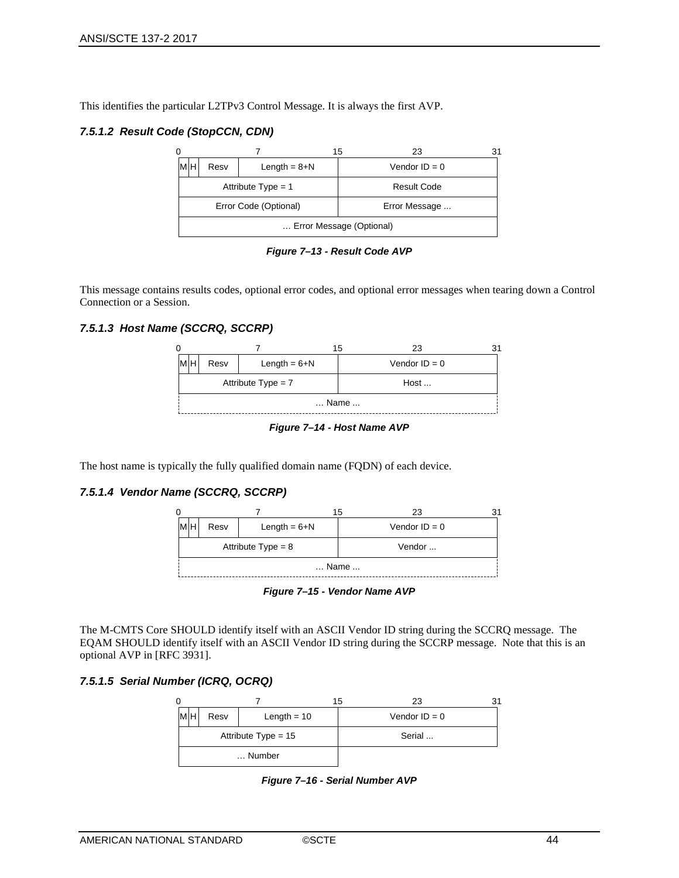This identifies the particular L2TPv3 Control Message. It is always the first AVP.

#### *7.5.1.2 Result Code (StopCCN, CDN)*

| 0 | | | 7 | 15 | 23 | 31 |
|---|---|---|---|---|---|---|
| M | H | Resv | Length = 8+N | | Vendor ID = 0 | |
| Attribute Type = 1 | | | | | Result Code | |
| Error Code (Optional) | | | | | Error Message ... | |
| … Error Message (Optional) | | | | | | |

***Figure 7–13 - Result Code AVP***

This message contains results codes, optional error codes, and optional error messages when tearing down a Control Connection or a Session.

#### *7.5.1.3 Host Name (SCCRQ, SCCRP)*

| 0 | | | 7 | 15 | 23 | 31 |
|---|---|---|---|---|---|---|
| M | H | Resv | Length = 6+N | | Vendor ID = 0 | |
| Attribute Type = 7 | | | | | Host ... | |
| … Name ... | | | | | | |

***Figure 7–14 - Host Name AVP***

The host name is typically the fully qualified domain name (FQDN) of each device.

#### *7.5.1.4 Vendor Name (SCCRQ, SCCRP)*

| 0 | | | 7 | 15 | 23 | 31 |
|---|---|---|---|---|---|---|
| M | H | Resv | Length = 6+N | | Vendor ID = 0 | |
| Attribute Type = 8 | | | | | Vendor ... | |
| … Name ... | | | | | | |

***Figure 7–15 - Vendor Name AVP***

The M-CMTS Core SHOULD identify itself with an ASCII Vendor ID string during the SCCRQ message. The EQAM SHOULD identify itself with an ASCII Vendor ID string during the SCCRP message. Note that this is an optional AVP in [RFC 3931].

#### *7.5.1.5 Serial Number (ICRQ, OCRQ)*

| 0 | | | 7 | 15 | 23 | 31 |
|---|---|---|---|---|---|---|
| M | H | Resv | Length = 10 | | Vendor ID = 0 | |
| Attribute Type = 15 | | | | | Serial ... | |
| … Number | | | | | | |

***Figure 7–16 - Serial Number AVP***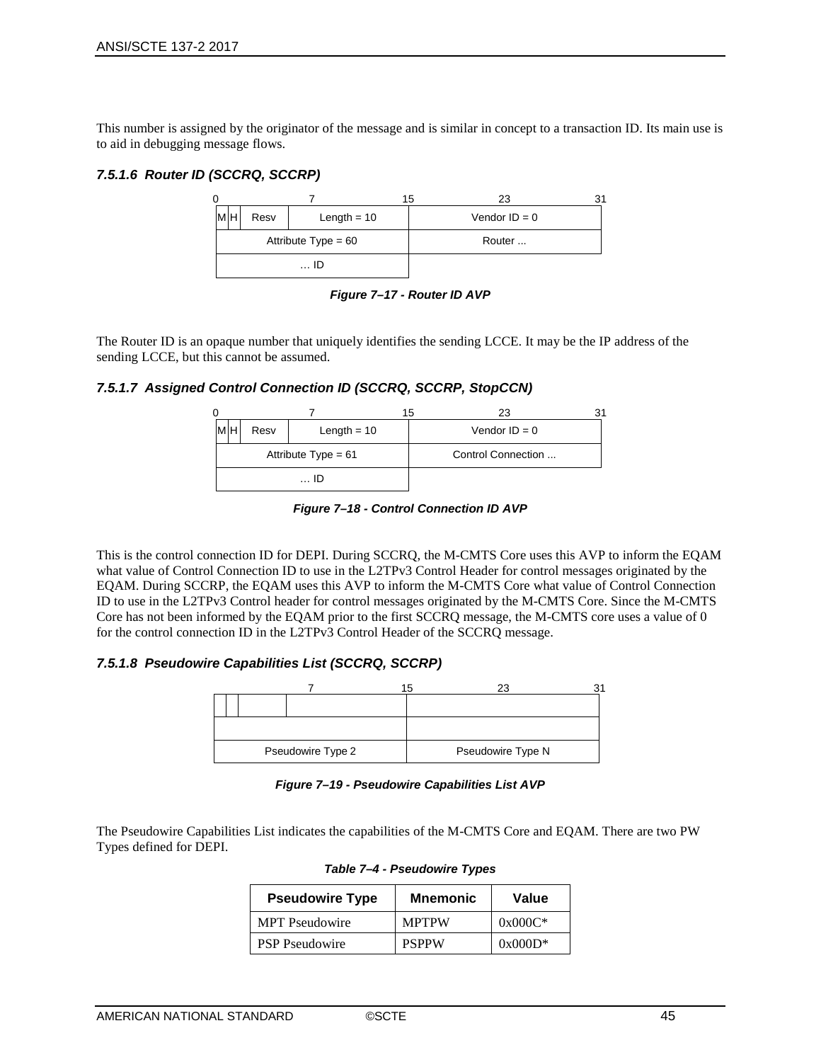This number is assigned by the originator of the message and is similar in concept to a transaction ID. Its main use is to aid in debugging message flows.

#### 7.5.1.6 Router ID (SCCRQ, SCCRP)

| 0 | | | 7 | 15 | 23 | 31 |
|---|---|---|---|---|---|---|
| M | H | Resv | Length = 10 | Vendor ID = 0 | | |
| Attribute Type = 60 | | | | Router ... | | |
| … ID | | | | | | |

*Figure 7–17 - Router ID AVP*

The Router ID is an opaque number that uniquely identifies the sending LCCE. It may be the IP address of the sending LCCE, but this cannot be assumed.

#### 7.5.1.7 Assigned Control Connection ID (SCCRQ, SCCRP, StopCCN)

| 0 | | | 7 | 15 | 23 | 31 |
|---|---|---|---|---|---|---|
| M | H | Resv | Length = 10 | Vendor ID = 0 | | |
| Attribute Type = 61 | | | | Control Connection ... | | |
| … ID | | | | | | |

*Figure 7–18 - Control Connection ID AVP*

This is the control connection ID for DEPI. During SCCRQ, the M-CMTS Core uses this AVP to inform the EQAM what value of Control Connection ID to use in the L2TPv3 Control Header for control messages originated by the EQAM. During SCCRP, the EQAM uses this AVP to inform the M-CMTS Core what value of Control Connection ID to use in the L2TPv3 Control header for control messages originated by the M-CMTS Core. Since the M-CMTS Core has not been informed by the EQAM prior to the first SCCRQ message, the M-CMTS core uses a value of 0 for the control connection ID in the L2TPv3 Control Header of the SCCRQ message.

#### 7.5.1.8 Pseudowire Capabilities List (SCCRQ, SCCRP)

| | | | 7 | 15 | 23 | 31 |
|---|---|---|---|---|---|---|
| | | | | | | |
| | | | | | | |
| Pseudowire Type 2 | | | | Pseudowire Type N | | |

*Figure 7–19 - Pseudowire Capabilities List AVP*

The Pseudowire Capabilities List indicates the capabilities of the M-CMTS Core and EQAM. There are two PW Types defined for DEPI.

*Table 7–4 - Pseudowire Types*

| Pseudowire Type | Mnemonic | Value |
|---|---|---|
| MPT Pseudowire | MPTPW | 0x000C* |
| PSP Pseudowire | PSPPW | 0x000D* |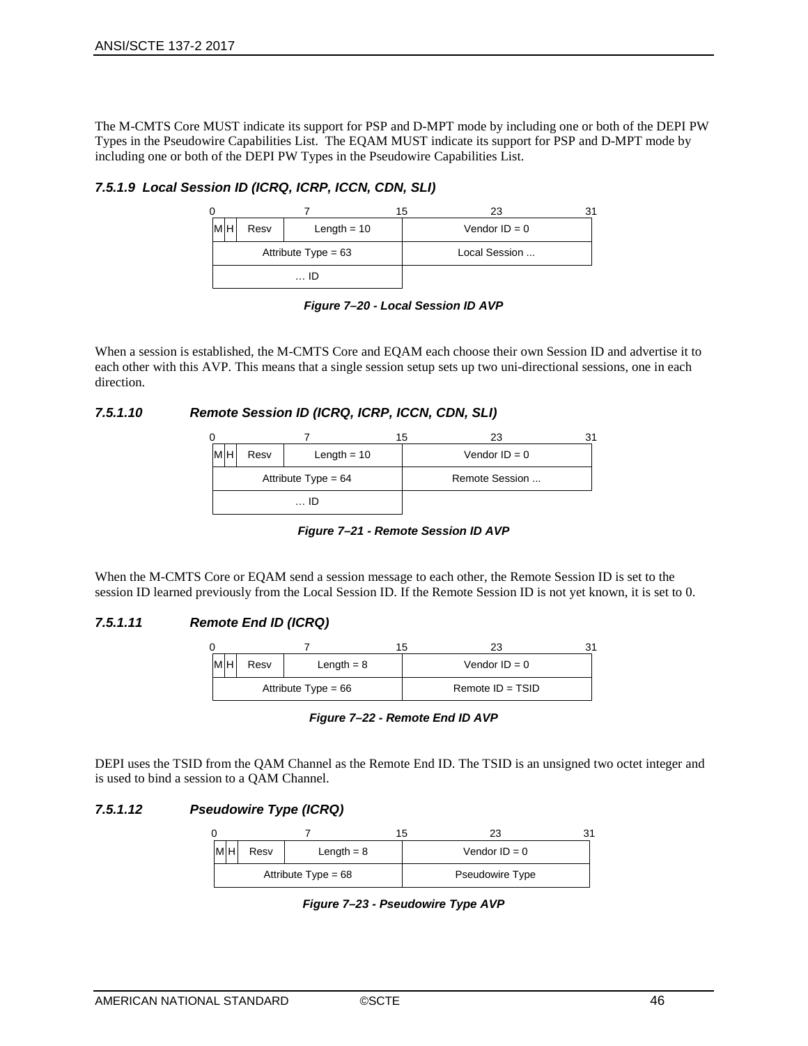The M-CMTS Core MUST indicate its support for PSP and D-MPT mode by including one or both of the DEPI PW Types in the Pseudowire Capabilities List. The EQAM MUST indicate its support for PSP and D-MPT mode by including one or both of the DEPI PW Types in the Pseudowire Capabilities List.

#### 7.5.1.9 Local Session ID (ICRQ, ICRP, ICCN, CDN, SLI)

| 0 | | 7 | 15 | 23 | 31 |
|---|---|---|---|---|---|
| M | H | Resv | Length = 10 | Vendor ID = 0 | |
| Attribute Type = 63 | | | | Local Session ... | |
| … ID | | | | | |

**Figure 7–20 - Local Session ID AVP**

When a session is established, the M-CMTS Core and EQAM each choose their own Session ID and advertise it to each other with this AVP. This means that a single session setup sets up two uni-directional sessions, one in each direction.

#### 7.5.1.10 Remote Session ID (ICRQ, ICRP, ICCN, CDN, SLI)

| 0 | | 7 | 15 | 23 | 31 |
|---|---|---|---|---|---|
| M | H | Resv | Length = 10 | Vendor ID = 0 | |
| Attribute Type = 64 | | | | Remote Session ... | |
| … ID | | | | | |

**Figure 7–21 - Remote Session ID AVP**

When the M-CMTS Core or EQAM send a session message to each other, the Remote Session ID is set to the session ID learned previously from the Local Session ID. If the Remote Session ID is not yet known, it is set to 0.

#### 7.5.1.11 Remote End ID (ICRQ)

| 0 | | 7 | 15 | 23 | 31 |
|---|---|---|---|---|---|
| M | H | Resv | Length = 8 | Vendor ID = 0 | |
| Attribute Type = 66 | | | | Remote ID = TSID | |

**Figure 7–22 - Remote End ID AVP**

DEPI uses the TSID from the QAM Channel as the Remote End ID. The TSID is an unsigned two octet integer and is used to bind a session to a QAM Channel.

#### 7.5.1.12 Pseudowire Type (ICRQ)

| 0 | | 7 | 15 | 23 | 31 |
|---|---|---|---|---|---|
| M | H | Resv | Length = 8 | Vendor ID = 0 | |
| Attribute Type = 68 | | | | Pseudowire Type | |

**Figure 7–23 - Pseudowire Type AVP**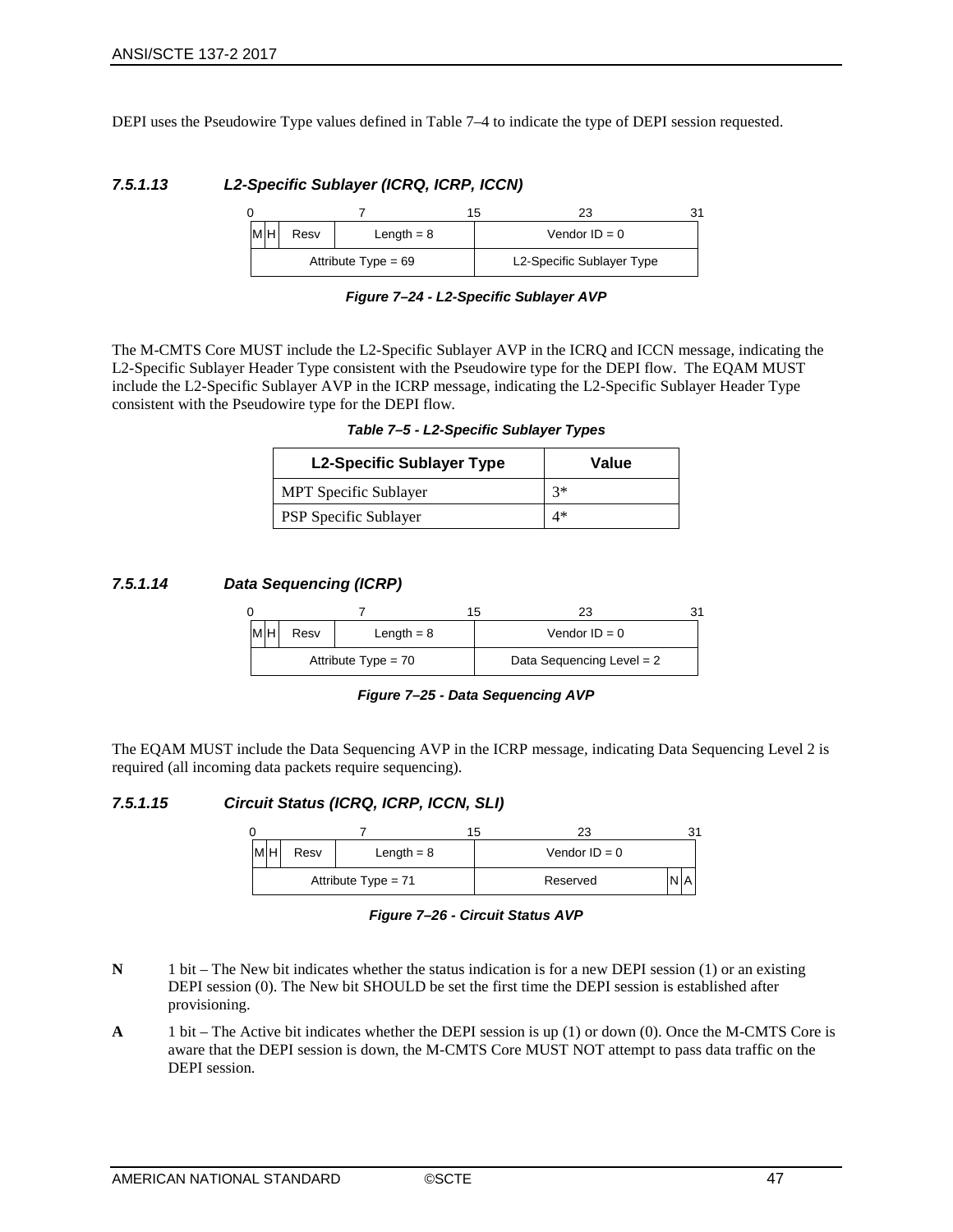DEPI uses the Pseudowire Type values defined in Table 7–4 to indicate the type of DEPI session requested.

#### *7.5.1.13 L2-Specific Sublayer (ICRQ, ICRP, ICCN)*

| 0 | | | 7 | 15 | 23 | 31 |
|---|---|---|---|---|---|---|
| M | H | Resv | Length = 8 | | Vendor ID = 0 | |
| Attribute Type = 69 | | | | | L2-Specific Sublayer Type | |

***Figure 7–24 - L2-Specific Sublayer AVP***

The M-CMTS Core MUST include the L2-Specific Sublayer AVP in the ICRQ and ICCN message, indicating the L2-Specific Sublayer Header Type consistent with the Pseudowire type for the DEPI flow. The EQAM MUST include the L2-Specific Sublayer AVP in the ICRP message, indicating the L2-Specific Sublayer Header Type consistent with the Pseudowire type for the DEPI flow.

***Table 7–5 - L2-Specific Sublayer Types***

| L2-Specific Sublayer Type | Value |
|---|---|
| MPT Specific Sublayer | 3* |
| PSP Specific Sublayer | 4* |

#### *7.5.1.14 Data Sequencing (ICRP)*

| 0 | | | 7 | 15 | 23 | 31 |
|---|---|---|---|---|---|---|
| M | H | Resv | Length = 8 | | Vendor ID = 0 | |
| Attribute Type = 70 | | | | | Data Sequencing Level = 2 | |

***Figure 7–25 - Data Sequencing AVP***

The EQAM MUST include the Data Sequencing AVP in the ICRP message, indicating Data Sequencing Level 2 is required (all incoming data packets require sequencing).

#### *7.5.1.15 Circuit Status (ICRQ, ICRP, ICCN, SLI)*

| 0 | | | 7 | 15 | 23 | | 31 |
|---|---|---|---|---|---|---|---|
| M | H | Resv | Length = 8 | | Vendor ID = 0 | | |
| Attribute Type = 71 | | | | | Reserved | N | A |

***Figure 7–26 - Circuit Status AVP***

**N** 1 bit – The New bit indicates whether the status indication is for a new DEPI session (1) or an existing DEPI session (0). The New bit SHOULD be set the first time the DEPI session is established after provisioning.

**A** 1 bit – The Active bit indicates whether the DEPI session is up (1) or down (0). Once the M-CMTS Core is aware that the DEPI session is down, the M-CMTS Core MUST NOT attempt to pass data traffic on the DEPI session.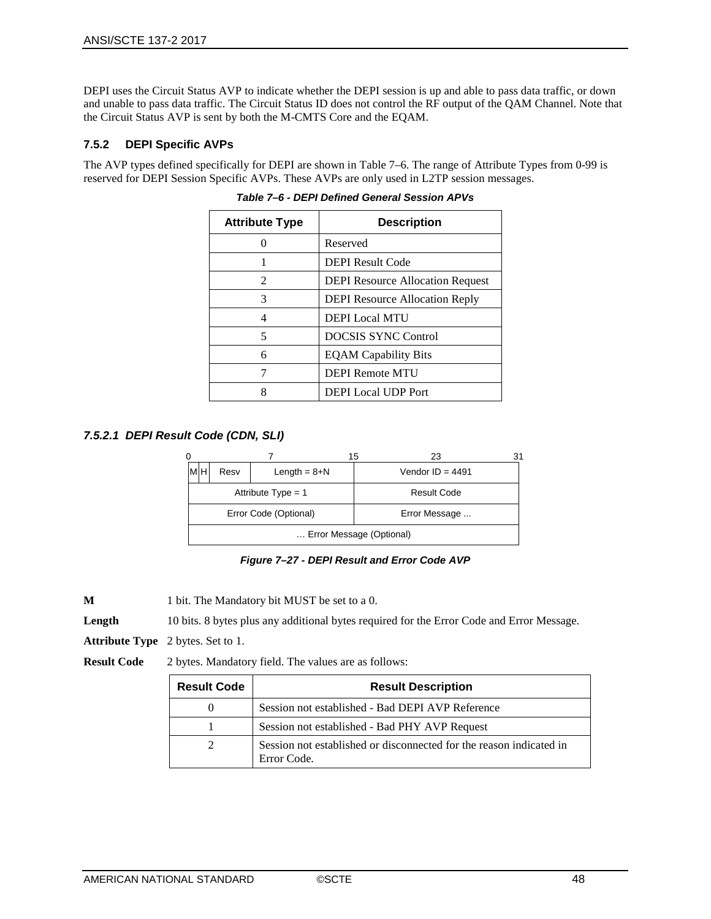DEPI uses the Circuit Status AVP to indicate whether the DEPI session is up and able to pass data traffic, or down and unable to pass data traffic. The Circuit Status ID does not control the RF output of the QAM Channel. Note that the Circuit Status AVP is sent by both the M-CMTS Core and the EQAM.

### 7.5.2 DEPI Specific AVPs

The AVP types defined specifically for DEPI are shown in Table 7–6. The range of Attribute Types from 0-99 is reserved for DEPI Session Specific AVPs. These AVPs are only used in L2TP session messages.

*Table 7–6 - DEPI Defined General Session APVs*

| Attribute Type | Description |
|---|---|
| 0 | Reserved |
| 1 | DEPI Result Code |
| 2 | DEPI Resource Allocation Request |
| 3 | DEPI Resource Allocation Reply |
| 4 | DEPI Local MTU |
| 5 | DOCSIS SYNC Control |
| 6 | EQAM Capability Bits |
| 7 | DEPI Remote MTU |
| 8 | DEPI Local UDP Port |

#### 7.5.2.1 DEPI Result Code (CDN, SLI)

| 0 &nbsp; M H &nbsp; Resv | 7 &nbsp; Length = 8+N | 15 &nbsp; 23 &nbsp; Vendor ID = 4491 | 31 |
|---|---|---|---|
| Attribute Type = 1 | | Result Code | |
| Error Code (Optional) | | Error Message ... | |
| … Error Message (Optional) | | | |

*Figure 7–27 - DEPI Result and Error Code AVP*

**M** 1 bit. The Mandatory bit MUST be set to a 0.

**Length** 10 bits. 8 bytes plus any additional bytes required for the Error Code and Error Message.

**Attribute Type** 2 bytes. Set to 1.

**Result Code** 2 bytes. Mandatory field. The values are as follows:

| Result Code | Result Description |
|---|---|
| 0 | Session not established - Bad DEPI AVP Reference |
| 1 | Session not established - Bad PHY AVP Request |
| 2 | Session not established or disconnected for the reason indicated in Error Code. |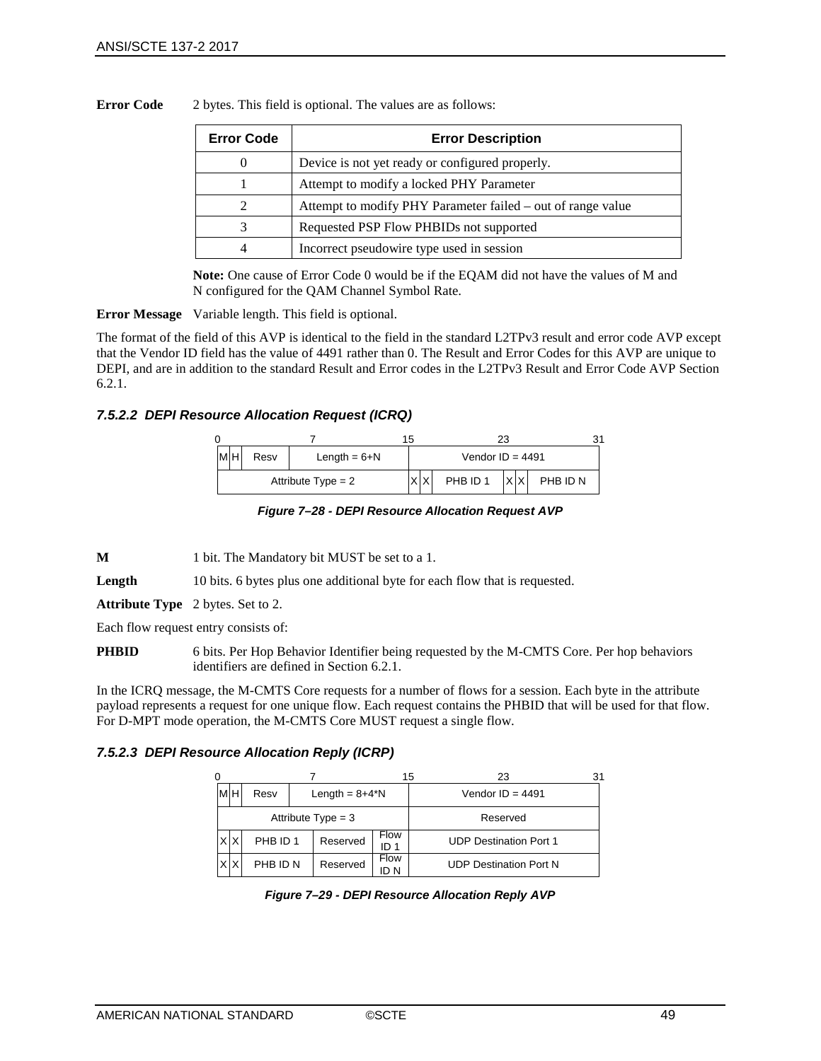**Error Code** 2 bytes. This field is optional. The values are as follows:

| Error Code | Error Description |
|---|---|
| 0 | Device is not yet ready or configured properly. |
| 1 | Attempt to modify a locked PHY Parameter |
| 2 | Attempt to modify PHY Parameter failed – out of range value |
| 3 | Requested PSP Flow PHBIDs not supported |
| 4 | Incorrect pseudowire type used in session |

**Note:** One cause of Error Code 0 would be if the EQAM did not have the values of M and N configured for the QAM Channel Symbol Rate.

**Error Message** Variable length. This field is optional.

The format of the field of this AVP is identical to the field in the standard L2TPv3 result and error code AVP except that the Vendor ID field has the value of 4491 rather than 0. The Result and Error Codes for this AVP are unique to DEPI, and are in addition to the standard Result and Error codes in the L2TPv3 Result and Error Code AVP Section 6.2.1.

### *7.5.2.2 DEPI Resource Allocation Request (ICRQ)*

| 0 | | | 7 | 15 | | | 23 | | | 31 |
|---|---|---|---|---|---|---|---|---|---|---|
| M | H | Resv | Length = 6+N | Vendor ID = 4491 | | | | | | |
| Attribute Type = 2 | | | | X | X | PHB ID 1 | X | X | PHB ID N | |

*Figure 7–28 - DEPI Resource Allocation Request AVP*

**M** 1 bit. The Mandatory bit MUST be set to a 1.

**Length** 10 bits. 6 bytes plus one additional byte for each flow that is requested.

**Attribute Type** 2 bytes. Set to 2.

Each flow request entry consists of:

**PHBID** 6 bits. Per Hop Behavior Identifier being requested by the M-CMTS Core. Per hop behaviors identifiers are defined in Section 6.2.1.

In the ICRQ message, the M-CMTS Core requests for a number of flows for a session. Each byte in the attribute payload represents a request for one unique flow. Each request contains the PHBID that will be used for that flow. For D-MPT mode operation, the M-CMTS Core MUST request a single flow.

### *7.5.2.3 DEPI Resource Allocation Reply (ICRP)*

| 0 | | 7 | | 15 | 23 / 31 |
|---|---|---|---|---|---|
| M | H | Resv | Length = 8+4*N | | Vendor ID = 4491 |
| Attribute Type = 3 | | | | | Reserved |
| X | X | PHB ID 1 | Reserved | Flow ID 1 | UDP Destination Port 1 |
| X | X | PHB ID N | Reserved | Flow ID N | UDP Destination Port N |

*Figure 7–29 - DEPI Resource Allocation Reply AVP*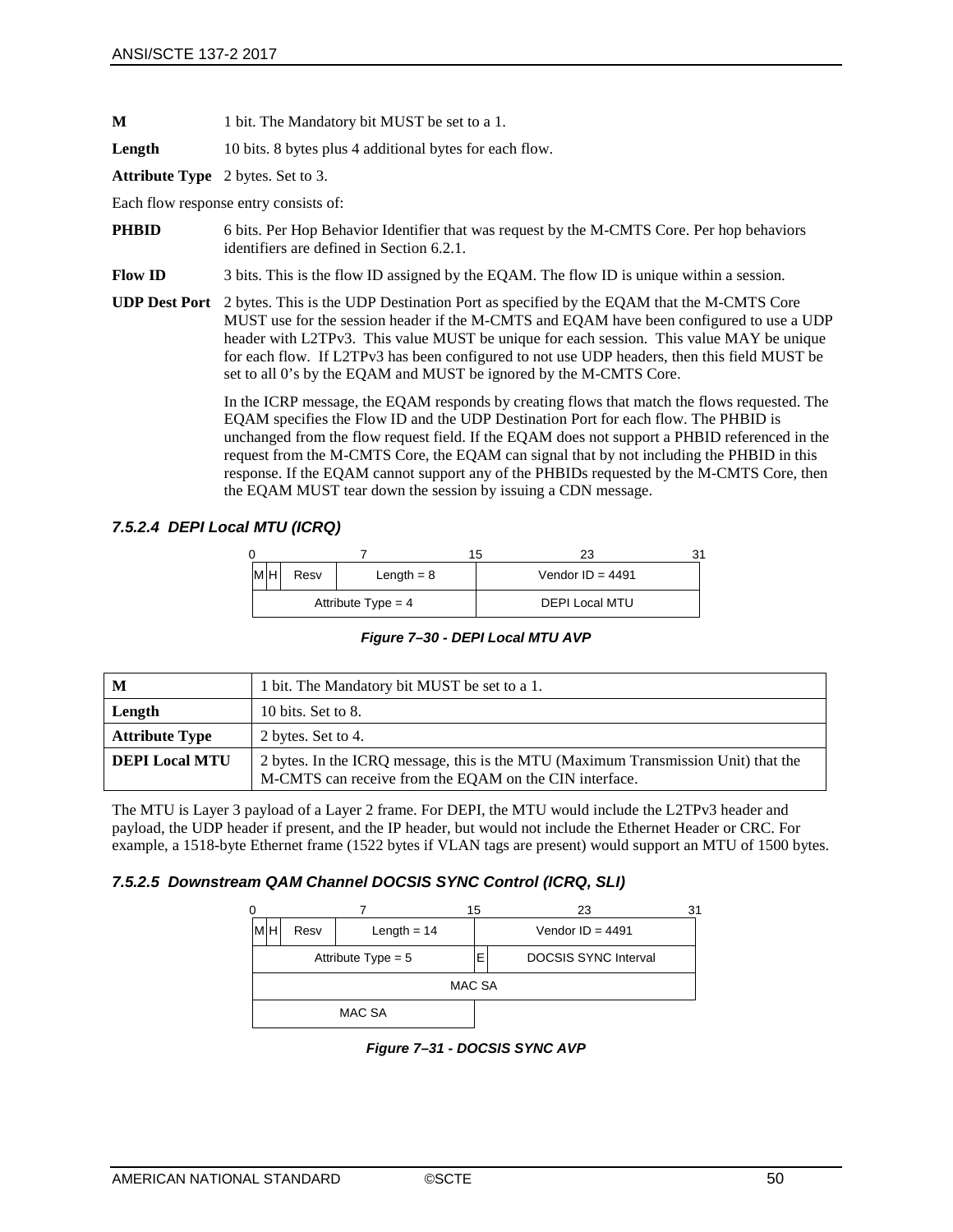**M** 1 bit. The Mandatory bit MUST be set to a 1.

**Length** 10 bits. 8 bytes plus 4 additional bytes for each flow.

**Attribute Type** 2 bytes. Set to 3.

Each flow response entry consists of:

**PHBID** 6 bits. Per Hop Behavior Identifier that was request by the M-CMTS Core. Per hop behaviors identifiers are defined in Section 6.2.1.

**Flow ID** 3 bits. This is the flow ID assigned by the EQAM. The flow ID is unique within a session.

**UDP Dest Port** 2 bytes. This is the UDP Destination Port as specified by the EQAM that the M-CMTS Core MUST use for the session header if the M-CMTS and EQAM have been configured to use a UDP header with L2TPv3. This value MUST be unique for each session. This value MAY be unique for each flow. If L2TPv3 has been configured to not use UDP headers, then this field MUST be set to all 0's by the EQAM and MUST be ignored by the M-CMTS Core.

In the ICRP message, the EQAM responds by creating flows that match the flows requested. The EQAM specifies the Flow ID and the UDP Destination Port for each flow. The PHBID is unchanged from the flow request field. If the EQAM does not support a PHBID referenced in the request from the M-CMTS Core, the EQAM can signal that by not including the PHBID in this response. If the EQAM cannot support any of the PHBIDs requested by the M-CMTS Core, then the EQAM MUST tear down the session by issuing a CDN message.

#### 7.5.2.4 DEPI Local MTU (ICRQ)

0 7 15 23 31

M | H | Resv | Length = 8 | Vendor ID = 4491

Attribute Type = 4 | DEPI Local MTU

*Figure 7–30 - DEPI Local MTU AVP*

| | |
|---|---|
| **M** | 1 bit. The Mandatory bit MUST be set to a 1. |
| **Length** | 10 bits. Set to 8. |
| **Attribute Type** | 2 bytes. Set to 4. |
| **DEPI Local MTU** | 2 bytes. In the ICRQ message, this is the MTU (Maximum Transmission Unit) that the M-CMTS can receive from the EQAM on the CIN interface. |

The MTU is Layer 3 payload of a Layer 2 frame. For DEPI, the MTU would include the L2TPv3 header and payload, the UDP header if present, and the IP header, but would not include the Ethernet Header or CRC. For example, a 1518-byte Ethernet frame (1522 bytes if VLAN tags are present) would support an MTU of 1500 bytes.

#### 7.5.2.5 Downstream QAM Channel DOCSIS SYNC Control (ICRQ, SLI)

0 7 15 23 31

M | H | Resv | Length = 14 | Vendor ID = 4491

Attribute Type = 5 | E | DOCSIS SYNC Interval

MAC SA

MAC SA

*Figure 7–31 - DOCSIS SYNC AVP*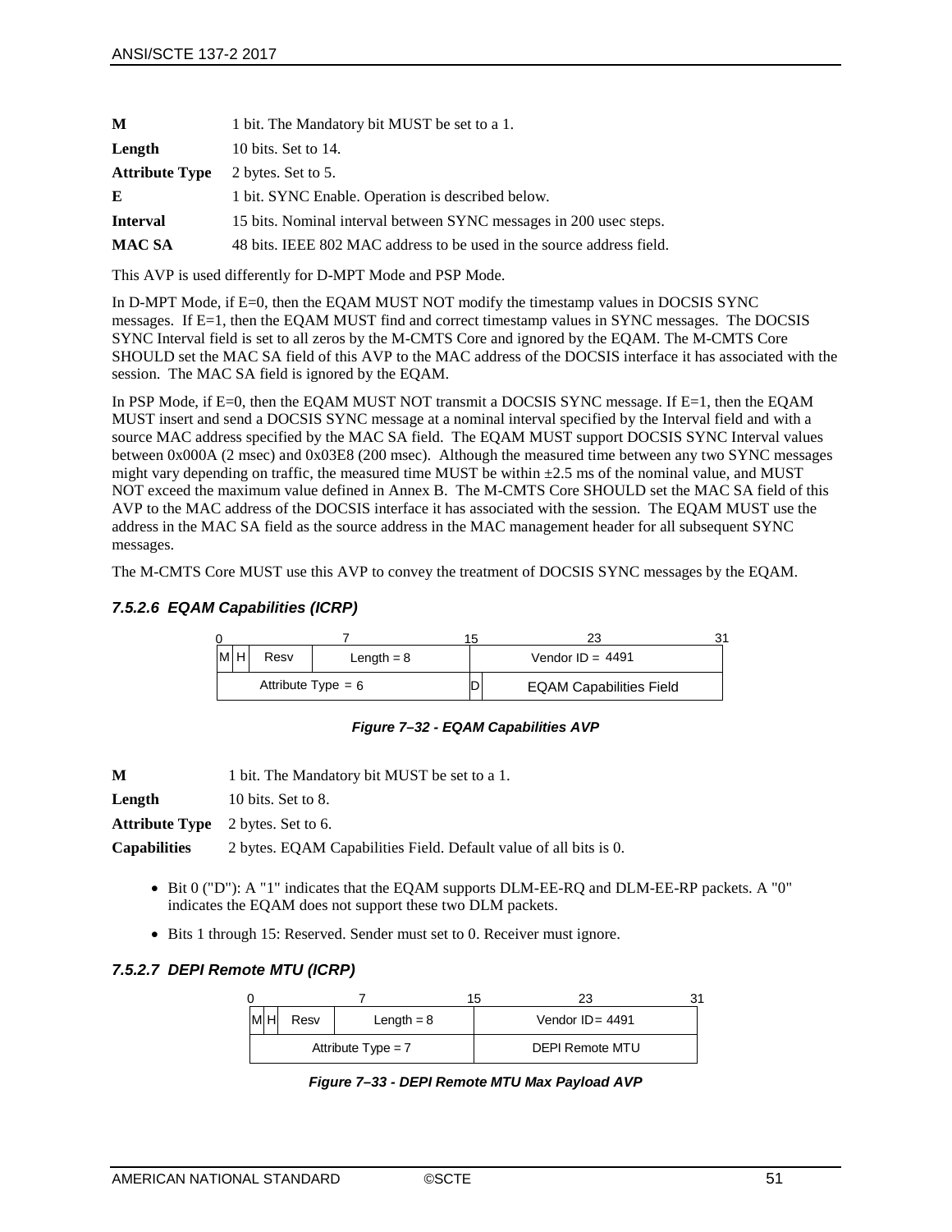| | |
|---|---|
| **M** | 1 bit. The Mandatory bit MUST be set to a 1. |
| **Length** | 10 bits. Set to 14. |
| **Attribute Type** | 2 bytes. Set to 5. |
| **E** | 1 bit. SYNC Enable. Operation is described below. |
| **Interval** | 15 bits. Nominal interval between SYNC messages in 200 usec steps. |
| **MAC SA** | 48 bits. IEEE 802 MAC address to be used in the source address field. |

This AVP is used differently for D-MPT Mode and PSP Mode.

In D-MPT Mode, if E=0, then the EQAM MUST NOT modify the timestamp values in DOCSIS SYNC messages. If E=1, then the EQAM MUST find and correct timestamp values in SYNC messages. The DOCSIS SYNC Interval field is set to all zeros by the M-CMTS Core and ignored by the EQAM. The M-CMTS Core SHOULD set the MAC SA field of this AVP to the MAC address of the DOCSIS interface it has associated with the session. The MAC SA field is ignored by the EQAM.

In PSP Mode, if E=0, then the EQAM MUST NOT transmit a DOCSIS SYNC message. If E=1, then the EQAM MUST insert and send a DOCSIS SYNC message at a nominal interval specified by the Interval field and with a source MAC address specified by the MAC SA field. The EQAM MUST support DOCSIS SYNC Interval values between 0x000A (2 msec) and 0x03E8 (200 msec). Although the measured time between any two SYNC messages might vary depending on traffic, the measured time MUST be within ±2.5 ms of the nominal value, and MUST NOT exceed the maximum value defined in Annex B. The M-CMTS Core SHOULD set the MAC SA field of this AVP to the MAC address of the DOCSIS interface it has associated with the session. The EQAM MUST use the address in the MAC SA field as the source address in the MAC management header for all subsequent SYNC messages.

The M-CMTS Core MUST use this AVP to convey the treatment of DOCSIS SYNC messages by the EQAM.

#### *7.5.2.6 EQAM Capabilities (ICRP)*

0 7 15 23 31

| M | H | Resv | Length = 8 | | Vendor ID = 4491 |
|---|---|---|---|---|---|
| Attribute Type = 6 | | | | D | EQAM Capabilities Field |

***Figure 7–32 - EQAM Capabilities AVP***

| | |
|---|---|
| **M** | 1 bit. The Mandatory bit MUST be set to a 1. |
| **Length** | 10 bits. Set to 8. |
| **Attribute Type** | 2 bytes. Set to 6. |
| **Capabilities** | 2 bytes. EQAM Capabilities Field. Default value of all bits is 0. |

- Bit 0 ("D"): A "1" indicates that the EQAM supports DLM-EE-RQ and DLM-EE-RP packets. A "0" indicates the EQAM does not support these two DLM packets.
- Bits 1 through 15: Reserved. Sender must set to 0. Receiver must ignore.

#### *7.5.2.7 DEPI Remote MTU (ICRP)*

0 7 15 23 31

| M | H | Resv | Length = 8 | Vendor ID = 4491 |
|---|---|---|---|---|
| Attribute Type = 7 | | | | DEPI Remote MTU |

***Figure 7–33 - DEPI Remote MTU Max Payload AVP***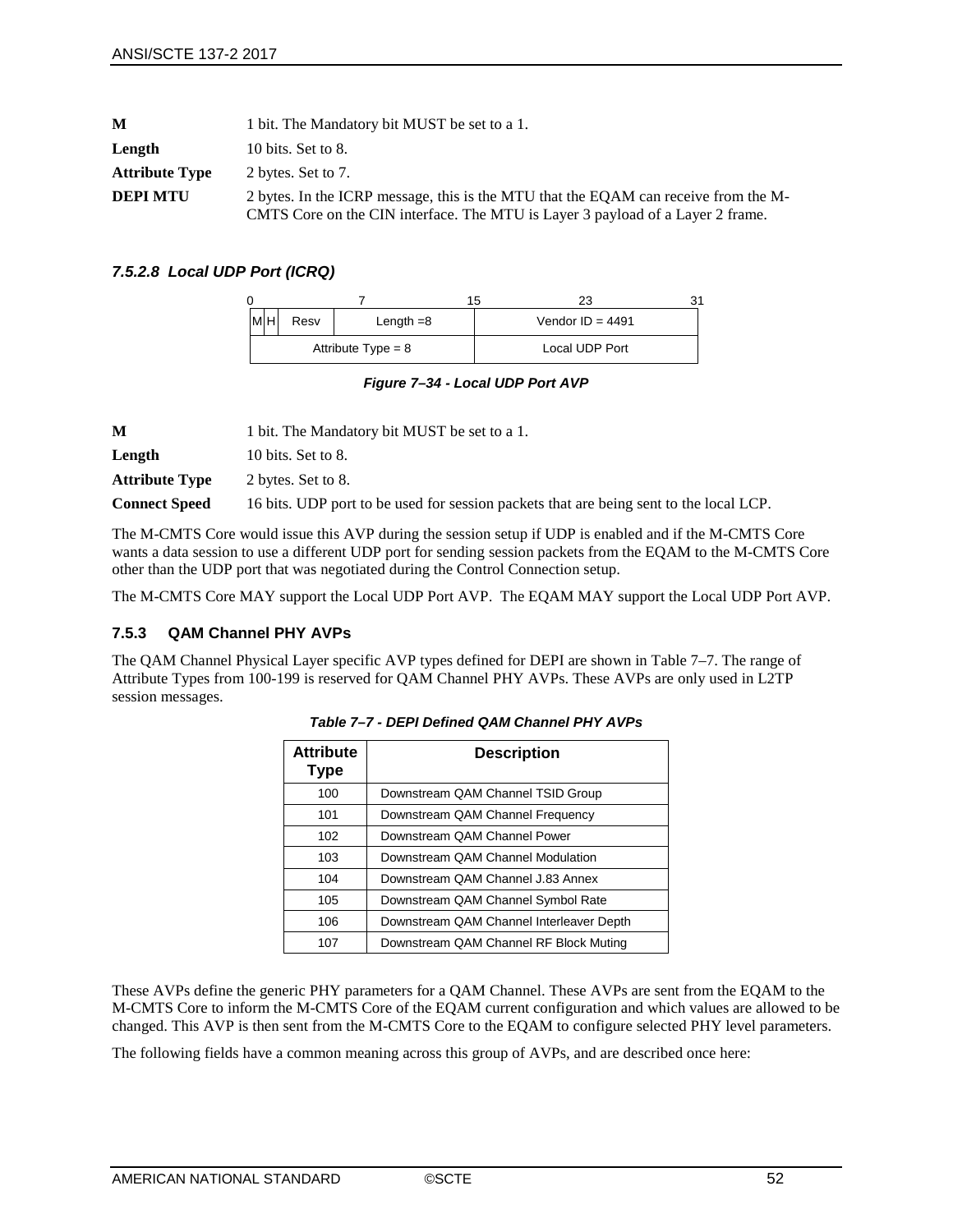| | |
|---|---|
| **M** | 1 bit. The Mandatory bit MUST be set to a 1. |
| **Length** | 10 bits. Set to 8. |
| **Attribute Type** | 2 bytes. Set to 7. |
| **DEPI MTU** | 2 bytes. In the ICRP message, this is the MTU that the EQAM can receive from the M-CMTS Core on the CIN interface. The MTU is Layer 3 payload of a Layer 2 frame. |

#### *7.5.2.8 Local UDP Port (ICRQ)*

| 0 | | 7 | 15 | 23 31 |
|---|---|---|---|---|
| M H | Resv | Length =8 | | Vendor ID = 4491 |
| Attribute Type = 8 | | | | Local UDP Port |

***Figure 7–34 - Local UDP Port AVP***

| | |
|---|---|
| **M** | 1 bit. The Mandatory bit MUST be set to a 1. |
| **Length** | 10 bits. Set to 8. |
| **Attribute Type** | 2 bytes. Set to 8. |
| **Connect Speed** | 16 bits. UDP port to be used for session packets that are being sent to the local LCP. |

The M-CMTS Core would issue this AVP during the session setup if UDP is enabled and if the M-CMTS Core wants a data session to use a different UDP port for sending session packets from the EQAM to the M-CMTS Core other than the UDP port that was negotiated during the Control Connection setup.

The M-CMTS Core MAY support the Local UDP Port AVP. The EQAM MAY support the Local UDP Port AVP.

### 7.5.3 QAM Channel PHY AVPs

The QAM Channel Physical Layer specific AVP types defined for DEPI are shown in Table 7–7. The range of Attribute Types from 100-199 is reserved for QAM Channel PHY AVPs. These AVPs are only used in L2TP session messages.

***Table 7–7 - DEPI Defined QAM Channel PHY AVPs***

| Attribute Type | Description |
|---|---|
| 100 | Downstream QAM Channel TSID Group |
| 101 | Downstream QAM Channel Frequency |
| 102 | Downstream QAM Channel Power |
| 103 | Downstream QAM Channel Modulation |
| 104 | Downstream QAM Channel J.83 Annex |
| 105 | Downstream QAM Channel Symbol Rate |
| 106 | Downstream QAM Channel Interleaver Depth |
| 107 | Downstream QAM Channel RF Block Muting |

These AVPs define the generic PHY parameters for a QAM Channel. These AVPs are sent from the EQAM to the M-CMTS Core to inform the M-CMTS Core of the EQAM current configuration and which values are allowed to be changed. This AVP is then sent from the M-CMTS Core to the EQAM to configure selected PHY level parameters.

The following fields have a common meaning across this group of AVPs, and are described once here: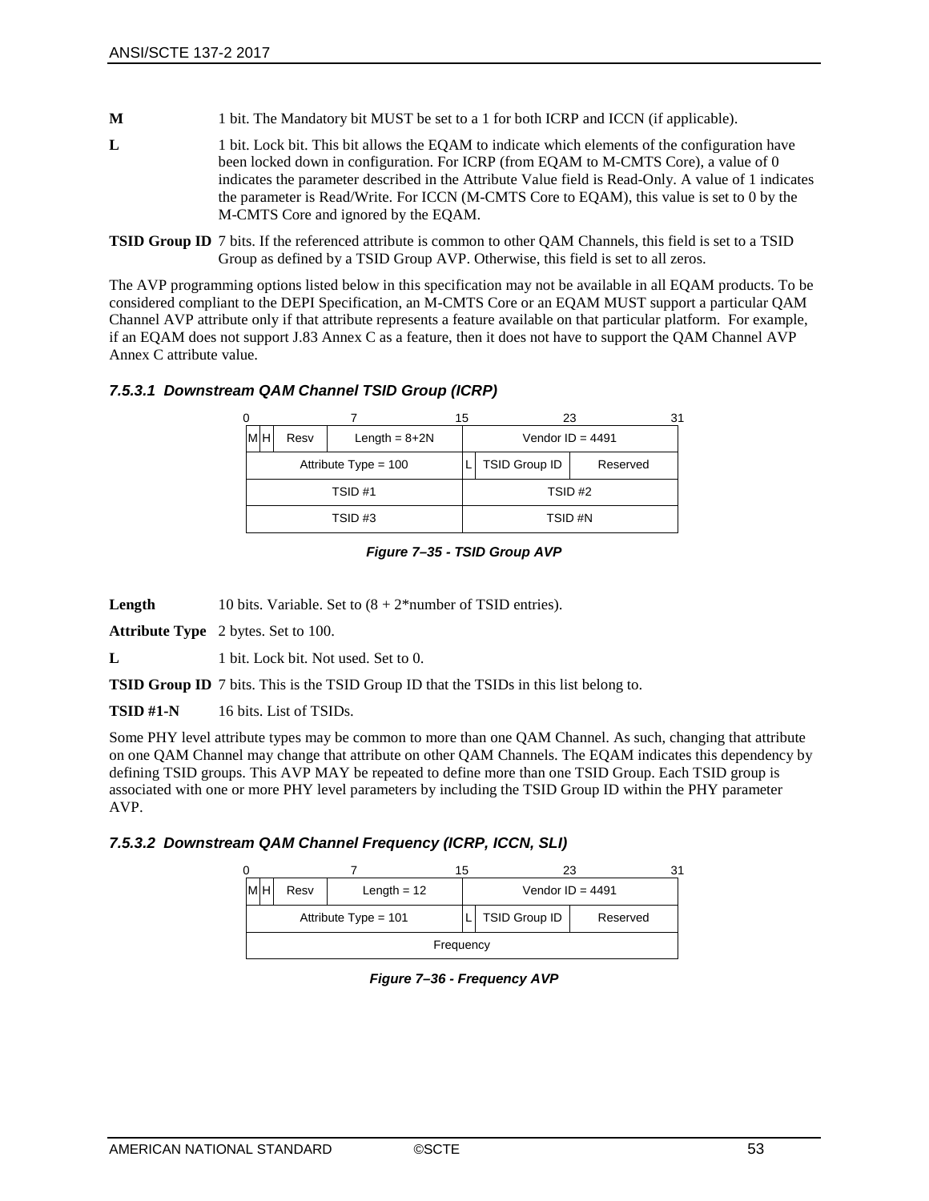**M** 1 bit. The Mandatory bit MUST be set to a 1 for both ICRP and ICCN (if applicable).

**L** 1 bit. Lock bit. This bit allows the EQAM to indicate which elements of the configuration have been locked down in configuration. For ICRP (from EQAM to M-CMTS Core), a value of 0 indicates the parameter described in the Attribute Value field is Read-Only. A value of 1 indicates the parameter is Read/Write. For ICCN (M-CMTS Core to EQAM), this value is set to 0 by the M-CMTS Core and ignored by the EQAM.

**TSID Group ID** 7 bits. If the referenced attribute is common to other QAM Channels, this field is set to a TSID Group as defined by a TSID Group AVP. Otherwise, this field is set to all zeros.

The AVP programming options listed below in this specification may not be available in all EQAM products. To be considered compliant to the DEPI Specification, an M-CMTS Core or an EQAM MUST support a particular QAM Channel AVP attribute only if that attribute represents a feature available on that particular platform. For example, if an EQAM does not support J.83 Annex C as a feature, then it does not have to support the QAM Channel AVP Annex C attribute value.

#### *7.5.3.1 Downstream QAM Channel TSID Group (ICRP)*

| 0 | | | 7 | 15 | | 23 | 31 |
|---|---|---|---|---|---|---|---|
| M | H | Resv | Length = 8+2N | Vendor ID = 4491 | | | |
| Attribute Type = 100 | | | | L | TSID Group ID | Reserved | |
| TSID #1 | | | | TSID #2 | | | |
| TSID #3 | | | | TSID #N | | | |

*Figure 7–35 - TSID Group AVP*

**Length** 10 bits. Variable. Set to (8 + 2*number of TSID entries).

**Attribute Type** 2 bytes. Set to 100.

**L** 1 bit. Lock bit. Not used. Set to 0.

**TSID Group ID** 7 bits. This is the TSID Group ID that the TSIDs in this list belong to.

**TSID #1-N** 16 bits. List of TSIDs.

Some PHY level attribute types may be common to more than one QAM Channel. As such, changing that attribute on one QAM Channel may change that attribute on other QAM Channels. The EQAM indicates this dependency by defining TSID groups. This AVP MAY be repeated to define more than one TSID Group. Each TSID group is associated with one or more PHY level parameters by including the TSID Group ID within the PHY parameter AVP.

#### *7.5.3.2 Downstream QAM Channel Frequency (ICRP, ICCN, SLI)*

| 0 | | | 7 | 15 | | 23 | 31 |
|---|---|---|---|---|---|---|---|
| M | H | Resv | Length = 12 | Vendor ID = 4491 | | | |
| Attribute Type = 101 | | | | L | TSID Group ID | Reserved | |
| Frequency | | | | | | | |

*Figure 7–36 - Frequency AVP*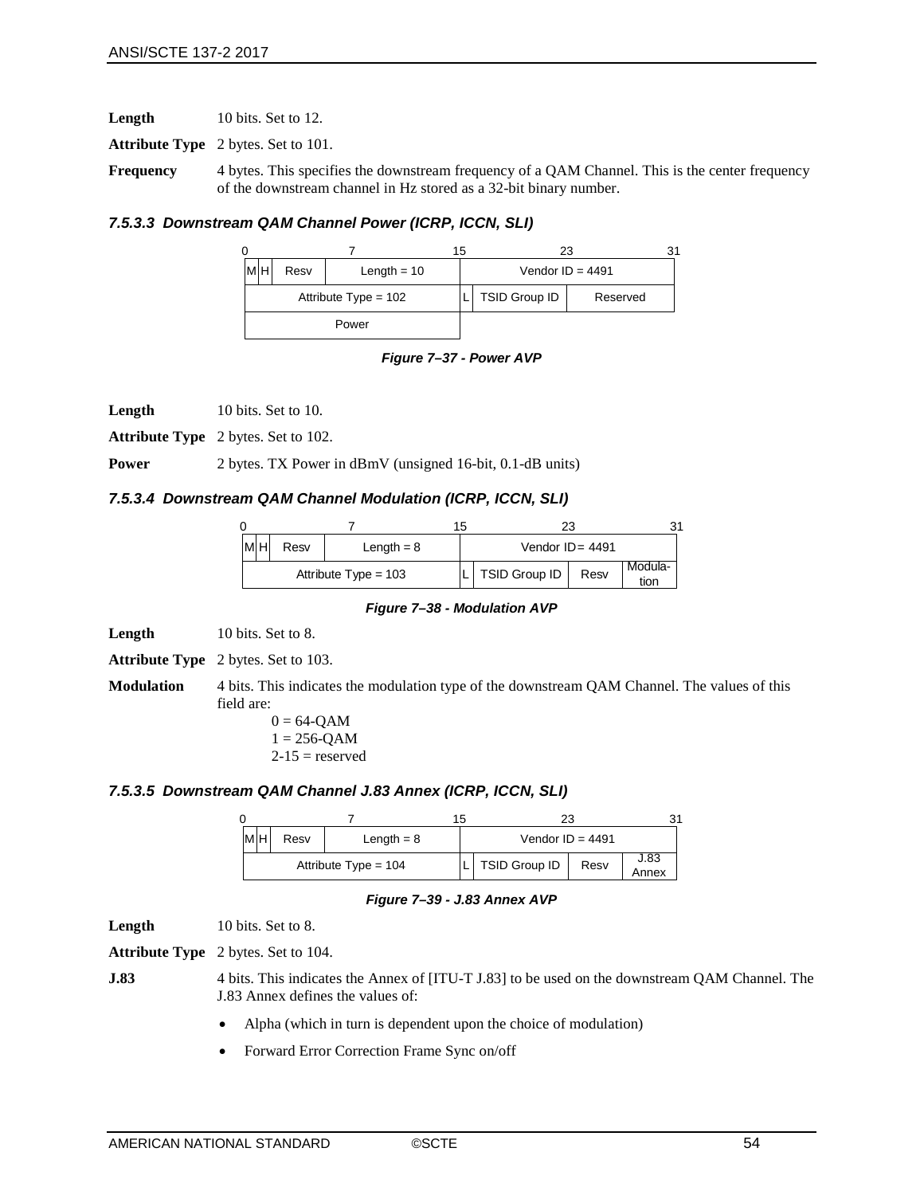**Length** 10 bits. Set to 12.

**Attribute Type** 2 bytes. Set to 101.

**Frequency** 4 bytes. This specifies the downstream frequency of a QAM Channel. This is the center frequency of the downstream channel in Hz stored as a 32-bit binary number.

#### *7.5.3.3 Downstream QAM Channel Power (ICRP, ICCN, SLI)*

| 0 | | 7 | 15 | | 23 | 31 |
|---|---|---|---|---|---|---|
| M\|H | Resv | Length = 10 | Vendor ID = 4491 | | | |
| Attribute Type = 102 | | | L | TSID Group ID | Reserved | |
| Power | | | | | | |

***Figure 7–37 - Power AVP***

**Length** 10 bits. Set to 10.

**Attribute Type** 2 bytes. Set to 102.

**Power** 2 bytes. TX Power in dBmV (unsigned 16-bit, 0.1-dB units)

#### *7.5.3.4 Downstream QAM Channel Modulation (ICRP, ICCN, SLI)*

| 0 | | 7 | 15 | | 23 | | 31 |
|---|---|---|---|---|---|---|---|
| M\|H | Resv | Length = 8 | Vendor ID= 4491 | | | | |
| Attribute Type = 103 | | | L | TSID Group ID | Resv | Modula-tion | |

***Figure 7–38 - Modulation AVP***

**Length** 10 bits. Set to 8.

**Attribute Type** 2 bytes. Set to 103.

**Modulation** 4 bits. This indicates the modulation type of the downstream QAM Channel. The values of this field are:

0 = 64-QAM
1 = 256-QAM
2-15 = reserved

#### *7.5.3.5 Downstream QAM Channel J.83 Annex (ICRP, ICCN, SLI)*

| 0 | | 7 | 15 | | 23 | | 31 |
|---|---|---|---|---|---|---|---|
| M\|H | Resv | Length = 8 | Vendor ID = 4491 | | | | |
| Attribute Type = 104 | | | L | TSID Group ID | Resv | J.83 Annex | |

***Figure 7–39 - J.83 Annex AVP***

**Length** 10 bits. Set to 8.

**Attribute Type** 2 bytes. Set to 104.

**J.83** 4 bits. This indicates the Annex of [ITU-T J.83] to be used on the downstream QAM Channel. The J.83 Annex defines the values of:

- Alpha (which in turn is dependent upon the choice of modulation)
- Forward Error Correction Frame Sync on/off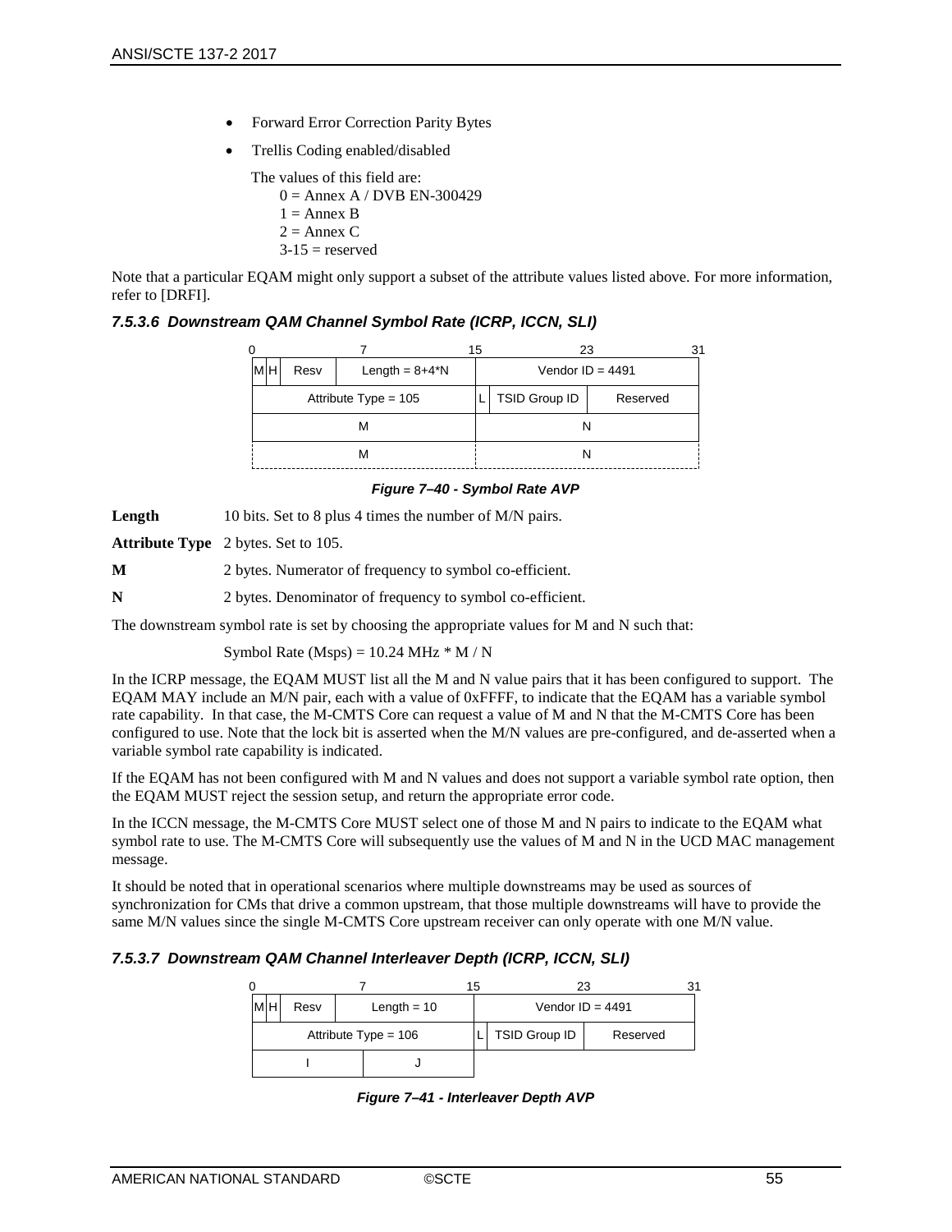- Forward Error Correction Parity Bytes
- Trellis Coding enabled/disabled

The values of this field are:
0 = Annex A / DVB EN-300429
1 = Annex B
2 = Annex C
3-15 = reserved

Note that a particular EQAM might only support a subset of the attribute values listed above. For more information, refer to [DRFI].

#### *7.5.3.6 Downstream QAM Channel Symbol Rate (ICRP, ICCN, SLI)*

| 0 | | | 7 | 15 | | 23 | 31 |
|---|---|---|---|---|---|---|---|
| M | H | Resv | Length = 8+4*N | Vendor ID = 4491 | | | |
| Attribute Type = 105 | | | | L | TSID Group ID | Reserved | |
| M | | | | N | | | |
| M | | | | N | | | |

***Figure 7–40 - Symbol Rate AVP***

**Length** 10 bits. Set to 8 plus 4 times the number of M/N pairs.

**Attribute Type** 2 bytes. Set to 105.

**M** 2 bytes. Numerator of frequency to symbol co-efficient.

**N** 2 bytes. Denominator of frequency to symbol co-efficient.

The downstream symbol rate is set by choosing the appropriate values for M and N such that:

Symbol Rate (Msps) = 10.24 MHz * M / N

In the ICRP message, the EQAM MUST list all the M and N value pairs that it has been configured to support. The EQAM MAY include an M/N pair, each with a value of 0xFFFF, to indicate that the EQAM has a variable symbol rate capability. In that case, the M-CMTS Core can request a value of M and N that the M-CMTS Core has been configured to use. Note that the lock bit is asserted when the M/N values are pre-configured, and de-asserted when a variable symbol rate capability is indicated.

If the EQAM has not been configured with M and N values and does not support a variable symbol rate option, then the EQAM MUST reject the session setup, and return the appropriate error code.

In the ICCN message, the M-CMTS Core MUST select one of those M and N pairs to indicate to the EQAM what symbol rate to use. The M-CMTS Core will subsequently use the values of M and N in the UCD MAC management message.

It should be noted that in operational scenarios where multiple downstreams may be used as sources of synchronization for CMs that drive a common upstream, that those multiple downstreams will have to provide the same M/N values since the single M-CMTS Core upstream receiver can only operate with one M/N value.

#### *7.5.3.7 Downstream QAM Channel Interleaver Depth (ICRP, ICCN, SLI)*

| 0 | | | 7 | 15 | | 23 | 31 |
|---|---|---|---|---|---|---|---|
| M | H | Resv | Length = 10 | Vendor ID = 4491 | | | |
| Attribute Type = 106 | | | | L | TSID Group ID | Reserved | |
| I | | | J | | | | |

***Figure 7–41 - Interleaver Depth AVP***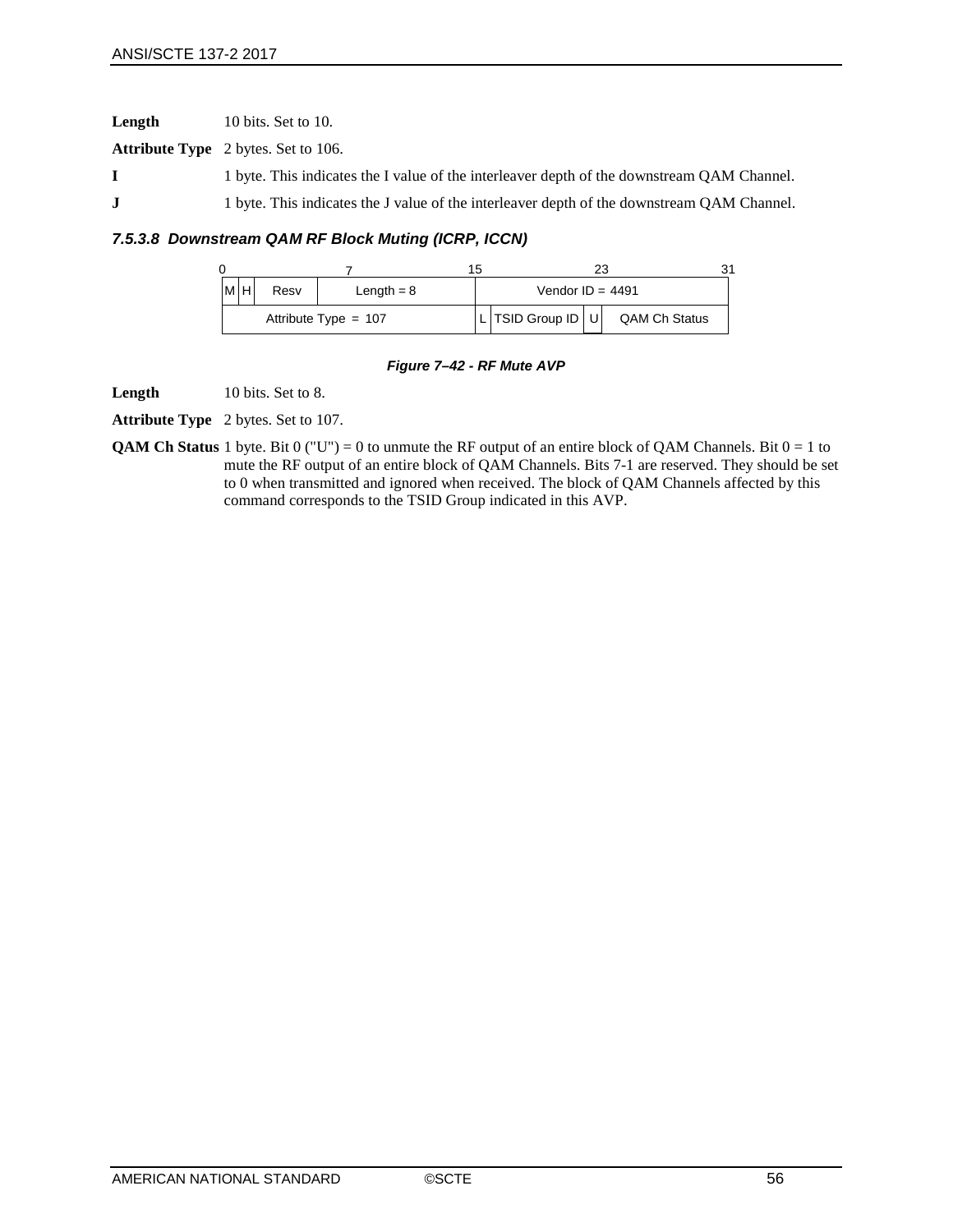**Length** 10 bits. Set to 10.

**Attribute Type** 2 bytes. Set to 106.

**I** 1 byte. This indicates the I value of the interleaver depth of the downstream QAM Channel.

**J** 1 byte. This indicates the J value of the interleaver depth of the downstream QAM Channel.

#### *7.5.3.8 Downstream QAM RF Block Muting (ICRP, ICCN)*

| 0 | | 7 | 15 | | | 23 | 31 |
|---|---|---|---|---|---|---|---|
| M | H | Resv | Length = 8 | Vendor ID = 4491 | | | |
| Attribute Type = 107 | | | | L | TSID Group ID | U | QAM Ch Status |

***Figure 7–42 - RF Mute AVP***

**Length** 10 bits. Set to 8.

**Attribute Type** 2 bytes. Set to 107.

**QAM Ch Status** 1 byte. Bit 0 ("U") = 0 to unmute the RF output of an entire block of QAM Channels. Bit 0 = 1 to mute the RF output of an entire block of QAM Channels. Bits 7-1 are reserved. They should be set to 0 when transmitted and ignored when received. The block of QAM Channels affected by this command corresponds to the TSID Group indicated in this AVP.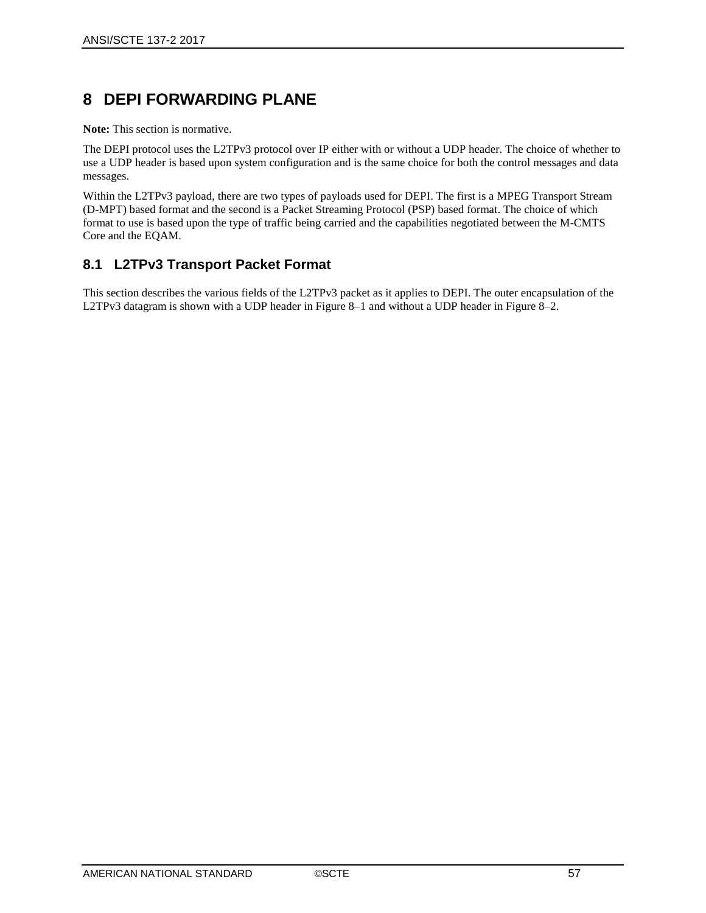# 8 DEPI FORWARDING PLANE

**Note:** This section is normative.

The DEPI protocol uses the L2TPv3 protocol over IP either with or without a UDP header. The choice of whether to use a UDP header is based upon system configuration and is the same choice for both the control messages and data messages.

Within the L2TPv3 payload, there are two types of payloads used for DEPI. The first is a MPEG Transport Stream (D-MPT) based format and the second is a Packet Streaming Protocol (PSP) based format. The choice of which format to use is based upon the type of traffic being carried and the capabilities negotiated between the M-CMTS Core and the EQAM.

## 8.1 L2TPv3 Transport Packet Format

This section describes the various fields of the L2TPv3 packet as it applies to DEPI. The outer encapsulation of the L2TPv3 datagram is shown with a UDP header in Figure 8–1 and without a UDP header in Figure 8–2.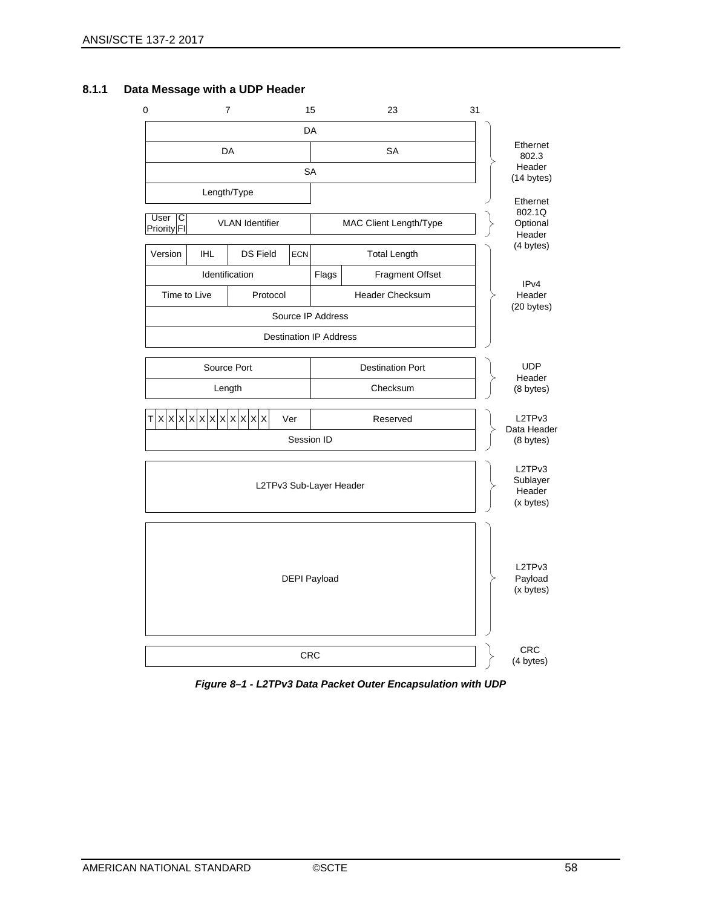### 8.1.1 Data Message with a UDP Header

0 7 15 23 31

DA

DA | SA

SA

Length/Type

Ethernet 802.3 Header (14 bytes)

User Priority | CFI | VLAN Identifier | MAC Client Length/Type

Ethernet 802.1Q Optional Header (4 bytes)

Version | IHL | DS Field | ECN | Total Length

Identification | Flags | Fragment Offset

Time to Live | Protocol | Header Checksum

Source IP Address

Destination IP Address

IPv4 Header (20 bytes)

Source Port | Destination Port

Length | Checksum

UDP Header (8 bytes)

T X X X X X X X X X X X | Ver | Reserved

Session ID

L2TPv3 Data Header (8 bytes)

L2TPv3 Sub-Layer Header

L2TPv3 Sublayer Header (x bytes)

DEPI Payload

L2TPv3 Payload (x bytes)

CRC

CRC (4 bytes)

*Figure 8–1 - L2TPv3 Data Packet Outer Encapsulation with UDP*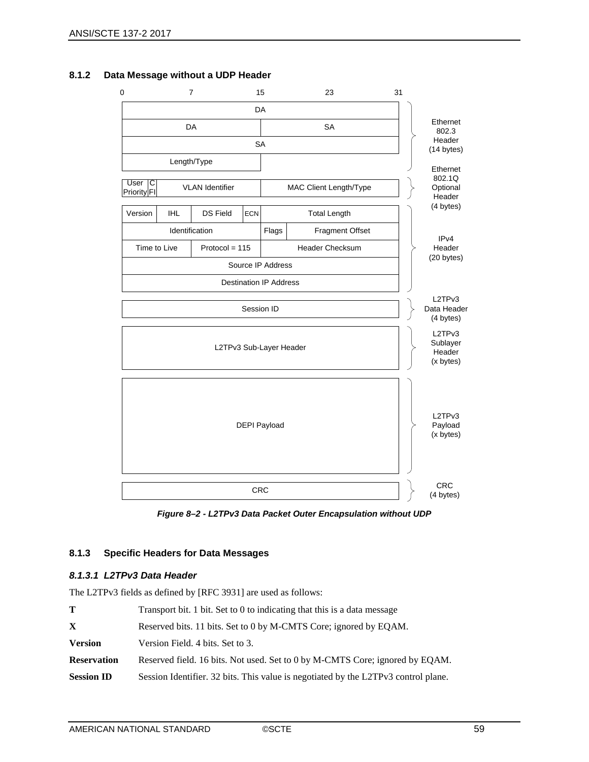### 8.1.2 Data Message without a UDP Header

0 7 15 23 31

DA

DA | SA

SA

Length/Type

Ethernet 802.3 Header (14 bytes)

User Priority | CFI | VLAN Identifier | MAC Client Length/Type

Ethernet 802.1Q Optional Header (4 bytes)

Version | IHL | DS Field | ECN | Total Length

Identification | Flags | Fragment Offset

Time to Live | Protocol = 115 | Header Checksum

Source IP Address

Destination IP Address

IPv4 Header (20 bytes)

Session ID

L2TPv3 Data Header (4 bytes)

L2TPv3 Sub-Layer Header

L2TPv3 Sublayer Header (x bytes)

DEPI Payload

L2TPv3 Payload (x bytes)

CRC

CRC (4 bytes)

***Figure 8–2 - L2TPv3 Data Packet Outer Encapsulation without UDP***

### 8.1.3 Specific Headers for Data Messages

#### *8.1.3.1 L2TPv3 Data Header*

The L2TPv3 fields as defined by [RFC 3931] are used as follows:

**T** Transport bit. 1 bit. Set to 0 to indicating that this is a data message

**X** Reserved bits. 11 bits. Set to 0 by M-CMTS Core; ignored by EQAM.

**Version** Version Field. 4 bits. Set to 3.

**Reservation** Reserved field. 16 bits. Not used. Set to 0 by M-CMTS Core; ignored by EQAM.

**Session ID** Session Identifier. 32 bits. This value is negotiated by the L2TPv3 control plane.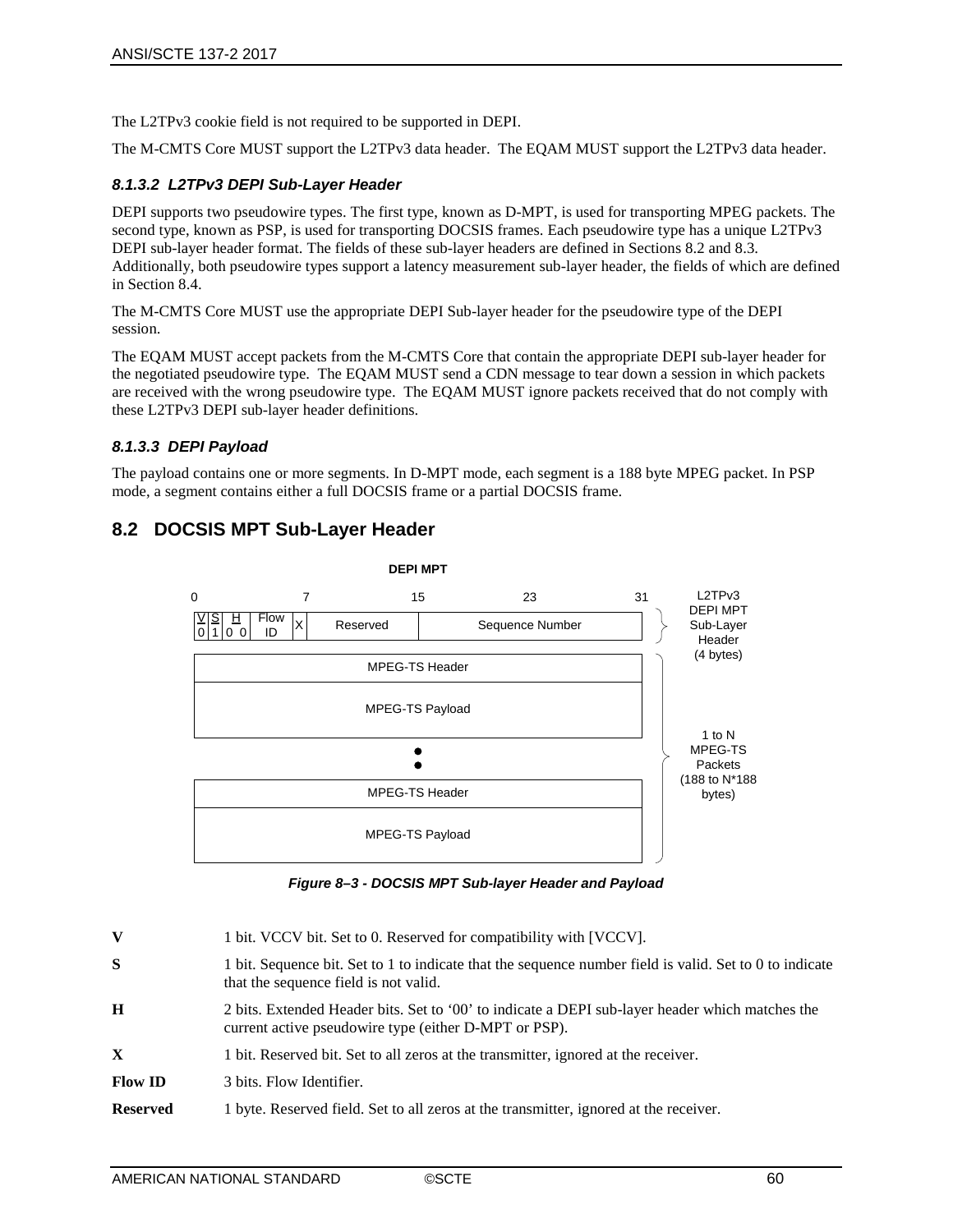The L2TPv3 cookie field is not required to be supported in DEPI.

The M-CMTS Core MUST support the L2TPv3 data header. The EQAM MUST support the L2TPv3 data header.

#### *8.1.3.2 L2TPv3 DEPI Sub-Layer Header*

DEPI supports two pseudowire types. The first type, known as D-MPT, is used for transporting MPEG packets. The second type, known as PSP, is used for transporting DOCSIS frames. Each pseudowire type has a unique L2TPv3 DEPI sub-layer header format. The fields of these sub-layer headers are defined in Sections 8.2 and 8.3. Additionally, both pseudowire types support a latency measurement sub-layer header, the fields of which are defined in Section 8.4.

The M-CMTS Core MUST use the appropriate DEPI Sub-layer header for the pseudowire type of the DEPI session.

The EQAM MUST accept packets from the M-CMTS Core that contain the appropriate DEPI sub-layer header for the negotiated pseudowire type. The EQAM MUST send a CDN message to tear down a session in which packets are received with the wrong pseudowire type. The EQAM MUST ignore packets received that do not comply with these L2TPv3 DEPI sub-layer header definitions.

#### *8.1.3.3 DEPI Payload*

The payload contains one or more segments. In D-MPT mode, each segment is a 188 byte MPEG packet. In PSP mode, a segment contains either a full DOCSIS frame or a partial DOCSIS frame.

## 8.2 DOCSIS MPT Sub-Layer Header

DEPI MPT

0 7 15 23 31

V 0 | S 1 | H 0 0 | Flow ID | X | Reserved | Sequence Number

L2TPv3 DEPI MPT Sub-Layer Header (4 bytes)

MPEG-TS Header

MPEG-TS Payload

MPEG-TS Header

MPEG-TS Payload

1 to N MPEG-TS Packets (188 to N*188 bytes)

*Figure 8–3 - DOCSIS MPT Sub-layer Header and Payload*

| | |
|---|---|
| **V** | 1 bit. VCCV bit. Set to 0. Reserved for compatibility with [VCCV]. |
| **S** | 1 bit. Sequence bit. Set to 1 to indicate that the sequence number field is valid. Set to 0 to indicate that the sequence field is not valid. |
| **H** | 2 bits. Extended Header bits. Set to '00' to indicate a DEPI sub-layer header which matches the current active pseudowire type (either D-MPT or PSP). |
| **X** | 1 bit. Reserved bit. Set to all zeros at the transmitter, ignored at the receiver. |
| **Flow ID** | 3 bits. Flow Identifier. |
| **Reserved** | 1 byte. Reserved field. Set to all zeros at the transmitter, ignored at the receiver. |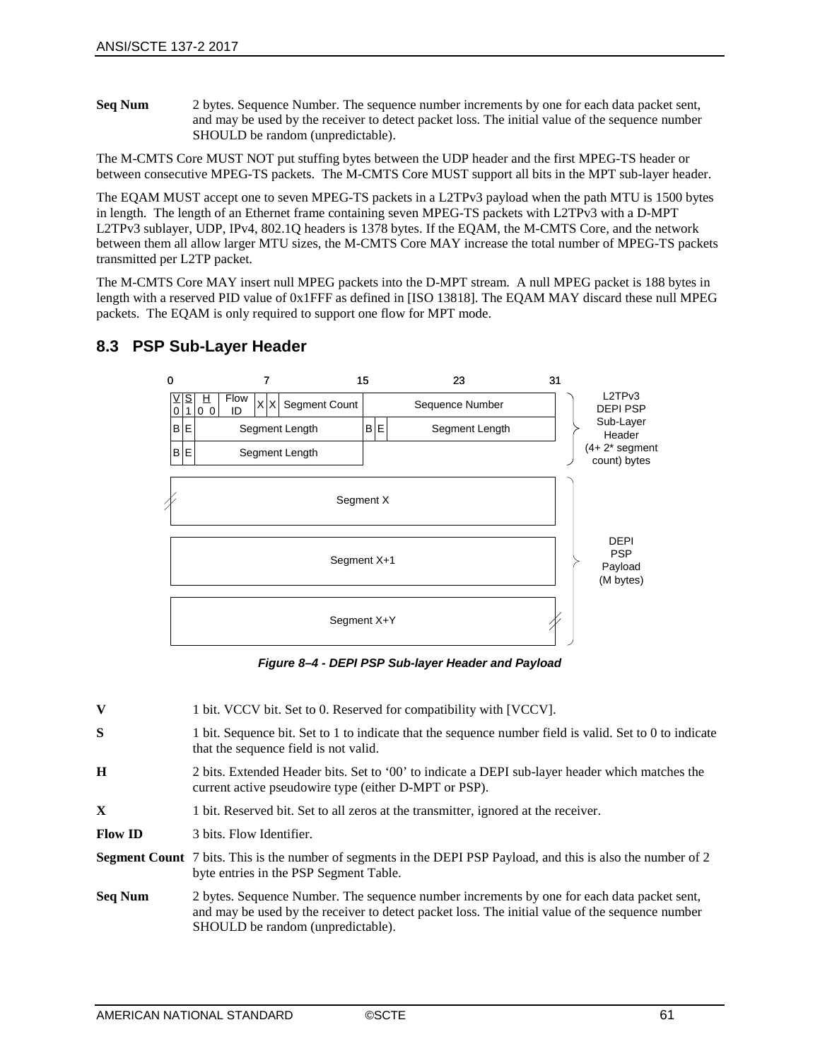**Seq Num** 2 bytes. Sequence Number. The sequence number increments by one for each data packet sent, and may be used by the receiver to detect packet loss. The initial value of the sequence number SHOULD be random (unpredictable).

The M-CMTS Core MUST NOT put stuffing bytes between the UDP header and the first MPEG-TS header or between consecutive MPEG-TS packets. The M-CMTS Core MUST support all bits in the MPT sub-layer header.

The EQAM MUST accept one to seven MPEG-TS packets in a L2TPv3 payload when the path MTU is 1500 bytes in length. The length of an Ethernet frame containing seven MPEG-TS packets with L2TPv3 with a D-MPT L2TPv3 sublayer, UDP, IPv4, 802.1Q headers is 1378 bytes. If the EQAM, the M-CMTS Core, and the network between them all allow larger MTU sizes, the M-CMTS Core MAY increase the total number of MPEG-TS packets transmitted per L2TP packet.

The M-CMTS Core MAY insert null MPEG packets into the D-MPT stream. A null MPEG packet is 188 bytes in length with a reserved PID value of 0x1FFF as defined in [ISO 13818]. The EQAM MAY discard these null MPEG packets. The EQAM is only required to support one flow for MPT mode.

## 8.3 PSP Sub-Layer Header

0 7 15 23 31

V 0 | S 1 | H 0 0 | Flow ID | X | X | Segment Count | Sequence Number

B | E | Segment Length | B | E | Segment Length

B | E | Segment Length

L2TPv3 DEPI PSP Sub-Layer Header (4+ 2* segment count) bytes

Segment X

Segment X+1

Segment X+Y

DEPI PSP Payload (M bytes)

*Figure 8–4 - DEPI PSP Sub-layer Header and Payload*

**V** 1 bit. VCCV bit. Set to 0. Reserved for compatibility with [VCCV].

**S** 1 bit. Sequence bit. Set to 1 to indicate that the sequence number field is valid. Set to 0 to indicate that the sequence field is not valid.

**H** 2 bits. Extended Header bits. Set to '00' to indicate a DEPI sub-layer header which matches the current active pseudowire type (either D-MPT or PSP).

**X** 1 bit. Reserved bit. Set to all zeros at the transmitter, ignored at the receiver.

**Flow ID** 3 bits. Flow Identifier.

**Segment Count** 7 bits. This is the number of segments in the DEPI PSP Payload, and this is also the number of 2 byte entries in the PSP Segment Table.

**Seq Num** 2 bytes. Sequence Number. The sequence number increments by one for each data packet sent, and may be used by the receiver to detect packet loss. The initial value of the sequence number SHOULD be random (unpredictable).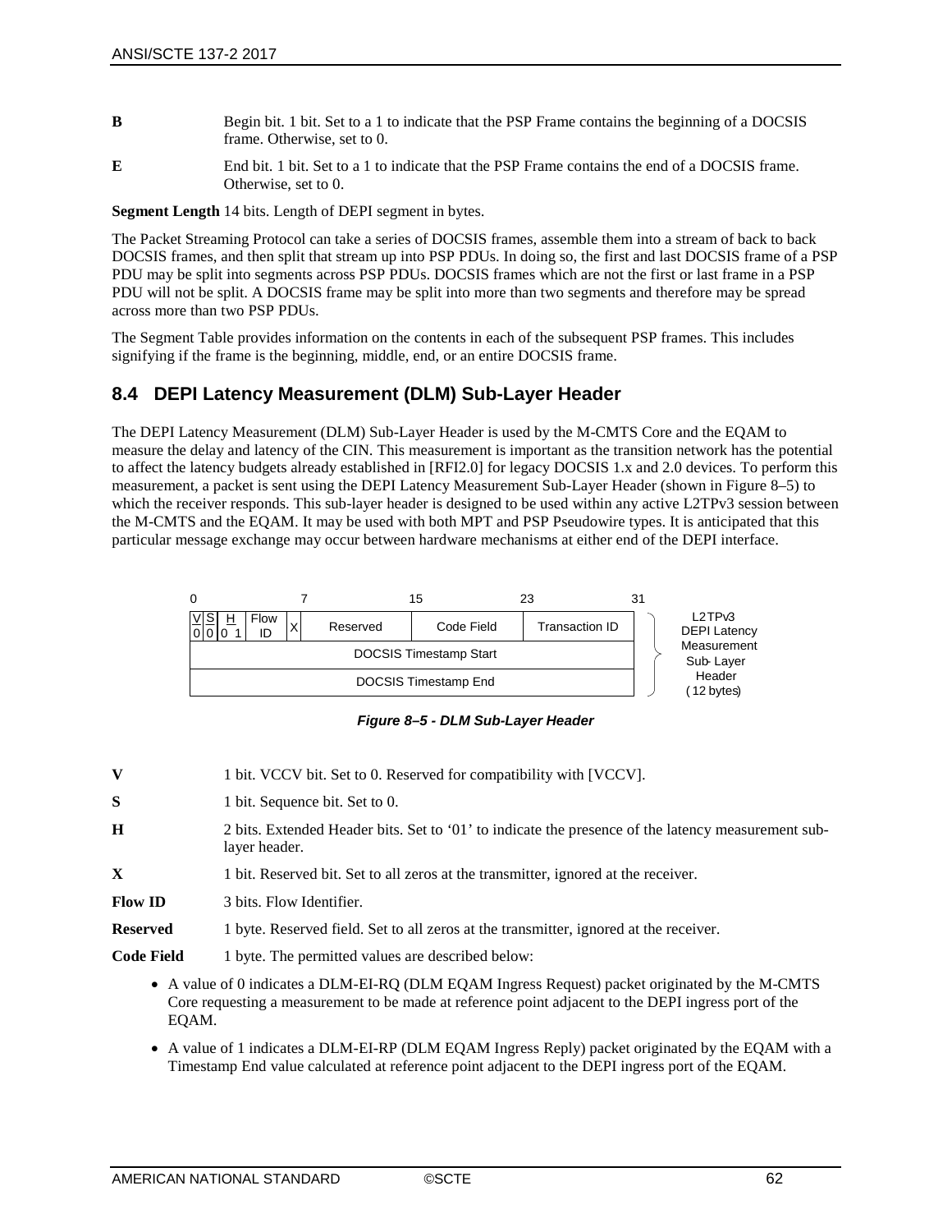**B** Begin bit. 1 bit. Set to a 1 to indicate that the PSP Frame contains the beginning of a DOCSIS frame. Otherwise, set to 0.

**E** End bit. 1 bit. Set to a 1 to indicate that the PSP Frame contains the end of a DOCSIS frame. Otherwise, set to 0.

**Segment Length** 14 bits. Length of DEPI segment in bytes.

The Packet Streaming Protocol can take a series of DOCSIS frames, assemble them into a stream of back to back DOCSIS frames, and then split that stream up into PSP PDUs. In doing so, the first and last DOCSIS frame of a PSP PDU may be split into segments across PSP PDUs. DOCSIS frames which are not the first or last frame in a PSP PDU will not be split. A DOCSIS frame may be split into more than two segments and therefore may be spread across more than two PSP PDUs.

The Segment Table provides information on the contents in each of the subsequent PSP frames. This includes signifying if the frame is the beginning, middle, end, or an entire DOCSIS frame.

## 8.4 DEPI Latency Measurement (DLM) Sub-Layer Header

The DEPI Latency Measurement (DLM) Sub-Layer Header is used by the M-CMTS Core and the EQAM to measure the delay and latency of the CIN. This measurement is important as the transition network has the potential to affect the latency budgets already established in [RFI2.0] for legacy DOCSIS 1.x and 2.0 devices. To perform this measurement, a packet is sent using the DEPI Latency Measurement Sub-Layer Header (shown in Figure 8–5) to which the receiver responds. This sub-layer header is designed to be used within any active L2TPv3 session between the M-CMTS and the EQAM. It may be used with both MPT and PSP Pseudowire types. It is anticipated that this particular message exchange may occur between hardware mechanisms at either end of the DEPI interface.

0 7 15 23 31

| V 0 | S 0 | H 0 1 | Flow ID | X | Reserved | Code Field | Transaction ID |
|---|---|---|---|---|---|---|---|
| DOCSIS Timestamp Start | | | | | | | |
| DOCSIS Timestamp End | | | | | | | |

L2TPv3 DEPI Latency Measurement Sub-Layer Header (12 bytes)

*Figure 8–5 - DLM Sub-Layer Header*

**V** 1 bit. VCCV bit. Set to 0. Reserved for compatibility with [VCCV].

**S** 1 bit. Sequence bit. Set to 0.

**H** 2 bits. Extended Header bits. Set to '01' to indicate the presence of the latency measurement sub-layer header.

**X** 1 bit. Reserved bit. Set to all zeros at the transmitter, ignored at the receiver.

**Flow ID** 3 bits. Flow Identifier.

**Reserved** 1 byte. Reserved field. Set to all zeros at the transmitter, ignored at the receiver.

**Code Field** 1 byte. The permitted values are described below:

- A value of 0 indicates a DLM-EI-RQ (DLM EQAM Ingress Request) packet originated by the M-CMTS Core requesting a measurement to be made at reference point adjacent to the DEPI ingress port of the EQAM.
- A value of 1 indicates a DLM-EI-RP (DLM EQAM Ingress Reply) packet originated by the EQAM with a Timestamp End value calculated at reference point adjacent to the DEPI ingress port of the EQAM.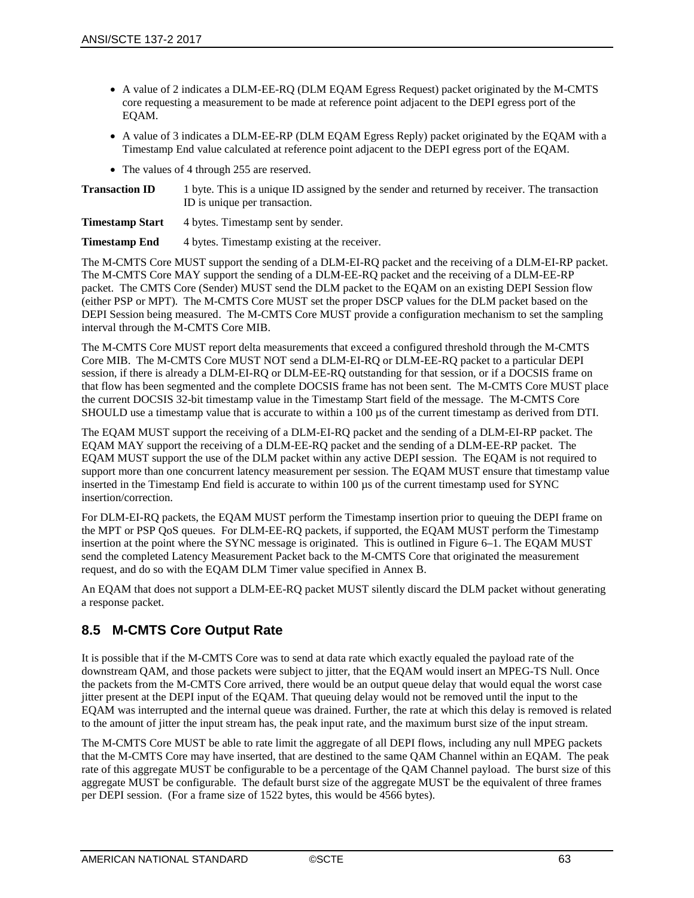- A value of 2 indicates a DLM-EE-RQ (DLM EQAM Egress Request) packet originated by the M-CMTS core requesting a measurement to be made at reference point adjacent to the DEPI egress port of the EQAM.
- A value of 3 indicates a DLM-EE-RP (DLM EQAM Egress Reply) packet originated by the EQAM with a Timestamp End value calculated at reference point adjacent to the DEPI egress port of the EQAM.
- The values of 4 through 255 are reserved.

**Transaction ID** 1 byte. This is a unique ID assigned by the sender and returned by receiver. The transaction ID is unique per transaction.

**Timestamp Start** 4 bytes. Timestamp sent by sender.

**Timestamp End** 4 bytes. Timestamp existing at the receiver.

The M-CMTS Core MUST support the sending of a DLM-EI-RQ packet and the receiving of a DLM-EI-RP packet. The M-CMTS Core MAY support the sending of a DLM-EE-RQ packet and the receiving of a DLM-EE-RP packet. The CMTS Core (Sender) MUST send the DLM packet to the EQAM on an existing DEPI Session flow (either PSP or MPT). The M-CMTS Core MUST set the proper DSCP values for the DLM packet based on the DEPI Session being measured. The M-CMTS Core MUST provide a configuration mechanism to set the sampling interval through the M-CMTS Core MIB.

The M-CMTS Core MUST report delta measurements that exceed a configured threshold through the M-CMTS Core MIB. The M-CMTS Core MUST NOT send a DLM-EI-RQ or DLM-EE-RQ packet to a particular DEPI session, if there is already a DLM-EI-RQ or DLM-EE-RQ outstanding for that session, or if a DOCSIS frame on that flow has been segmented and the complete DOCSIS frame has not been sent. The M-CMTS Core MUST place the current DOCSIS 32-bit timestamp value in the Timestamp Start field of the message. The M-CMTS Core SHOULD use a timestamp value that is accurate to within a 100 µs of the current timestamp as derived from DTI.

The EQAM MUST support the receiving of a DLM-EI-RQ packet and the sending of a DLM-EI-RP packet. The EQAM MAY support the receiving of a DLM-EE-RQ packet and the sending of a DLM-EE-RP packet. The EQAM MUST support the use of the DLM packet within any active DEPI session. The EQAM is not required to support more than one concurrent latency measurement per session. The EQAM MUST ensure that timestamp value inserted in the Timestamp End field is accurate to within 100 µs of the current timestamp used for SYNC insertion/correction.

For DLM-EI-RQ packets, the EQAM MUST perform the Timestamp insertion prior to queuing the DEPI frame on the MPT or PSP QoS queues. For DLM-EE-RQ packets, if supported, the EQAM MUST perform the Timestamp insertion at the point where the SYNC message is originated. This is outlined in Figure 6–1. The EQAM MUST send the completed Latency Measurement Packet back to the M-CMTS Core that originated the measurement request, and do so with the EQAM DLM Timer value specified in Annex B.

An EQAM that does not support a DLM-EE-RQ packet MUST silently discard the DLM packet without generating a response packet.

## 8.5 M-CMTS Core Output Rate

It is possible that if the M-CMTS Core was to send at data rate which exactly equaled the payload rate of the downstream QAM, and those packets were subject to jitter, that the EQAM would insert an MPEG-TS Null. Once the packets from the M-CMTS Core arrived, there would be an output queue delay that would equal the worst case jitter present at the DEPI input of the EQAM. That queuing delay would not be removed until the input to the EQAM was interrupted and the internal queue was drained. Further, the rate at which this delay is removed is related to the amount of jitter the input stream has, the peak input rate, and the maximum burst size of the input stream.

The M-CMTS Core MUST be able to rate limit the aggregate of all DEPI flows, including any null MPEG packets that the M-CMTS Core may have inserted, that are destined to the same QAM Channel within an EQAM. The peak rate of this aggregate MUST be configurable to be a percentage of the QAM Channel payload. The burst size of this aggregate MUST be configurable. The default burst size of the aggregate MUST be the equivalent of three frames per DEPI session. (For a frame size of 1522 bytes, this would be 4566 bytes).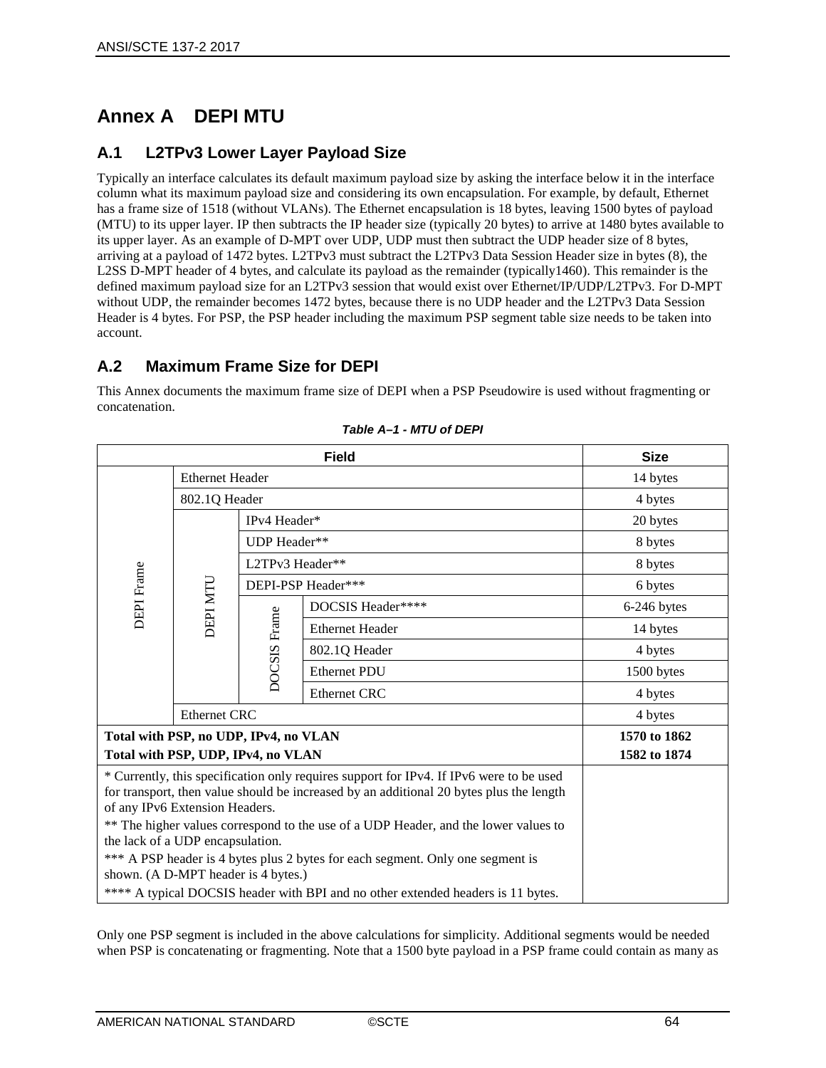# Annex A DEPI MTU

## A.1 L2TPv3 Lower Layer Payload Size

Typically an interface calculates its default maximum payload size by asking the interface below it in the interface column what its maximum payload size and considering its own encapsulation. For example, by default, Ethernet has a frame size of 1518 (without VLANs). The Ethernet encapsulation is 18 bytes, leaving 1500 bytes of payload (MTU) to its upper layer. IP then subtracts the IP header size (typically 20 bytes) to arrive at 1480 bytes available to its upper layer. As an example of D-MPT over UDP, UDP must then subtract the UDP header size of 8 bytes, arriving at a payload of 1472 bytes. L2TPv3 must subtract the L2TPv3 Data Session Header size in bytes (8), the L2SS D-MPT header of 4 bytes, and calculate its payload as the remainder (typically1460). This remainder is the defined maximum payload size for an L2TPv3 session that would exist over Ethernet/IP/UDP/L2TPv3. For D-MPT without UDP, the remainder becomes 1472 bytes, because there is no UDP header and the L2TPv3 Data Session Header is 4 bytes. For PSP, the PSP header including the maximum PSP segment table size needs to be taken into account.

## A.2 Maximum Frame Size for DEPI

This Annex documents the maximum frame size of DEPI when a PSP Pseudowire is used without fragmenting or concatenation.

***Table A–1 - MTU of DEPI***

| Field | | | | Size |
|---|---|---|---|---|
| DEPI Frame | Ethernet Header | | | 14 bytes |
| | 802.1Q Header | | | 4 bytes |
| | DEPI MTU | IPv4 Header* | | 20 bytes |
| | | UDP Header** | | 8 bytes |
| | | L2TPv3 Header** | | 8 bytes |
| | | DEPI-PSP Header*** | | 6 bytes |
| | | DOCSIS Frame | DOCSIS Header**** | 6-246 bytes |
| | | | Ethernet Header | 14 bytes |
| | | | 802.1Q Header | 4 bytes |
| | | | Ethernet PDU | 1500 bytes |
| | | | Ethernet CRC | 4 bytes |
| | Ethernet CRC | | | 4 bytes |
| **Total with PSP, no UDP, IPv4, no VLAN**<br>**Total with PSP, UDP, IPv4, no VLAN** | | | | **1570 to 1862**<br>**1582 to 1874** |
| * Currently, this specification only requires support for IPv4. If IPv6 were to be used for transport, then value should be increased by an additional 20 bytes plus the length of any IPv6 Extension Headers.<br>** The higher values correspond to the use of a UDP Header, and the lower values to the lack of a UDP encapsulation.<br>*** A PSP header is 4 bytes plus 2 bytes for each segment. Only one segment is shown. (A D-MPT header is 4 bytes.)<br>**** A typical DOCSIS header with BPI and no other extended headers is 11 bytes. | | | | |

Only one PSP segment is included in the above calculations for simplicity. Additional segments would be needed when PSP is concatenating or fragmenting. Note that a 1500 byte payload in a PSP frame could contain as many as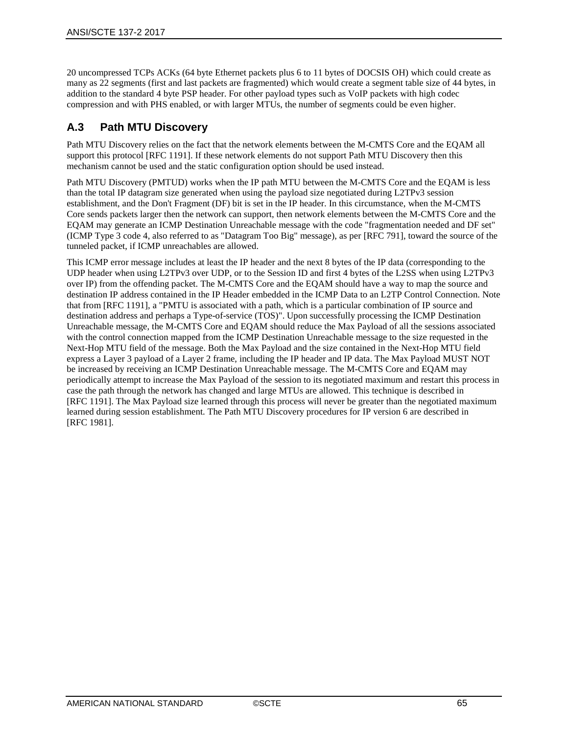20 uncompressed TCPs ACKs (64 byte Ethernet packets plus 6 to 11 bytes of DOCSIS OH) which could create as many as 22 segments (first and last packets are fragmented) which would create a segment table size of 44 bytes, in addition to the standard 4 byte PSP header. For other payload types such as VoIP packets with high codec compression and with PHS enabled, or with larger MTUs, the number of segments could be even higher.

## A.3 Path MTU Discovery

Path MTU Discovery relies on the fact that the network elements between the M-CMTS Core and the EQAM all support this protocol [RFC 1191]. If these network elements do not support Path MTU Discovery then this mechanism cannot be used and the static configuration option should be used instead.

Path MTU Discovery (PMTUD) works when the IP path MTU between the M-CMTS Core and the EQAM is less than the total IP datagram size generated when using the payload size negotiated during L2TPv3 session establishment, and the Don't Fragment (DF) bit is set in the IP header. In this circumstance, when the M-CMTS Core sends packets larger then the network can support, then network elements between the M-CMTS Core and the EQAM may generate an ICMP Destination Unreachable message with the code "fragmentation needed and DF set" (ICMP Type 3 code 4, also referred to as "Datagram Too Big" message), as per [RFC 791], toward the source of the tunneled packet, if ICMP unreachables are allowed.

This ICMP error message includes at least the IP header and the next 8 bytes of the IP data (corresponding to the UDP header when using L2TPv3 over UDP, or to the Session ID and first 4 bytes of the L2SS when using L2TPv3 over IP) from the offending packet. The M-CMTS Core and the EQAM should have a way to map the source and destination IP address contained in the IP Header embedded in the ICMP Data to an L2TP Control Connection. Note that from [RFC 1191], a "PMTU is associated with a path, which is a particular combination of IP source and destination address and perhaps a Type-of-service (TOS)". Upon successfully processing the ICMP Destination Unreachable message, the M-CMTS Core and EQAM should reduce the Max Payload of all the sessions associated with the control connection mapped from the ICMP Destination Unreachable message to the size requested in the Next-Hop MTU field of the message. Both the Max Payload and the size contained in the Next-Hop MTU field express a Layer 3 payload of a Layer 2 frame, including the IP header and IP data. The Max Payload MUST NOT be increased by receiving an ICMP Destination Unreachable message. The M-CMTS Core and EQAM may periodically attempt to increase the Max Payload of the session to its negotiated maximum and restart this process in case the path through the network has changed and large MTUs are allowed. This technique is described in [RFC 1191]. The Max Payload size learned through this process will never be greater than the negotiated maximum learned during session establishment. The Path MTU Discovery procedures for IP version 6 are described in [RFC 1981].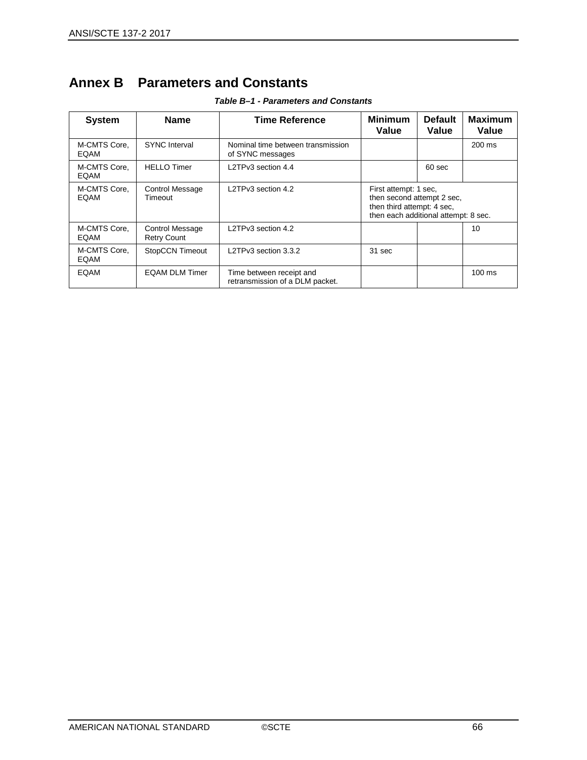# Annex B Parameters and Constants

*Table B–1 - Parameters and Constants*

| System | Name | Time Reference | Minimum Value | Default Value | Maximum Value |
|---|---|---|---|---|---|
| M-CMTS Core, EQAM | SYNC Interval | Nominal time between transmission of SYNC messages | | | 200 ms |
| M-CMTS Core, EQAM | HELLO Timer | L2TPv3 section 4.4 | | 60 sec | |
| M-CMTS Core, EQAM | Control Message Timeout | L2TPv3 section 4.2 | First attempt: 1 sec, then second attempt 2 sec, then third attempt: 4 sec, then each additional attempt: 8 sec. | | |
| M-CMTS Core, EQAM | Control Message Retry Count | L2TPv3 section 4.2 | | | 10 |
| M-CMTS Core, EQAM | StopCCN Timeout | L2TPv3 section 3.3.2 | 31 sec | | |
| EQAM | EQAM DLM Timer | Time between receipt and retransmission of a DLM packet. | | | 100 ms |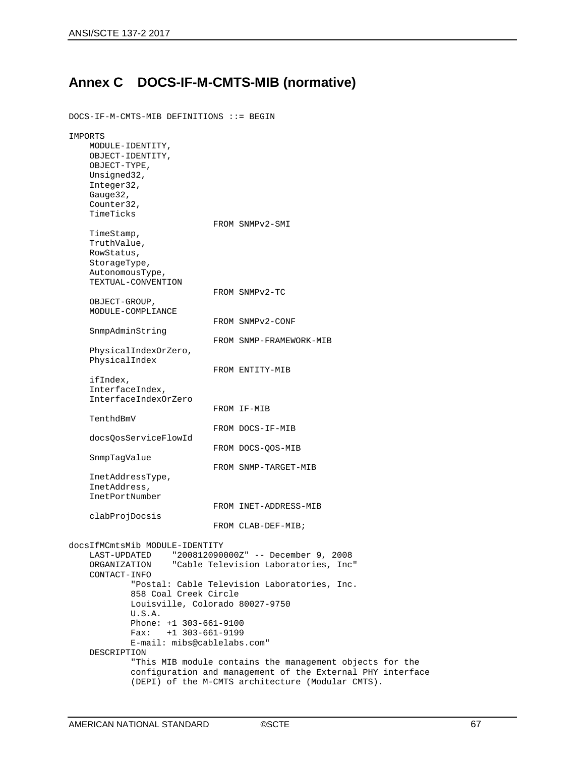# Annex C DOCS-IF-M-CMTS-MIB (normative)

```
DOCS-IF-M-CMTS-MIB DEFINITIONS ::= BEGIN

IMPORTS
    MODULE-IDENTITY,
    OBJECT-IDENTITY,
    OBJECT-TYPE,
    Unsigned32,
    Integer32,
    Gauge32,
    Counter32,
    TimeTicks
                              FROM SNMPv2-SMI
    TimeStamp,
    TruthValue,
    RowStatus,
    StorageType,
    AutonomousType,
    TEXTUAL-CONVENTION
                              FROM SNMPv2-TC
    OBJECT-GROUP,
    MODULE-COMPLIANCE
                              FROM SNMPv2-CONF
    SnmpAdminString
                              FROM SNMP-FRAMEWORK-MIB
    PhysicalIndexOrZero,
    PhysicalIndex
                              FROM ENTITY-MIB
    ifIndex,
    InterfaceIndex,
    InterfaceIndexOrZero
                              FROM IF-MIB
    TenthdBmV
                              FROM DOCS-IF-MIB
    docsQosServiceFlowId
                              FROM DOCS-QOS-MIB
    SnmpTagValue
                              FROM SNMP-TARGET-MIB
    InetAddressType,
    InetAddress,
    InetPortNumber
                              FROM INET-ADDRESS-MIB
    clabProjDocsis
                              FROM CLAB-DEF-MIB;

docsIfMCmtsMib MODULE-IDENTITY
    LAST-UPDATED    "200812090000Z" -- December 9, 2008
    ORGANIZATION    "Cable Television Laboratories, Inc"
    CONTACT-INFO
            "Postal: Cable Television Laboratories, Inc.
            858 Coal Creek Circle
            Louisville, Colorado 80027-9750
            U.S.A.
            Phone: +1 303-661-9100
            Fax:   +1 303-661-9199
            E-mail: mibs@cablelabs.com"
    DESCRIPTION
            "This MIB module contains the management objects for the
            configuration and management of the External PHY interface
            (DEPI) of the M-CMTS architecture (Modular CMTS).
```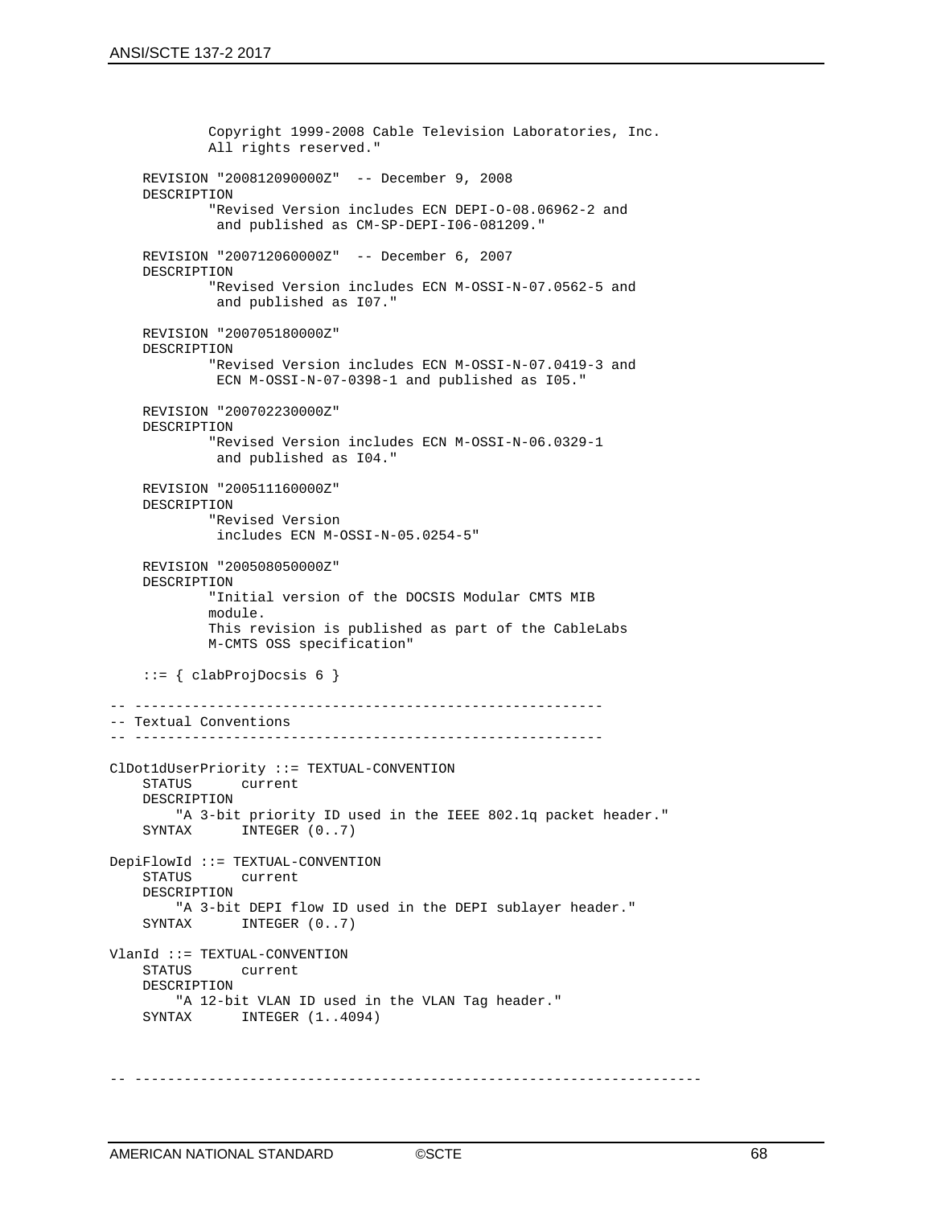```
            Copyright 1999-2008 Cable Television Laboratories, Inc.
            All rights reserved."

    REVISION "200812090000Z"  -- December 9, 2008
    DESCRIPTION
            "Revised Version includes ECN DEPI-O-08.06962-2 and
             and published as CM-SP-DEPI-I06-081209."

    REVISION "200712060000Z"  -- December 6, 2007
    DESCRIPTION
            "Revised Version includes ECN M-OSSI-N-07.0562-5 and
             and published as I07."

    REVISION "200705180000Z"
    DESCRIPTION
            "Revised Version includes ECN M-OSSI-N-07.0419-3 and
             ECN M-OSSI-N-07-0398-1 and published as I05."

    REVISION "200702230000Z"
    DESCRIPTION
            "Revised Version includes ECN M-OSSI-N-06.0329-1
             and published as I04."

    REVISION "200511160000Z"
    DESCRIPTION
            "Revised Version
             includes ECN M-OSSI-N-05.0254-5"

    REVISION "200508050000Z"
    DESCRIPTION
            "Initial version of the DOCSIS Modular CMTS MIB
            module.
            This revision is published as part of the CableLabs
            M-CMTS OSS specification"

    ::= { clabProjDocsis 6 }

-- ---------------------------------------------------------
-- Textual Conventions
-- ---------------------------------------------------------

ClDot1dUserPriority ::= TEXTUAL-CONVENTION
    STATUS      current
    DESCRIPTION
        "A 3-bit priority ID used in the IEEE 802.1q packet header."
    SYNTAX      INTEGER (0..7)

DepiFlowId ::= TEXTUAL-CONVENTION
    STATUS      current
    DESCRIPTION
        "A 3-bit DEPI flow ID used in the DEPI sublayer header."
    SYNTAX      INTEGER (0..7)

VlanId ::= TEXTUAL-CONVENTION
    STATUS      current
    DESCRIPTION
        "A 12-bit VLAN ID used in the VLAN Tag header."
    SYNTAX      INTEGER (1..4094)


-- ---------------------------------------------------------------------
```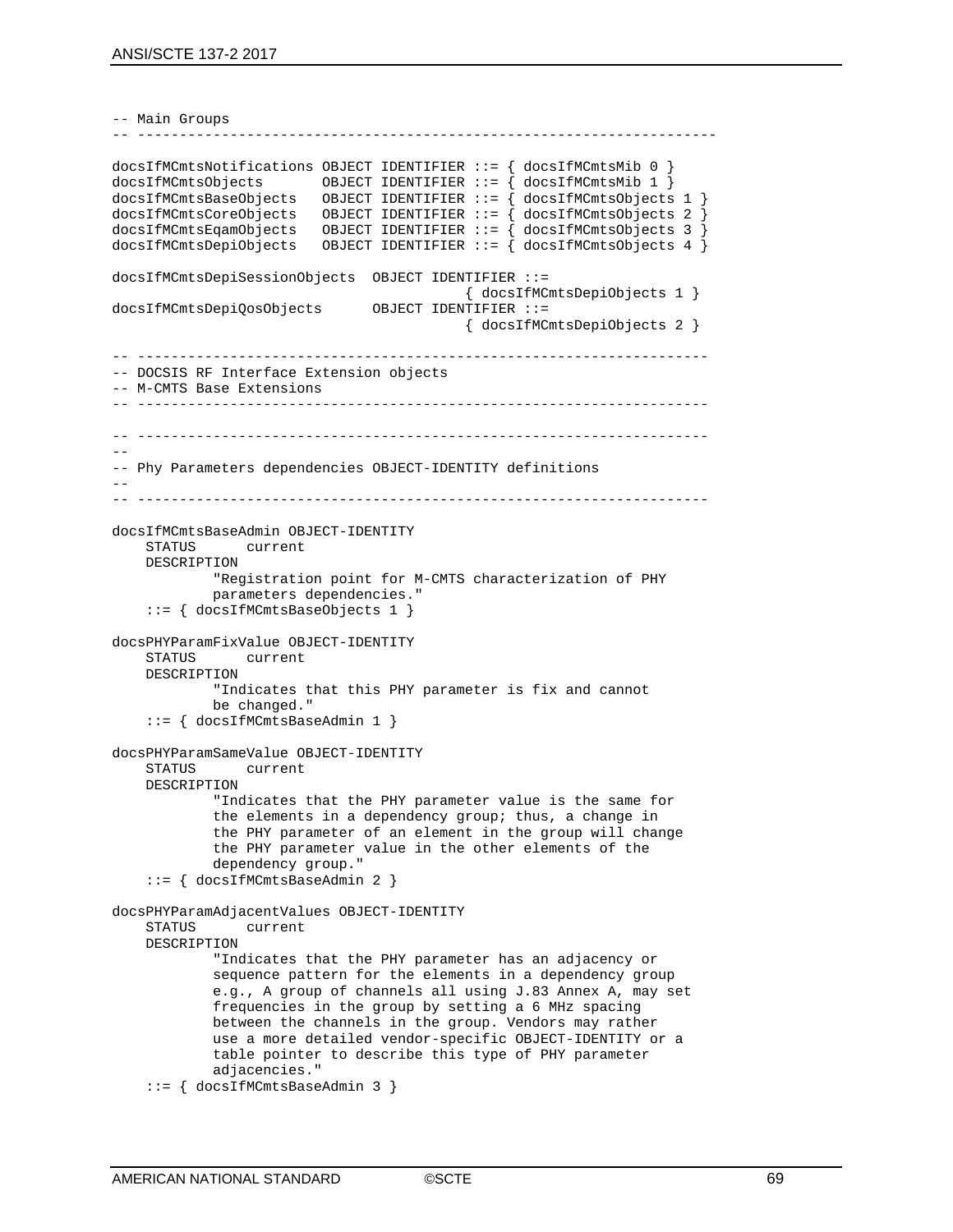```
-- Main Groups
-- -------------------------------------------------------------------

docsIfMCmtsNotifications OBJECT IDENTIFIER ::= { docsIfMCmtsMib 0 }
docsIfMCmtsObjects       OBJECT IDENTIFIER ::= { docsIfMCmtsMib 1 }
docsIfMCmtsBaseObjects   OBJECT IDENTIFIER ::= { docsIfMCmtsObjects 1 }
docsIfMCmtsCoreObjects   OBJECT IDENTIFIER ::= { docsIfMCmtsObjects 2 }
docsIfMCmtsEqamObjects   OBJECT IDENTIFIER ::= { docsIfMCmtsObjects 3 }
docsIfMCmtsDepiObjects   OBJECT IDENTIFIER ::= { docsIfMCmtsObjects 4 }

docsIfMCmtsDepiSessionObjects  OBJECT IDENTIFIER ::=
                                          { docsIfMCmtsDepiObjects 1 }
docsIfMCmtsDepiQosObjects      OBJECT IDENTIFIER ::=
                                          { docsIfMCmtsDepiObjects 2 }

-- -------------------------------------------------------------------
-- DOCSIS RF Interface Extension objects
-- M-CMTS Base Extensions
-- -------------------------------------------------------------------

-- -------------------------------------------------------------------
--
-- Phy Parameters dependencies OBJECT-IDENTITY definitions
--
-- -------------------------------------------------------------------

docsIfMCmtsBaseAdmin OBJECT-IDENTITY
    STATUS      current
    DESCRIPTION
            "Registration point for M-CMTS characterization of PHY
            parameters dependencies."
    ::= { docsIfMCmtsBaseObjects 1 }

docsPHYParamFixValue OBJECT-IDENTITY
    STATUS      current
    DESCRIPTION
            "Indicates that this PHY parameter is fix and cannot
            be changed."
    ::= { docsIfMCmtsBaseAdmin 1 }

docsPHYParamSameValue OBJECT-IDENTITY
    STATUS      current
    DESCRIPTION
            "Indicates that the PHY parameter value is the same for
            the elements in a dependency group; thus, a change in
            the PHY parameter of an element in the group will change
            the PHY parameter value in the other elements of the
            dependency group."
    ::= { docsIfMCmtsBaseAdmin 2 }

docsPHYParamAdjacentValues OBJECT-IDENTITY
    STATUS      current
    DESCRIPTION
            "Indicates that the PHY parameter has an adjacency or
            sequence pattern for the elements in a dependency group
            e.g., A group of channels all using J.83 Annex A, may set
            frequencies in the group by setting a 6 MHz spacing
            between the channels in the group. Vendors may rather
            use a more detailed vendor-specific OBJECT-IDENTITY or a
            table pointer to describe this type of PHY parameter
            adjacencies."
    ::= { docsIfMCmtsBaseAdmin 3 }
```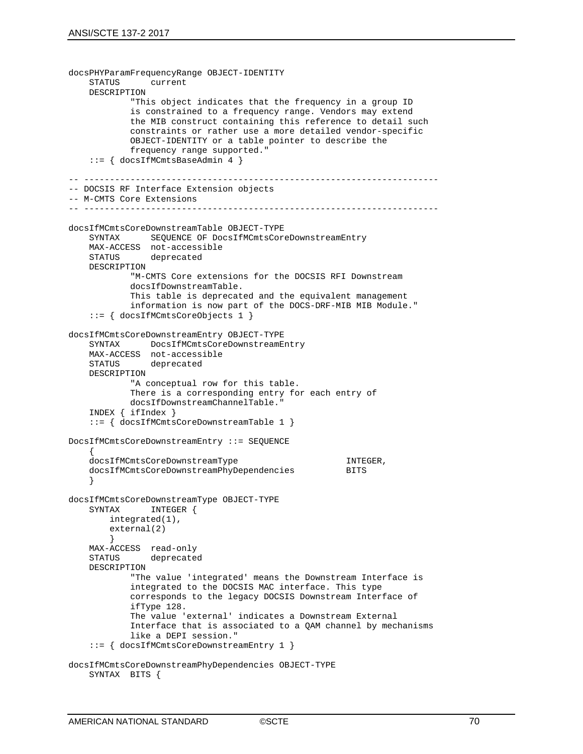```
docsPHYParamFrequencyRange OBJECT-IDENTITY
    STATUS      current
    DESCRIPTION
            "This object indicates that the frequency in a group ID
            is constrained to a frequency range. Vendors may extend
            the MIB construct containing this reference to detail such
            constraints or rather use a more detailed vendor-specific
            OBJECT-IDENTITY or a table pointer to describe the
            frequency range supported."
    ::= { docsIfMCmtsBaseAdmin 4 }

-- -------------------------------------------------------------------
-- DOCSIS RF Interface Extension objects
-- M-CMTS Core Extensions
-- -------------------------------------------------------------------

docsIfMCmtsCoreDownstreamTable OBJECT-TYPE
    SYNTAX      SEQUENCE OF DocsIfMCmtsCoreDownstreamEntry
    MAX-ACCESS  not-accessible
    STATUS      deprecated
    DESCRIPTION
            "M-CMTS Core extensions for the DOCSIS RFI Downstream
            docsIfDownstreamTable.
            This table is deprecated and the equivalent management
            information is now part of the DOCS-DRF-MIB MIB Module."
    ::= { docsIfMCmtsCoreObjects 1 }

docsIfMCmtsCoreDownstreamEntry OBJECT-TYPE
    SYNTAX      DocsIfMCmtsCoreDownstreamEntry
    MAX-ACCESS  not-accessible
    STATUS      deprecated
    DESCRIPTION
            "A conceptual row for this table.
            There is a corresponding entry for each entry of
            docsIfDownstreamChannelTable."
    INDEX { ifIndex }
    ::= { docsIfMCmtsCoreDownstreamTable 1 }

DocsIfMCmtsCoreDownstreamEntry ::= SEQUENCE
    {
    docsIfMCmtsCoreDownstreamType                     INTEGER,
    docsIfMCmtsCoreDownstreamPhyDependencies          BITS
    }

docsIfMCmtsCoreDownstreamType OBJECT-TYPE
    SYNTAX      INTEGER {
        integrated(1),
        external(2)
        }
    MAX-ACCESS  read-only
    STATUS      deprecated
    DESCRIPTION
            "The value 'integrated' means the Downstream Interface is
            integrated to the DOCSIS MAC interface. This type
            corresponds to the legacy DOCSIS Downstream Interface of
            ifType 128.
            The value 'external' indicates a Downstream External
            Interface that is associated to a QAM channel by mechanisms
            like a DEPI session."
    ::= { docsIfMCmtsCoreDownstreamEntry 1 }

docsIfMCmtsCoreDownstreamPhyDependencies OBJECT-TYPE
    SYNTAX  BITS {
```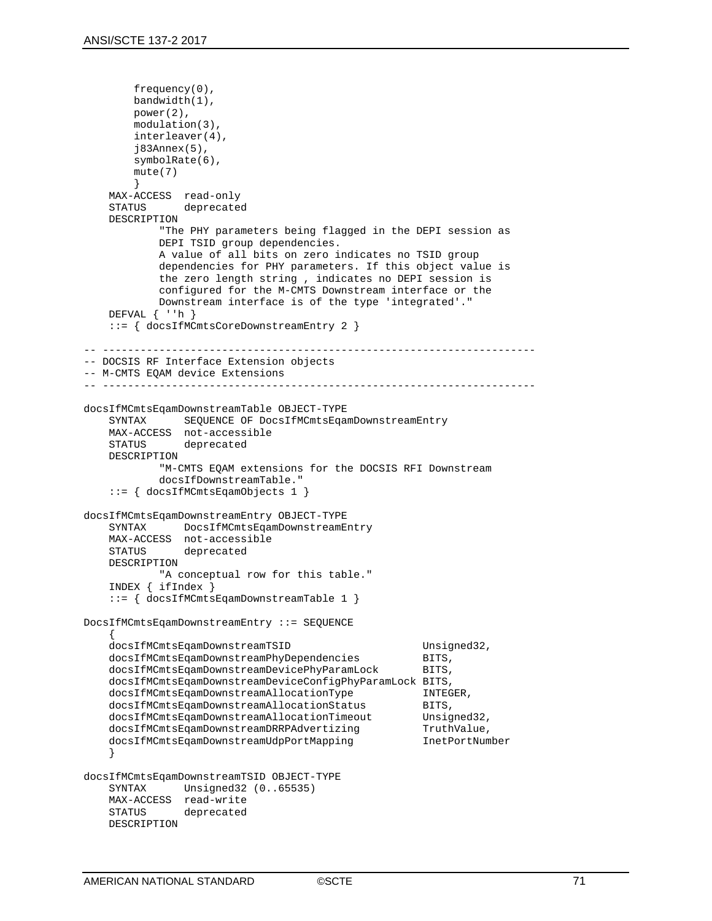```
        frequency(0),
        bandwidth(1),
        power(2),
        modulation(3),
        interleaver(4),
        j83Annex(5),
        symbolRate(6),
        mute(7)
        }
    MAX-ACCESS  read-only
    STATUS      deprecated
    DESCRIPTION
            "The PHY parameters being flagged in the DEPI session as
            DEPI TSID group dependencies.
            A value of all bits on zero indicates no TSID group
            dependencies for PHY parameters. If this object value is
            the zero length string , indicates no DEPI session is
            configured for the M-CMTS Downstream interface or the
            Downstream interface is of the type 'integrated'."
    DEFVAL { ''h }
    ::= { docsIfMCmtsCoreDownstreamEntry 2 }

-- ---------------------------------------------------------------------
-- DOCSIS RF Interface Extension objects
-- M-CMTS EQAM device Extensions
-- ---------------------------------------------------------------------

docsIfMCmtsEqamDownstreamTable OBJECT-TYPE
    SYNTAX      SEQUENCE OF DocsIfMCmtsEqamDownstreamEntry
    MAX-ACCESS  not-accessible
    STATUS      deprecated
    DESCRIPTION
            "M-CMTS EQAM extensions for the DOCSIS RFI Downstream
            docsIfDownstreamTable."
    ::= { docsIfMCmtsEqamObjects 1 }

docsIfMCmtsEqamDownstreamEntry OBJECT-TYPE
    SYNTAX      DocsIfMCmtsEqamDownstreamEntry
    MAX-ACCESS  not-accessible
    STATUS      deprecated
    DESCRIPTION
            "A conceptual row for this table."
    INDEX { ifIndex }
    ::= { docsIfMCmtsEqamDownstreamTable 1 }

DocsIfMCmtsEqamDownstreamEntry ::= SEQUENCE
    {
    docsIfMCmtsEqamDownstreamTSID                     Unsigned32,
    docsIfMCmtsEqamDownstreamPhyDependencies          BITS,
    docsIfMCmtsEqamDownstreamDevicePhyParamLock       BITS,
    docsIfMCmtsEqamDownstreamDeviceConfigPhyParamLock BITS,
    docsIfMCmtsEqamDownstreamAllocationType           INTEGER,
    docsIfMCmtsEqamDownstreamAllocationStatus         BITS,
    docsIfMCmtsEqamDownstreamAllocationTimeout        Unsigned32,
    docsIfMCmtsEqamDownstreamDRRPAdvertizing          TruthValue,
    docsIfMCmtsEqamDownstreamUdpPortMapping           InetPortNumber
    }

docsIfMCmtsEqamDownstreamTSID OBJECT-TYPE
    SYNTAX      Unsigned32 (0..65535)
    MAX-ACCESS  read-write
    STATUS      deprecated
    DESCRIPTION
```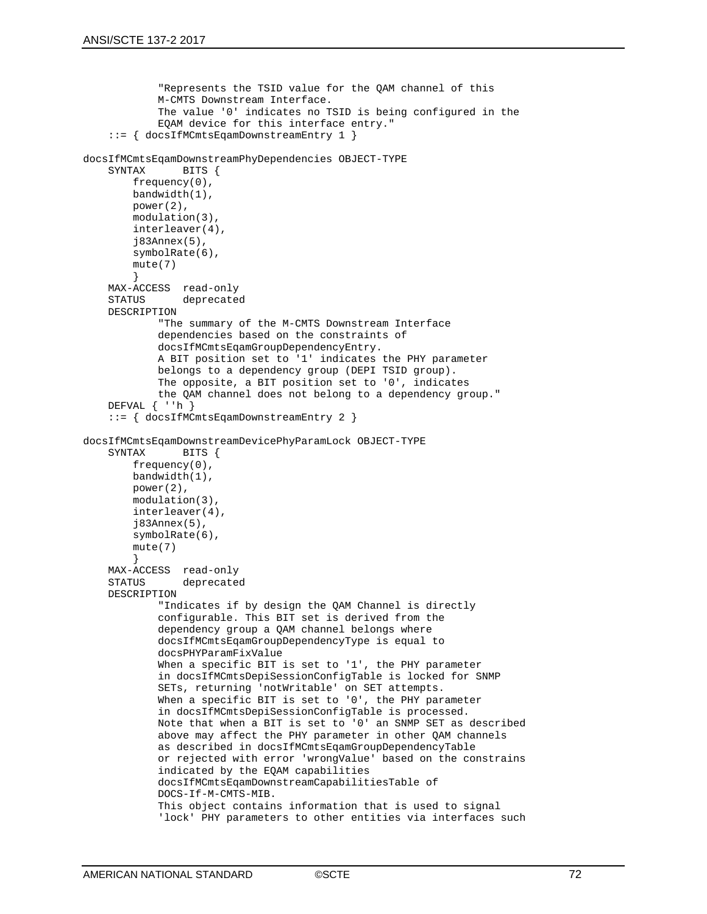```
            "Represents the TSID value for the QAM channel of this
            M-CMTS Downstream Interface.
            The value '0' indicates no TSID is being configured in the
            EQAM device for this interface entry."
    ::= { docsIfMCmtsEqamDownstreamEntry 1 }

docsIfMCmtsEqamDownstreamPhyDependencies OBJECT-TYPE
    SYNTAX      BITS {
        frequency(0),
        bandwidth(1),
        power(2),
        modulation(3),
        interleaver(4),
        j83Annex(5),
        symbolRate(6),
        mute(7)
        }
    MAX-ACCESS  read-only
    STATUS      deprecated
    DESCRIPTION
            "The summary of the M-CMTS Downstream Interface
            dependencies based on the constraints of
            docsIfMCmtsEqamGroupDependencyEntry.
            A BIT position set to '1' indicates the PHY parameter
            belongs to a dependency group (DEPI TSID group).
            The opposite, a BIT position set to '0', indicates
            the QAM channel does not belong to a dependency group."
    DEFVAL { ''h }
    ::= { docsIfMCmtsEqamDownstreamEntry 2 }

docsIfMCmtsEqamDownstreamDevicePhyParamLock OBJECT-TYPE
    SYNTAX      BITS {
        frequency(0),
        bandwidth(1),
        power(2),
        modulation(3),
        interleaver(4),
        j83Annex(5),
        symbolRate(6),
        mute(7)
        }
    MAX-ACCESS  read-only
    STATUS      deprecated
    DESCRIPTION
            "Indicates if by design the QAM Channel is directly
            configurable. This BIT set is derived from the
            dependency group a QAM channel belongs where
            docsIfMCmtsEqamGroupDependencyType is equal to
            docsPHYParamFixValue
            When a specific BIT is set to '1', the PHY parameter
            in docsIfMCmtsDepiSessionConfigTable is locked for SNMP
            SETs, returning 'notWritable' on SET attempts.
            When a specific BIT is set to '0', the PHY parameter
            in docsIfMCmtsDepiSessionConfigTable is processed.
            Note that when a BIT is set to '0' an SNMP SET as described
            above may affect the PHY parameter in other QAM channels
            as described in docsIfMCmtsEqamGroupDependencyTable
            or rejected with error 'wrongValue' based on the constrains
            indicated by the EQAM capabilities
            docsIfMCmtsEqamDownstreamCapabilitiesTable of
            DOCS-If-M-CMTS-MIB.
            This object contains information that is used to signal
            'lock' PHY parameters to other entities via interfaces such
```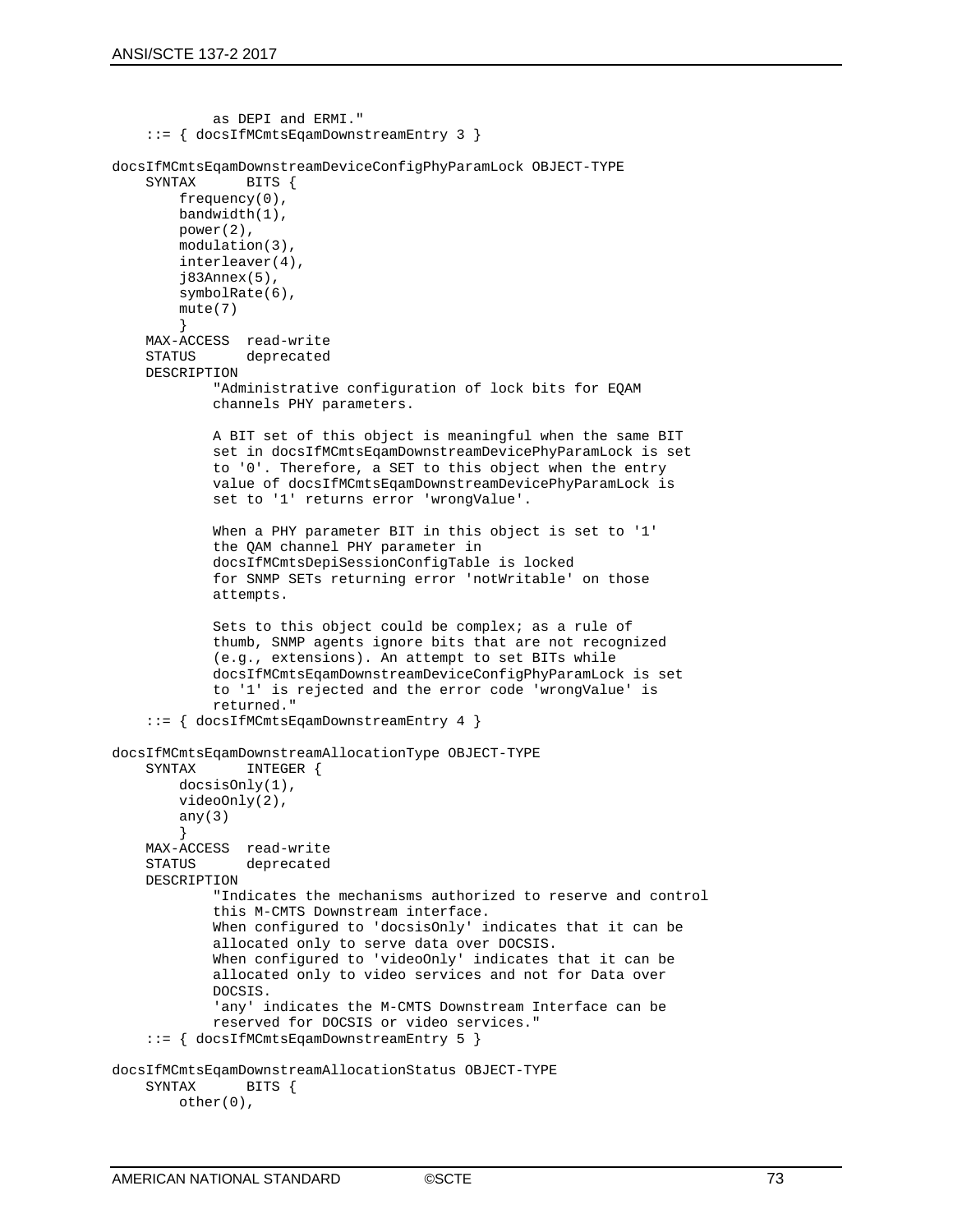```
            as DEPI and ERMI."
    ::= { docsIfMCmtsEqamDownstreamEntry 3 }

docsIfMCmtsEqamDownstreamDeviceConfigPhyParamLock OBJECT-TYPE
    SYNTAX      BITS {
        frequency(0),
        bandwidth(1),
        power(2),
        modulation(3),
        interleaver(4),
        j83Annex(5),
        symbolRate(6),
        mute(7)
        }
    MAX-ACCESS  read-write
    STATUS      deprecated
    DESCRIPTION
            "Administrative configuration of lock bits for EQAM
            channels PHY parameters.

            A BIT set of this object is meaningful when the same BIT
            set in docsIfMCmtsEqamDownstreamDevicePhyParamLock is set
            to '0'. Therefore, a SET to this object when the entry
            value of docsIfMCmtsEqamDownstreamDevicePhyParamLock is
            set to '1' returns error 'wrongValue'.

            When a PHY parameter BIT in this object is set to '1'
            the QAM channel PHY parameter in
            docsIfMCmtsDepiSessionConfigTable is locked
            for SNMP SETs returning error 'notWritable' on those
            attempts.

            Sets to this object could be complex; as a rule of
            thumb, SNMP agents ignore bits that are not recognized
            (e.g., extensions). An attempt to set BITs while
            docsIfMCmtsEqamDownstreamDeviceConfigPhyParamLock is set
            to '1' is rejected and the error code 'wrongValue' is
            returned."
    ::= { docsIfMCmtsEqamDownstreamEntry 4 }

docsIfMCmtsEqamDownstreamAllocationType OBJECT-TYPE
    SYNTAX      INTEGER {
        docsisOnly(1),
        videoOnly(2),
        any(3)
        }
    MAX-ACCESS  read-write
    STATUS      deprecated
    DESCRIPTION
            "Indicates the mechanisms authorized to reserve and control
            this M-CMTS Downstream interface.
            When configured to 'docsisOnly' indicates that it can be
            allocated only to serve data over DOCSIS.
            When configured to 'videoOnly' indicates that it can be
            allocated only to video services and not for Data over
            DOCSIS.
            'any' indicates the M-CMTS Downstream Interface can be
            reserved for DOCSIS or video services."
    ::= { docsIfMCmtsEqamDownstreamEntry 5 }

docsIfMCmtsEqamDownstreamAllocationStatus OBJECT-TYPE
    SYNTAX      BITS {
        other(0),
```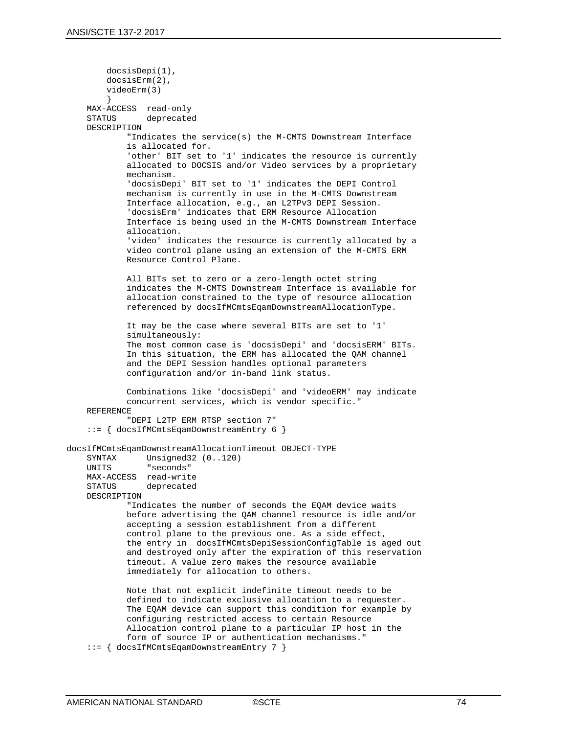```
        docsisDepi(1),
        docsisErm(2),
        videoErm(3)
        }
    MAX-ACCESS  read-only
    STATUS      deprecated
    DESCRIPTION
            "Indicates the service(s) the M-CMTS Downstream Interface
            is allocated for.
            'other' BIT set to '1' indicates the resource is currently
            allocated to DOCSIS and/or Video services by a proprietary
            mechanism.
            'docsisDepi' BIT set to '1' indicates the DEPI Control
            mechanism is currently in use in the M-CMTS Downstream
            Interface allocation, e.g., an L2TPv3 DEPI Session.
            'docsisErm' indicates that ERM Resource Allocation
            Interface is being used in the M-CMTS Downstream Interface
            allocation.
            'video' indicates the resource is currently allocated by a
            video control plane using an extension of the M-CMTS ERM
            Resource Control Plane.

            All BITs set to zero or a zero-length octet string
            indicates the M-CMTS Downstream Interface is available for
            allocation constrained to the type of resource allocation
            referenced by docsIfMCmtsEqamDownstreamAllocationType.

            It may be the case where several BITs are set to '1'
            simultaneously:
            The most common case is 'docsisDepi' and 'docsisERM' BITs.
            In this situation, the ERM has allocated the QAM channel
            and the DEPI Session handles optional parameters
            configuration and/or in-band link status.

            Combinations like 'docsisDepi' and 'videoERM' may indicate
            concurrent services, which is vendor specific."
    REFERENCE
            "DEPI L2TP ERM RTSP section 7"
    ::= { docsIfMCmtsEqamDownstreamEntry 6 }

docsIfMCmtsEqamDownstreamAllocationTimeout OBJECT-TYPE
    SYNTAX      Unsigned32 (0..120)
    UNITS       "seconds"
    MAX-ACCESS  read-write
    STATUS      deprecated
    DESCRIPTION
            "Indicates the number of seconds the EQAM device waits
            before advertising the QAM channel resource is idle and/or
            accepting a session establishment from a different
            control plane to the previous one. As a side effect,
            the entry in  docsIfMCmtsDepiSessionConfigTable is aged out
            and destroyed only after the expiration of this reservation
            timeout. A value zero makes the resource available
            immediately for allocation to others.

            Note that not explicit indefinite timeout needs to be
            defined to indicate exclusive allocation to a requester.
            The EQAM device can support this condition for example by
            configuring restricted access to certain Resource
            Allocation control plane to a particular IP host in the
            form of source IP or authentication mechanisms."
    ::= { docsIfMCmtsEqamDownstreamEntry 7 }
```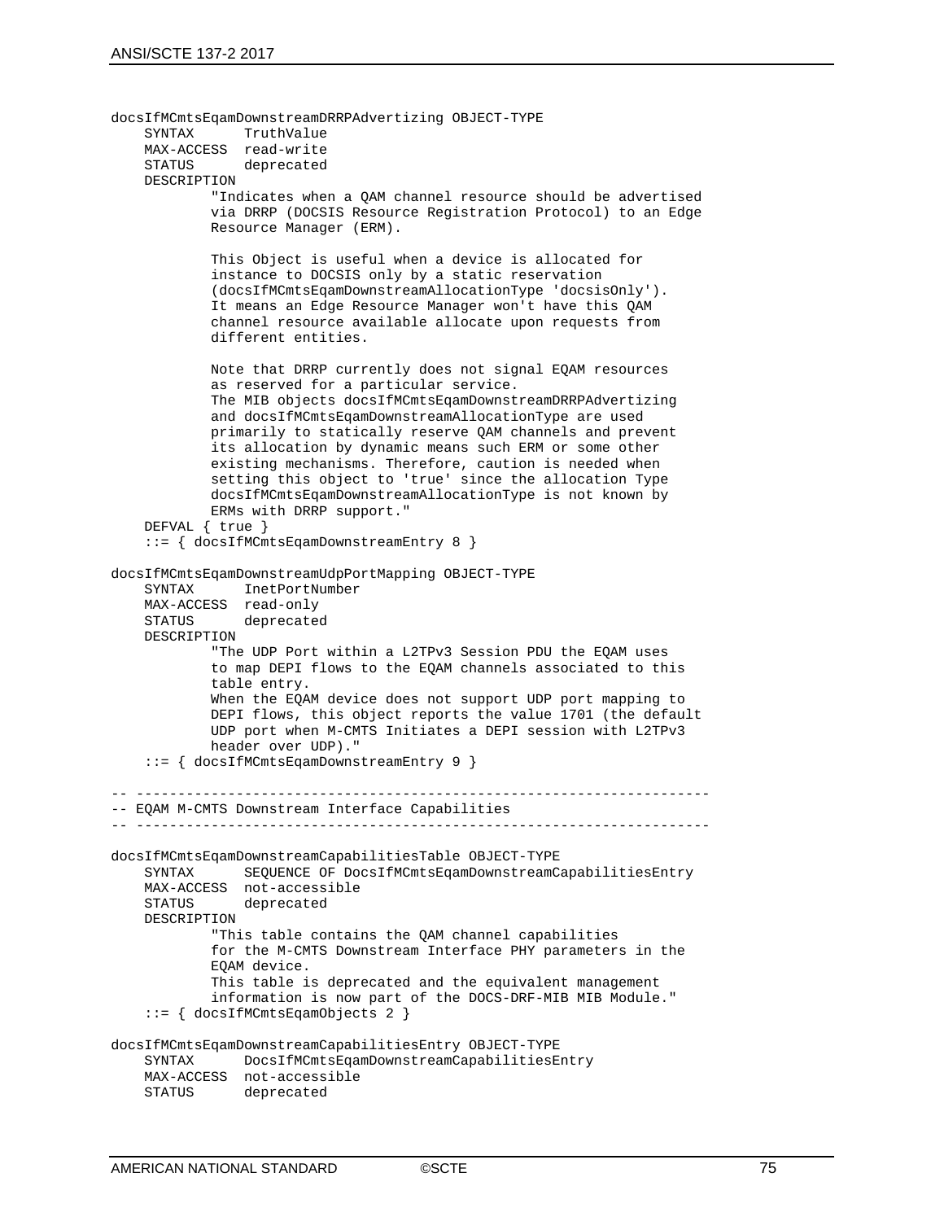```
docsIfMCmtsEqamDownstreamDRRPAdvertizing OBJECT-TYPE
    SYNTAX      TruthValue
    MAX-ACCESS  read-write
    STATUS      deprecated
    DESCRIPTION
            "Indicates when a QAM channel resource should be advertised
            via DRRP (DOCSIS Resource Registration Protocol) to an Edge
            Resource Manager (ERM).

            This Object is useful when a device is allocated for
            instance to DOCSIS only by a static reservation
            (docsIfMCmtsEqamDownstreamAllocationType 'docsisOnly').
            It means an Edge Resource Manager won't have this QAM
            channel resource available allocate upon requests from
            different entities.

            Note that DRRP currently does not signal EQAM resources
            as reserved for a particular service.
            The MIB objects docsIfMCmtsEqamDownstreamDRRPAdvertizing
            and docsIfMCmtsEqamDownstreamAllocationType are used
            primarily to statically reserve QAM channels and prevent
            its allocation by dynamic means such ERM or some other
            existing mechanisms. Therefore, caution is needed when
            setting this object to 'true' since the allocation Type
            docsIfMCmtsEqamDownstreamAllocationType is not known by
            ERMs with DRRP support."
    DEFVAL { true }
    ::= { docsIfMCmtsEqamDownstreamEntry 8 }

docsIfMCmtsEqamDownstreamUdpPortMapping OBJECT-TYPE
    SYNTAX      InetPortNumber
    MAX-ACCESS  read-only
    STATUS      deprecated
    DESCRIPTION
            "The UDP Port within a L2TPv3 Session PDU the EQAM uses
            to map DEPI flows to the EQAM channels associated to this
            table entry.
            When the EQAM device does not support UDP port mapping to
            DEPI flows, this object reports the value 1701 (the default
            UDP port when M-CMTS Initiates a DEPI session with L2TPv3
            header over UDP)."
    ::= { docsIfMCmtsEqamDownstreamEntry 9 }

-- ---------------------------------------------------------------------
-- EQAM M-CMTS Downstream Interface Capabilities
-- ---------------------------------------------------------------------

docsIfMCmtsEqamDownstreamCapabilitiesTable OBJECT-TYPE
    SYNTAX      SEQUENCE OF DocsIfMCmtsEqamDownstreamCapabilitiesEntry
    MAX-ACCESS  not-accessible
    STATUS      deprecated
    DESCRIPTION
            "This table contains the QAM channel capabilities
            for the M-CMTS Downstream Interface PHY parameters in the
            EQAM device.
            This table is deprecated and the equivalent management
            information is now part of the DOCS-DRF-MIB MIB Module."
    ::= { docsIfMCmtsEqamObjects 2 }

docsIfMCmtsEqamDownstreamCapabilitiesEntry OBJECT-TYPE
    SYNTAX      DocsIfMCmtsEqamDownstreamCapabilitiesEntry
    MAX-ACCESS  not-accessible
    STATUS      deprecated
```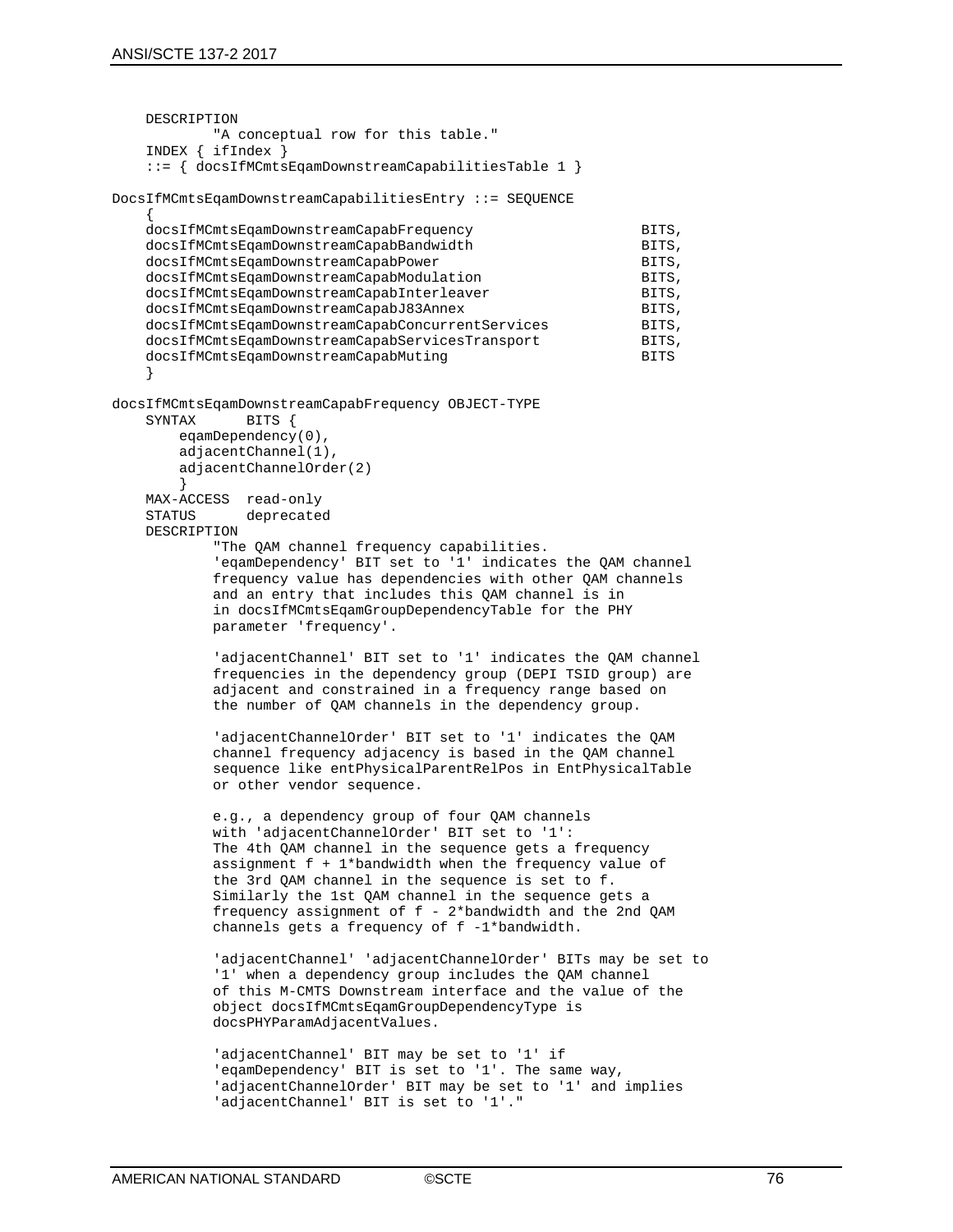```
    DESCRIPTION
            "A conceptual row for this table."
    INDEX { ifIndex }
    ::= { docsIfMCmtsEqamDownstreamCapabilitiesTable 1 }

DocsIfMCmtsEqamDownstreamCapabilitiesEntry ::= SEQUENCE
    {
    docsIfMCmtsEqamDownstreamCapabFrequency                     BITS,
    docsIfMCmtsEqamDownstreamCapabBandwidth                     BITS,
    docsIfMCmtsEqamDownstreamCapabPower                         BITS,
    docsIfMCmtsEqamDownstreamCapabModulation                    BITS,
    docsIfMCmtsEqamDownstreamCapabInterleaver                   BITS,
    docsIfMCmtsEqamDownstreamCapabJ83Annex                      BITS,
    docsIfMCmtsEqamDownstreamCapabConcurrentServices            BITS,
    docsIfMCmtsEqamDownstreamCapabServicesTransport             BITS,
    docsIfMCmtsEqamDownstreamCapabMuting                        BITS
    }

docsIfMCmtsEqamDownstreamCapabFrequency OBJECT-TYPE
    SYNTAX      BITS {
        eqamDependency(0),
        adjacentChannel(1),
        adjacentChannelOrder(2)
        }
    MAX-ACCESS  read-only
    STATUS      deprecated
    DESCRIPTION
            "The QAM channel frequency capabilities.
            'eqamDependency' BIT set to '1' indicates the QAM channel
            frequency value has dependencies with other QAM channels
            and an entry that includes this QAM channel is in
            in docsIfMCmtsEqamGroupDependencyTable for the PHY
            parameter 'frequency'.

            'adjacentChannel' BIT set to '1' indicates the QAM channel
            frequencies in the dependency group (DEPI TSID group) are
            adjacent and constrained in a frequency range based on
            the number of QAM channels in the dependency group.

            'adjacentChannelOrder' BIT set to '1' indicates the QAM
            channel frequency adjacency is based in the QAM channel
            sequence like entPhysicalParentRelPos in EntPhysicalTable
            or other vendor sequence.

            e.g., a dependency group of four QAM channels
            with 'adjacentChannelOrder' BIT set to '1':
            The 4th QAM channel in the sequence gets a frequency
            assignment f + 1*bandwidth when the frequency value of
            the 3rd QAM channel in the sequence is set to f.
            Similarly the 1st QAM channel in the sequence gets a
            frequency assignment of f - 2*bandwidth and the 2nd QAM
            channels gets a frequency of f -1*bandwidth.

            'adjacentChannel' 'adjacentChannelOrder' BITs may be set to
            '1' when a dependency group includes the QAM channel
            of this M-CMTS Downstream interface and the value of the
            object docsIfMCmtsEqamGroupDependencyType is
            docsPHYParamAdjacentValues.

            'adjacentChannel' BIT may be set to '1' if
            'eqamDependency' BIT is set to '1'. The same way,
            'adjacentChannelOrder' BIT may be set to '1' and implies
            'adjacentChannel' BIT is set to '1'."
```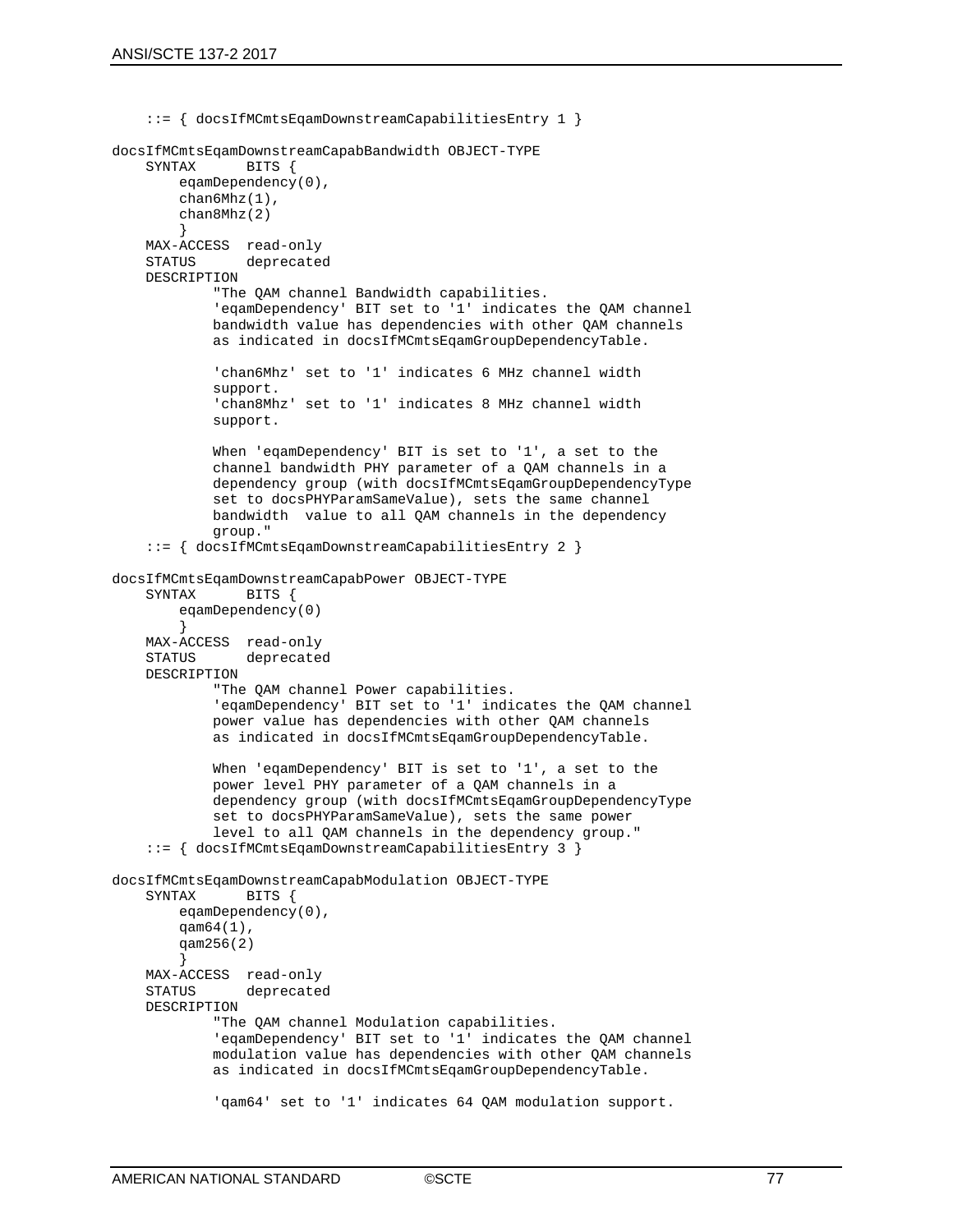```
    ::= { docsIfMCmtsEqamDownstreamCapabilitiesEntry 1 }

docsIfMCmtsEqamDownstreamCapabBandwidth OBJECT-TYPE
    SYNTAX      BITS {
        eqamDependency(0),
        chan6Mhz(1),
        chan8Mhz(2)
        }
    MAX-ACCESS  read-only
    STATUS      deprecated
    DESCRIPTION
            "The QAM channel Bandwidth capabilities.
            'eqamDependency' BIT set to '1' indicates the QAM channel
            bandwidth value has dependencies with other QAM channels
            as indicated in docsIfMCmtsEqamGroupDependencyTable.

            'chan6Mhz' set to '1' indicates 6 MHz channel width
            support.
            'chan8Mhz' set to '1' indicates 8 MHz channel width
            support.

            When 'eqamDependency' BIT is set to '1', a set to the
            channel bandwidth PHY parameter of a QAM channels in a
            dependency group (with docsIfMCmtsEqamGroupDependencyType
            set to docsPHYParamSameValue), sets the same channel
            bandwidth  value to all QAM channels in the dependency
            group."
    ::= { docsIfMCmtsEqamDownstreamCapabilitiesEntry 2 }

docsIfMCmtsEqamDownstreamCapabPower OBJECT-TYPE
    SYNTAX      BITS {
        eqamDependency(0)
        }
    MAX-ACCESS  read-only
    STATUS      deprecated
    DESCRIPTION
            "The QAM channel Power capabilities.
            'eqamDependency' BIT set to '1' indicates the QAM channel
            power value has dependencies with other QAM channels
            as indicated in docsIfMCmtsEqamGroupDependencyTable.

            When 'eqamDependency' BIT is set to '1', a set to the
            power level PHY parameter of a QAM channels in a
            dependency group (with docsIfMCmtsEqamGroupDependencyType
            set to docsPHYParamSameValue), sets the same power
            level to all QAM channels in the dependency group."
    ::= { docsIfMCmtsEqamDownstreamCapabilitiesEntry 3 }

docsIfMCmtsEqamDownstreamCapabModulation OBJECT-TYPE
    SYNTAX      BITS {
        eqamDependency(0),
        qam64(1),
        qam256(2)
        }
    MAX-ACCESS  read-only
    STATUS      deprecated
    DESCRIPTION
            "The QAM channel Modulation capabilities.
            'eqamDependency' BIT set to '1' indicates the QAM channel
            modulation value has dependencies with other QAM channels
            as indicated in docsIfMCmtsEqamGroupDependencyTable.

            'qam64' set to '1' indicates 64 QAM modulation support.
```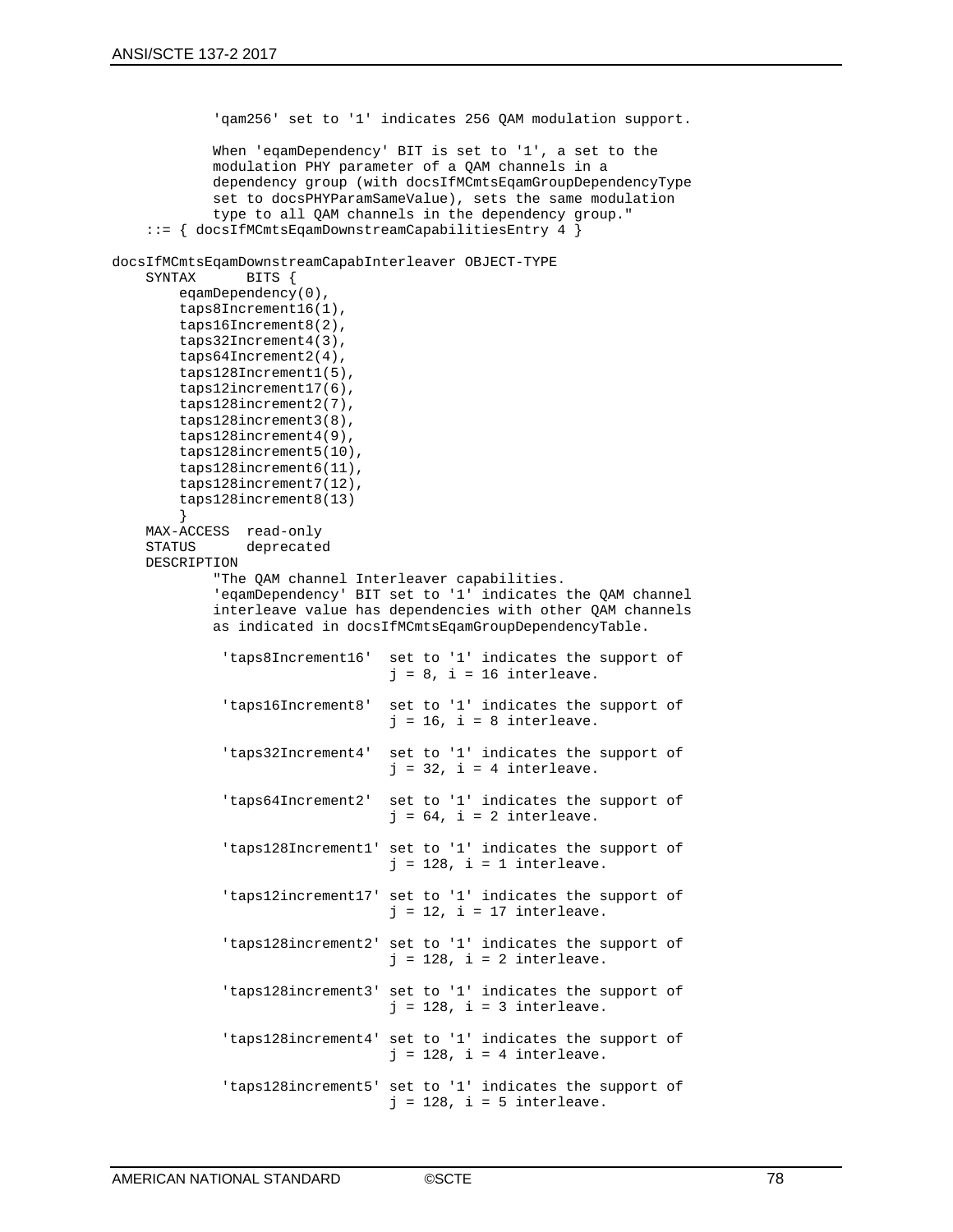```
            'qam256' set to '1' indicates 256 QAM modulation support.

            When 'eqamDependency' BIT is set to '1', a set to the
            modulation PHY parameter of a QAM channels in a
            dependency group (with docsIfMCmtsEqamGroupDependencyType
            set to docsPHYParamSameValue), sets the same modulation
            type to all QAM channels in the dependency group."
    ::= { docsIfMCmtsEqamDownstreamCapabilitiesEntry 4 }

docsIfMCmtsEqamDownstreamCapabInterleaver OBJECT-TYPE
    SYNTAX      BITS {
        eqamDependency(0),
        taps8Increment16(1),
        taps16Increment8(2),
        taps32Increment4(3),
        taps64Increment2(4),
        taps128Increment1(5),
        taps12increment17(6),
        taps128increment2(7),
        taps128increment3(8),
        taps128increment4(9),
        taps128increment5(10),
        taps128increment6(11),
        taps128increment7(12),
        taps128increment8(13)
        }
    MAX-ACCESS  read-only
    STATUS      deprecated
    DESCRIPTION
            "The QAM channel Interleaver capabilities.
            'eqamDependency' BIT set to '1' indicates the QAM channel
            interleave value has dependencies with other QAM channels
            as indicated in docsIfMCmtsEqamGroupDependencyTable.

             'taps8Increment16'  set to '1' indicates the support of
                                 j = 8, i = 16 interleave.

             'taps16Increment8'  set to '1' indicates the support of
                                 j = 16, i = 8 interleave.

             'taps32Increment4'  set to '1' indicates the support of
                                 j = 32, i = 4 interleave.

             'taps64Increment2'  set to '1' indicates the support of
                                 j = 64, i = 2 interleave.

             'taps128Increment1' set to '1' indicates the support of
                                 j = 128, i = 1 interleave.

             'taps12increment17' set to '1' indicates the support of
                                 j = 12, i = 17 interleave.

             'taps128increment2' set to '1' indicates the support of
                                 j = 128, i = 2 interleave.

             'taps128increment3' set to '1' indicates the support of
                                 j = 128, i = 3 interleave.

             'taps128increment4' set to '1' indicates the support of
                                 j = 128, i = 4 interleave.

             'taps128increment5' set to '1' indicates the support of
                                 j = 128, i = 5 interleave.
```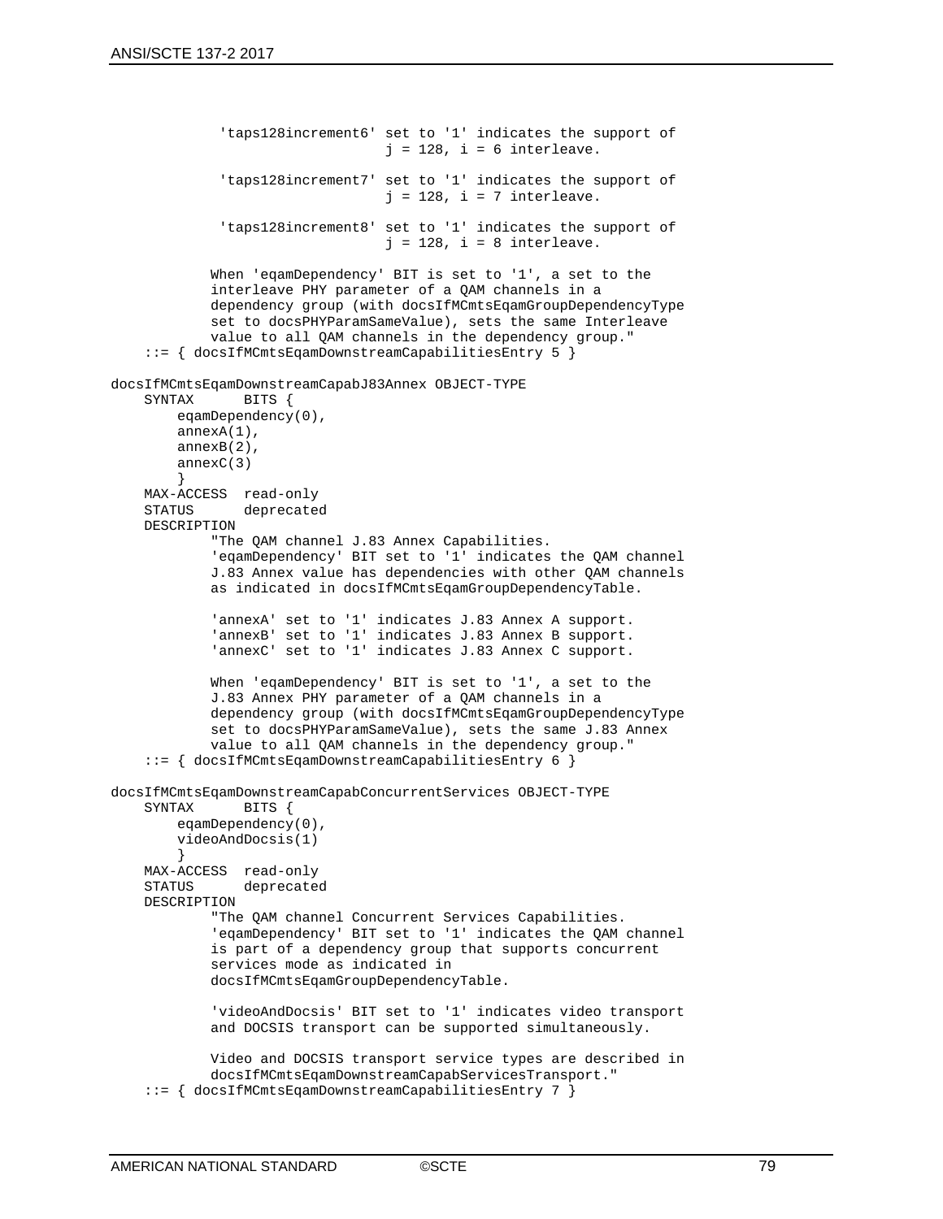```
             'taps128increment6' set to '1' indicates the support of
                                 j = 128, i = 6 interleave.

             'taps128increment7' set to '1' indicates the support of
                                 j = 128, i = 7 interleave.

             'taps128increment8' set to '1' indicates the support of
                                 j = 128, i = 8 interleave.

            When 'eqamDependency' BIT is set to '1', a set to the
            interleave PHY parameter of a QAM channels in a
            dependency group (with docsIfMCmtsEqamGroupDependencyType
            set to docsPHYParamSameValue), sets the same Interleave
            value to all QAM channels in the dependency group."
    ::= { docsIfMCmtsEqamDownstreamCapabilitiesEntry 5 }

docsIfMCmtsEqamDownstreamCapabJ83Annex OBJECT-TYPE
    SYNTAX      BITS {
        eqamDependency(0),
        annexA(1),
        annexB(2),
        annexC(3)
        }
    MAX-ACCESS  read-only
    STATUS      deprecated
    DESCRIPTION
            "The QAM channel J.83 Annex Capabilities.
            'eqamDependency' BIT set to '1' indicates the QAM channel
            J.83 Annex value has dependencies with other QAM channels
            as indicated in docsIfMCmtsEqamGroupDependencyTable.

            'annexA' set to '1' indicates J.83 Annex A support.
            'annexB' set to '1' indicates J.83 Annex B support.
            'annexC' set to '1' indicates J.83 Annex C support.

            When 'eqamDependency' BIT is set to '1', a set to the
            J.83 Annex PHY parameter of a QAM channels in a
            dependency group (with docsIfMCmtsEqamGroupDependencyType
            set to docsPHYParamSameValue), sets the same J.83 Annex
            value to all QAM channels in the dependency group."
    ::= { docsIfMCmtsEqamDownstreamCapabilitiesEntry 6 }

docsIfMCmtsEqamDownstreamCapabConcurrentServices OBJECT-TYPE
    SYNTAX      BITS {
        eqamDependency(0),
        videoAndDocsis(1)
        }
    MAX-ACCESS  read-only
    STATUS      deprecated
    DESCRIPTION
            "The QAM channel Concurrent Services Capabilities.
            'eqamDependency' BIT set to '1' indicates the QAM channel
            is part of a dependency group that supports concurrent
            services mode as indicated in
            docsIfMCmtsEqamGroupDependencyTable.

            'videoAndDocsis' BIT set to '1' indicates video transport
            and DOCSIS transport can be supported simultaneously.

            Video and DOCSIS transport service types are described in
            docsIfMCmtsEqamDownstreamCapabServicesTransport."
    ::= { docsIfMCmtsEqamDownstreamCapabilitiesEntry 7 }
```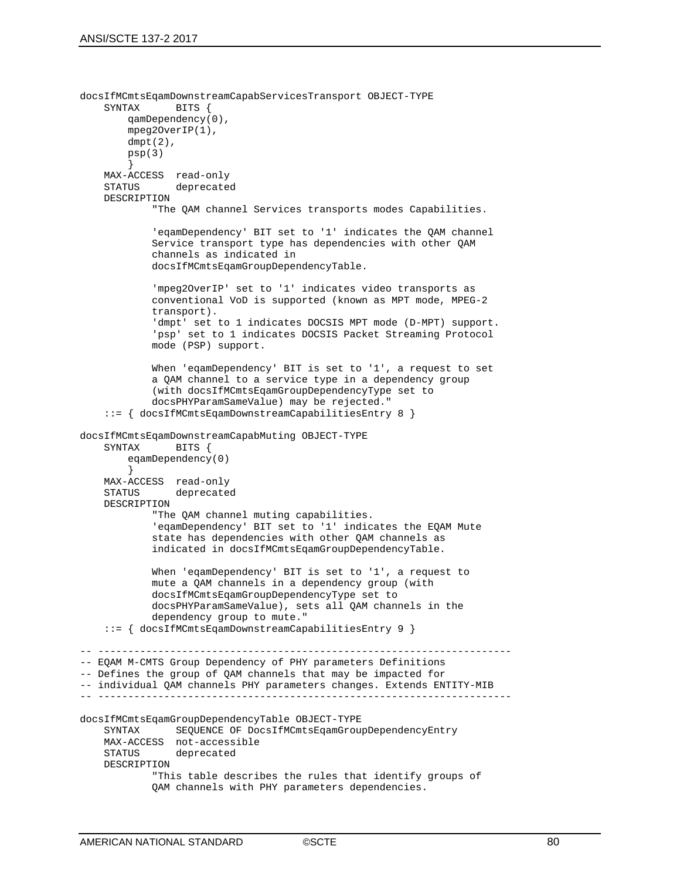```
docsIfMCmtsEqamDownstreamCapabServicesTransport OBJECT-TYPE
    SYNTAX      BITS {
        qamDependency(0),
        mpeg2OverIP(1),
        dmpt(2),
        psp(3)
        }
    MAX-ACCESS  read-only
    STATUS      deprecated
    DESCRIPTION
            "The QAM channel Services transports modes Capabilities.

            'eqamDependency' BIT set to '1' indicates the QAM channel
            Service transport type has dependencies with other QAM
            channels as indicated in
            docsIfMCmtsEqamGroupDependencyTable.

            'mpeg2OverIP' set to '1' indicates video transports as
            conventional VoD is supported (known as MPT mode, MPEG-2
            transport).
            'dmpt' set to 1 indicates DOCSIS MPT mode (D-MPT) support.
            'psp' set to 1 indicates DOCSIS Packet Streaming Protocol
            mode (PSP) support.

            When 'eqamDependency' BIT is set to '1', a request to set
            a QAM channel to a service type in a dependency group
            (with docsIfMCmtsEqamGroupDependencyType set to
            docsPHYParamSameValue) may be rejected."
    ::= { docsIfMCmtsEqamDownstreamCapabilitiesEntry 8 }

docsIfMCmtsEqamDownstreamCapabMuting OBJECT-TYPE
    SYNTAX      BITS {
        eqamDependency(0)
        }
    MAX-ACCESS  read-only
    STATUS      deprecated
    DESCRIPTION
            "The QAM channel muting capabilities.
            'eqamDependency' BIT set to '1' indicates the EQAM Mute
            state has dependencies with other QAM channels as
            indicated in docsIfMCmtsEqamGroupDependencyTable.

            When 'eqamDependency' BIT is set to '1', a request to
            mute a QAM channels in a dependency group (with
            docsIfMCmtsEqamGroupDependencyType set to
            docsPHYParamSameValue), sets all QAM channels in the
            dependency group to mute."
    ::= { docsIfMCmtsEqamDownstreamCapabilitiesEntry 9 }

-- -------------------------------------------------------------------
-- EQAM M-CMTS Group Dependency of PHY parameters Definitions
-- Defines the group of QAM channels that may be impacted for
-- individual QAM channels PHY parameters changes. Extends ENTITY-MIB
-- -------------------------------------------------------------------

docsIfMCmtsEqamGroupDependencyTable OBJECT-TYPE
    SYNTAX      SEQUENCE OF DocsIfMCmtsEqamGroupDependencyEntry
    MAX-ACCESS  not-accessible
    STATUS      deprecated
    DESCRIPTION
            "This table describes the rules that identify groups of
            QAM channels with PHY parameters dependencies.
```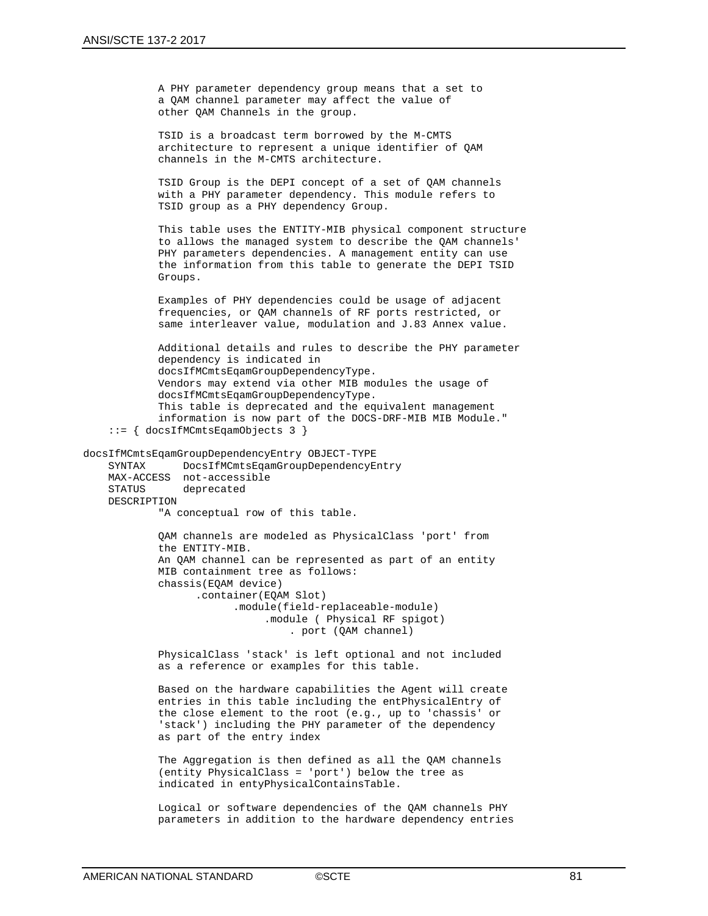```
            A PHY parameter dependency group means that a set to
            a QAM channel parameter may affect the value of
            other QAM Channels in the group.

            TSID is a broadcast term borrowed by the M-CMTS
            architecture to represent a unique identifier of QAM
            channels in the M-CMTS architecture.

            TSID Group is the DEPI concept of a set of QAM channels
            with a PHY parameter dependency. This module refers to
            TSID group as a PHY dependency Group.

            This table uses the ENTITY-MIB physical component structure
            to allows the managed system to describe the QAM channels'
            PHY parameters dependencies. A management entity can use
            the information from this table to generate the DEPI TSID
            Groups.

            Examples of PHY dependencies could be usage of adjacent
            frequencies, or QAM channels of RF ports restricted, or
            same interleaver value, modulation and J.83 Annex value.

            Additional details and rules to describe the PHY parameter
            dependency is indicated in
            docsIfMCmtsEqamGroupDependencyType.
            Vendors may extend via other MIB modules the usage of
            docsIfMCmtsEqamGroupDependencyType.
            This table is deprecated and the equivalent management
            information is now part of the DOCS-DRF-MIB MIB Module."
    ::= { docsIfMCmtsEqamObjects 3 }

docsIfMCmtsEqamGroupDependencyEntry OBJECT-TYPE
    SYNTAX      DocsIfMCmtsEqamGroupDependencyEntry
    MAX-ACCESS  not-accessible
    STATUS      deprecated
    DESCRIPTION
            "A conceptual row of this table.

            QAM channels are modeled as PhysicalClass 'port' from
            the ENTITY-MIB.
            An QAM channel can be represented as part of an entity
            MIB containment tree as follows:
            chassis(EQAM device)
                  .container(EQAM Slot)
                        .module(field-replaceable-module)
                             .module ( Physical RF spigot)
                                 . port (QAM channel)

            PhysicalClass 'stack' is left optional and not included
            as a reference or examples for this table.

            Based on the hardware capabilities the Agent will create
            entries in this table including the entPhysicalEntry of
            the close element to the root (e.g., up to 'chassis' or
            'stack') including the PHY parameter of the dependency
            as part of the entry index

            The Aggregation is then defined as all the QAM channels
            (entity PhysicalClass = 'port') below the tree as
            indicated in entyPhysicalContainsTable.

            Logical or software dependencies of the QAM channels PHY
            parameters in addition to the hardware dependency entries
```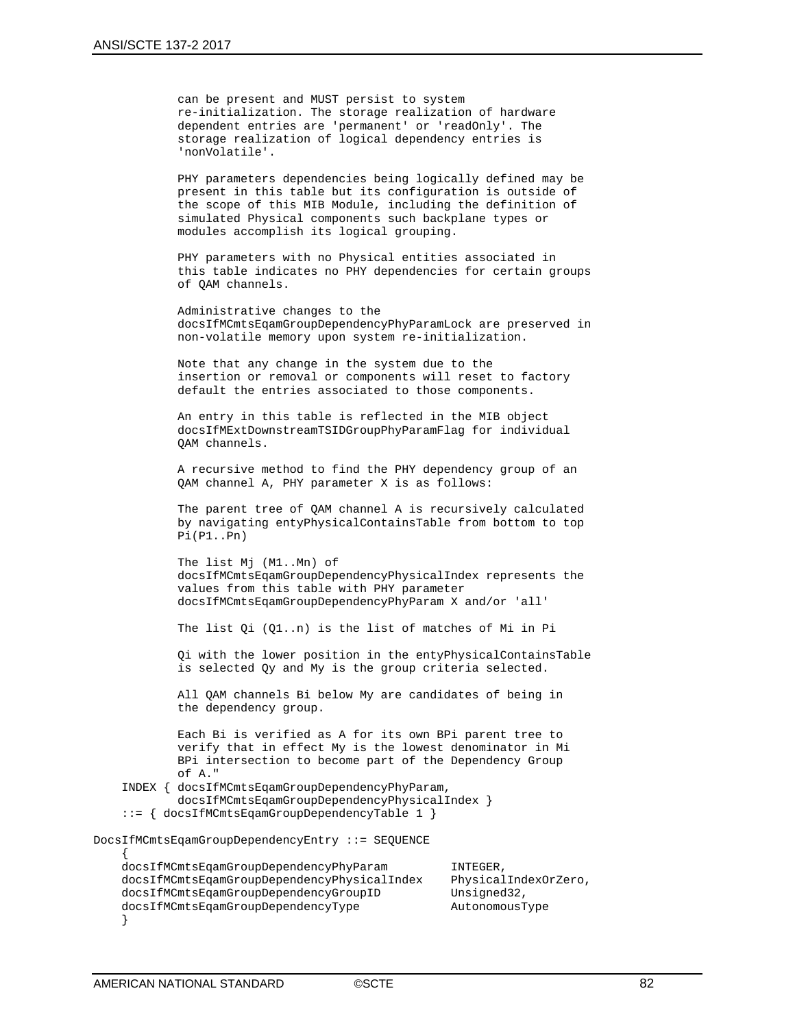```
            can be present and MUST persist to system
            re-initialization. The storage realization of hardware
            dependent entries are 'permanent' or 'readOnly'. The
            storage realization of logical dependency entries is
            'nonVolatile'.

            PHY parameters dependencies being logically defined may be
            present in this table but its configuration is outside of
            the scope of this MIB Module, including the definition of
            simulated Physical components such backplane types or
            modules accomplish its logical grouping.

            PHY parameters with no Physical entities associated in
            this table indicates no PHY dependencies for certain groups
            of QAM channels.

            Administrative changes to the
            docsIfMCmtsEqamGroupDependencyPhyParamLock are preserved in
            non-volatile memory upon system re-initialization.

            Note that any change in the system due to the
            insertion or removal or components will reset to factory
            default the entries associated to those components.

            An entry in this table is reflected in the MIB object
            docsIfMExtDownstreamTSIDGroupPhyParamFlag for individual
            QAM channels.

            A recursive method to find the PHY dependency group of an
            QAM channel A, PHY parameter X is as follows:

            The parent tree of QAM channel A is recursively calculated
            by navigating entyPhysicalContainsTable from bottom to top
            Pi(P1..Pn)

            The list Mj (M1..Mn) of
            docsIfMCmtsEqamGroupDependencyPhysicalIndex represents the
            values from this table with PHY parameter
            docsIfMCmtsEqamGroupDependencyPhyParam X and/or 'all'

            The list Qi (Q1..n) is the list of matches of Mi in Pi

            Qi with the lower position in the entyPhysicalContainsTable
            is selected Qy and My is the group criteria selected.

            All QAM channels Bi below My are candidates of being in
            the dependency group.

            Each Bi is verified as A for its own BPi parent tree to
            verify that in effect My is the lowest denominator in Mi
            BPi intersection to become part of the Dependency Group
            of A."
    INDEX { docsIfMCmtsEqamGroupDependencyPhyParam,
            docsIfMCmtsEqamGroupDependencyPhysicalIndex }
    ::= { docsIfMCmtsEqamGroupDependencyTable 1 }

DocsIfMCmtsEqamGroupDependencyEntry ::= SEQUENCE
    {
    docsIfMCmtsEqamGroupDependencyPhyParam          INTEGER,
    docsIfMCmtsEqamGroupDependencyPhysicalIndex     PhysicalIndexOrZero,
    docsIfMCmtsEqamGroupDependencyGroupID           Unsigned32,
    docsIfMCmtsEqamGroupDependencyType              AutonomousType
    }
```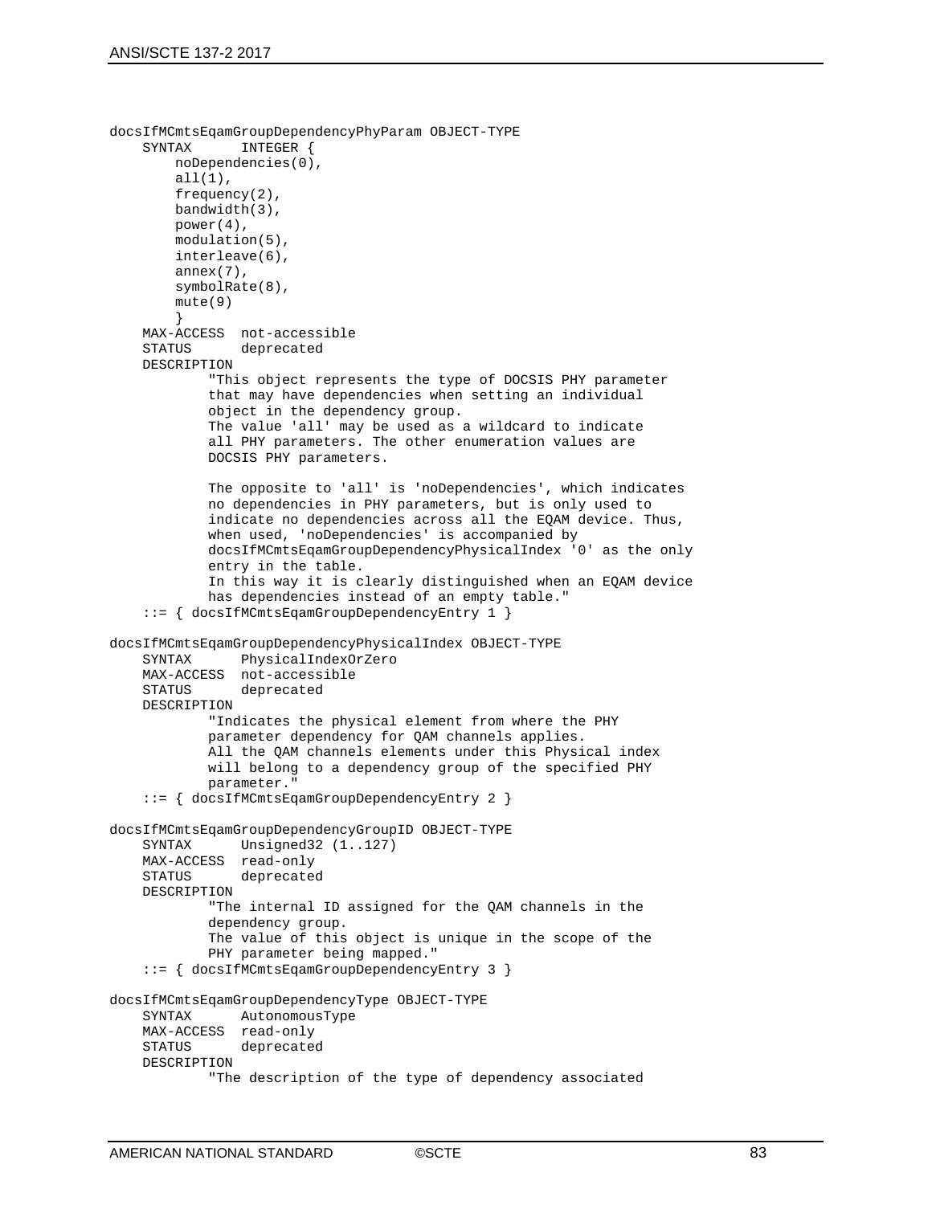```
docsIfMCmtsEqamGroupDependencyPhyParam OBJECT-TYPE
    SYNTAX      INTEGER {
        noDependencies(0),
        all(1),
        frequency(2),
        bandwidth(3),
        power(4),
        modulation(5),
        interleave(6),
        annex(7),
        symbolRate(8),
        mute(9)
        }
    MAX-ACCESS  not-accessible
    STATUS      deprecated
    DESCRIPTION
            "This object represents the type of DOCSIS PHY parameter
            that may have dependencies when setting an individual
            object in the dependency group.
            The value 'all' may be used as a wildcard to indicate
            all PHY parameters. The other enumeration values are
            DOCSIS PHY parameters.

            The opposite to 'all' is 'noDependencies', which indicates
            no dependencies in PHY parameters, but is only used to
            indicate no dependencies across all the EQAM device. Thus,
            when used, 'noDependencies' is accompanied by
            docsIfMCmtsEqamGroupDependencyPhysicalIndex '0' as the only
            entry in the table.
            In this way it is clearly distinguished when an EQAM device
            has dependencies instead of an empty table."
    ::= { docsIfMCmtsEqamGroupDependencyEntry 1 }

docsIfMCmtsEqamGroupDependencyPhysicalIndex OBJECT-TYPE
    SYNTAX      PhysicalIndexOrZero
    MAX-ACCESS  not-accessible
    STATUS      deprecated
    DESCRIPTION
            "Indicates the physical element from where the PHY
            parameter dependency for QAM channels applies.
            All the QAM channels elements under this Physical index
            will belong to a dependency group of the specified PHY
            parameter."
    ::= { docsIfMCmtsEqamGroupDependencyEntry 2 }

docsIfMCmtsEqamGroupDependencyGroupID OBJECT-TYPE
    SYNTAX      Unsigned32 (1..127)
    MAX-ACCESS  read-only
    STATUS      deprecated
    DESCRIPTION
            "The internal ID assigned for the QAM channels in the
            dependency group.
            The value of this object is unique in the scope of the
            PHY parameter being mapped."
    ::= { docsIfMCmtsEqamGroupDependencyEntry 3 }

docsIfMCmtsEqamGroupDependencyType OBJECT-TYPE
    SYNTAX      AutonomousType
    MAX-ACCESS  read-only
    STATUS      deprecated
    DESCRIPTION
            "The description of the type of dependency associated
```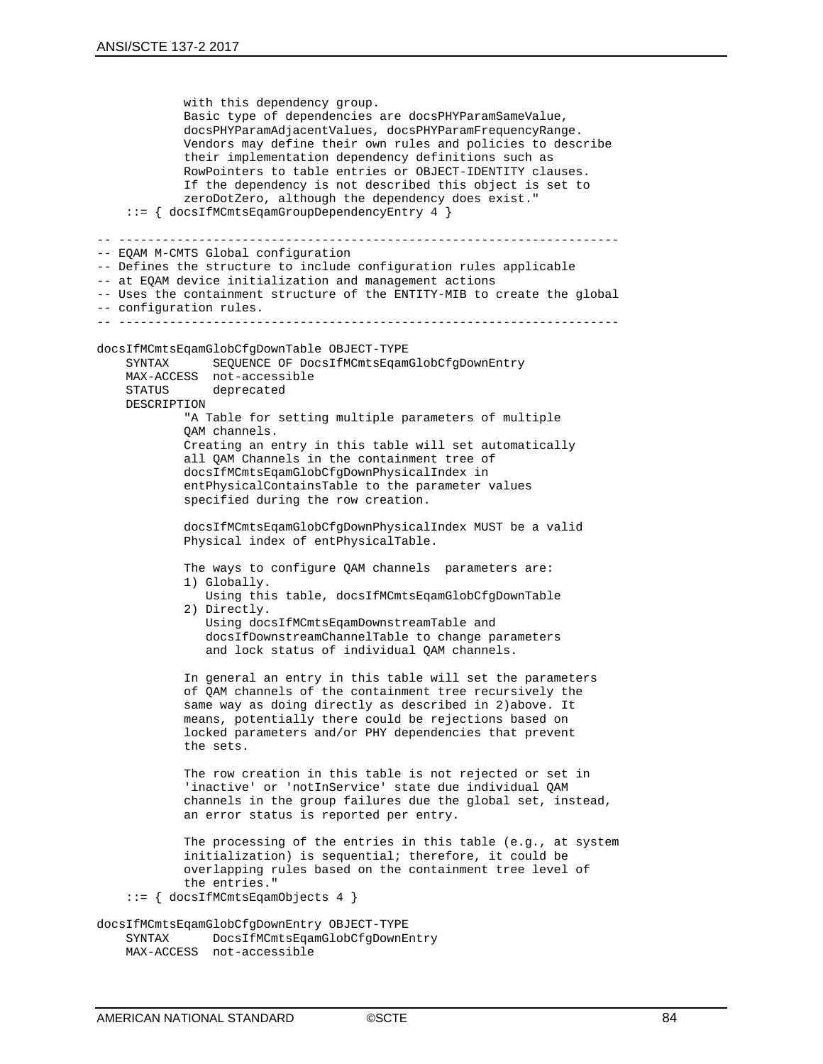```
            with this dependency group.
            Basic type of dependencies are docsPHYParamSameValue,
            docsPHYParamAdjacentValues, docsPHYParamFrequencyRange.
            Vendors may define their own rules and policies to describe
            their implementation dependency definitions such as
            RowPointers to table entries or OBJECT-IDENTITY clauses.
            If the dependency is not described this object is set to
            zeroDotZero, although the dependency does exist."
    ::= { docsIfMCmtsEqamGroupDependencyEntry 4 }

-- ---------------------------------------------------------------------
-- EQAM M-CMTS Global configuration
-- Defines the structure to include configuration rules applicable
-- at EQAM device initialization and management actions
-- Uses the containment structure of the ENTITY-MIB to create the global
-- configuration rules.
-- ---------------------------------------------------------------------

docsIfMCmtsEqamGlobCfgDownTable OBJECT-TYPE
    SYNTAX      SEQUENCE OF DocsIfMCmtsEqamGlobCfgDownEntry
    MAX-ACCESS  not-accessible
    STATUS      deprecated
    DESCRIPTION
            "A Table for setting multiple parameters of multiple
            QAM channels.
            Creating an entry in this table will set automatically
            all QAM Channels in the containment tree of
            docsIfMCmtsEqamGlobCfgDownPhysicalIndex in
            entPhysicalContainsTable to the parameter values
            specified during the row creation.

            docsIfMCmtsEqamGlobCfgDownPhysicalIndex MUST be a valid
            Physical index of entPhysicalTable.

            The ways to configure QAM channels  parameters are:
            1) Globally.
               Using this table, docsIfMCmtsEqamGlobCfgDownTable
            2) Directly.
               Using docsIfMCmtsEqamDownstreamTable and
               docsIfDownstreamChannelTable to change parameters
               and lock status of individual QAM channels.

            In general an entry in this table will set the parameters
            of QAM channels of the containment tree recursively the
            same way as doing directly as described in 2)above. It
            means, potentially there could be rejections based on
            locked parameters and/or PHY dependencies that prevent
            the sets.

            The row creation in this table is not rejected or set in
            'inactive' or 'notInService' state due individual QAM
            channels in the group failures due the global set, instead,
            an error status is reported per entry.

            The processing of the entries in this table (e.g., at system
            initialization) is sequential; therefore, it could be
            overlapping rules based on the containment tree level of
            the entries."
    ::= { docsIfMCmtsEqamObjects 4 }

docsIfMCmtsEqamGlobCfgDownEntry OBJECT-TYPE
    SYNTAX      DocsIfMCmtsEqamGlobCfgDownEntry
    MAX-ACCESS  not-accessible
```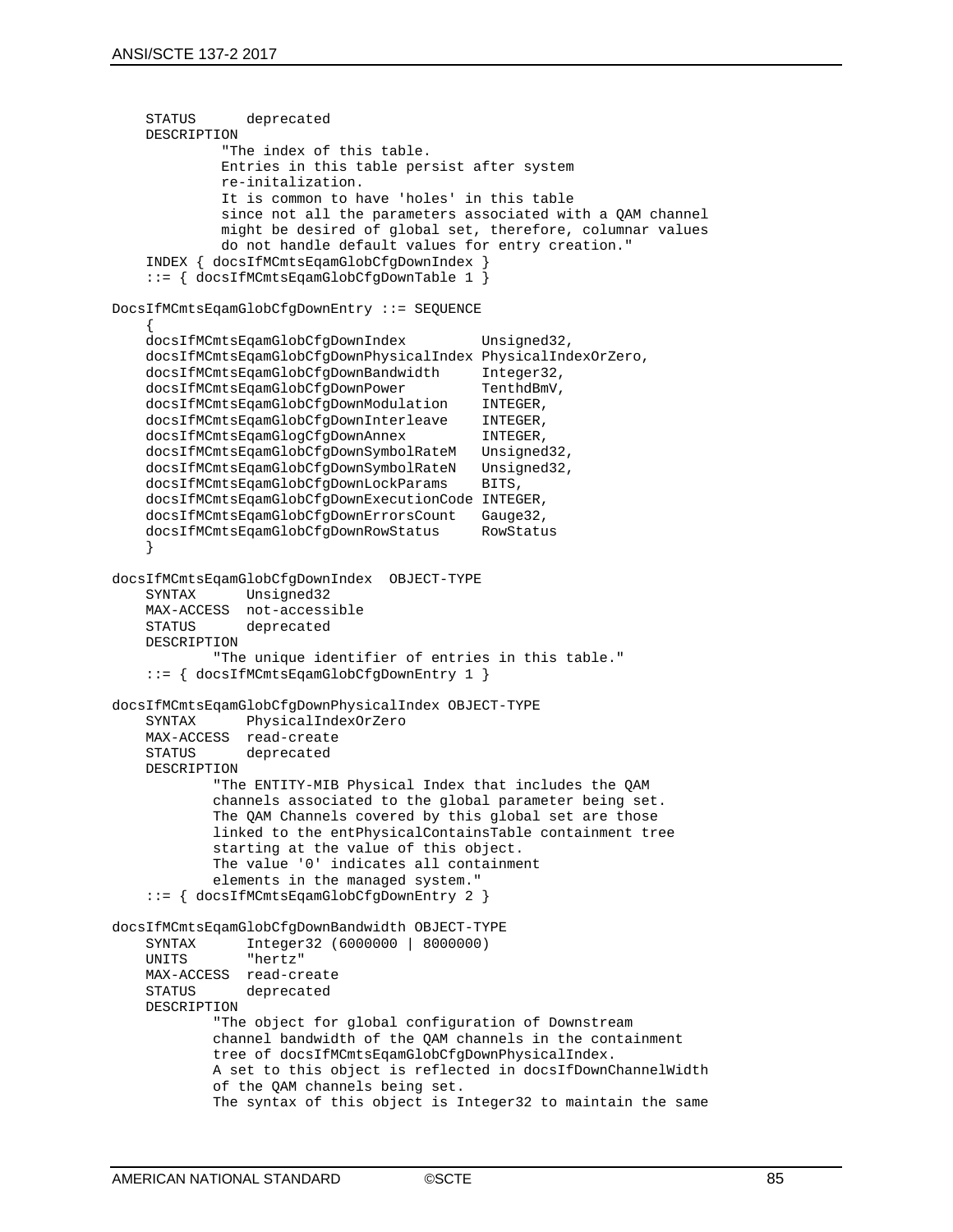```
    STATUS      deprecated
    DESCRIPTION
             "The index of this table.
             Entries in this table persist after system
             re-initalization.
             It is common to have 'holes' in this table
             since not all the parameters associated with a QAM channel
             might be desired of global set, therefore, columnar values
             do not handle default values for entry creation."
    INDEX { docsIfMCmtsEqamGlobCfgDownIndex }
    ::= { docsIfMCmtsEqamGlobCfgDownTable 1 }

DocsIfMCmtsEqamGlobCfgDownEntry ::= SEQUENCE
    {
    docsIfMCmtsEqamGlobCfgDownIndex         Unsigned32,
    docsIfMCmtsEqamGlobCfgDownPhysicalIndex PhysicalIndexOrZero,
    docsIfMCmtsEqamGlobCfgDownBandwidth     Integer32,
    docsIfMCmtsEqamGlobCfgDownPower         TenthdBmV,
    docsIfMCmtsEqamGlobCfgDownModulation    INTEGER,
    docsIfMCmtsEqamGlobCfgDownInterleave    INTEGER,
    docsIfMCmtsEqamGlogCfgDownAnnex         INTEGER,
    docsIfMCmtsEqamGlobCfgDownSymbolRateM   Unsigned32,
    docsIfMCmtsEqamGlobCfgDownSymbolRateN   Unsigned32,
    docsIfMCmtsEqamGlobCfgDownLockParams    BITS,
    docsIfMCmtsEqamGlobCfgDownExecutionCode INTEGER,
    docsIfMCmtsEqamGlobCfgDownErrorsCount   Gauge32,
    docsIfMCmtsEqamGlobCfgDownRowStatus     RowStatus
    }

docsIfMCmtsEqamGlobCfgDownIndex  OBJECT-TYPE
    SYNTAX      Unsigned32
    MAX-ACCESS  not-accessible
    STATUS      deprecated
    DESCRIPTION
            "The unique identifier of entries in this table."
    ::= { docsIfMCmtsEqamGlobCfgDownEntry 1 }

docsIfMCmtsEqamGlobCfgDownPhysicalIndex OBJECT-TYPE
    SYNTAX      PhysicalIndexOrZero
    MAX-ACCESS  read-create
    STATUS      deprecated
    DESCRIPTION
            "The ENTITY-MIB Physical Index that includes the QAM
            channels associated to the global parameter being set.
            The QAM Channels covered by this global set are those
            linked to the entPhysicalContainsTable containment tree
            starting at the value of this object.
            The value '0' indicates all containment
            elements in the managed system."
    ::= { docsIfMCmtsEqamGlobCfgDownEntry 2 }

docsIfMCmtsEqamGlobCfgDownBandwidth OBJECT-TYPE
    SYNTAX      Integer32 (6000000 | 8000000)
    UNITS       "hertz"
    MAX-ACCESS  read-create
    STATUS      deprecated
    DESCRIPTION
            "The object for global configuration of Downstream
            channel bandwidth of the QAM channels in the containment
            tree of docsIfMCmtsEqamGlobCfgDownPhysicalIndex.
            A set to this object is reflected in docsIfDownChannelWidth
            of the QAM channels being set.
            The syntax of this object is Integer32 to maintain the same
```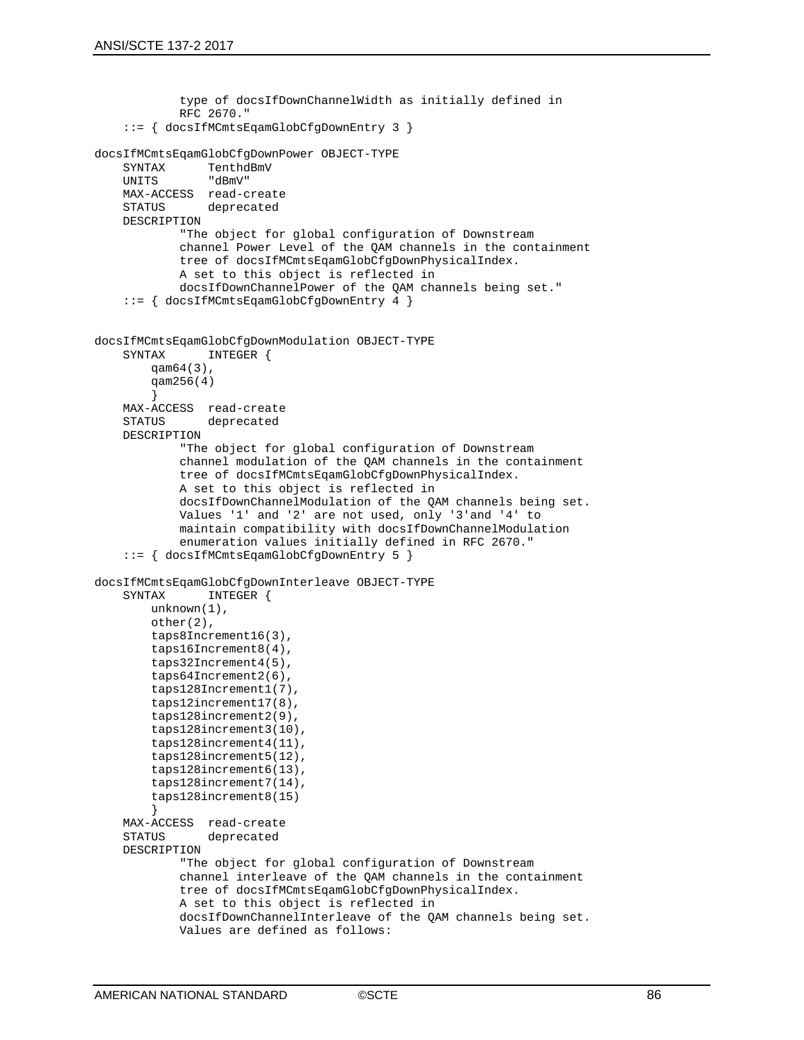```
            type of docsIfDownChannelWidth as initially defined in
            RFC 2670."
    ::= { docsIfMCmtsEqamGlobCfgDownEntry 3 }

docsIfMCmtsEqamGlobCfgDownPower OBJECT-TYPE
    SYNTAX      TenthdBmV
    UNITS       "dBmV"
    MAX-ACCESS  read-create
    STATUS      deprecated
    DESCRIPTION
            "The object for global configuration of Downstream
            channel Power Level of the QAM channels in the containment
            tree of docsIfMCmtsEqamGlobCfgDownPhysicalIndex.
            A set to this object is reflected in
            docsIfDownChannelPower of the QAM channels being set."
    ::= { docsIfMCmtsEqamGlobCfgDownEntry 4 }


docsIfMCmtsEqamGlobCfgDownModulation OBJECT-TYPE
    SYNTAX      INTEGER {
        qam64(3),
        qam256(4)
        }
    MAX-ACCESS  read-create
    STATUS      deprecated
    DESCRIPTION
            "The object for global configuration of Downstream
            channel modulation of the QAM channels in the containment
            tree of docsIfMCmtsEqamGlobCfgDownPhysicalIndex.
            A set to this object is reflected in
            docsIfDownChannelModulation of the QAM channels being set.
            Values '1' and '2' are not used, only '3'and '4' to
            maintain compatibility with docsIfDownChannelModulation
            enumeration values initially defined in RFC 2670."
    ::= { docsIfMCmtsEqamGlobCfgDownEntry 5 }

docsIfMCmtsEqamGlobCfgDownInterleave OBJECT-TYPE
    SYNTAX      INTEGER {
        unknown(1),
        other(2),
        taps8Increment16(3),
        taps16Increment8(4),
        taps32Increment4(5),
        taps64Increment2(6),
        taps128Increment1(7),
        taps12increment17(8),
        taps128increment2(9),
        taps128increment3(10),
        taps128increment4(11),
        taps128increment5(12),
        taps128increment6(13),
        taps128increment7(14),
        taps128increment8(15)
        }
    MAX-ACCESS  read-create
    STATUS      deprecated
    DESCRIPTION
            "The object for global configuration of Downstream
            channel interleave of the QAM channels in the containment
            tree of docsIfMCmtsEqamGlobCfgDownPhysicalIndex.
            A set to this object is reflected in
            docsIfDownChannelInterleave of the QAM channels being set.
            Values are defined as follows:
```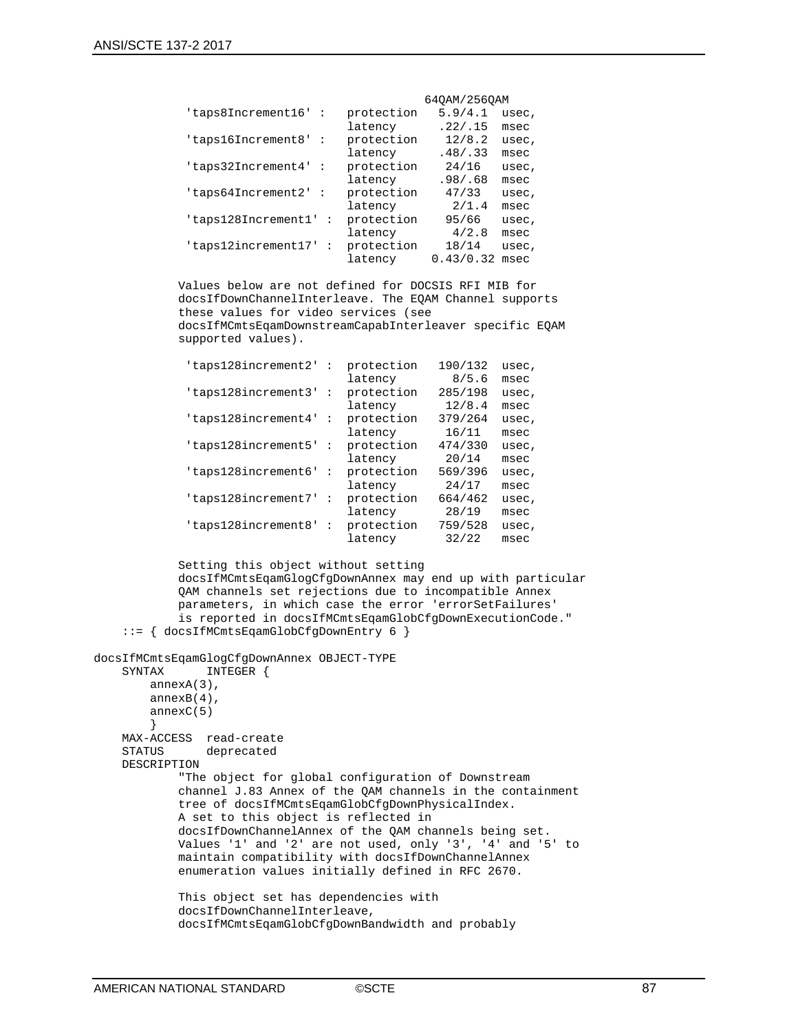```
                                          64QAM/256QAM
            'taps8Increment16' :   protection   5.9/4.1  usec,
                                   latency      .22/.15  msec
            'taps16Increment8' :   protection    12/8.2  usec,
                                   latency      .48/.33  msec
            'taps32Increment4' :   protection    24/16   usec,
                                   latency      .98/.68  msec
            'taps64Increment2' :   protection    47/33   usec,
                                   latency        2/1.4  msec
            'taps128Increment1' :  protection    95/66   usec,
                                   latency        4/2.8  msec
            'taps12increment17' :  protection    18/14   usec,
                                   latency     0.43/0.32 msec

           Values below are not defined for DOCSIS RFI MIB for
           docsIfDownChannelInterleave. The EQAM Channel supports
           these values for video services (see
           docsIfMCmtsEqamDownstreamCapabInterleaver specific EQAM
           supported values).

            'taps128increment2' :  protection   190/132  usec,
                                   latency        8/5.6  msec
            'taps128increment3' :  protection   285/198  usec,
                                   latency       12/8.4  msec
            'taps128increment4' :  protection   379/264  usec,
                                   latency       16/11   msec
            'taps128increment5' :  protection   474/330  usec,
                                   latency       20/14   msec
            'taps128increment6' :  protection   569/396  usec,
                                   latency       24/17   msec
            'taps128increment7' :  protection   664/462  usec,
                                   latency       28/19   msec
            'taps128increment8' :  protection   759/528  usec,
                                   latency       32/22   msec

           Setting this object without setting
           docsIfMCmtsEqamGlogCfgDownAnnex may end up with particular
           QAM channels set rejections due to incompatible Annex
           parameters, in which case the error 'errorSetFailures'
           is reported in docsIfMCmtsEqamGlobCfgDownExecutionCode."
    ::= { docsIfMCmtsEqamGlobCfgDownEntry 6 }

docsIfMCmtsEqamGlogCfgDownAnnex OBJECT-TYPE
    SYNTAX      INTEGER {
        annexA(3),
        annexB(4),
        annexC(5)
        }
    MAX-ACCESS  read-create
    STATUS      deprecated
    DESCRIPTION
           "The object for global configuration of Downstream
           channel J.83 Annex of the QAM channels in the containment
           tree of docsIfMCmtsEqamGlobCfgDownPhysicalIndex.
           A set to this object is reflected in
           docsIfDownChannelAnnex of the QAM channels being set.
           Values '1' and '2' are not used, only '3', '4' and '5' to
           maintain compatibility with docsIfDownChannelAnnex
           enumeration values initially defined in RFC 2670.

           This object set has dependencies with
           docsIfDownChannelInterleave,
           docsIfMCmtsEqamGlobCfgDownBandwidth and probably
```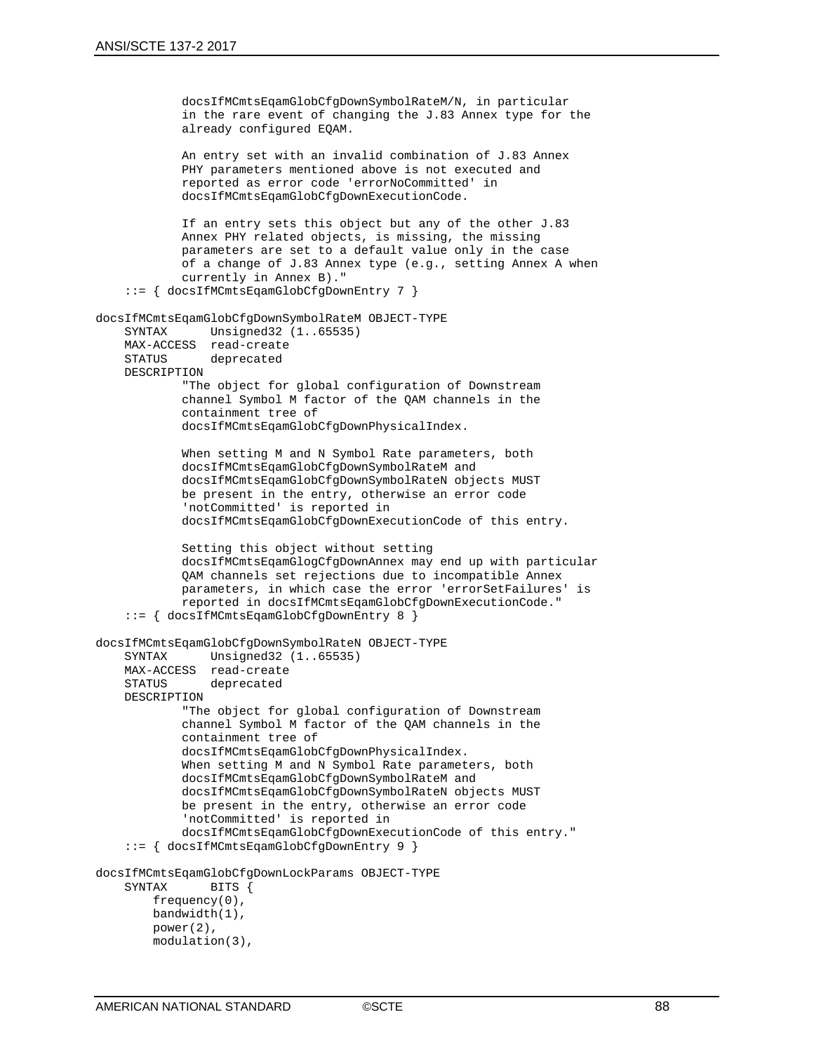```
            docsIfMCmtsEqamGlobCfgDownSymbolRateM/N, in particular
            in the rare event of changing the J.83 Annex type for the
            already configured EQAM.

            An entry set with an invalid combination of J.83 Annex
            PHY parameters mentioned above is not executed and
            reported as error code 'errorNoCommitted' in
            docsIfMCmtsEqamGlobCfgDownExecutionCode.

            If an entry sets this object but any of the other J.83
            Annex PHY related objects, is missing, the missing
            parameters are set to a default value only in the case
            of a change of J.83 Annex type (e.g., setting Annex A when
            currently in Annex B)."
    ::= { docsIfMCmtsEqamGlobCfgDownEntry 7 }

docsIfMCmtsEqamGlobCfgDownSymbolRateM OBJECT-TYPE
    SYNTAX      Unsigned32 (1..65535)
    MAX-ACCESS  read-create
    STATUS      deprecated
    DESCRIPTION
            "The object for global configuration of Downstream
            channel Symbol M factor of the QAM channels in the
            containment tree of
            docsIfMCmtsEqamGlobCfgDownPhysicalIndex.

            When setting M and N Symbol Rate parameters, both
            docsIfMCmtsEqamGlobCfgDownSymbolRateM and
            docsIfMCmtsEqamGlobCfgDownSymbolRateN objects MUST
            be present in the entry, otherwise an error code
            'notCommitted' is reported in
            docsIfMCmtsEqamGlobCfgDownExecutionCode of this entry.

            Setting this object without setting
            docsIfMCmtsEqamGlogCfgDownAnnex may end up with particular
            QAM channels set rejections due to incompatible Annex
            parameters, in which case the error 'errorSetFailures' is
            reported in docsIfMCmtsEqamGlobCfgDownExecutionCode."
    ::= { docsIfMCmtsEqamGlobCfgDownEntry 8 }

docsIfMCmtsEqamGlobCfgDownSymbolRateN OBJECT-TYPE
    SYNTAX      Unsigned32 (1..65535)
    MAX-ACCESS  read-create
    STATUS      deprecated
    DESCRIPTION
            "The object for global configuration of Downstream
            channel Symbol M factor of the QAM channels in the
            containment tree of
            docsIfMCmtsEqamGlobCfgDownPhysicalIndex.
            When setting M and N Symbol Rate parameters, both
            docsIfMCmtsEqamGlobCfgDownSymbolRateM and
            docsIfMCmtsEqamGlobCfgDownSymbolRateN objects MUST
            be present in the entry, otherwise an error code
            'notCommitted' is reported in
            docsIfMCmtsEqamGlobCfgDownExecutionCode of this entry."
    ::= { docsIfMCmtsEqamGlobCfgDownEntry 9 }

docsIfMCmtsEqamGlobCfgDownLockParams OBJECT-TYPE
    SYNTAX      BITS {
        frequency(0),
        bandwidth(1),
        power(2),
        modulation(3),
```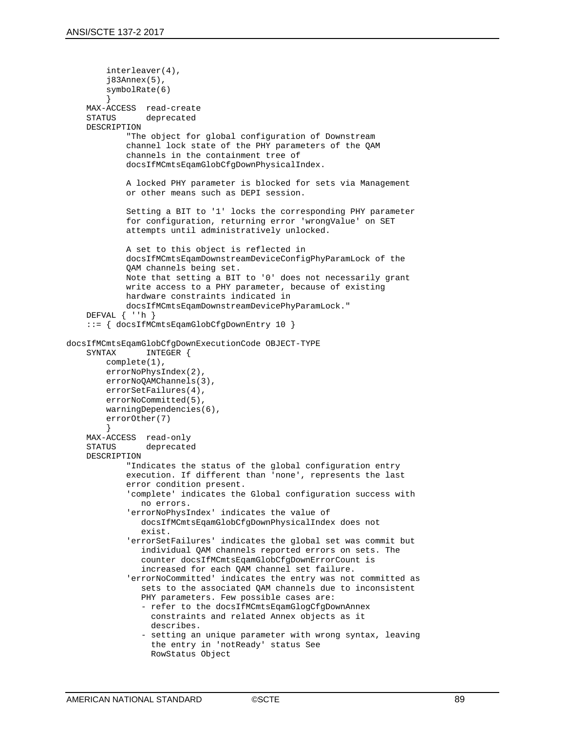```
        interleaver(4),
        j83Annex(5),
        symbolRate(6)
        }
    MAX-ACCESS  read-create
    STATUS      deprecated
    DESCRIPTION
            "The object for global configuration of Downstream
            channel lock state of the PHY parameters of the QAM
            channels in the containment tree of
            docsIfMCmtsEqamGlobCfgDownPhysicalIndex.

            A locked PHY parameter is blocked for sets via Management
            or other means such as DEPI session.

            Setting a BIT to '1' locks the corresponding PHY parameter
            for configuration, returning error 'wrongValue' on SET
            attempts until administratively unlocked.

            A set to this object is reflected in
            docsIfMCmtsEqamDownstreamDeviceConfigPhyParamLock of the
            QAM channels being set.
            Note that setting a BIT to '0' does not necessarily grant
            write access to a PHY parameter, because of existing
            hardware constraints indicated in
            docsIfMCmtsEqamDownstreamDevicePhyParamLock."
    DEFVAL { ''h }
    ::= { docsIfMCmtsEqamGlobCfgDownEntry 10 }

docsIfMCmtsEqamGlobCfgDownExecutionCode OBJECT-TYPE
    SYNTAX      INTEGER {
        complete(1),
        errorNoPhysIndex(2),
        errorNoQAMChannels(3),
        errorSetFailures(4),
        errorNoCommitted(5),
        warningDependencies(6),
        errorOther(7)
        }
    MAX-ACCESS  read-only
    STATUS      deprecated
    DESCRIPTION
            "Indicates the status of the global configuration entry
            execution. If different than 'none', represents the last
            error condition present.
            'complete' indicates the Global configuration success with
               no errors.
            'errorNoPhysIndex' indicates the value of
               docsIfMCmtsEqamGlobCfgDownPhysicalIndex does not
               exist.
            'errorSetFailures' indicates the global set was commit but
               individual QAM channels reported errors on sets. The
               counter docsIfMCmtsEqamGlobCfgDownErrorCount is
               increased for each QAM channel set failure.
            'errorNoCommitted' indicates the entry was not committed as
               sets to the associated QAM channels due to inconsistent
               PHY parameters. Few possible cases are:
               - refer to the docsIfMCmtsEqamGlogCfgDownAnnex
                 constraints and related Annex objects as it
                 describes.
               - setting an unique parameter with wrong syntax, leaving
                 the entry in 'notReady' status See
                 RowStatus Object
```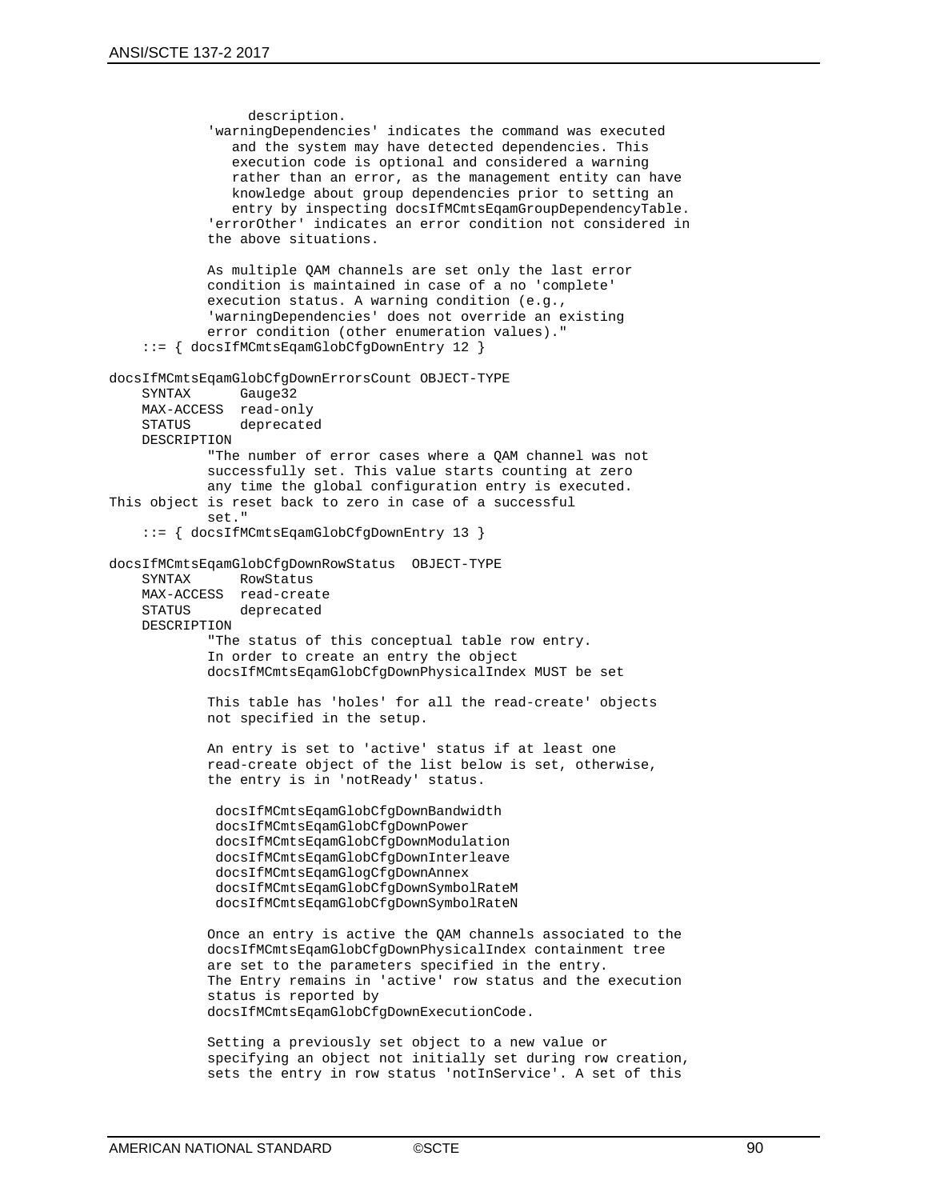```
                description.
            'warningDependencies' indicates the command was executed
               and the system may have detected dependencies. This
               execution code is optional and considered a warning
               rather than an error, as the management entity can have
               knowledge about group dependencies prior to setting an
               entry by inspecting docsIfMCmtsEqamGroupDependencyTable.
            'errorOther' indicates an error condition not considered in
            the above situations.

            As multiple QAM channels are set only the last error
            condition is maintained in case of a no 'complete'
            execution status. A warning condition (e.g.,
            'warningDependencies' does not override an existing
            error condition (other enumeration values)."
    ::= { docsIfMCmtsEqamGlobCfgDownEntry 12 }

docsIfMCmtsEqamGlobCfgDownErrorsCount OBJECT-TYPE
    SYNTAX      Gauge32
    MAX-ACCESS  read-only
    STATUS      deprecated
    DESCRIPTION
            "The number of error cases where a QAM channel was not
            successfully set. This value starts counting at zero
            any time the global configuration entry is executed.
This object is reset back to zero in case of a successful
            set."
    ::= { docsIfMCmtsEqamGlobCfgDownEntry 13 }

docsIfMCmtsEqamGlobCfgDownRowStatus  OBJECT-TYPE
    SYNTAX      RowStatus
    MAX-ACCESS  read-create
    STATUS      deprecated
    DESCRIPTION
            "The status of this conceptual table row entry.
            In order to create an entry the object
            docsIfMCmtsEqamGlobCfgDownPhysicalIndex MUST be set

            This table has 'holes' for all the read-create' objects
            not specified in the setup.

            An entry is set to 'active' status if at least one
            read-create object of the list below is set, otherwise,
            the entry is in 'notReady' status.

             docsIfMCmtsEqamGlobCfgDownBandwidth
             docsIfMCmtsEqamGlobCfgDownPower
             docsIfMCmtsEqamGlobCfgDownModulation
             docsIfMCmtsEqamGlobCfgDownInterleave
             docsIfMCmtsEqamGlogCfgDownAnnex
             docsIfMCmtsEqamGlobCfgDownSymbolRateM
             docsIfMCmtsEqamGlobCfgDownSymbolRateN

            Once an entry is active the QAM channels associated to the
            docsIfMCmtsEqamGlobCfgDownPhysicalIndex containment tree
            are set to the parameters specified in the entry.
            The Entry remains in 'active' row status and the execution
            status is reported by
            docsIfMCmtsEqamGlobCfgDownExecutionCode.

            Setting a previously set object to a new value or
            specifying an object not initially set during row creation,
            sets the entry in row status 'notInService'. A set of this
```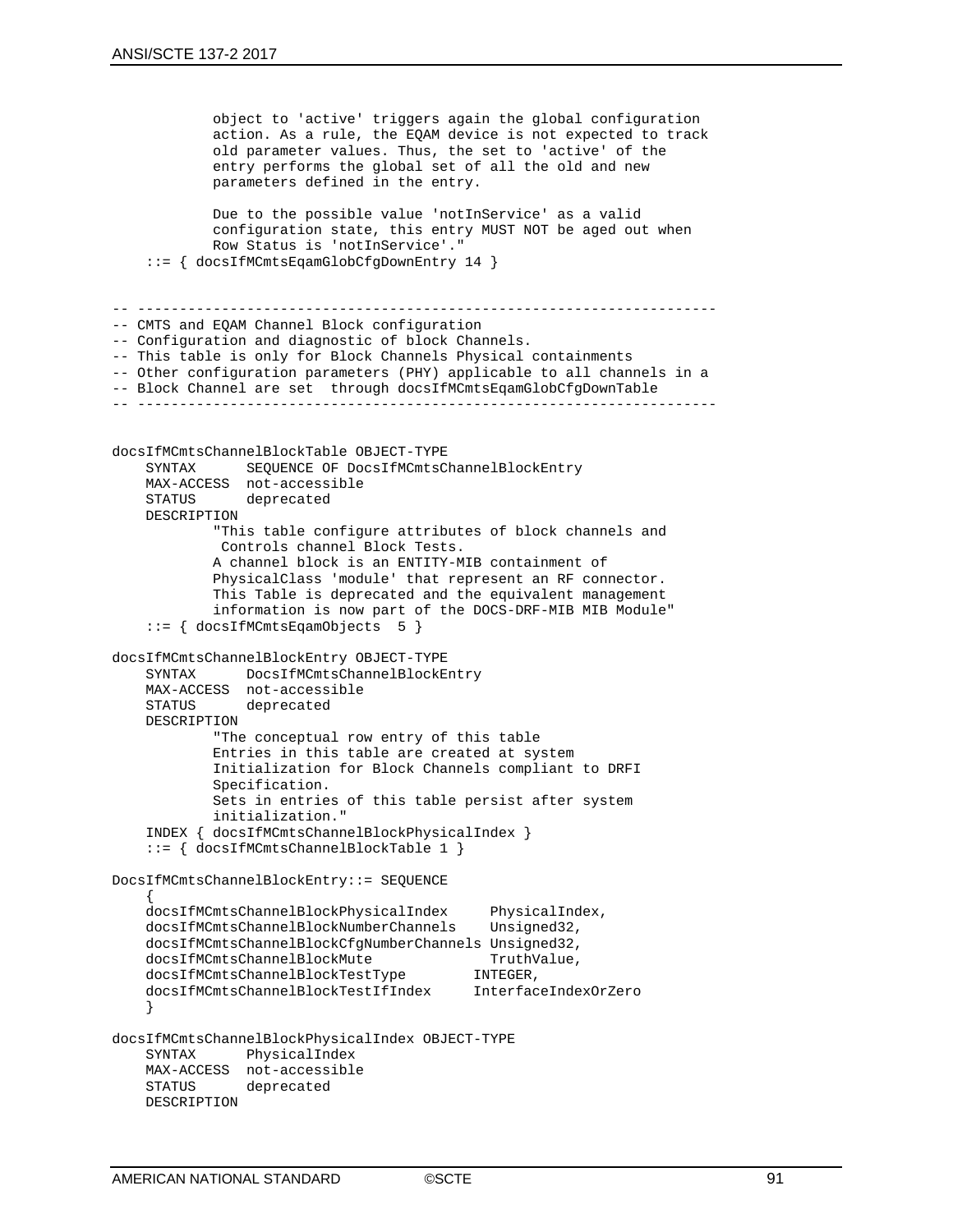```
            object to 'active' triggers again the global configuration
            action. As a rule, the EQAM device is not expected to track
            old parameter values. Thus, the set to 'active' of the
            entry performs the global set of all the old and new
            parameters defined in the entry.

            Due to the possible value 'notInService' as a valid
            configuration state, this entry MUST NOT be aged out when
            Row Status is 'notInService'."
    ::= { docsIfMCmtsEqamGlobCfgDownEntry 14 }


-- -------------------------------------------------------------------
-- CMTS and EQAM Channel Block configuration
-- Configuration and diagnostic of block Channels.
-- This table is only for Block Channels Physical containments
-- Other configuration parameters (PHY) applicable to all channels in a
-- Block Channel are set  through docsIfMCmtsEqamGlobCfgDownTable
-- -------------------------------------------------------------------


docsIfMCmtsChannelBlockTable OBJECT-TYPE
    SYNTAX      SEQUENCE OF DocsIfMCmtsChannelBlockEntry
    MAX-ACCESS  not-accessible
    STATUS      deprecated
    DESCRIPTION
            "This table configure attributes of block channels and
             Controls channel Block Tests.
            A channel block is an ENTITY-MIB containment of
            PhysicalClass 'module' that represent an RF connector.
            This Table is deprecated and the equivalent management
            information is now part of the DOCS-DRF-MIB MIB Module"
    ::= { docsIfMCmtsEqamObjects  5 }

docsIfMCmtsChannelBlockEntry OBJECT-TYPE
    SYNTAX      DocsIfMCmtsChannelBlockEntry
    MAX-ACCESS  not-accessible
    STATUS      deprecated
    DESCRIPTION
            "The conceptual row entry of this table
            Entries in this table are created at system
            Initialization for Block Channels compliant to DRFI
            Specification.
            Sets in entries of this table persist after system
            initialization."
    INDEX { docsIfMCmtsChannelBlockPhysicalIndex }
    ::= { docsIfMCmtsChannelBlockTable 1 }

DocsIfMCmtsChannelBlockEntry::= SEQUENCE
    {
    docsIfMCmtsChannelBlockPhysicalIndex     PhysicalIndex,
    docsIfMCmtsChannelBlockNumberChannels    Unsigned32,
    docsIfMCmtsChannelBlockCfgNumberChannels Unsigned32,
    docsIfMCmtsChannelBlockMute              TruthValue,
    docsIfMCmtsChannelBlockTestType        INTEGER,
    docsIfMCmtsChannelBlockTestIfIndex     InterfaceIndexOrZero
    }

docsIfMCmtsChannelBlockPhysicalIndex OBJECT-TYPE
    SYNTAX      PhysicalIndex
    MAX-ACCESS  not-accessible
    STATUS      deprecated
    DESCRIPTION
```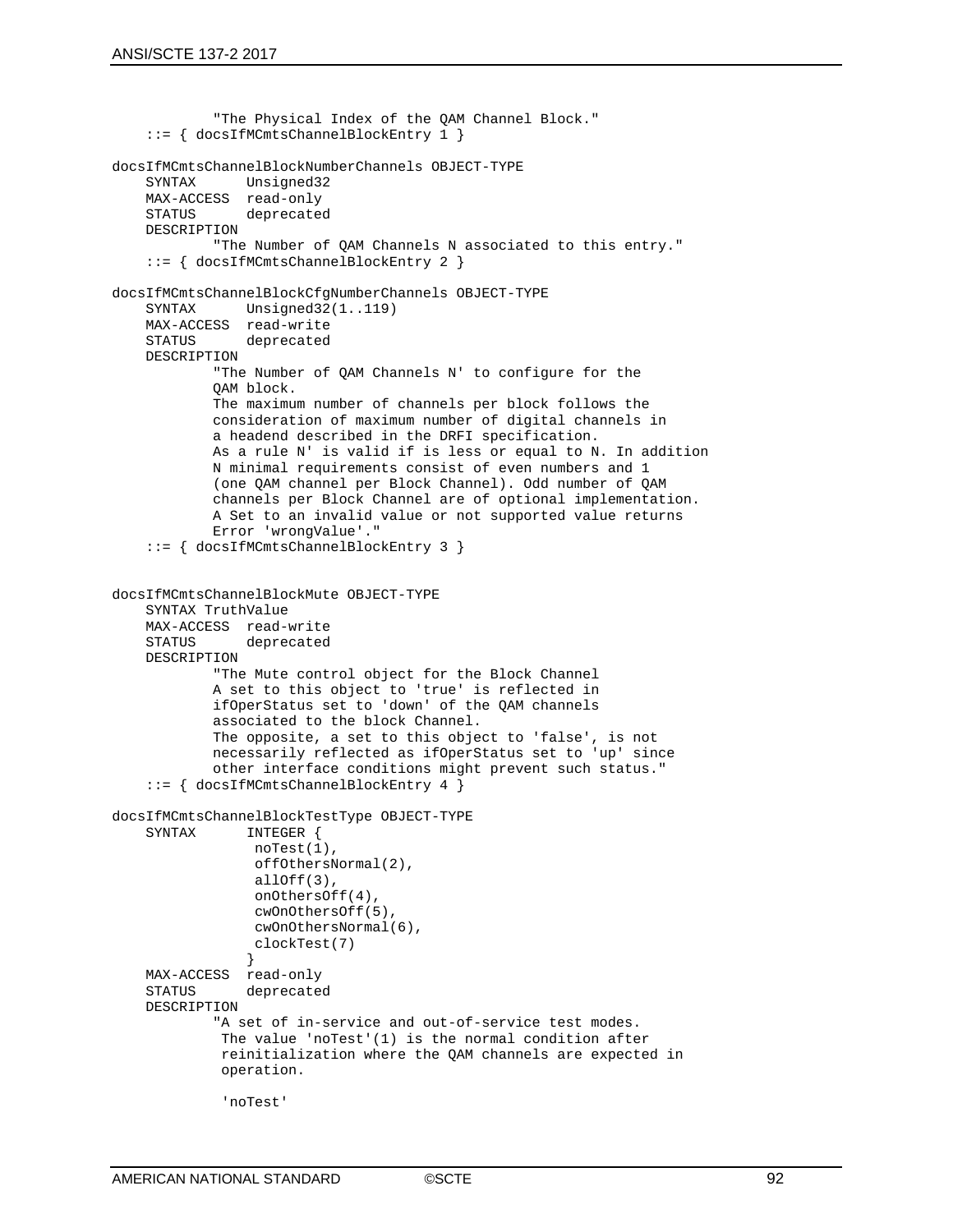```
            "The Physical Index of the QAM Channel Block."
    ::= { docsIfMCmtsChannelBlockEntry 1 }

docsIfMCmtsChannelBlockNumberChannels OBJECT-TYPE
    SYNTAX      Unsigned32
    MAX-ACCESS  read-only
    STATUS      deprecated
    DESCRIPTION
            "The Number of QAM Channels N associated to this entry."
    ::= { docsIfMCmtsChannelBlockEntry 2 }

docsIfMCmtsChannelBlockCfgNumberChannels OBJECT-TYPE
    SYNTAX      Unsigned32(1..119)
    MAX-ACCESS  read-write
    STATUS      deprecated
    DESCRIPTION
            "The Number of QAM Channels N' to configure for the
            QAM block.
            The maximum number of channels per block follows the
            consideration of maximum number of digital channels in
            a headend described in the DRFI specification.
            As a rule N' is valid if is less or equal to N. In addition
            N minimal requirements consist of even numbers and 1
            (one QAM channel per Block Channel). Odd number of QAM
            channels per Block Channel are of optional implementation.
            A Set to an invalid value or not supported value returns
            Error 'wrongValue'."
    ::= { docsIfMCmtsChannelBlockEntry 3 }


docsIfMCmtsChannelBlockMute OBJECT-TYPE
    SYNTAX TruthValue
    MAX-ACCESS  read-write
    STATUS      deprecated
    DESCRIPTION
            "The Mute control object for the Block Channel
            A set to this object to 'true' is reflected in
            ifOperStatus set to 'down' of the QAM channels
            associated to the block Channel.
            The opposite, a set to this object to 'false', is not
            necessarily reflected as ifOperStatus set to 'up' since
            other interface conditions might prevent such status."
    ::= { docsIfMCmtsChannelBlockEntry 4 }

docsIfMCmtsChannelBlockTestType OBJECT-TYPE
    SYNTAX      INTEGER {
                 noTest(1),
                 offOthersNormal(2),
                 allOff(3),
                 onOthersOff(4),
                 cwOnOthersOff(5),
                 cwOnOthersNormal(6),
                 clockTest(7)
                }
    MAX-ACCESS  read-only
    STATUS      deprecated
    DESCRIPTION
            "A set of in-service and out-of-service test modes.
             The value 'noTest'(1) is the normal condition after
             reinitialization where the QAM channels are expected in
             operation.

             'noTest'
```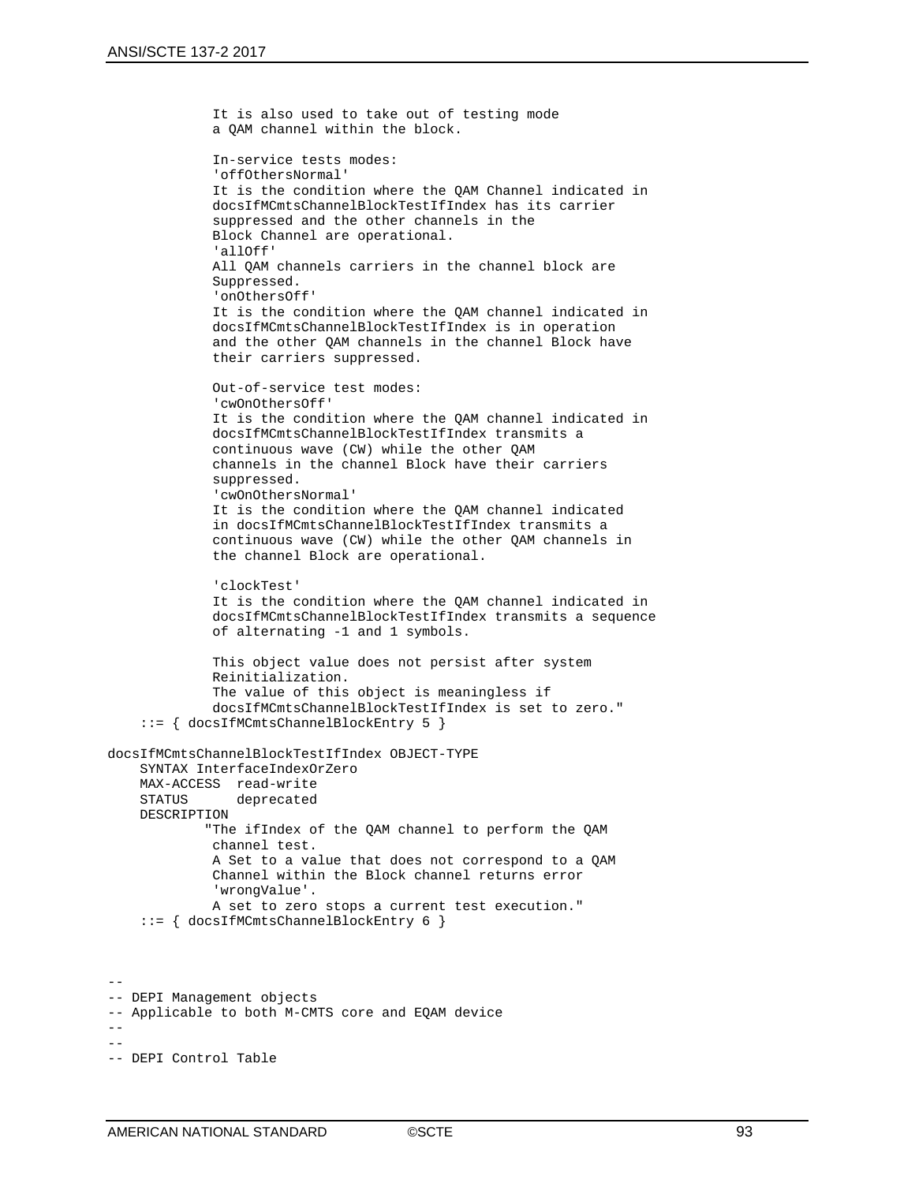```
            It is also used to take out of testing mode
            a QAM channel within the block.

            In-service tests modes:
            'offOthersNormal'
            It is the condition where the QAM Channel indicated in
            docsIfMCmtsChannelBlockTestIfIndex has its carrier
            suppressed and the other channels in the
            Block Channel are operational.
            'allOff'
            All QAM channels carriers in the channel block are
            Suppressed.
            'onOthersOff'
            It is the condition where the QAM channel indicated in
            docsIfMCmtsChannelBlockTestIfIndex is in operation
            and the other QAM channels in the channel Block have
            their carriers suppressed.

            Out-of-service test modes:
            'cwOnOthersOff'
            It is the condition where the QAM channel indicated in
            docsIfMCmtsChannelBlockTestIfIndex transmits a
            continuous wave (CW) while the other QAM
            channels in the channel Block have their carriers
            suppressed.
            'cwOnOthersNormal'
            It is the condition where the QAM channel indicated
            in docsIfMCmtsChannelBlockTestIfIndex transmits a
            continuous wave (CW) while the other QAM channels in
            the channel Block are operational.

            'clockTest'
            It is the condition where the QAM channel indicated in
            docsIfMCmtsChannelBlockTestIfIndex transmits a sequence
            of alternating -1 and 1 symbols.

            This object value does not persist after system
            Reinitialization.
            The value of this object is meaningless if
            docsIfMCmtsChannelBlockTestIfIndex is set to zero."
    ::= { docsIfMCmtsChannelBlockEntry 5 }

docsIfMCmtsChannelBlockTestIfIndex OBJECT-TYPE
    SYNTAX InterfaceIndexOrZero
    MAX-ACCESS  read-write
    STATUS      deprecated
    DESCRIPTION
           "The ifIndex of the QAM channel to perform the QAM
            channel test.
            A Set to a value that does not correspond to a QAM
            Channel within the Block channel returns error
            'wrongValue'.
            A set to zero stops a current test execution."
    ::= { docsIfMCmtsChannelBlockEntry 6 }



--
-- DEPI Management objects
-- Applicable to both M-CMTS core and EQAM device
--
--
-- DEPI Control Table
```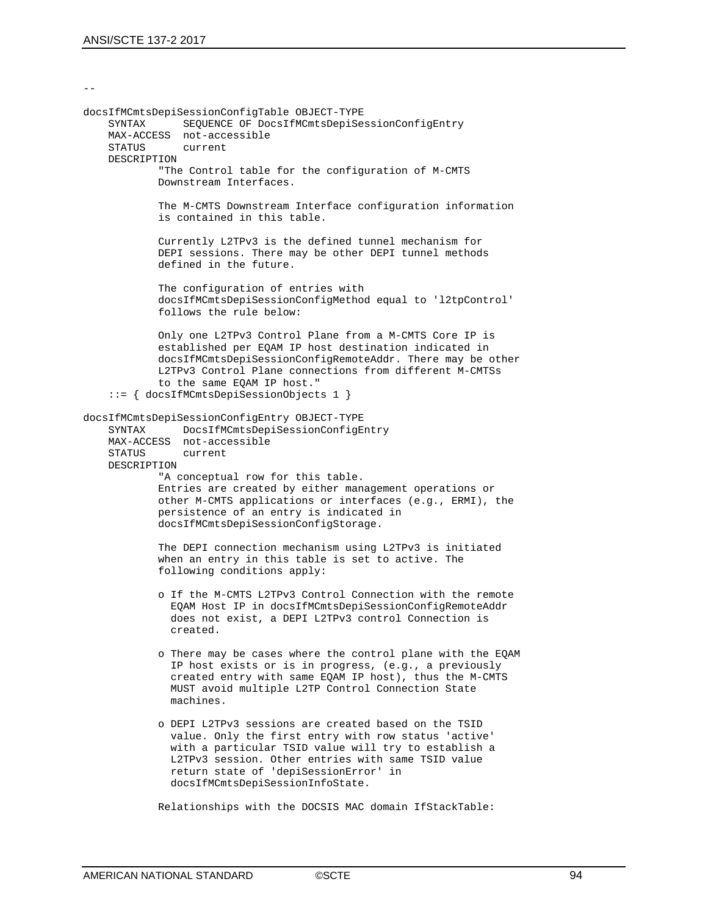```
--

docsIfMCmtsDepiSessionConfigTable OBJECT-TYPE
    SYNTAX      SEQUENCE OF DocsIfMCmtsDepiSessionConfigEntry
    MAX-ACCESS  not-accessible
    STATUS      current
    DESCRIPTION
            "The Control table for the configuration of M-CMTS
            Downstream Interfaces.

            The M-CMTS Downstream Interface configuration information
            is contained in this table.

            Currently L2TPv3 is the defined tunnel mechanism for
            DEPI sessions. There may be other DEPI tunnel methods
            defined in the future.

            The configuration of entries with
            docsIfMCmtsDepiSessionConfigMethod equal to 'l2tpControl'
            follows the rule below:

            Only one L2TPv3 Control Plane from a M-CMTS Core IP is
            established per EQAM IP host destination indicated in
            docsIfMCmtsDepiSessionConfigRemoteAddr. There may be other
            L2TPv3 Control Plane connections from different M-CMTSs
            to the same EQAM IP host."
    ::= { docsIfMCmtsDepiSessionObjects 1 }

docsIfMCmtsDepiSessionConfigEntry OBJECT-TYPE
    SYNTAX      DocsIfMCmtsDepiSessionConfigEntry
    MAX-ACCESS  not-accessible
    STATUS      current
    DESCRIPTION
            "A conceptual row for this table.
            Entries are created by either management operations or
            other M-CMTS applications or interfaces (e.g., ERMI), the
            persistence of an entry is indicated in
            docsIfMCmtsDepiSessionConfigStorage.

            The DEPI connection mechanism using L2TPv3 is initiated
            when an entry in this table is set to active. The
            following conditions apply:

            o If the M-CMTS L2TPv3 Control Connection with the remote
              EQAM Host IP in docsIfMCmtsDepiSessionConfigRemoteAddr
              does not exist, a DEPI L2TPv3 control Connection is
              created.

            o There may be cases where the control plane with the EQAM
              IP host exists or is in progress, (e.g., a previously
              created entry with same EQAM IP host), thus the M-CMTS
              MUST avoid multiple L2TP Control Connection State
              machines.

            o DEPI L2TPv3 sessions are created based on the TSID
              value. Only the first entry with row status 'active'
              with a particular TSID value will try to establish a
              L2TPv3 session. Other entries with same TSID value
              return state of 'depiSessionError' in
              docsIfMCmtsDepiSessionInfoState.

            Relationships with the DOCSIS MAC domain IfStackTable:
```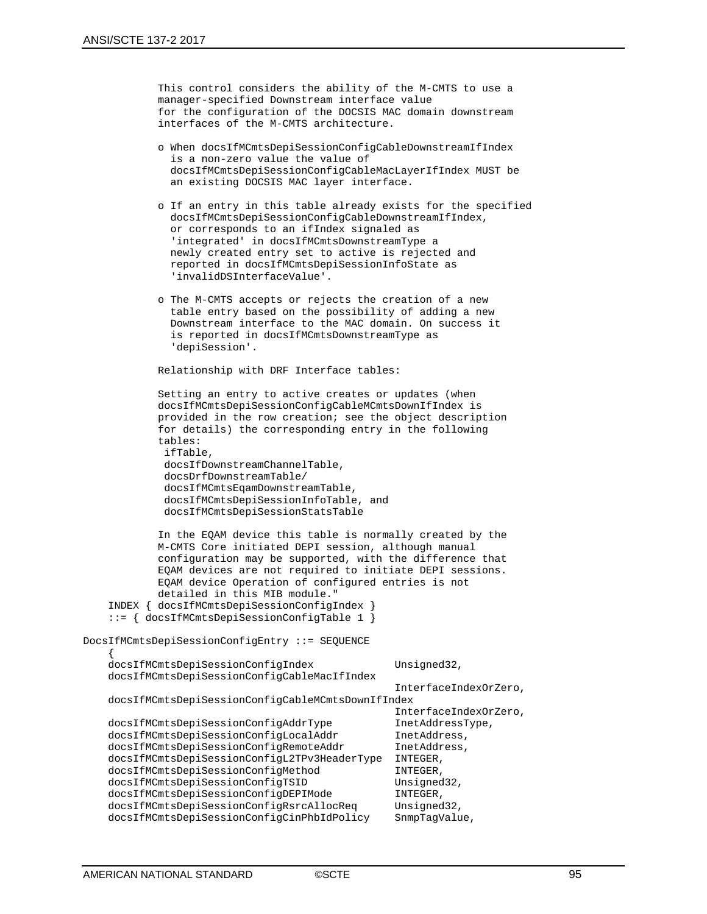```
            This control considers the ability of the M-CMTS to use a
            manager-specified Downstream interface value
            for the configuration of the DOCSIS MAC domain downstream
            interfaces of the M-CMTS architecture.

            o When docsIfMCmtsDepiSessionConfigCableDownstreamIfIndex
              is a non-zero value the value of
              docsIfMCmtsDepiSessionConfigCableMacLayerIfIndex MUST be
              an existing DOCSIS MAC layer interface.

            o If an entry in this table already exists for the specified
              docsIfMCmtsDepiSessionConfigCableDownstreamIfIndex,
              or corresponds to an ifIndex signaled as
              'integrated' in docsIfMCmtsDownstreamType a
              newly created entry set to active is rejected and
              reported in docsIfMCmtsDepiSessionInfoState as
              'invalidDSInterfaceValue'.

            o The M-CMTS accepts or rejects the creation of a new
              table entry based on the possibility of adding a new
              Downstream interface to the MAC domain. On success it
              is reported in docsIfMCmtsDownstreamType as
              'depiSession'.

            Relationship with DRF Interface tables:

            Setting an entry to active creates or updates (when
            docsIfMCmtsDepiSessionConfigCableMCmtsDownIfIndex is
            provided in the row creation; see the object description
            for details) the corresponding entry in the following
            tables:
             ifTable,
             docsIfDownstreamChannelTable,
             docsDrfDownstreamTable/
             docsIfMCmtsEqamDownstreamTable,
             docsIfMCmtsDepiSessionInfoTable, and
             docsIfMCmtsDepiSessionStatsTable

            In the EQAM device this table is normally created by the
            M-CMTS Core initiated DEPI session, although manual
            configuration may be supported, with the difference that
            EQAM devices are not required to initiate DEPI sessions.
            EQAM device Operation of configured entries is not
            detailed in this MIB module."
    INDEX { docsIfMCmtsDepiSessionConfigIndex }
    ::= { docsIfMCmtsDepiSessionConfigTable 1 }

DocsIfMCmtsDepiSessionConfigEntry ::= SEQUENCE
    {
    docsIfMCmtsDepiSessionConfigIndex             Unsigned32,
    docsIfMCmtsDepiSessionConfigCableMacIfIndex
                                                  InterfaceIndexOrZero,
    docsIfMCmtsDepiSessionConfigCableMCmtsDownIfIndex
                                                  InterfaceIndexOrZero,
    docsIfMCmtsDepiSessionConfigAddrType          InetAddressType,
    docsIfMCmtsDepiSessionConfigLocalAddr         InetAddress,
    docsIfMCmtsDepiSessionConfigRemoteAddr        InetAddress,
    docsIfMCmtsDepiSessionConfigL2TPv3HeaderType  INTEGER,
    docsIfMCmtsDepiSessionConfigMethod            INTEGER,
    docsIfMCmtsDepiSessionConfigTSID              Unsigned32,
    docsIfMCmtsDepiSessionConfigDEPIMode          INTEGER,
    docsIfMCmtsDepiSessionConfigRsrcAllocReq      Unsigned32,
    docsIfMCmtsDepiSessionConfigCinPhbIdPolicy    SnmpTagValue,
```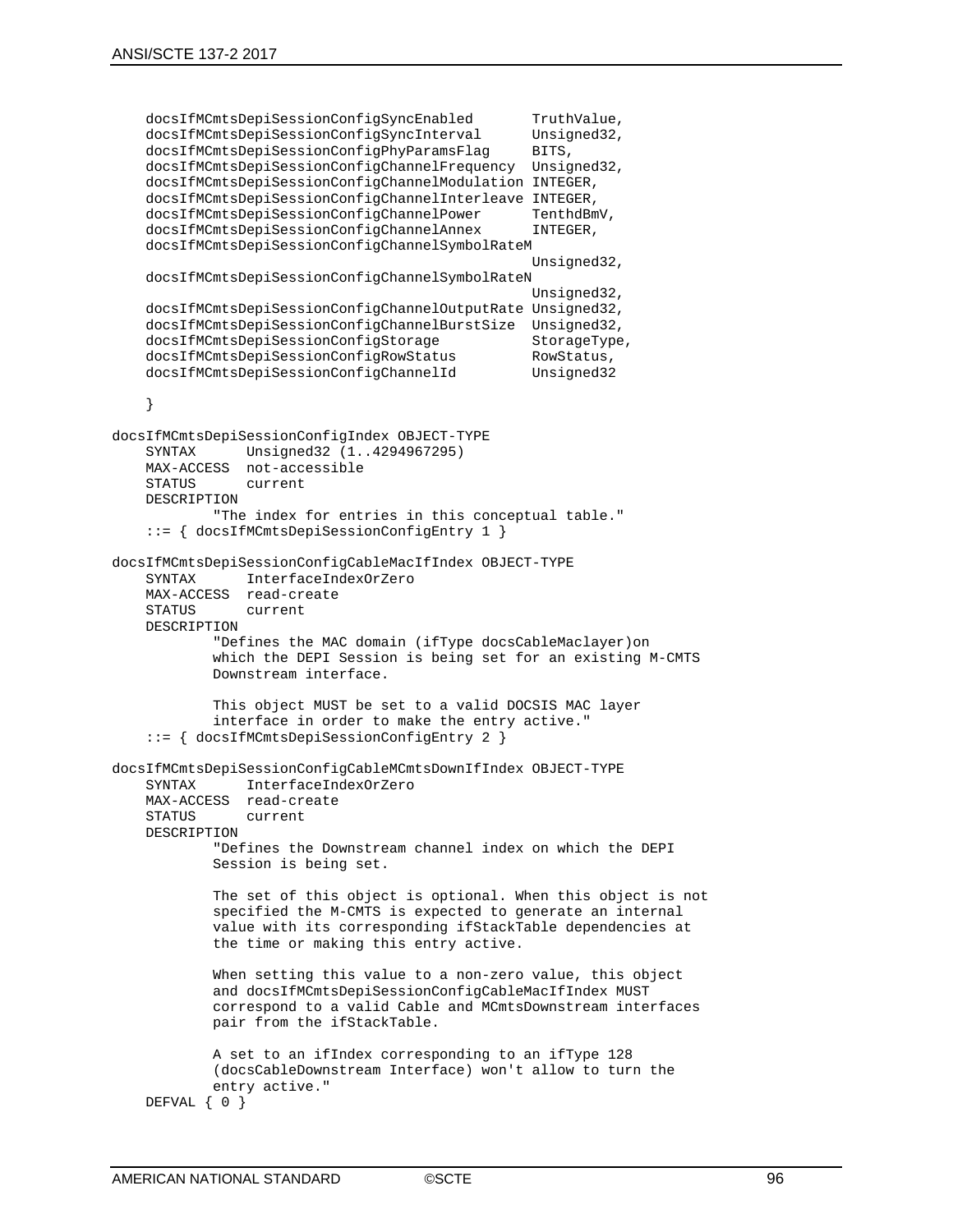```
    docsIfMCmtsDepiSessionConfigSyncEnabled       TruthValue,
    docsIfMCmtsDepiSessionConfigSyncInterval      Unsigned32,
    docsIfMCmtsDepiSessionConfigPhyParamsFlag     BITS,
    docsIfMCmtsDepiSessionConfigChannelFrequency  Unsigned32,
    docsIfMCmtsDepiSessionConfigChannelModulation INTEGER,
    docsIfMCmtsDepiSessionConfigChannelInterleave INTEGER,
    docsIfMCmtsDepiSessionConfigChannelPower      TenthdBmV,
    docsIfMCmtsDepiSessionConfigChannelAnnex      INTEGER,
    docsIfMCmtsDepiSessionConfigChannelSymbolRateM
                                                  Unsigned32,
    docsIfMCmtsDepiSessionConfigChannelSymbolRateN
                                                  Unsigned32,
    docsIfMCmtsDepiSessionConfigChannelOutputRate Unsigned32,
    docsIfMCmtsDepiSessionConfigChannelBurstSize  Unsigned32,
    docsIfMCmtsDepiSessionConfigStorage           StorageType,
    docsIfMCmtsDepiSessionConfigRowStatus         RowStatus,
    docsIfMCmtsDepiSessionConfigChannelId         Unsigned32

    }

docsIfMCmtsDepiSessionConfigIndex OBJECT-TYPE
    SYNTAX      Unsigned32 (1..4294967295)
    MAX-ACCESS  not-accessible
    STATUS      current
    DESCRIPTION
            "The index for entries in this conceptual table."
    ::= { docsIfMCmtsDepiSessionConfigEntry 1 }

docsIfMCmtsDepiSessionConfigCableMacIfIndex OBJECT-TYPE
    SYNTAX      InterfaceIndexOrZero
    MAX-ACCESS  read-create
    STATUS      current
    DESCRIPTION
            "Defines the MAC domain (ifType docsCableMaclayer)on
            which the DEPI Session is being set for an existing M-CMTS
            Downstream interface.

            This object MUST be set to a valid DOCSIS MAC layer
            interface in order to make the entry active."
    ::= { docsIfMCmtsDepiSessionConfigEntry 2 }

docsIfMCmtsDepiSessionConfigCableMCmtsDownIfIndex OBJECT-TYPE
    SYNTAX      InterfaceIndexOrZero
    MAX-ACCESS  read-create
    STATUS      current
    DESCRIPTION
            "Defines the Downstream channel index on which the DEPI
            Session is being set.

            The set of this object is optional. When this object is not
            specified the M-CMTS is expected to generate an internal
            value with its corresponding ifStackTable dependencies at
            the time or making this entry active.

            When setting this value to a non-zero value, this object
            and docsIfMCmtsDepiSessionConfigCableMacIfIndex MUST
            correspond to a valid Cable and MCmtsDownstream interfaces
            pair from the ifStackTable.

            A set to an ifIndex corresponding to an ifType 128
            (docsCableDownstream Interface) won't allow to turn the
            entry active."
    DEFVAL { 0 }
```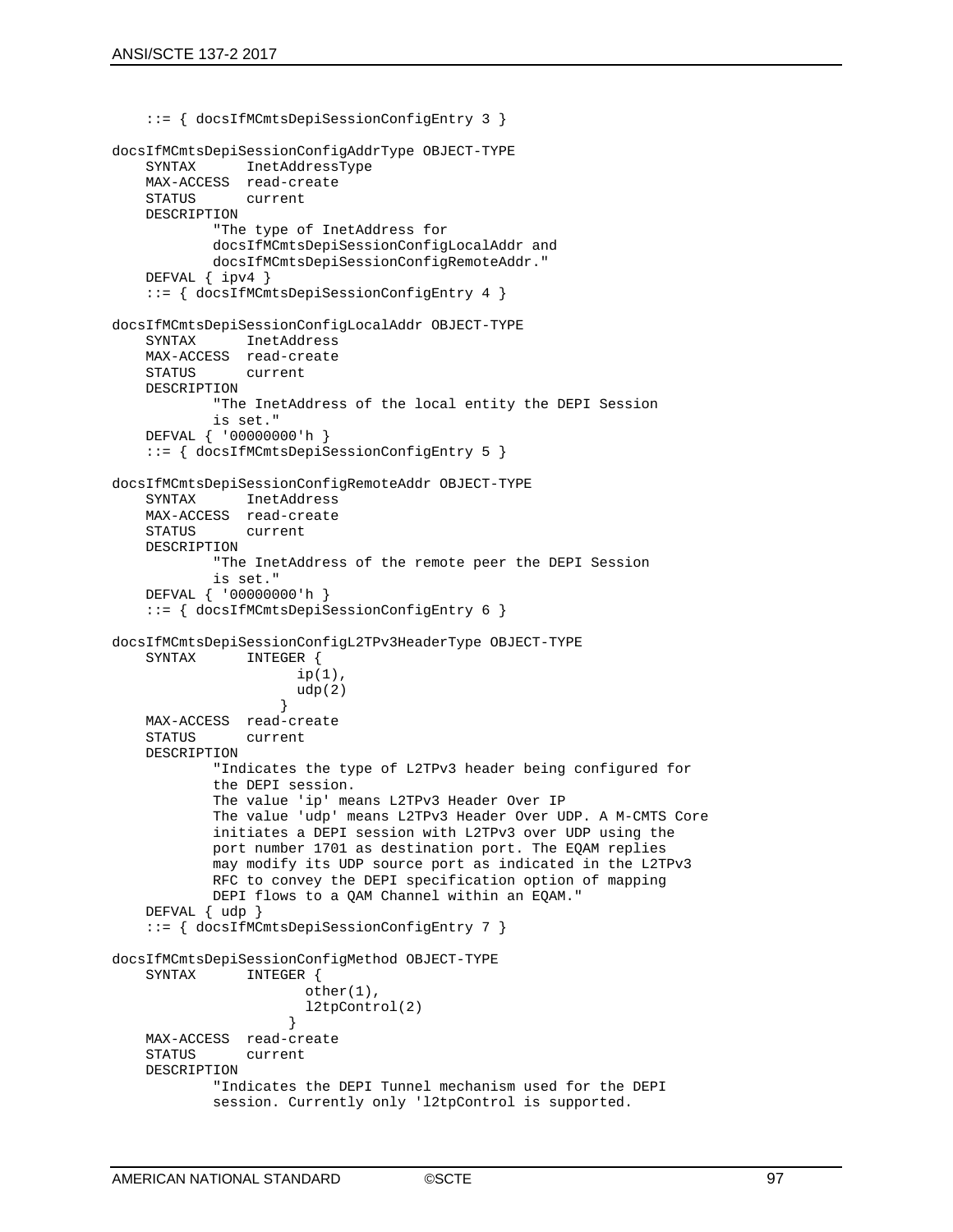```
    ::= { docsIfMCmtsDepiSessionConfigEntry 3 }

docsIfMCmtsDepiSessionConfigAddrType OBJECT-TYPE
    SYNTAX      InetAddressType
    MAX-ACCESS  read-create
    STATUS      current
    DESCRIPTION
            "The type of InetAddress for
            docsIfMCmtsDepiSessionConfigLocalAddr and
            docsIfMCmtsDepiSessionConfigRemoteAddr."
    DEFVAL { ipv4 }
    ::= { docsIfMCmtsDepiSessionConfigEntry 4 }

docsIfMCmtsDepiSessionConfigLocalAddr OBJECT-TYPE
    SYNTAX      InetAddress
    MAX-ACCESS  read-create
    STATUS      current
    DESCRIPTION
            "The InetAddress of the local entity the DEPI Session
            is set."
    DEFVAL { '00000000'h }
    ::= { docsIfMCmtsDepiSessionConfigEntry 5 }

docsIfMCmtsDepiSessionConfigRemoteAddr OBJECT-TYPE
    SYNTAX      InetAddress
    MAX-ACCESS  read-create
    STATUS      current
    DESCRIPTION
            "The InetAddress of the remote peer the DEPI Session
            is set."
    DEFVAL { '00000000'h }
    ::= { docsIfMCmtsDepiSessionConfigEntry 6 }

docsIfMCmtsDepiSessionConfigL2TPv3HeaderType OBJECT-TYPE
    SYNTAX      INTEGER {
                    ip(1),
                    udp(2)
                  }
    MAX-ACCESS  read-create
    STATUS      current
    DESCRIPTION
            "Indicates the type of L2TPv3 header being configured for
            the DEPI session.
            The value 'ip' means L2TPv3 Header Over IP
            The value 'udp' means L2TPv3 Header Over UDP. A M-CMTS Core
            initiates a DEPI session with L2TPv3 over UDP using the
            port number 1701 as destination port. The EQAM replies
            may modify its UDP source port as indicated in the L2TPv3
            RFC to convey the DEPI specification option of mapping
            DEPI flows to a QAM Channel within an EQAM."
    DEFVAL { udp }
    ::= { docsIfMCmtsDepiSessionConfigEntry 7 }

docsIfMCmtsDepiSessionConfigMethod OBJECT-TYPE
    SYNTAX      INTEGER {
                      other(1),
                      l2tpControl(2)
                    }
    MAX-ACCESS  read-create
    STATUS      current
    DESCRIPTION
            "Indicates the DEPI Tunnel mechanism used for the DEPI
            session. Currently only 'l2tpControl is supported.
```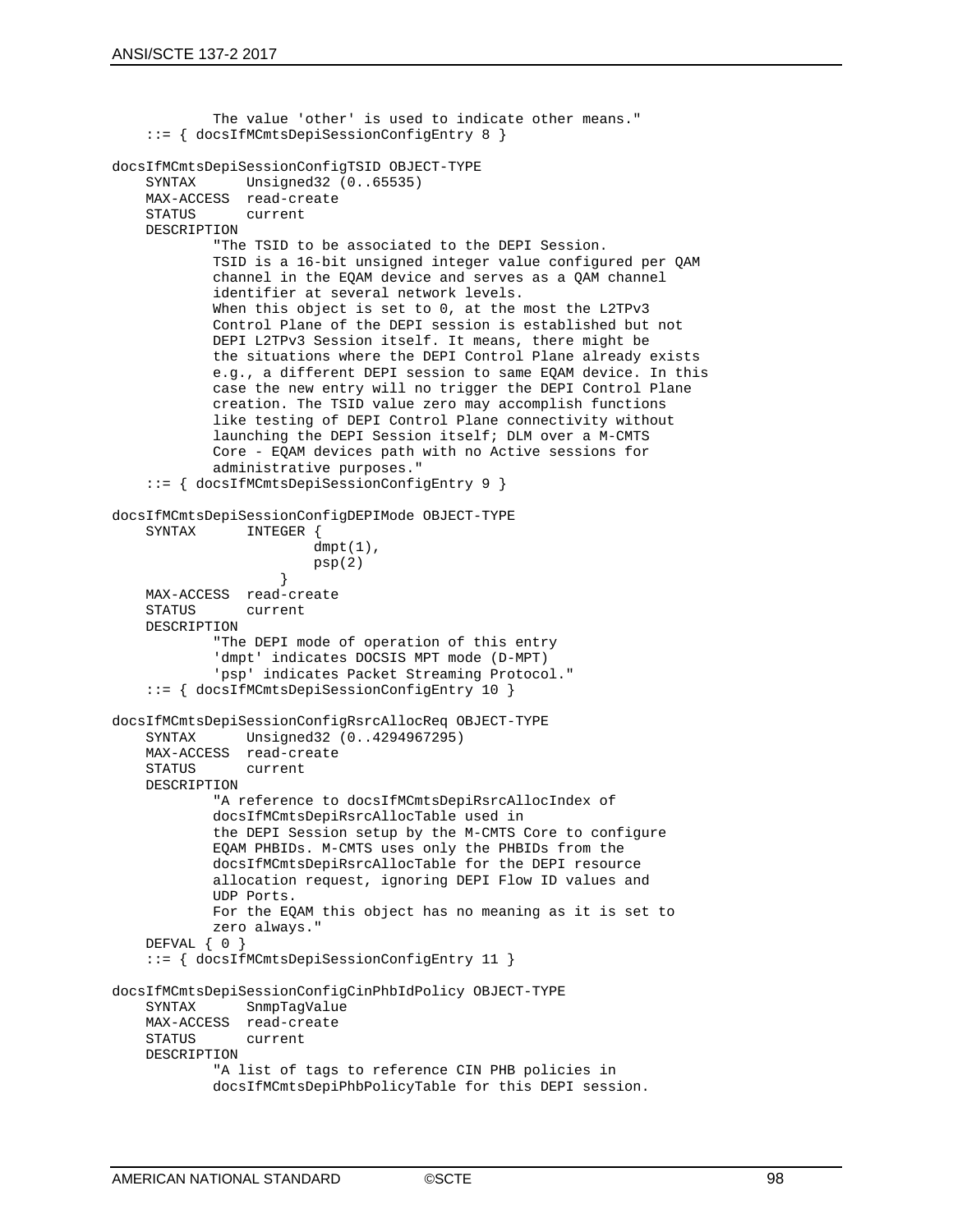```
            The value 'other' is used to indicate other means."
    ::= { docsIfMCmtsDepiSessionConfigEntry 8 }

docsIfMCmtsDepiSessionConfigTSID OBJECT-TYPE
    SYNTAX      Unsigned32 (0..65535)
    MAX-ACCESS  read-create
    STATUS      current
    DESCRIPTION
            "The TSID to be associated to the DEPI Session.
            TSID is a 16-bit unsigned integer value configured per QAM
            channel in the EQAM device and serves as a QAM channel
            identifier at several network levels.
            When this object is set to 0, at the most the L2TPv3
            Control Plane of the DEPI session is established but not
            DEPI L2TPv3 Session itself. It means, there might be
            the situations where the DEPI Control Plane already exists
            e.g., a different DEPI session to same EQAM device. In this
            case the new entry will no trigger the DEPI Control Plane
            creation. The TSID value zero may accomplish functions
            like testing of DEPI Control Plane connectivity without
            launching the DEPI Session itself; DLM over a M-CMTS
            Core - EQAM devices path with no Active sessions for
            administrative purposes."
    ::= { docsIfMCmtsDepiSessionConfigEntry 9 }

docsIfMCmtsDepiSessionConfigDEPIMode OBJECT-TYPE
    SYNTAX      INTEGER {
                         dmpt(1),
                         psp(2)
                     }
    MAX-ACCESS  read-create
    STATUS      current
    DESCRIPTION
            "The DEPI mode of operation of this entry
            'dmpt' indicates DOCSIS MPT mode (D-MPT)
            'psp' indicates Packet Streaming Protocol."
    ::= { docsIfMCmtsDepiSessionConfigEntry 10 }

docsIfMCmtsDepiSessionConfigRsrcAllocReq OBJECT-TYPE
    SYNTAX      Unsigned32 (0..4294967295)
    MAX-ACCESS  read-create
    STATUS      current
    DESCRIPTION
            "A reference to docsIfMCmtsDepiRsrcAllocIndex of
            docsIfMCmtsDepiRsrcAllocTable used in
            the DEPI Session setup by the M-CMTS Core to configure
            EQAM PHBIDs. M-CMTS uses only the PHBIDs from the
            docsIfMCmtsDepiRsrcAllocTable for the DEPI resource
            allocation request, ignoring DEPI Flow ID values and
            UDP Ports.
            For the EQAM this object has no meaning as it is set to
            zero always."
    DEFVAL { 0 }
    ::= { docsIfMCmtsDepiSessionConfigEntry 11 }

docsIfMCmtsDepiSessionConfigCinPhbIdPolicy OBJECT-TYPE
    SYNTAX      SnmpTagValue
    MAX-ACCESS  read-create
    STATUS      current
    DESCRIPTION
            "A list of tags to reference CIN PHB policies in
            docsIfMCmtsDepiPhbPolicyTable for this DEPI session.
```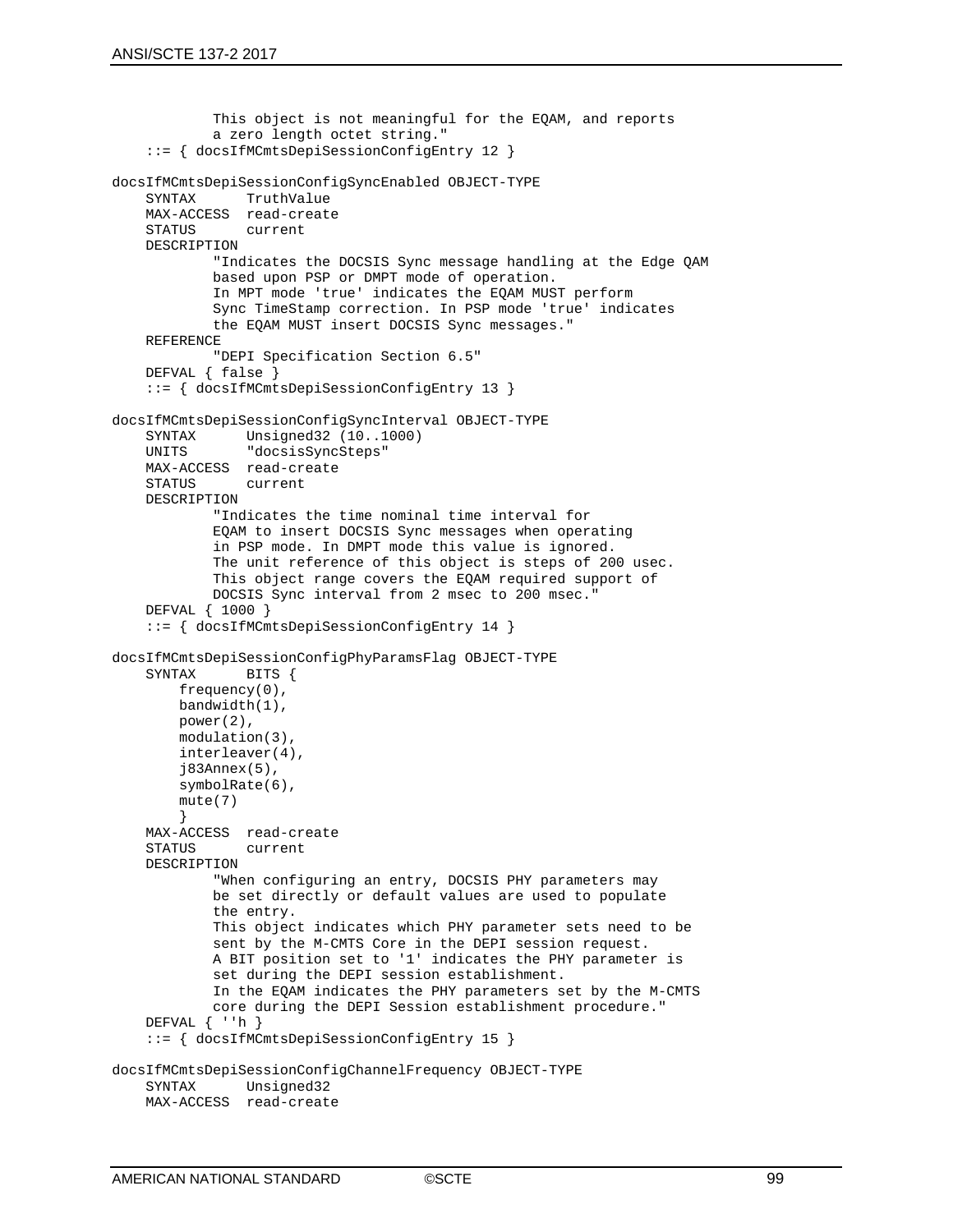```
            This object is not meaningful for the EQAM, and reports
            a zero length octet string."
    ::= { docsIfMCmtsDepiSessionConfigEntry 12 }

docsIfMCmtsDepiSessionConfigSyncEnabled OBJECT-TYPE
    SYNTAX      TruthValue
    MAX-ACCESS  read-create
    STATUS      current
    DESCRIPTION
            "Indicates the DOCSIS Sync message handling at the Edge QAM
            based upon PSP or DMPT mode of operation.
            In MPT mode 'true' indicates the EQAM MUST perform
            Sync TimeStamp correction. In PSP mode 'true' indicates
            the EQAM MUST insert DOCSIS Sync messages."
    REFERENCE
            "DEPI Specification Section 6.5"
    DEFVAL { false }
    ::= { docsIfMCmtsDepiSessionConfigEntry 13 }

docsIfMCmtsDepiSessionConfigSyncInterval OBJECT-TYPE
    SYNTAX      Unsigned32 (10..1000)
    UNITS       "docsisSyncSteps"
    MAX-ACCESS  read-create
    STATUS      current
    DESCRIPTION
            "Indicates the time nominal time interval for
            EQAM to insert DOCSIS Sync messages when operating
            in PSP mode. In DMPT mode this value is ignored.
            The unit reference of this object is steps of 200 usec.
            This object range covers the EQAM required support of
            DOCSIS Sync interval from 2 msec to 200 msec."
    DEFVAL { 1000 }
    ::= { docsIfMCmtsDepiSessionConfigEntry 14 }

docsIfMCmtsDepiSessionConfigPhyParamsFlag OBJECT-TYPE
    SYNTAX      BITS {
        frequency(0),
        bandwidth(1),
        power(2),
        modulation(3),
        interleaver(4),
        j83Annex(5),
        symbolRate(6),
        mute(7)
        }
    MAX-ACCESS  read-create
    STATUS      current
    DESCRIPTION
            "When configuring an entry, DOCSIS PHY parameters may
            be set directly or default values are used to populate
            the entry.
            This object indicates which PHY parameter sets need to be
            sent by the M-CMTS Core in the DEPI session request.
            A BIT position set to '1' indicates the PHY parameter is
            set during the DEPI session establishment.
            In the EQAM indicates the PHY parameters set by the M-CMTS
            core during the DEPI Session establishment procedure."
    DEFVAL { ''h }
    ::= { docsIfMCmtsDepiSessionConfigEntry 15 }

docsIfMCmtsDepiSessionConfigChannelFrequency OBJECT-TYPE
    SYNTAX      Unsigned32
    MAX-ACCESS  read-create
```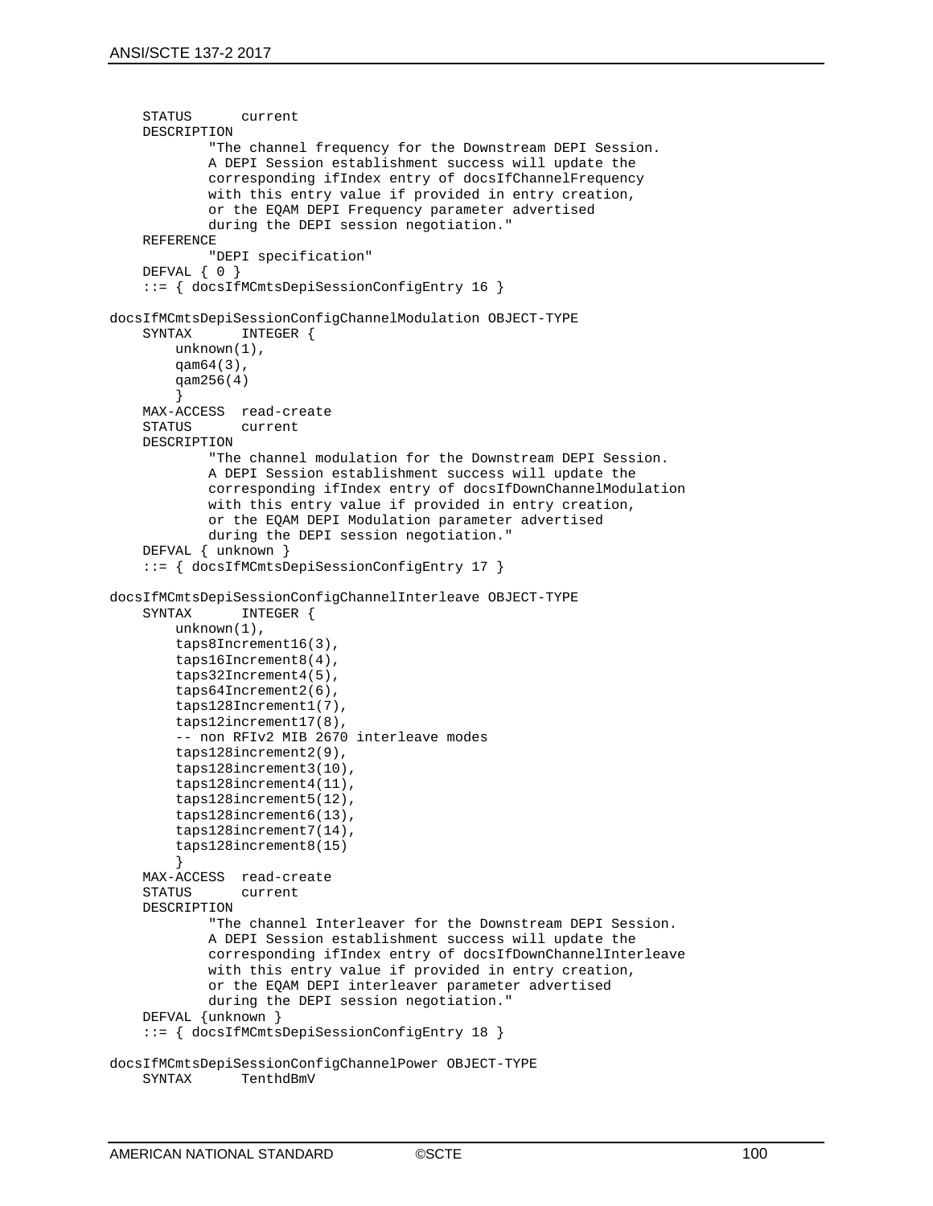```
    STATUS      current
    DESCRIPTION
            "The channel frequency for the Downstream DEPI Session.
            A DEPI Session establishment success will update the
            corresponding ifIndex entry of docsIfChannelFrequency
            with this entry value if provided in entry creation,
            or the EQAM DEPI Frequency parameter advertised
            during the DEPI session negotiation."
    REFERENCE
            "DEPI specification"
    DEFVAL { 0 }
    ::= { docsIfMCmtsDepiSessionConfigEntry 16 }

docsIfMCmtsDepiSessionConfigChannelModulation OBJECT-TYPE
    SYNTAX      INTEGER {
        unknown(1),
        qam64(3),
        qam256(4)
        }
    MAX-ACCESS  read-create
    STATUS      current
    DESCRIPTION
            "The channel modulation for the Downstream DEPI Session.
            A DEPI Session establishment success will update the
            corresponding ifIndex entry of docsIfDownChannelModulation
            with this entry value if provided in entry creation,
            or the EQAM DEPI Modulation parameter advertised
            during the DEPI session negotiation."
    DEFVAL { unknown }
    ::= { docsIfMCmtsDepiSessionConfigEntry 17 }

docsIfMCmtsDepiSessionConfigChannelInterleave OBJECT-TYPE
    SYNTAX      INTEGER {
        unknown(1),
        taps8Increment16(3),
        taps16Increment8(4),
        taps32Increment4(5),
        taps64Increment2(6),
        taps128Increment1(7),
        taps12increment17(8),
        -- non RFIv2 MIB 2670 interleave modes
        taps128increment2(9),
        taps128increment3(10),
        taps128increment4(11),
        taps128increment5(12),
        taps128increment6(13),
        taps128increment7(14),
        taps128increment8(15)
        }
    MAX-ACCESS  read-create
    STATUS      current
    DESCRIPTION
            "The channel Interleaver for the Downstream DEPI Session.
            A DEPI Session establishment success will update the
            corresponding ifIndex entry of docsIfDownChannelInterleave
            with this entry value if provided in entry creation,
            or the EQAM DEPI interleaver parameter advertised
            during the DEPI session negotiation."
    DEFVAL {unknown }
    ::= { docsIfMCmtsDepiSessionConfigEntry 18 }

docsIfMCmtsDepiSessionConfigChannelPower OBJECT-TYPE
    SYNTAX      TenthdBmV
```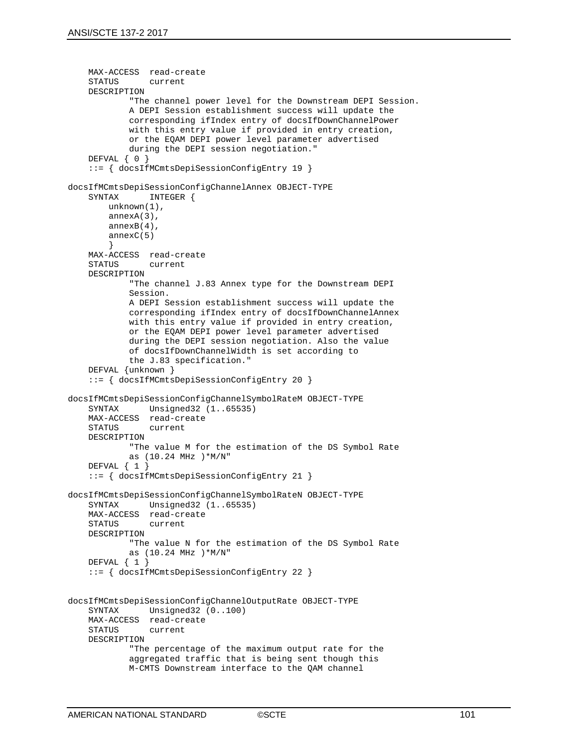```
    MAX-ACCESS  read-create
    STATUS      current
    DESCRIPTION
            "The channel power level for the Downstream DEPI Session.
            A DEPI Session establishment success will update the
            corresponding ifIndex entry of docsIfDownChannelPower
            with this entry value if provided in entry creation,
            or the EQAM DEPI power level parameter advertised
            during the DEPI session negotiation."
    DEFVAL { 0 }
    ::= { docsIfMCmtsDepiSessionConfigEntry 19 }

docsIfMCmtsDepiSessionConfigChannelAnnex OBJECT-TYPE
    SYNTAX      INTEGER {
        unknown(1),
        annexA(3),
        annexB(4),
        annexC(5)
        }
    MAX-ACCESS  read-create
    STATUS      current
    DESCRIPTION
            "The channel J.83 Annex type for the Downstream DEPI
            Session.
            A DEPI Session establishment success will update the
            corresponding ifIndex entry of docsIfDownChannelAnnex
            with this entry value if provided in entry creation,
            or the EQAM DEPI power level parameter advertised
            during the DEPI session negotiation. Also the value
            of docsIfDownChannelWidth is set according to
            the J.83 specification."
    DEFVAL {unknown }
    ::= { docsIfMCmtsDepiSessionConfigEntry 20 }

docsIfMCmtsDepiSessionConfigChannelSymbolRateM OBJECT-TYPE
    SYNTAX      Unsigned32 (1..65535)
    MAX-ACCESS  read-create
    STATUS      current
    DESCRIPTION
            "The value M for the estimation of the DS Symbol Rate
            as (10.24 MHz )*M/N"
    DEFVAL { 1 }
    ::= { docsIfMCmtsDepiSessionConfigEntry 21 }

docsIfMCmtsDepiSessionConfigChannelSymbolRateN OBJECT-TYPE
    SYNTAX      Unsigned32 (1..65535)
    MAX-ACCESS  read-create
    STATUS      current
    DESCRIPTION
            "The value N for the estimation of the DS Symbol Rate
            as (10.24 MHz )*M/N"
    DEFVAL { 1 }
    ::= { docsIfMCmtsDepiSessionConfigEntry 22 }


docsIfMCmtsDepiSessionConfigChannelOutputRate OBJECT-TYPE
    SYNTAX      Unsigned32 (0..100)
    MAX-ACCESS  read-create
    STATUS      current
    DESCRIPTION
            "The percentage of the maximum output rate for the
            aggregated traffic that is being sent though this
            M-CMTS Downstream interface to the QAM channel
```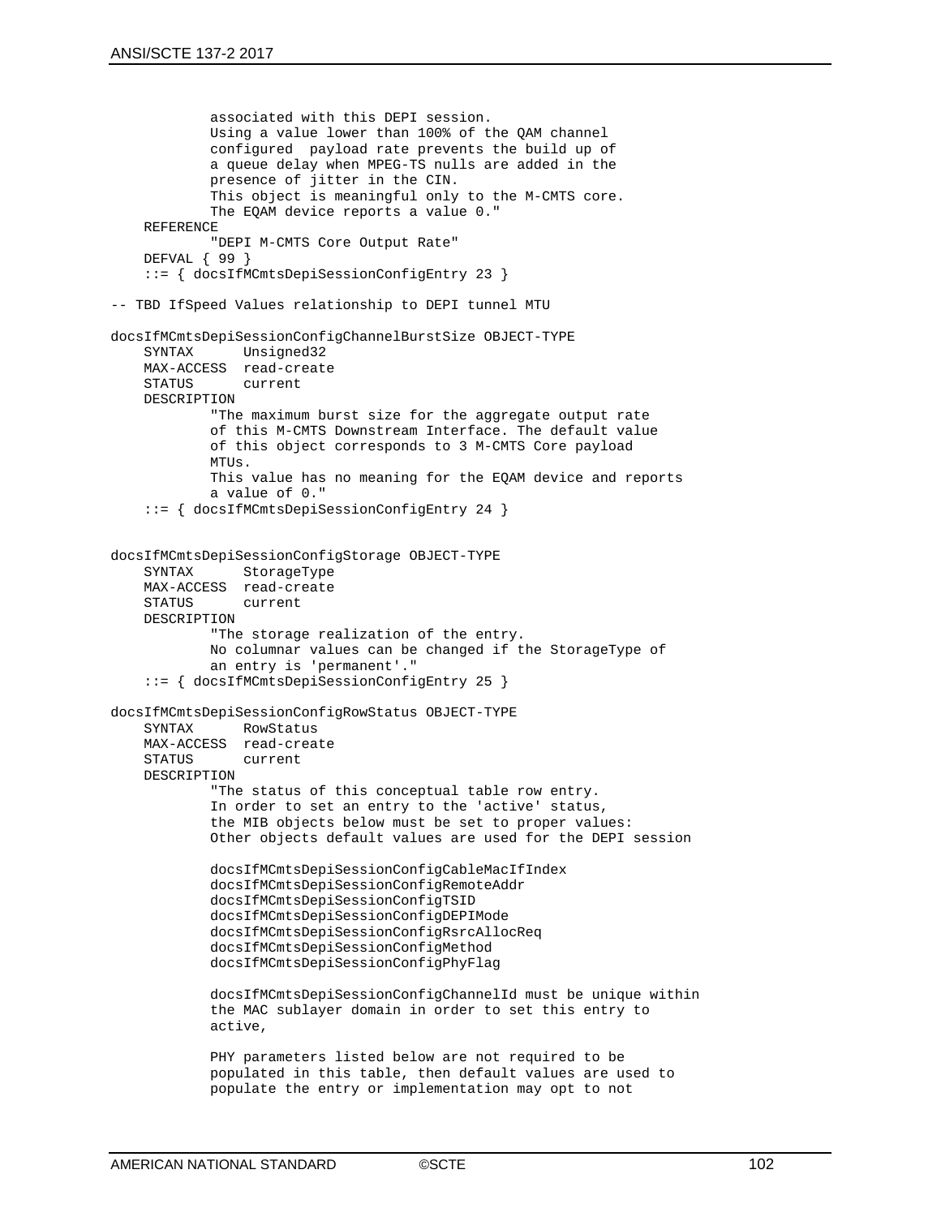```
            associated with this DEPI session.
            Using a value lower than 100% of the QAM channel
            configured  payload rate prevents the build up of
            a queue delay when MPEG-TS nulls are added in the
            presence of jitter in the CIN.
            This object is meaningful only to the M-CMTS core.
            The EQAM device reports a value 0."
    REFERENCE
            "DEPI M-CMTS Core Output Rate"
    DEFVAL { 99 }
    ::= { docsIfMCmtsDepiSessionConfigEntry 23 }

-- TBD IfSpeed Values relationship to DEPI tunnel MTU

docsIfMCmtsDepiSessionConfigChannelBurstSize OBJECT-TYPE
    SYNTAX      Unsigned32
    MAX-ACCESS  read-create
    STATUS      current
    DESCRIPTION
            "The maximum burst size for the aggregate output rate
            of this M-CMTS Downstream Interface. The default value
            of this object corresponds to 3 M-CMTS Core payload
            MTUs.
            This value has no meaning for the EQAM device and reports
            a value of 0."
    ::= { docsIfMCmtsDepiSessionConfigEntry 24 }


docsIfMCmtsDepiSessionConfigStorage OBJECT-TYPE
    SYNTAX      StorageType
    MAX-ACCESS  read-create
    STATUS      current
    DESCRIPTION
            "The storage realization of the entry.
            No columnar values can be changed if the StorageType of
            an entry is 'permanent'."
    ::= { docsIfMCmtsDepiSessionConfigEntry 25 }

docsIfMCmtsDepiSessionConfigRowStatus OBJECT-TYPE
    SYNTAX      RowStatus
    MAX-ACCESS  read-create
    STATUS      current
    DESCRIPTION
            "The status of this conceptual table row entry.
            In order to set an entry to the 'active' status,
            the MIB objects below must be set to proper values:
            Other objects default values are used for the DEPI session

            docsIfMCmtsDepiSessionConfigCableMacIfIndex
            docsIfMCmtsDepiSessionConfigRemoteAddr
            docsIfMCmtsDepiSessionConfigTSID
            docsIfMCmtsDepiSessionConfigDEPIMode
            docsIfMCmtsDepiSessionConfigRsrcAllocReq
            docsIfMCmtsDepiSessionConfigMethod
            docsIfMCmtsDepiSessionConfigPhyFlag

            docsIfMCmtsDepiSessionConfigChannelId must be unique within
            the MAC sublayer domain in order to set this entry to
            active,

            PHY parameters listed below are not required to be
            populated in this table, then default values are used to
            populate the entry or implementation may opt to not
```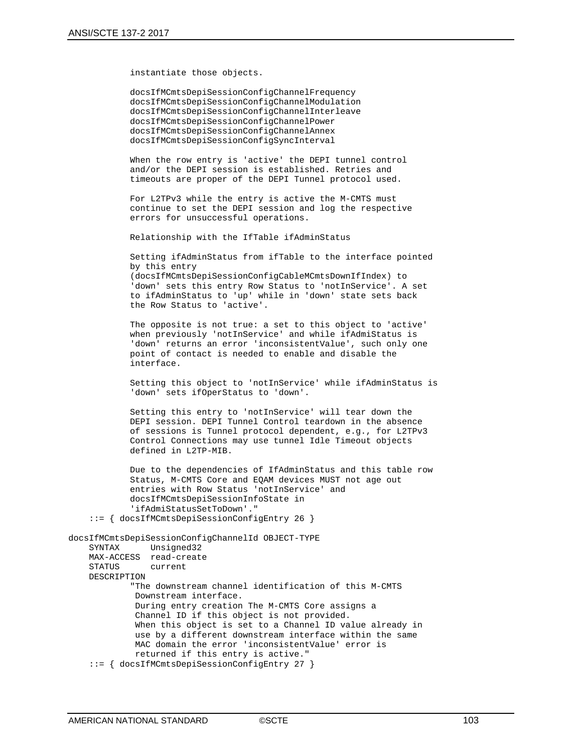```
            instantiate those objects.

            docsIfMCmtsDepiSessionConfigChannelFrequency
            docsIfMCmtsDepiSessionConfigChannelModulation
            docsIfMCmtsDepiSessionConfigChannelInterleave
            docsIfMCmtsDepiSessionConfigChannelPower
            docsIfMCmtsDepiSessionConfigChannelAnnex
            docsIfMCmtsDepiSessionConfigSyncInterval

            When the row entry is 'active' the DEPI tunnel control
            and/or the DEPI session is established. Retries and
            timeouts are proper of the DEPI Tunnel protocol used.

            For L2TPv3 while the entry is active the M-CMTS must
            continue to set the DEPI session and log the respective
            errors for unsuccessful operations.

            Relationship with the IfTable ifAdminStatus

            Setting ifAdminStatus from ifTable to the interface pointed
            by this entry
            (docsIfMCmtsDepiSessionConfigCableMCmtsDownIfIndex) to
            'down' sets this entry Row Status to 'notInService'. A set
            to ifAdminStatus to 'up' while in 'down' state sets back
            the Row Status to 'active'.

            The opposite is not true: a set to this object to 'active'
            when previously 'notInService' and while ifAdmiStatus is
            'down' returns an error 'inconsistentValue', such only one
            point of contact is needed to enable and disable the
            interface.

            Setting this object to 'notInService' while ifAdminStatus is
            'down' sets ifOperStatus to 'down'.

            Setting this entry to 'notInService' will tear down the
            DEPI session. DEPI Tunnel Control teardown in the absence
            of sessions is Tunnel protocol dependent, e.g., for L2TPv3
            Control Connections may use tunnel Idle Timeout objects
            defined in L2TP-MIB.

            Due to the dependencies of IfAdminStatus and this table row
            Status, M-CMTS Core and EQAM devices MUST not age out
            entries with Row Status 'notInService' and
            docsIfMCmtsDepiSessionInfoState in
            'ifAdmiStatusSetToDown'."
    ::= { docsIfMCmtsDepiSessionConfigEntry 26 }

docsIfMCmtsDepiSessionConfigChannelId OBJECT-TYPE
    SYNTAX      Unsigned32
    MAX-ACCESS  read-create
    STATUS      current
    DESCRIPTION
            "The downstream channel identification of this M-CMTS
             Downstream interface.
             During entry creation The M-CMTS Core assigns a
             Channel ID if this object is not provided.
             When this object is set to a Channel ID value already in
             use by a different downstream interface within the same
             MAC domain the error 'inconsistentValue' error is
             returned if this entry is active."
    ::= { docsIfMCmtsDepiSessionConfigEntry 27 }
```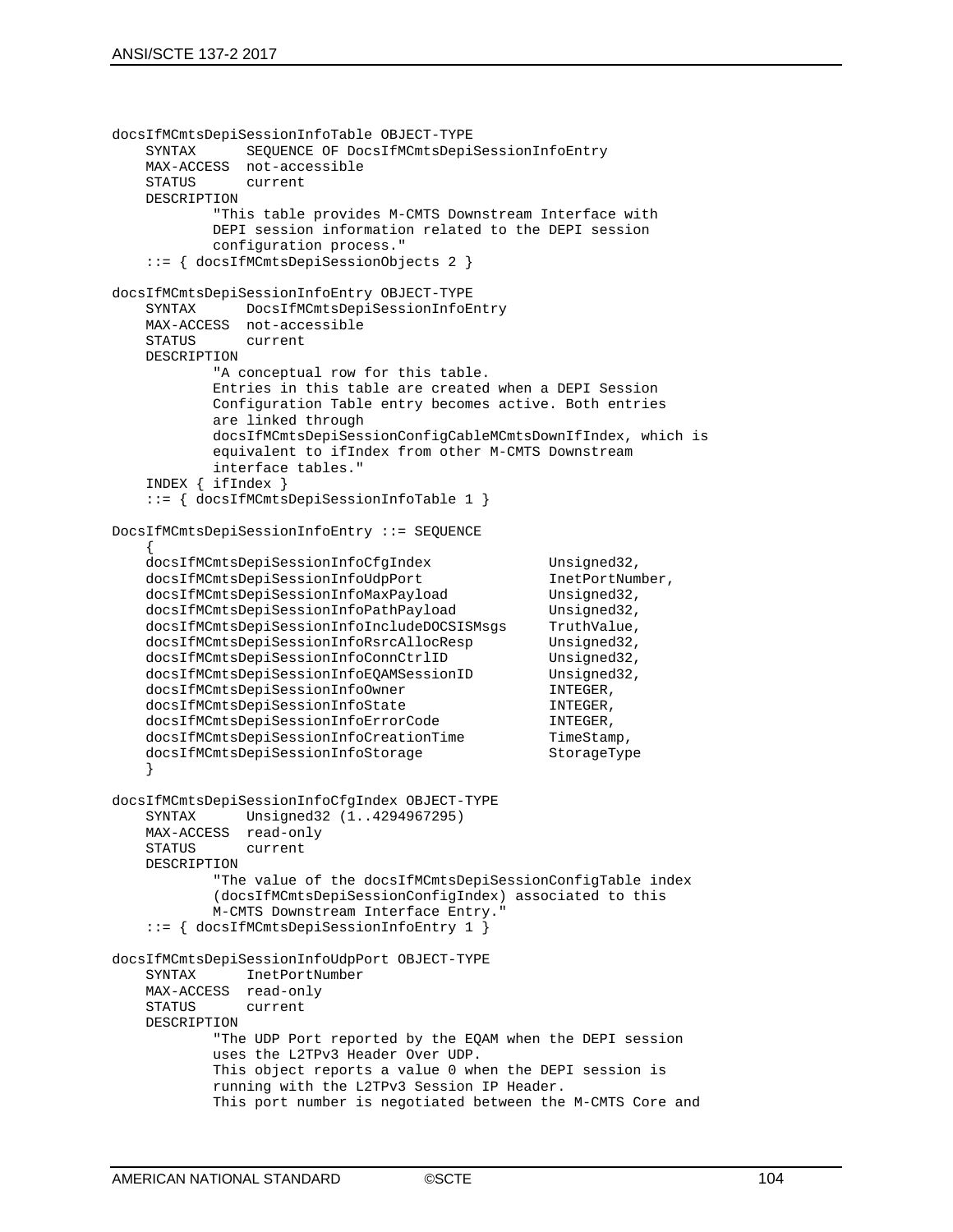```
docsIfMCmtsDepiSessionInfoTable OBJECT-TYPE
    SYNTAX      SEQUENCE OF DocsIfMCmtsDepiSessionInfoEntry
    MAX-ACCESS  not-accessible
    STATUS      current
    DESCRIPTION
            "This table provides M-CMTS Downstream Interface with
            DEPI session information related to the DEPI session
            configuration process."
    ::= { docsIfMCmtsDepiSessionObjects 2 }

docsIfMCmtsDepiSessionInfoEntry OBJECT-TYPE
    SYNTAX      DocsIfMCmtsDepiSessionInfoEntry
    MAX-ACCESS  not-accessible
    STATUS      current
    DESCRIPTION
            "A conceptual row for this table.
            Entries in this table are created when a DEPI Session
            Configuration Table entry becomes active. Both entries
            are linked through
            docsIfMCmtsDepiSessionConfigCableMCmtsDownIfIndex, which is
            equivalent to ifIndex from other M-CMTS Downstream
            interface tables."
    INDEX { ifIndex }
    ::= { docsIfMCmtsDepiSessionInfoTable 1 }

DocsIfMCmtsDepiSessionInfoEntry ::= SEQUENCE
    {
    docsIfMCmtsDepiSessionInfoCfgIndex              Unsigned32,
    docsIfMCmtsDepiSessionInfoUdpPort               InetPortNumber,
    docsIfMCmtsDepiSessionInfoMaxPayload            Unsigned32,
    docsIfMCmtsDepiSessionInfoPathPayload           Unsigned32,
    docsIfMCmtsDepiSessionInfoIncludeDOCSISMsgs     TruthValue,
    docsIfMCmtsDepiSessionInfoRsrcAllocResp         Unsigned32,
    docsIfMCmtsDepiSessionInfoConnCtrlID            Unsigned32,
    docsIfMCmtsDepiSessionInfoEQAMSessionID         Unsigned32,
    docsIfMCmtsDepiSessionInfoOwner                 INTEGER,
    docsIfMCmtsDepiSessionInfoState                 INTEGER,
    docsIfMCmtsDepiSessionInfoErrorCode             INTEGER,
    docsIfMCmtsDepiSessionInfoCreationTime          TimeStamp,
    docsIfMCmtsDepiSessionInfoStorage               StorageType
    }

docsIfMCmtsDepiSessionInfoCfgIndex OBJECT-TYPE
    SYNTAX      Unsigned32 (1..4294967295)
    MAX-ACCESS  read-only
    STATUS      current
    DESCRIPTION
            "The value of the docsIfMCmtsDepiSessionConfigTable index
            (docsIfMCmtsDepiSessionConfigIndex) associated to this
            M-CMTS Downstream Interface Entry."
    ::= { docsIfMCmtsDepiSessionInfoEntry 1 }

docsIfMCmtsDepiSessionInfoUdpPort OBJECT-TYPE
    SYNTAX      InetPortNumber
    MAX-ACCESS  read-only
    STATUS      current
    DESCRIPTION
            "The UDP Port reported by the EQAM when the DEPI session
            uses the L2TPv3 Header Over UDP.
            This object reports a value 0 when the DEPI session is
            running with the L2TPv3 Session IP Header.
            This port number is negotiated between the M-CMTS Core and
```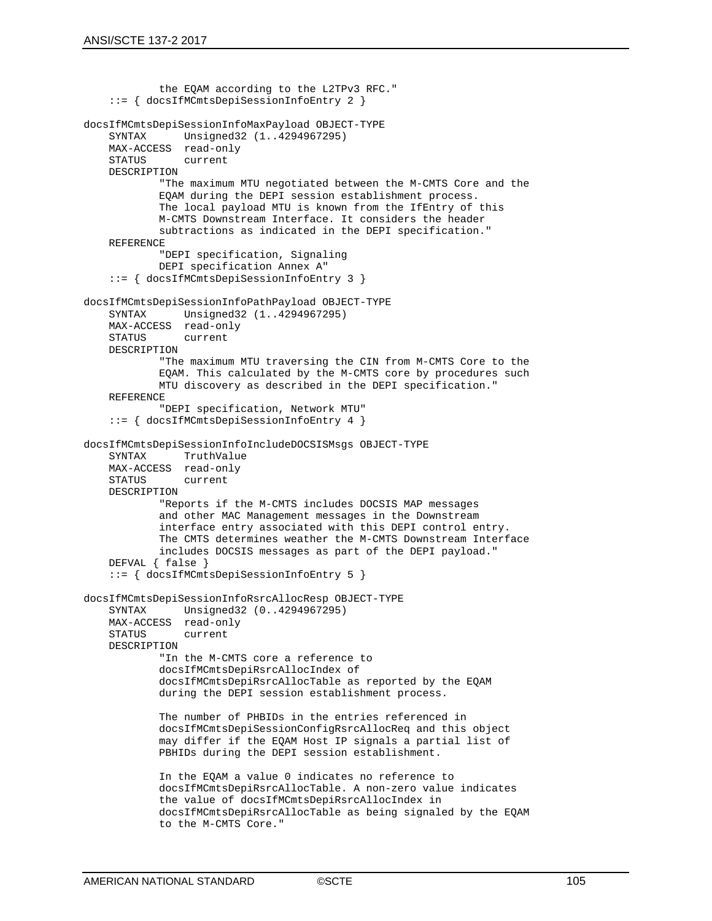```
            the EQAM according to the L2TPv3 RFC."
    ::= { docsIfMCmtsDepiSessionInfoEntry 2 }

docsIfMCmtsDepiSessionInfoMaxPayload OBJECT-TYPE
    SYNTAX      Unsigned32 (1..4294967295)
    MAX-ACCESS  read-only
    STATUS      current
    DESCRIPTION
            "The maximum MTU negotiated between the M-CMTS Core and the
            EQAM during the DEPI session establishment process.
            The local payload MTU is known from the IfEntry of this
            M-CMTS Downstream Interface. It considers the header
            subtractions as indicated in the DEPI specification."
    REFERENCE
            "DEPI specification, Signaling
            DEPI specification Annex A"
    ::= { docsIfMCmtsDepiSessionInfoEntry 3 }

docsIfMCmtsDepiSessionInfoPathPayload OBJECT-TYPE
    SYNTAX      Unsigned32 (1..4294967295)
    MAX-ACCESS  read-only
    STATUS      current
    DESCRIPTION
            "The maximum MTU traversing the CIN from M-CMTS Core to the
            EQAM. This calculated by the M-CMTS core by procedures such
            MTU discovery as described in the DEPI specification."
    REFERENCE
            "DEPI specification, Network MTU"
    ::= { docsIfMCmtsDepiSessionInfoEntry 4 }

docsIfMCmtsDepiSessionInfoIncludeDOCSISMsgs OBJECT-TYPE
    SYNTAX      TruthValue
    MAX-ACCESS  read-only
    STATUS      current
    DESCRIPTION
            "Reports if the M-CMTS includes DOCSIS MAP messages
            and other MAC Management messages in the Downstream
            interface entry associated with this DEPI control entry.
            The CMTS determines weather the M-CMTS Downstream Interface
            includes DOCSIS messages as part of the DEPI payload."
    DEFVAL { false }
    ::= { docsIfMCmtsDepiSessionInfoEntry 5 }

docsIfMCmtsDepiSessionInfoRsrcAllocResp OBJECT-TYPE
    SYNTAX      Unsigned32 (0..4294967295)
    MAX-ACCESS  read-only
    STATUS      current
    DESCRIPTION
            "In the M-CMTS core a reference to
            docsIfMCmtsDepiRsrcAllocIndex of
            docsIfMCmtsDepiRsrcAllocTable as reported by the EQAM
            during the DEPI session establishment process.

            The number of PHBIDs in the entries referenced in
            docsIfMCmtsDepiSessionConfigRsrcAllocReq and this object
            may differ if the EQAM Host IP signals a partial list of
            PBHIDs during the DEPI session establishment.

            In the EQAM a value 0 indicates no reference to
            docsIfMCmtsDepiRsrcAllocTable. A non-zero value indicates
            the value of docsIfMCmtsDepiRsrcAllocIndex in
            docsIfMCmtsDepiRsrcAllocTable as being signaled by the EQAM
            to the M-CMTS Core."
```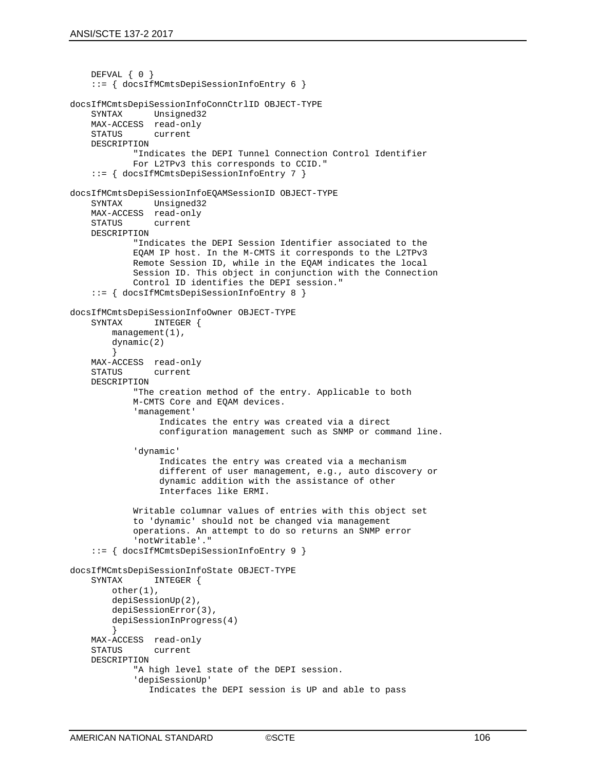```
    DEFVAL { 0 }
    ::= { docsIfMCmtsDepiSessionInfoEntry 6 }

docsIfMCmtsDepiSessionInfoConnCtrlID OBJECT-TYPE
    SYNTAX      Unsigned32
    MAX-ACCESS  read-only
    STATUS      current
    DESCRIPTION
            "Indicates the DEPI Tunnel Connection Control Identifier
            For L2TPv3 this corresponds to CCID."
    ::= { docsIfMCmtsDepiSessionInfoEntry 7 }

docsIfMCmtsDepiSessionInfoEQAMSessionID OBJECT-TYPE
    SYNTAX      Unsigned32
    MAX-ACCESS  read-only
    STATUS      current
    DESCRIPTION
            "Indicates the DEPI Session Identifier associated to the
            EQAM IP host. In the M-CMTS it corresponds to the L2TPv3
            Remote Session ID, while in the EQAM indicates the local
            Session ID. This object in conjunction with the Connection
            Control ID identifies the DEPI session."
    ::= { docsIfMCmtsDepiSessionInfoEntry 8 }

docsIfMCmtsDepiSessionInfoOwner OBJECT-TYPE
    SYNTAX      INTEGER {
        management(1),
        dynamic(2)
        }
    MAX-ACCESS  read-only
    STATUS      current
    DESCRIPTION
            "The creation method of the entry. Applicable to both
            M-CMTS Core and EQAM devices.
            'management'
                 Indicates the entry was created via a direct
                 configuration management such as SNMP or command line.

            'dynamic'
                 Indicates the entry was created via a mechanism
                 different of user management, e.g., auto discovery or
                 dynamic addition with the assistance of other
                 Interfaces like ERMI.

            Writable columnar values of entries with this object set
            to 'dynamic' should not be changed via management
            operations. An attempt to do so returns an SNMP error
            'notWritable'."
    ::= { docsIfMCmtsDepiSessionInfoEntry 9 }

docsIfMCmtsDepiSessionInfoState OBJECT-TYPE
    SYNTAX      INTEGER {
        other(1),
        depiSessionUp(2),
        depiSessionError(3),
        depiSessionInProgress(4)
        }
    MAX-ACCESS  read-only
    STATUS      current
    DESCRIPTION
            "A high level state of the DEPI session.
            'depiSessionUp'
               Indicates the DEPI session is UP and able to pass
```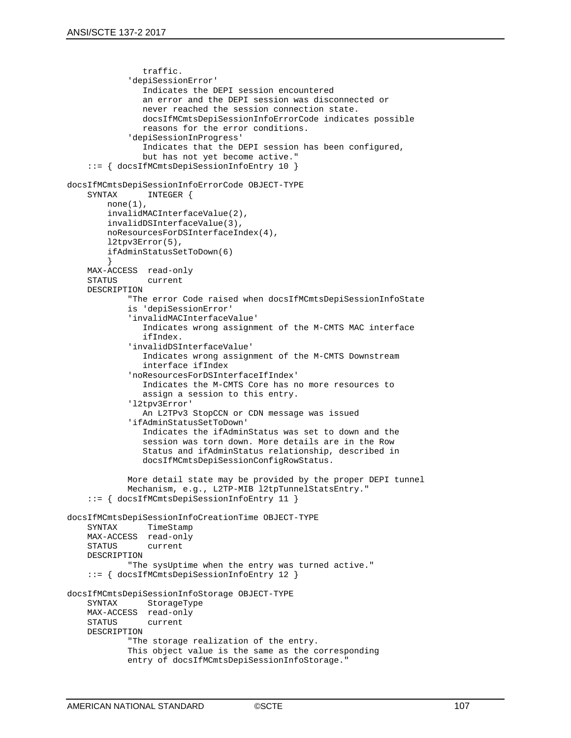```
              traffic.
           'depiSessionError'
              Indicates the DEPI session encountered
              an error and the DEPI session was disconnected or
              never reached the session connection state.
              docsIfMCmtsDepiSessionInfoErrorCode indicates possible
              reasons for the error conditions.
           'depiSessionInProgress'
              Indicates that the DEPI session has been configured,
              but has not yet become active."
    ::= { docsIfMCmtsDepiSessionInfoEntry 10 }

docsIfMCmtsDepiSessionInfoErrorCode OBJECT-TYPE
    SYNTAX      INTEGER {
        none(1),
        invalidMACInterfaceValue(2),
        invalidDSInterfaceValue(3),
        noResourcesForDSInterfaceIndex(4),
        l2tpv3Error(5),
        ifAdminStatusSetToDown(6)
        }
    MAX-ACCESS  read-only
    STATUS      current
    DESCRIPTION
           "The error Code raised when docsIfMCmtsDepiSessionInfoState
           is 'depiSessionError'
           'invalidMACInterfaceValue'
              Indicates wrong assignment of the M-CMTS MAC interface
              ifIndex.
           'invalidDSInterfaceValue'
              Indicates wrong assignment of the M-CMTS Downstream
              interface ifIndex
           'noResourcesForDSInterfaceIfIndex'
              Indicates the M-CMTS Core has no more resources to
              assign a session to this entry.
           'l2tpv3Error'
              An L2TPv3 StopCCN or CDN message was issued
           'ifAdminStatusSetToDown'
              Indicates the ifAdminStatus was set to down and the
              session was torn down. More details are in the Row
              Status and ifAdminStatus relationship, described in
              docsIfMCmtsDepiSessionConfigRowStatus.

           More detail state may be provided by the proper DEPI tunnel
           Mechanism, e.g., L2TP-MIB l2tpTunnelStatsEntry."
    ::= { docsIfMCmtsDepiSessionInfoEntry 11 }

docsIfMCmtsDepiSessionInfoCreationTime OBJECT-TYPE
    SYNTAX      TimeStamp
    MAX-ACCESS  read-only
    STATUS      current
    DESCRIPTION
           "The sysUptime when the entry was turned active."
    ::= { docsIfMCmtsDepiSessionInfoEntry 12 }

docsIfMCmtsDepiSessionInfoStorage OBJECT-TYPE
    SYNTAX      StorageType
    MAX-ACCESS  read-only
    STATUS      current
    DESCRIPTION
           "The storage realization of the entry.
           This object value is the same as the corresponding
           entry of docsIfMCmtsDepiSessionInfoStorage."
```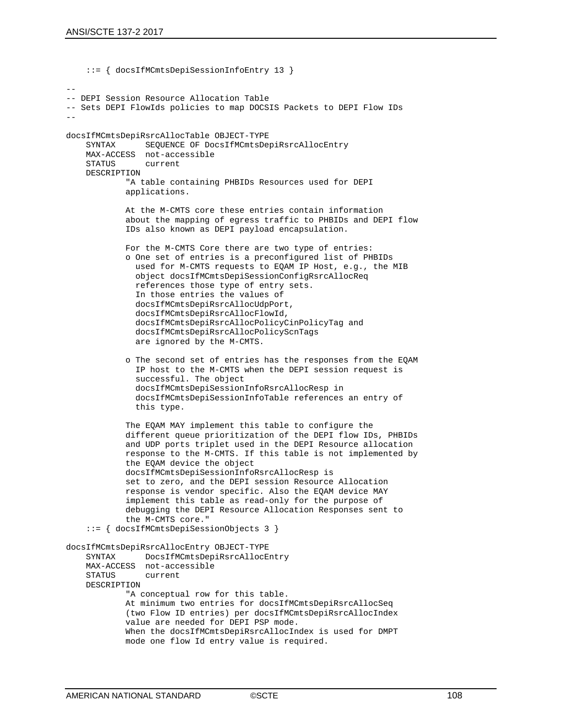```
    ::= { docsIfMCmtsDepiSessionInfoEntry 13 }

--
-- DEPI Session Resource Allocation Table
-- Sets DEPI FlowIds policies to map DOCSIS Packets to DEPI Flow IDs
--

docsIfMCmtsDepiRsrcAllocTable OBJECT-TYPE
    SYNTAX      SEQUENCE OF DocsIfMCmtsDepiRsrcAllocEntry
    MAX-ACCESS  not-accessible
    STATUS      current
    DESCRIPTION
            "A table containing PHBIDs Resources used for DEPI
            applications.

            At the M-CMTS core these entries contain information
            about the mapping of egress traffic to PHBIDs and DEPI flow
            IDs also known as DEPI payload encapsulation.

            For the M-CMTS Core there are two type of entries:
            o One set of entries is a preconfigured list of PHBIDs
              used for M-CMTS requests to EQAM IP Host, e.g., the MIB
              object docsIfMCmtsDepiSessionConfigRsrcAllocReq
              references those type of entry sets.
              In those entries the values of
              docsIfMCmtsDepiRsrcAllocUdpPort,
              docsIfMCmtsDepiRsrcAllocFlowId,
              docsIfMCmtsDepiRsrcAllocPolicyCinPolicyTag and
              docsIfMCmtsDepiRsrcAllocPolicyScnTags
              are ignored by the M-CMTS.

            o The second set of entries has the responses from the EQAM
              IP host to the M-CMTS when the DEPI session request is
              successful. The object
              docsIfMCmtsDepiSessionInfoRsrcAllocResp in
              docsIfMCmtsDepiSessionInfoTable references an entry of
              this type.

            The EQAM MAY implement this table to configure the
            different queue prioritization of the DEPI flow IDs, PHBIDs
            and UDP ports triplet used in the DEPI Resource allocation
            response to the M-CMTS. If this table is not implemented by
            the EQAM device the object
            docsIfMCmtsDepiSessionInfoRsrcAllocResp is
            set to zero, and the DEPI session Resource Allocation
            response is vendor specific. Also the EQAM device MAY
            implement this table as read-only for the purpose of
            debugging the DEPI Resource Allocation Responses sent to
            the M-CMTS core."
    ::= { docsIfMCmtsDepiSessionObjects 3 }

docsIfMCmtsDepiRsrcAllocEntry OBJECT-TYPE
    SYNTAX      DocsIfMCmtsDepiRsrcAllocEntry
    MAX-ACCESS  not-accessible
    STATUS      current
    DESCRIPTION
            "A conceptual row for this table.
            At minimum two entries for docsIfMCmtsDepiRsrcAllocSeq
            (two Flow ID entries) per docsIfMCmtsDepiRsrcAllocIndex
            value are needed for DEPI PSP mode.
            When the docsIfMCmtsDepiRsrcAllocIndex is used for DMPT
            mode one flow Id entry value is required.
```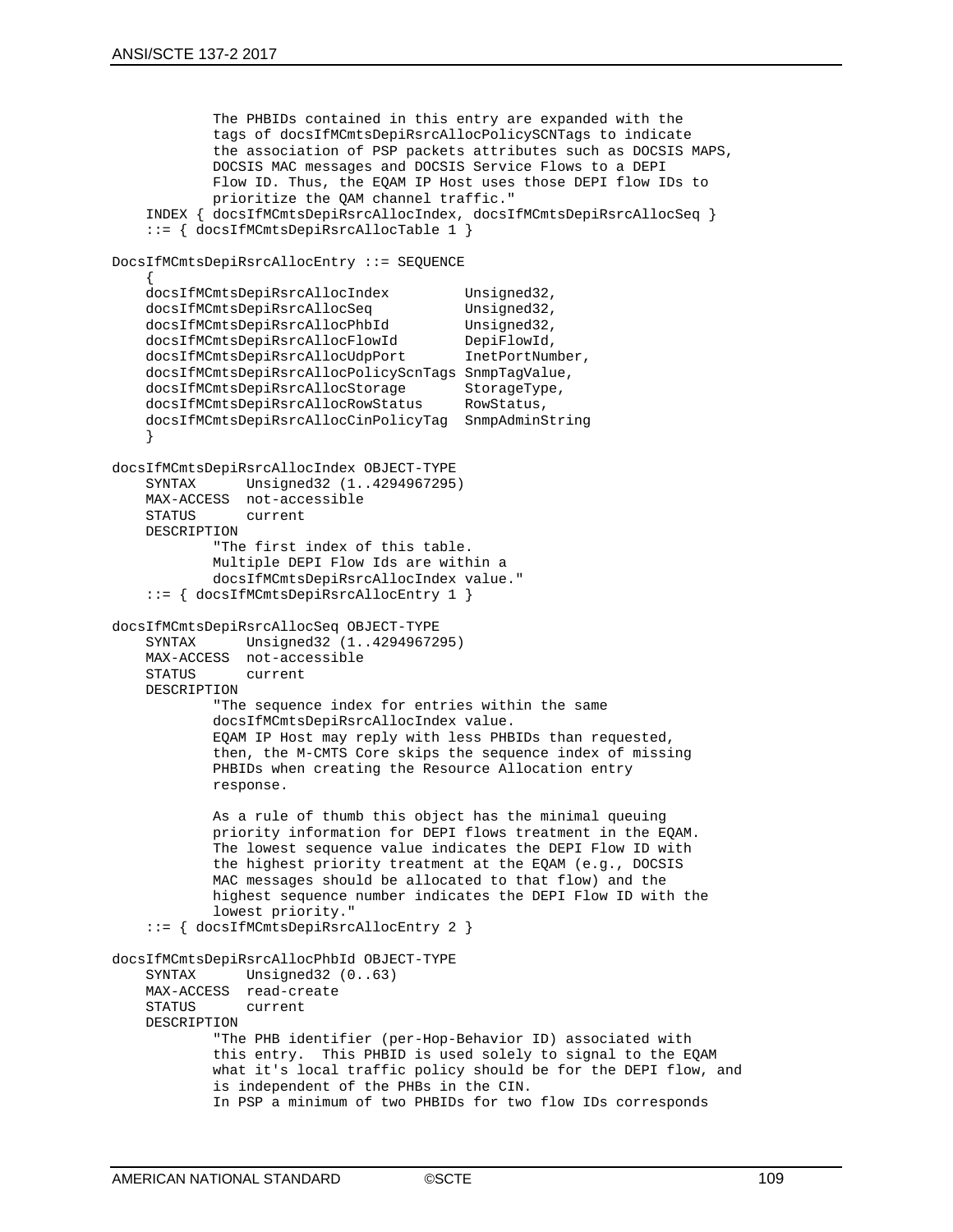```
            The PHBIDs contained in this entry are expanded with the
            tags of docsIfMCmtsDepiRsrcAllocPolicySCNTags to indicate
            the association of PSP packets attributes such as DOCSIS MAPS,
            DOCSIS MAC messages and DOCSIS Service Flows to a DEPI
            Flow ID. Thus, the EQAM IP Host uses those DEPI flow IDs to
            prioritize the QAM channel traffic."
    INDEX { docsIfMCmtsDepiRsrcAllocIndex, docsIfMCmtsDepiRsrcAllocSeq }
    ::= { docsIfMCmtsDepiRsrcAllocTable 1 }

DocsIfMCmtsDepiRsrcAllocEntry ::= SEQUENCE
    {
    docsIfMCmtsDepiRsrcAllocIndex         Unsigned32,
    docsIfMCmtsDepiRsrcAllocSeq           Unsigned32,
    docsIfMCmtsDepiRsrcAllocPhbId         Unsigned32,
    docsIfMCmtsDepiRsrcAllocFlowId        DepiFlowId,
    docsIfMCmtsDepiRsrcAllocUdpPort       InetPortNumber,
    docsIfMCmtsDepiRsrcAllocPolicyScnTags SnmpTagValue,
    docsIfMCmtsDepiRsrcAllocStorage       StorageType,
    docsIfMCmtsDepiRsrcAllocRowStatus     RowStatus,
    docsIfMCmtsDepiRsrcAllocCinPolicyTag  SnmpAdminString
    }

docsIfMCmtsDepiRsrcAllocIndex OBJECT-TYPE
    SYNTAX      Unsigned32 (1..4294967295)
    MAX-ACCESS  not-accessible
    STATUS      current
    DESCRIPTION
            "The first index of this table.
            Multiple DEPI Flow Ids are within a
            docsIfMCmtsDepiRsrcAllocIndex value."
    ::= { docsIfMCmtsDepiRsrcAllocEntry 1 }

docsIfMCmtsDepiRsrcAllocSeq OBJECT-TYPE
    SYNTAX      Unsigned32 (1..4294967295)
    MAX-ACCESS  not-accessible
    STATUS      current
    DESCRIPTION
            "The sequence index for entries within the same
            docsIfMCmtsDepiRsrcAllocIndex value.
            EQAM IP Host may reply with less PHBIDs than requested,
            then, the M-CMTS Core skips the sequence index of missing
            PHBIDs when creating the Resource Allocation entry
            response.

            As a rule of thumb this object has the minimal queuing
            priority information for DEPI flows treatment in the EQAM.
            The lowest sequence value indicates the DEPI Flow ID with
            the highest priority treatment at the EQAM (e.g., DOCSIS
            MAC messages should be allocated to that flow) and the
            highest sequence number indicates the DEPI Flow ID with the
            lowest priority."
    ::= { docsIfMCmtsDepiRsrcAllocEntry 2 }

docsIfMCmtsDepiRsrcAllocPhbId OBJECT-TYPE
    SYNTAX      Unsigned32 (0..63)
    MAX-ACCESS  read-create
    STATUS      current
    DESCRIPTION
            "The PHB identifier (per-Hop-Behavior ID) associated with
            this entry.  This PHBID is used solely to signal to the EQAM
            what it's local traffic policy should be for the DEPI flow, and
            is independent of the PHBs in the CIN.
            In PSP a minimum of two PHBIDs for two flow IDs corresponds
```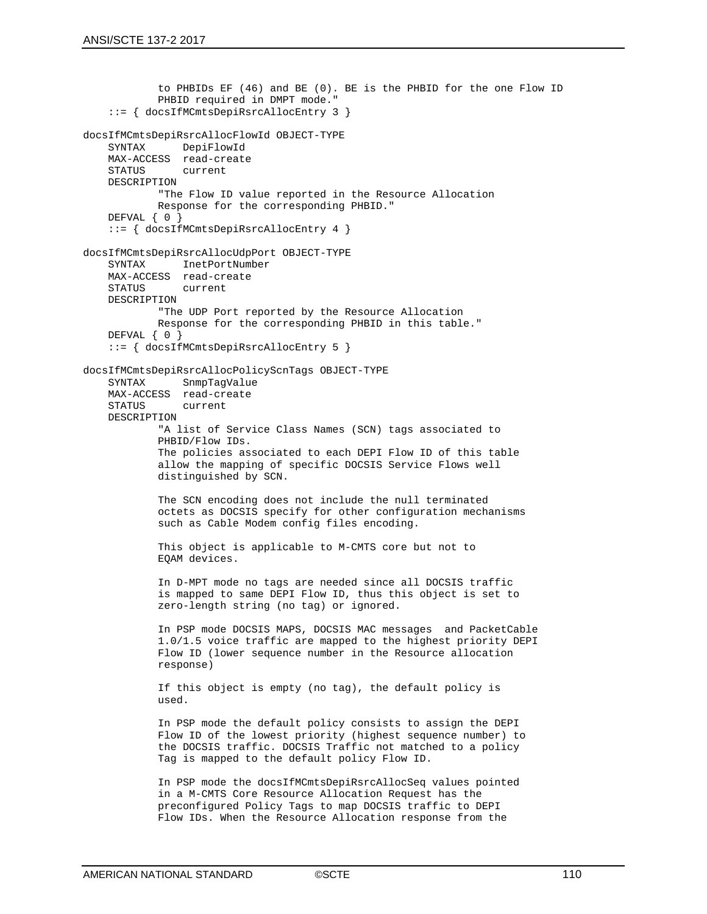```
            to PHBIDs EF (46) and BE (0). BE is the PHBID for the one Flow ID
            PHBID required in DMPT mode."
    ::= { docsIfMCmtsDepiRsrcAllocEntry 3 }

docsIfMCmtsDepiRsrcAllocFlowId OBJECT-TYPE
    SYNTAX      DepiFlowId
    MAX-ACCESS  read-create
    STATUS      current
    DESCRIPTION
            "The Flow ID value reported in the Resource Allocation
            Response for the corresponding PHBID."
    DEFVAL { 0 }
    ::= { docsIfMCmtsDepiRsrcAllocEntry 4 }

docsIfMCmtsDepiRsrcAllocUdpPort OBJECT-TYPE
    SYNTAX      InetPortNumber
    MAX-ACCESS  read-create
    STATUS      current
    DESCRIPTION
            "The UDP Port reported by the Resource Allocation
            Response for the corresponding PHBID in this table."
    DEFVAL { 0 }
    ::= { docsIfMCmtsDepiRsrcAllocEntry 5 }

docsIfMCmtsDepiRsrcAllocPolicyScnTags OBJECT-TYPE
    SYNTAX      SnmpTagValue
    MAX-ACCESS  read-create
    STATUS      current
    DESCRIPTION
            "A list of Service Class Names (SCN) tags associated to
            PHBID/Flow IDs.
            The policies associated to each DEPI Flow ID of this table
            allow the mapping of specific DOCSIS Service Flows well
            distinguished by SCN.

            The SCN encoding does not include the null terminated
            octets as DOCSIS specify for other configuration mechanisms
            such as Cable Modem config files encoding.

            This object is applicable to M-CMTS core but not to
            EQAM devices.

            In D-MPT mode no tags are needed since all DOCSIS traffic
            is mapped to same DEPI Flow ID, thus this object is set to
            zero-length string (no tag) or ignored.

            In PSP mode DOCSIS MAPS, DOCSIS MAC messages  and PacketCable
            1.0/1.5 voice traffic are mapped to the highest priority DEPI
            Flow ID (lower sequence number in the Resource allocation
            response)

            If this object is empty (no tag), the default policy is
            used.

            In PSP mode the default policy consists to assign the DEPI
            Flow ID of the lowest priority (highest sequence number) to
            the DOCSIS traffic. DOCSIS Traffic not matched to a policy
            Tag is mapped to the default policy Flow ID.

            In PSP mode the docsIfMCmtsDepiRsrcAllocSeq values pointed
            in a M-CMTS Core Resource Allocation Request has the
            preconfigured Policy Tags to map DOCSIS traffic to DEPI
            Flow IDs. When the Resource Allocation response from the
```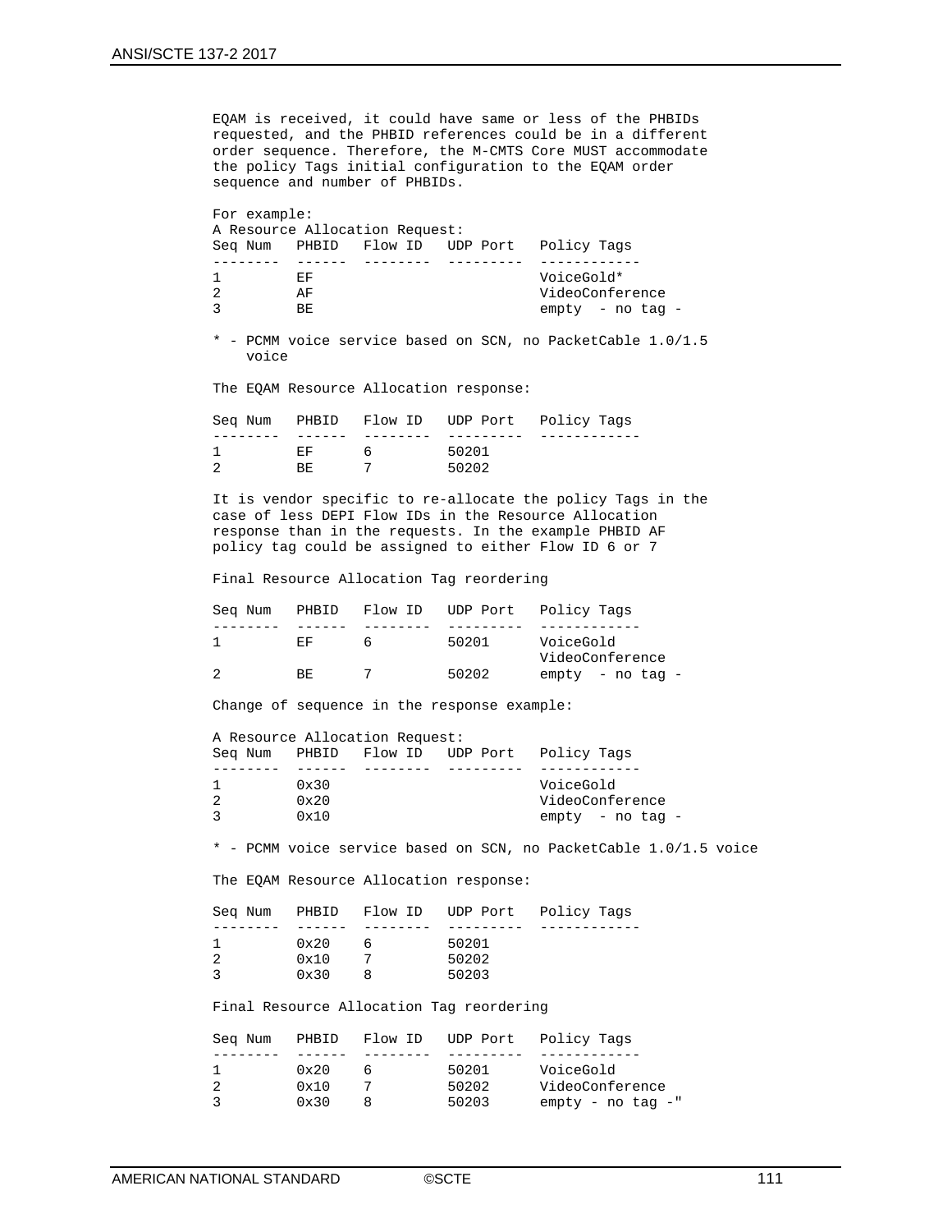```
EQAM is received, it could have same or less of the PHBIDs
requested, and the PHBID references could be in a different
order sequence. Therefore, the M-CMTS Core MUST accommodate
the policy Tags initial configuration to the EQAM order
sequence and number of PHBIDs.

For example:
A Resource Allocation Request:
Seq Num   PHBID   Flow ID   UDP Port   Policy Tags
--------  ------  --------  ---------  ------------
1         EF                           VoiceGold*
2         AF                           VideoConference
3         BE                           empty  - no tag -

* - PCMM voice service based on SCN, no PacketCable 1.0/1.5
    voice

The EQAM Resource Allocation response:

Seq Num   PHBID   Flow ID   UDP Port   Policy Tags
--------  ------  --------  ---------  ------------
1         EF      6         50201
2         BE      7         50202

It is vendor specific to re-allocate the policy Tags in the
case of less DEPI Flow IDs in the Resource Allocation
response than in the requests. In the example PHBID AF
policy tag could be assigned to either Flow ID 6 or 7

Final Resource Allocation Tag reordering

Seq Num   PHBID   Flow ID   UDP Port   Policy Tags
--------  ------  --------  ---------  ------------
1         EF      6         50201      VoiceGold
                                       VideoConference
2         BE      7         50202      empty  - no tag -

Change of sequence in the response example:

A Resource Allocation Request:
Seq Num   PHBID   Flow ID   UDP Port   Policy Tags
--------  ------  --------  ---------  ------------
1         0x30                         VoiceGold
2         0x20                         VideoConference
3         0x10                         empty  - no tag -

* - PCMM voice service based on SCN, no PacketCable 1.0/1.5 voice

The EQAM Resource Allocation response:

Seq Num   PHBID   Flow ID   UDP Port   Policy Tags
--------  ------  --------  ---------  ------------
1         0x20    6         50201
2         0x10    7         50202
3         0x30    8         50203

Final Resource Allocation Tag reordering

Seq Num   PHBID   Flow ID   UDP Port   Policy Tags
--------  ------  --------  ---------  ------------
1         0x20    6         50201      VoiceGold
2         0x10    7         50202      VideoConference
3         0x30    8         50203      empty - no tag -"
```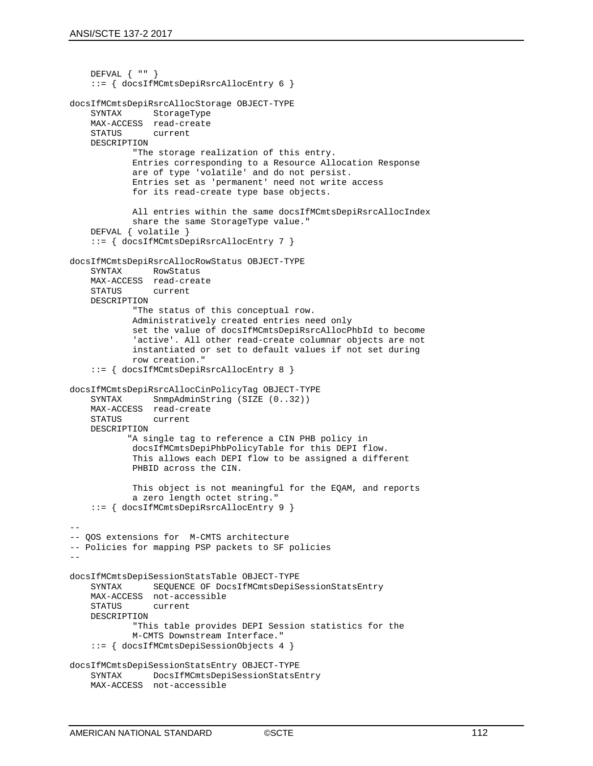```
    DEFVAL { "" }
    ::= { docsIfMCmtsDepiRsrcAllocEntry 6 }

docsIfMCmtsDepiRsrcAllocStorage OBJECT-TYPE
    SYNTAX      StorageType
    MAX-ACCESS  read-create
    STATUS      current
    DESCRIPTION
            "The storage realization of this entry.
            Entries corresponding to a Resource Allocation Response
            are of type 'volatile' and do not persist.
            Entries set as 'permanent' need not write access
            for its read-create type base objects.

            All entries within the same docsIfMCmtsDepiRsrcAllocIndex
            share the same StorageType value."
    DEFVAL { volatile }
    ::= { docsIfMCmtsDepiRsrcAllocEntry 7 }

docsIfMCmtsDepiRsrcAllocRowStatus OBJECT-TYPE
    SYNTAX      RowStatus
    MAX-ACCESS  read-create
    STATUS      current
    DESCRIPTION
            "The status of this conceptual row.
            Administratively created entries need only
            set the value of docsIfMCmtsDepiRsrcAllocPhbId to become
            'active'. All other read-create columnar objects are not
            instantiated or set to default values if not set during
            row creation."
    ::= { docsIfMCmtsDepiRsrcAllocEntry 8 }

docsIfMCmtsDepiRsrcAllocCinPolicyTag OBJECT-TYPE
    SYNTAX      SnmpAdminString (SIZE (0..32))
    MAX-ACCESS  read-create
    STATUS      current
    DESCRIPTION
           "A single tag to reference a CIN PHB policy in
            docsIfMCmtsDepiPhbPolicyTable for this DEPI flow.
            This allows each DEPI flow to be assigned a different
            PHBID across the CIN.

            This object is not meaningful for the EQAM, and reports
            a zero length octet string."
    ::= { docsIfMCmtsDepiRsrcAllocEntry 9 }

--
-- QOS extensions for  M-CMTS architecture
-- Policies for mapping PSP packets to SF policies
--

docsIfMCmtsDepiSessionStatsTable OBJECT-TYPE
    SYNTAX      SEQUENCE OF DocsIfMCmtsDepiSessionStatsEntry
    MAX-ACCESS  not-accessible
    STATUS      current
    DESCRIPTION
            "This table provides DEPI Session statistics for the
            M-CMTS Downstream Interface."
    ::= { docsIfMCmtsDepiSessionObjects 4 }

docsIfMCmtsDepiSessionStatsEntry OBJECT-TYPE
    SYNTAX      DocsIfMCmtsDepiSessionStatsEntry
    MAX-ACCESS  not-accessible
```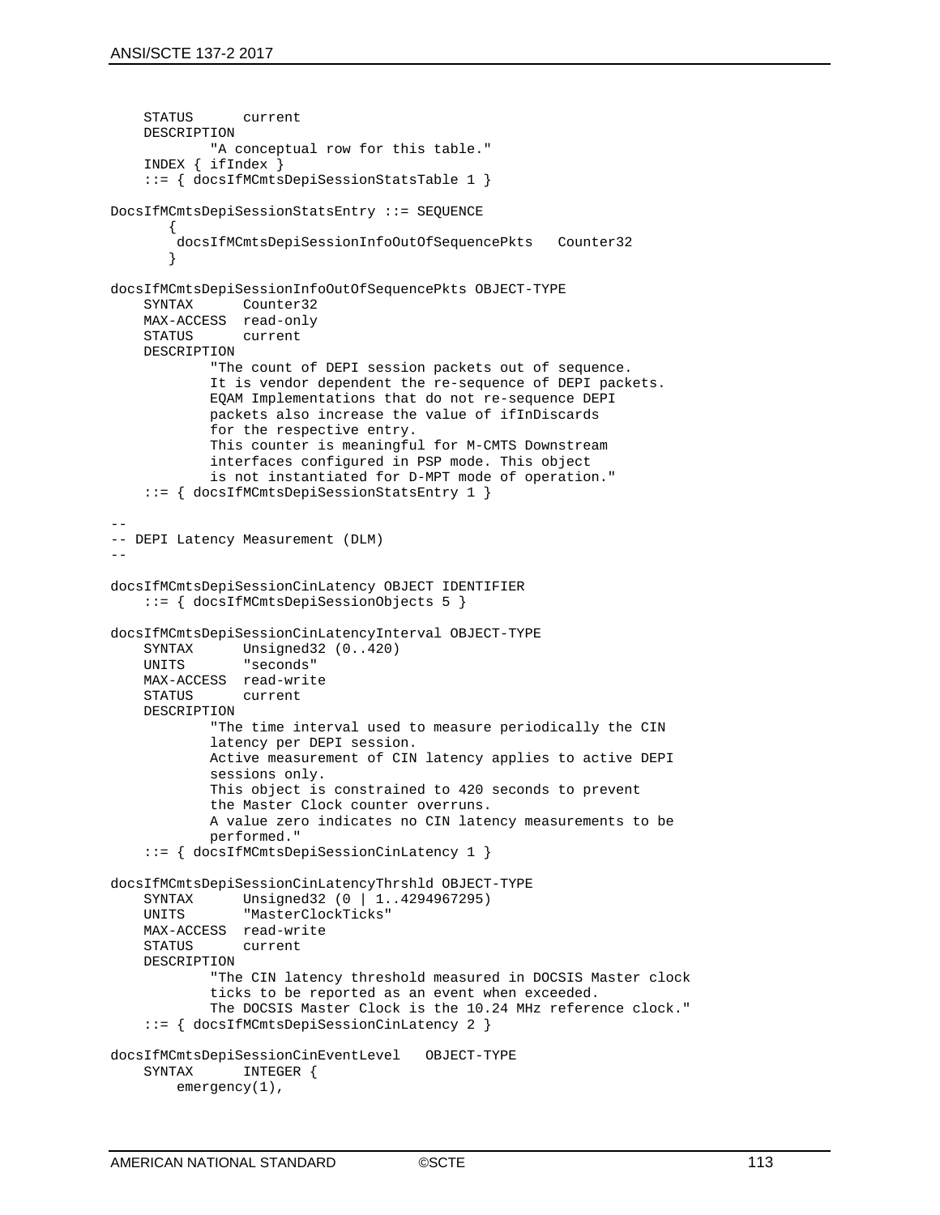```
    STATUS      current
    DESCRIPTION
            "A conceptual row for this table."
    INDEX { ifIndex }
    ::= { docsIfMCmtsDepiSessionStatsTable 1 }

DocsIfMCmtsDepiSessionStatsEntry ::= SEQUENCE
       {
        docsIfMCmtsDepiSessionInfoOutOfSequencePkts   Counter32
       }

docsIfMCmtsDepiSessionInfoOutOfSequencePkts OBJECT-TYPE
    SYNTAX      Counter32
    MAX-ACCESS  read-only
    STATUS      current
    DESCRIPTION
            "The count of DEPI session packets out of sequence.
            It is vendor dependent the re-sequence of DEPI packets.
            EQAM Implementations that do not re-sequence DEPI
            packets also increase the value of ifInDiscards
            for the respective entry.
            This counter is meaningful for M-CMTS Downstream
            interfaces configured in PSP mode. This object
            is not instantiated for D-MPT mode of operation."
    ::= { docsIfMCmtsDepiSessionStatsEntry 1 }

--
-- DEPI Latency Measurement (DLM)
--

docsIfMCmtsDepiSessionCinLatency OBJECT IDENTIFIER
    ::= { docsIfMCmtsDepiSessionObjects 5 }

docsIfMCmtsDepiSessionCinLatencyInterval OBJECT-TYPE
    SYNTAX      Unsigned32 (0..420)
    UNITS       "seconds"
    MAX-ACCESS  read-write
    STATUS      current
    DESCRIPTION
            "The time interval used to measure periodically the CIN
            latency per DEPI session.
            Active measurement of CIN latency applies to active DEPI
            sessions only.
            This object is constrained to 420 seconds to prevent
            the Master Clock counter overruns.
            A value zero indicates no CIN latency measurements to be
            performed."
    ::= { docsIfMCmtsDepiSessionCinLatency 1 }

docsIfMCmtsDepiSessionCinLatencyThrshld OBJECT-TYPE
    SYNTAX      Unsigned32 (0 | 1..4294967295)
    UNITS       "MasterClockTicks"
    MAX-ACCESS  read-write
    STATUS      current
    DESCRIPTION
            "The CIN latency threshold measured in DOCSIS Master clock
            ticks to be reported as an event when exceeded.
            The DOCSIS Master Clock is the 10.24 MHz reference clock."
    ::= { docsIfMCmtsDepiSessionCinLatency 2 }

docsIfMCmtsDepiSessionCinEventLevel   OBJECT-TYPE
    SYNTAX      INTEGER {
        emergency(1),
```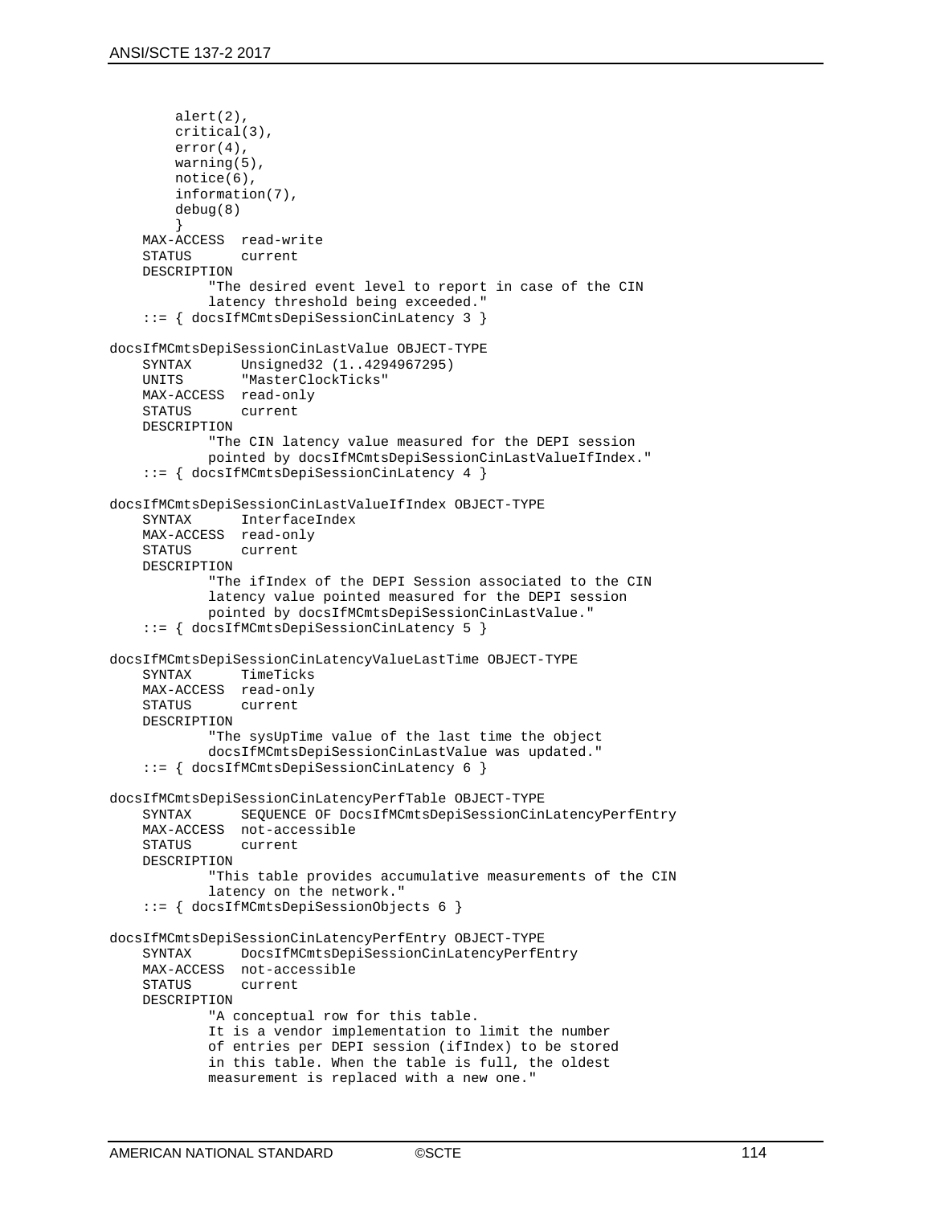```
        alert(2),
        critical(3),
        error(4),
        warning(5),
        notice(6),
        information(7),
        debug(8)
        }
    MAX-ACCESS  read-write
    STATUS      current
    DESCRIPTION
            "The desired event level to report in case of the CIN
            latency threshold being exceeded."
    ::= { docsIfMCmtsDepiSessionCinLatency 3 }

docsIfMCmtsDepiSessionCinLastValue OBJECT-TYPE
    SYNTAX      Unsigned32 (1..4294967295)
    UNITS       "MasterClockTicks"
    MAX-ACCESS  read-only
    STATUS      current
    DESCRIPTION
            "The CIN latency value measured for the DEPI session
            pointed by docsIfMCmtsDepiSessionCinLastValueIfIndex."
    ::= { docsIfMCmtsDepiSessionCinLatency 4 }

docsIfMCmtsDepiSessionCinLastValueIfIndex OBJECT-TYPE
    SYNTAX      InterfaceIndex
    MAX-ACCESS  read-only
    STATUS      current
    DESCRIPTION
            "The ifIndex of the DEPI Session associated to the CIN
            latency value pointed measured for the DEPI session
            pointed by docsIfMCmtsDepiSessionCinLastValue."
    ::= { docsIfMCmtsDepiSessionCinLatency 5 }

docsIfMCmtsDepiSessionCinLatencyValueLastTime OBJECT-TYPE
    SYNTAX      TimeTicks
    MAX-ACCESS  read-only
    STATUS      current
    DESCRIPTION
            "The sysUpTime value of the last time the object
            docsIfMCmtsDepiSessionCinLastValue was updated."
    ::= { docsIfMCmtsDepiSessionCinLatency 6 }

docsIfMCmtsDepiSessionCinLatencyPerfTable OBJECT-TYPE
    SYNTAX      SEQUENCE OF DocsIfMCmtsDepiSessionCinLatencyPerfEntry
    MAX-ACCESS  not-accessible
    STATUS      current
    DESCRIPTION
            "This table provides accumulative measurements of the CIN
            latency on the network."
    ::= { docsIfMCmtsDepiSessionObjects 6 }

docsIfMCmtsDepiSessionCinLatencyPerfEntry OBJECT-TYPE
    SYNTAX      DocsIfMCmtsDepiSessionCinLatencyPerfEntry
    MAX-ACCESS  not-accessible
    STATUS      current
    DESCRIPTION
            "A conceptual row for this table.
            It is a vendor implementation to limit the number
            of entries per DEPI session (ifIndex) to be stored
            in this table. When the table is full, the oldest
            measurement is replaced with a new one."
```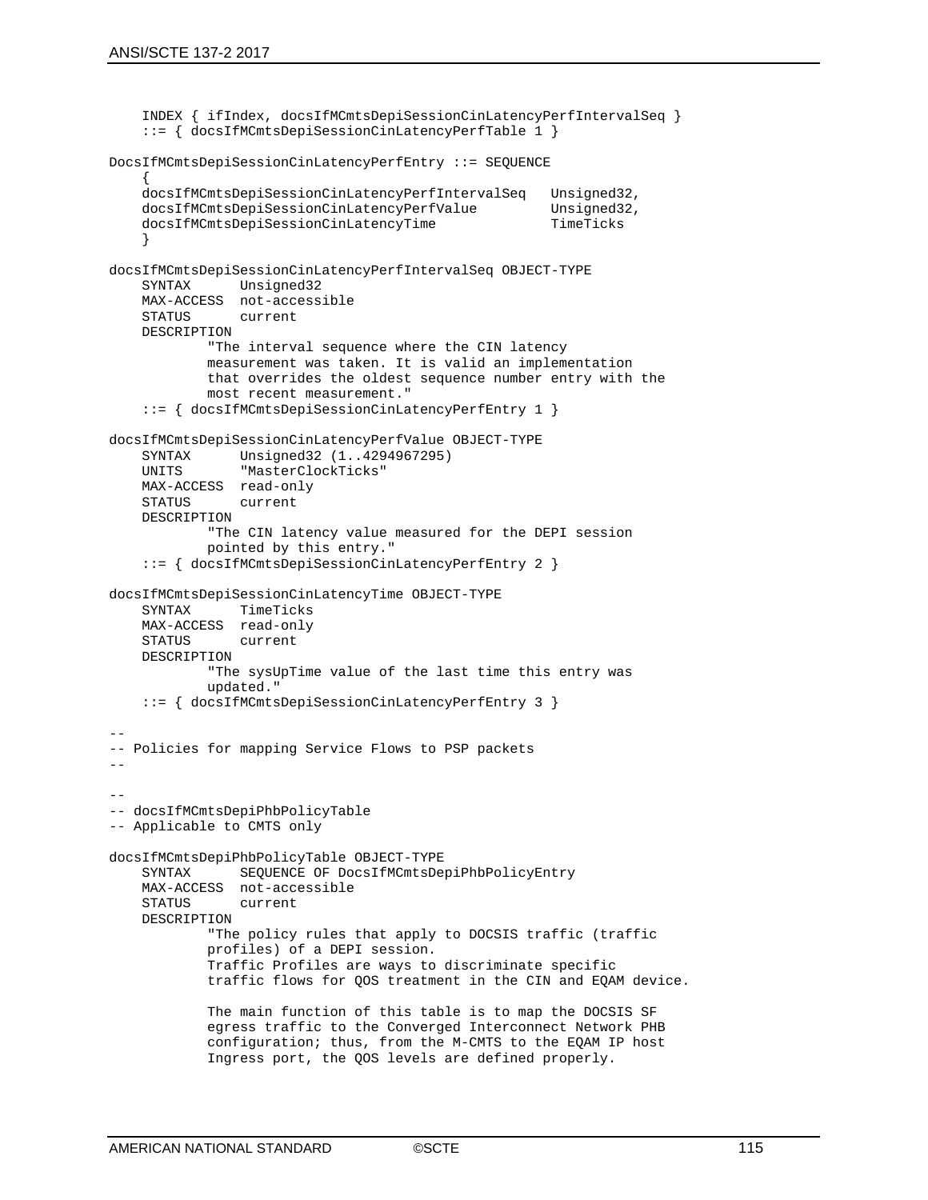```
    INDEX { ifIndex, docsIfMCmtsDepiSessionCinLatencyPerfIntervalSeq }
    ::= { docsIfMCmtsDepiSessionCinLatencyPerfTable 1 }

DocsIfMCmtsDepiSessionCinLatencyPerfEntry ::= SEQUENCE
    {
    docsIfMCmtsDepiSessionCinLatencyPerfIntervalSeq   Unsigned32,
    docsIfMCmtsDepiSessionCinLatencyPerfValue         Unsigned32,
    docsIfMCmtsDepiSessionCinLatencyTime              TimeTicks
    }

docsIfMCmtsDepiSessionCinLatencyPerfIntervalSeq OBJECT-TYPE
    SYNTAX      Unsigned32
    MAX-ACCESS  not-accessible
    STATUS      current
    DESCRIPTION
            "The interval sequence where the CIN latency
            measurement was taken. It is valid an implementation
            that overrides the oldest sequence number entry with the
            most recent measurement."
    ::= { docsIfMCmtsDepiSessionCinLatencyPerfEntry 1 }

docsIfMCmtsDepiSessionCinLatencyPerfValue OBJECT-TYPE
    SYNTAX      Unsigned32 (1..4294967295)
    UNITS       "MasterClockTicks"
    MAX-ACCESS  read-only
    STATUS      current
    DESCRIPTION
            "The CIN latency value measured for the DEPI session
            pointed by this entry."
    ::= { docsIfMCmtsDepiSessionCinLatencyPerfEntry 2 }

docsIfMCmtsDepiSessionCinLatencyTime OBJECT-TYPE
    SYNTAX      TimeTicks
    MAX-ACCESS  read-only
    STATUS      current
    DESCRIPTION
            "The sysUpTime value of the last time this entry was
            updated."
    ::= { docsIfMCmtsDepiSessionCinLatencyPerfEntry 3 }

--
-- Policies for mapping Service Flows to PSP packets
--

--
-- docsIfMCmtsDepiPhbPolicyTable
-- Applicable to CMTS only

docsIfMCmtsDepiPhbPolicyTable OBJECT-TYPE
    SYNTAX      SEQUENCE OF DocsIfMCmtsDepiPhbPolicyEntry
    MAX-ACCESS  not-accessible
    STATUS      current
    DESCRIPTION
            "The policy rules that apply to DOCSIS traffic (traffic
            profiles) of a DEPI session.
            Traffic Profiles are ways to discriminate specific
            traffic flows for QOS treatment in the CIN and EQAM device.

            The main function of this table is to map the DOCSIS SF
            egress traffic to the Converged Interconnect Network PHB
            configuration; thus, from the M-CMTS to the EQAM IP host
            Ingress port, the QOS levels are defined properly.
```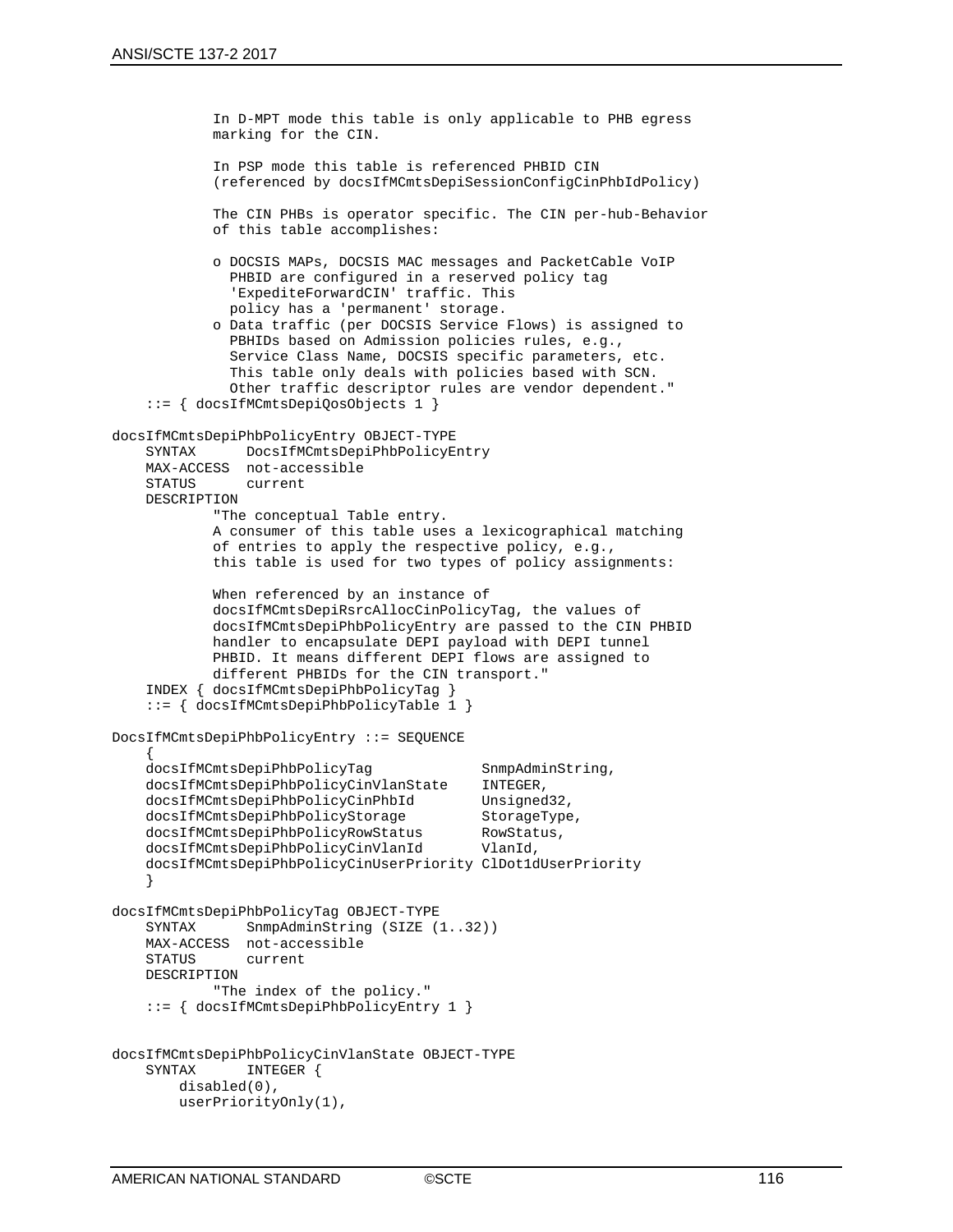```
            In D-MPT mode this table is only applicable to PHB egress
            marking for the CIN.

            In PSP mode this table is referenced PHBID CIN
            (referenced by docsIfMCmtsDepiSessionConfigCinPhbIdPolicy)

            The CIN PHBs is operator specific. The CIN per-hub-Behavior
            of this table accomplishes:

            o DOCSIS MAPs, DOCSIS MAC messages and PacketCable VoIP
              PHBID are configured in a reserved policy tag
              'ExpediteForwardCIN' traffic. This
              policy has a 'permanent' storage.
            o Data traffic (per DOCSIS Service Flows) is assigned to
              PBHIDs based on Admission policies rules, e.g.,
              Service Class Name, DOCSIS specific parameters, etc.
              This table only deals with policies based with SCN.
              Other traffic descriptor rules are vendor dependent."
    ::= { docsIfMCmtsDepiQosObjects 1 }

docsIfMCmtsDepiPhbPolicyEntry OBJECT-TYPE
    SYNTAX      DocsIfMCmtsDepiPhbPolicyEntry
    MAX-ACCESS  not-accessible
    STATUS      current
    DESCRIPTION
            "The conceptual Table entry.
            A consumer of this table uses a lexicographical matching
            of entries to apply the respective policy, e.g.,
            this table is used for two types of policy assignments:

            When referenced by an instance of
            docsIfMCmtsDepiRsrcAllocCinPolicyTag, the values of
            docsIfMCmtsDepiPhbPolicyEntry are passed to the CIN PHBID
            handler to encapsulate DEPI payload with DEPI tunnel
            PHBID. It means different DEPI flows are assigned to
            different PHBIDs for the CIN transport."
    INDEX { docsIfMCmtsDepiPhbPolicyTag }
    ::= { docsIfMCmtsDepiPhbPolicyTable 1 }

DocsIfMCmtsDepiPhbPolicyEntry ::= SEQUENCE
    {
    docsIfMCmtsDepiPhbPolicyTag             SnmpAdminString,
    docsIfMCmtsDepiPhbPolicyCinVlanState    INTEGER,
    docsIfMCmtsDepiPhbPolicyCinPhbId        Unsigned32,
    docsIfMCmtsDepiPhbPolicyStorage         StorageType,
    docsIfMCmtsDepiPhbPolicyRowStatus       RowStatus,
    docsIfMCmtsDepiPhbPolicyCinVlanId       VlanId,
    docsIfMCmtsDepiPhbPolicyCinUserPriority ClDot1dUserPriority
    }

docsIfMCmtsDepiPhbPolicyTag OBJECT-TYPE
    SYNTAX      SnmpAdminString (SIZE (1..32))
    MAX-ACCESS  not-accessible
    STATUS      current
    DESCRIPTION
            "The index of the policy."
    ::= { docsIfMCmtsDepiPhbPolicyEntry 1 }


docsIfMCmtsDepiPhbPolicyCinVlanState OBJECT-TYPE
    SYNTAX      INTEGER {
        disabled(0),
        userPriorityOnly(1),
```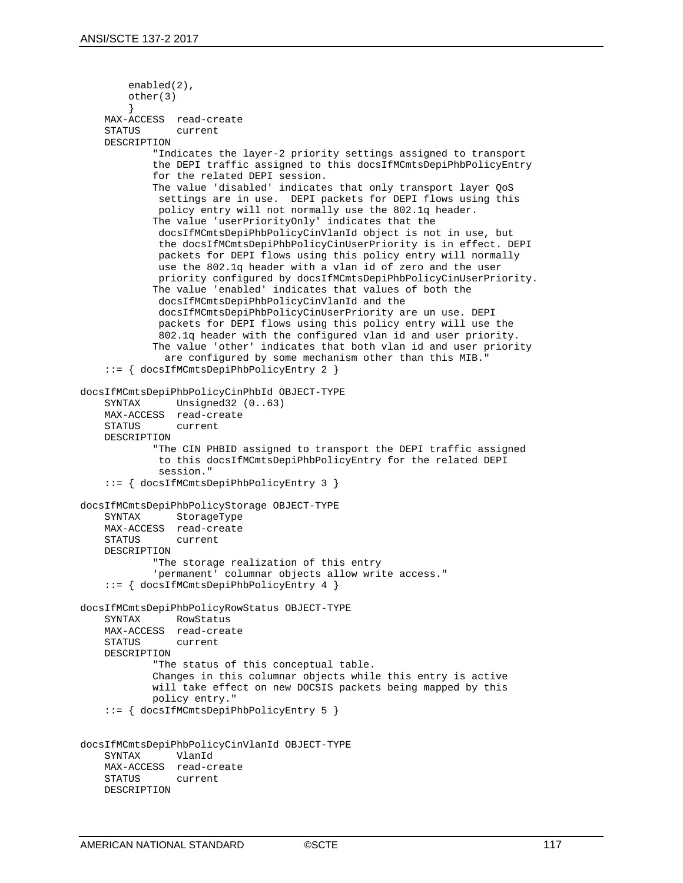```
        enabled(2),
        other(3)
        }
    MAX-ACCESS  read-create
    STATUS      current
    DESCRIPTION
            "Indicates the layer-2 priority settings assigned to transport
            the DEPI traffic assigned to this docsIfMCmtsDepiPhbPolicyEntry
            for the related DEPI session.
            The value 'disabled' indicates that only transport layer QoS
             settings are in use.  DEPI packets for DEPI flows using this
             policy entry will not normally use the 802.1q header.
            The value 'userPriorityOnly' indicates that the
             docsIfMCmtsDepiPhbPolicyCinVlanId object is not in use, but
             the docsIfMCmtsDepiPhbPolicyCinUserPriority is in effect. DEPI
             packets for DEPI flows using this policy entry will normally
             use the 802.1q header with a vlan id of zero and the user
             priority configured by docsIfMCmtsDepiPhbPolicyCinUserPriority.
            The value 'enabled' indicates that values of both the
             docsIfMCmtsDepiPhbPolicyCinVlanId and the
             docsIfMCmtsDepiPhbPolicyCinUserPriority are un use. DEPI
             packets for DEPI flows using this policy entry will use the
             802.1q header with the configured vlan id and user priority.
            The value 'other' indicates that both vlan id and user priority
              are configured by some mechanism other than this MIB."
    ::= { docsIfMCmtsDepiPhbPolicyEntry 2 }

docsIfMCmtsDepiPhbPolicyCinPhbId OBJECT-TYPE
    SYNTAX      Unsigned32 (0..63)
    MAX-ACCESS  read-create
    STATUS      current
    DESCRIPTION
            "The CIN PHBID assigned to transport the DEPI traffic assigned
             to this docsIfMCmtsDepiPhbPolicyEntry for the related DEPI
             session."
    ::= { docsIfMCmtsDepiPhbPolicyEntry 3 }

docsIfMCmtsDepiPhbPolicyStorage OBJECT-TYPE
    SYNTAX      StorageType
    MAX-ACCESS  read-create
    STATUS      current
    DESCRIPTION
            "The storage realization of this entry
            'permanent' columnar objects allow write access."
    ::= { docsIfMCmtsDepiPhbPolicyEntry 4 }

docsIfMCmtsDepiPhbPolicyRowStatus OBJECT-TYPE
    SYNTAX      RowStatus
    MAX-ACCESS  read-create
    STATUS      current
    DESCRIPTION
            "The status of this conceptual table.
            Changes in this columnar objects while this entry is active
            will take effect on new DOCSIS packets being mapped by this
            policy entry."
    ::= { docsIfMCmtsDepiPhbPolicyEntry 5 }


docsIfMCmtsDepiPhbPolicyCinVlanId OBJECT-TYPE
    SYNTAX      VlanId
    MAX-ACCESS  read-create
    STATUS      current
    DESCRIPTION
```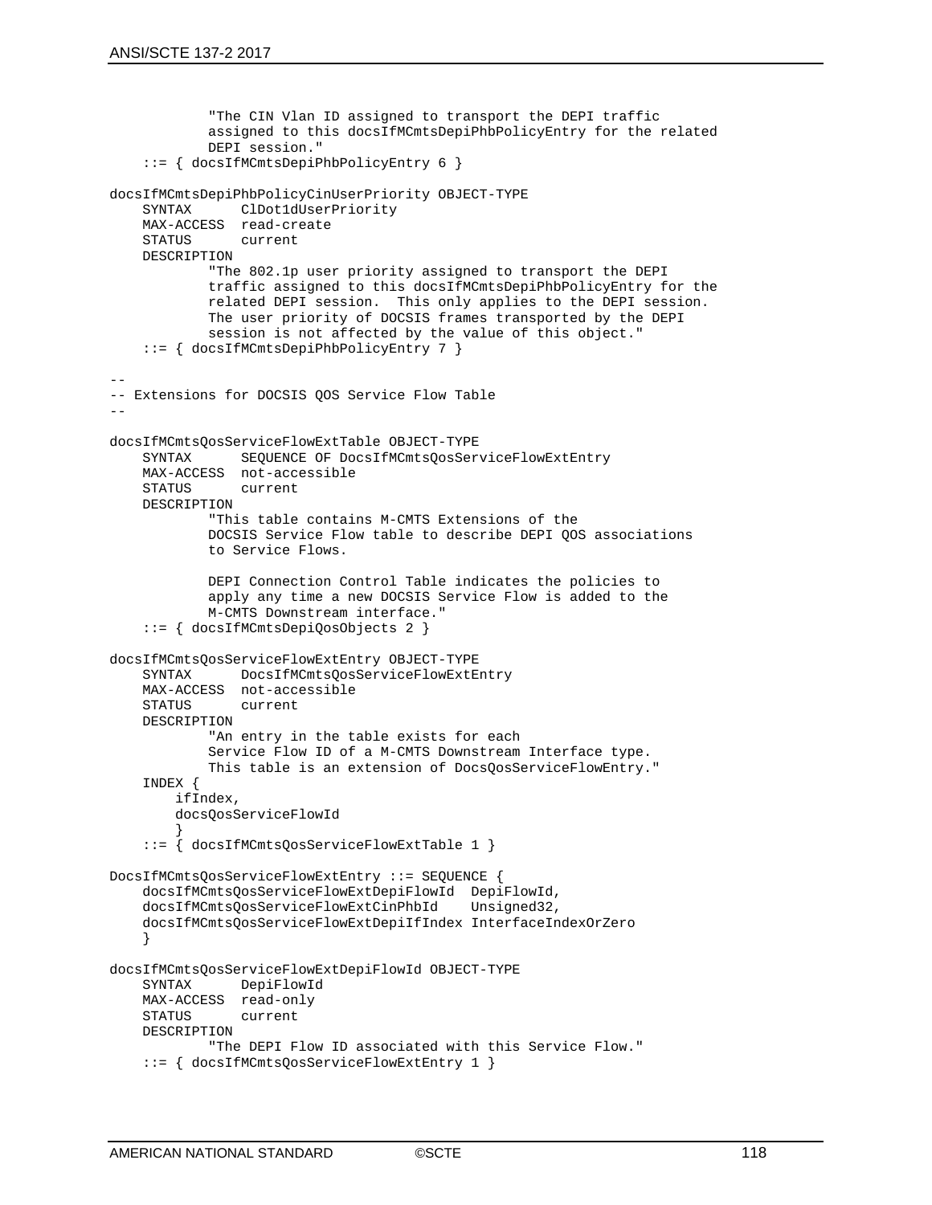```
            "The CIN Vlan ID assigned to transport the DEPI traffic
            assigned to this docsIfMCmtsDepiPhbPolicyEntry for the related
            DEPI session."
    ::= { docsIfMCmtsDepiPhbPolicyEntry 6 }

docsIfMCmtsDepiPhbPolicyCinUserPriority OBJECT-TYPE
    SYNTAX      ClDot1dUserPriority
    MAX-ACCESS  read-create
    STATUS      current
    DESCRIPTION
            "The 802.1p user priority assigned to transport the DEPI
            traffic assigned to this docsIfMCmtsDepiPhbPolicyEntry for the
            related DEPI session.  This only applies to the DEPI session.
            The user priority of DOCSIS frames transported by the DEPI
            session is not affected by the value of this object."
    ::= { docsIfMCmtsDepiPhbPolicyEntry 7 }

--
-- Extensions for DOCSIS QOS Service Flow Table
--

docsIfMCmtsQosServiceFlowExtTable OBJECT-TYPE
    SYNTAX      SEQUENCE OF DocsIfMCmtsQosServiceFlowExtEntry
    MAX-ACCESS  not-accessible
    STATUS      current
    DESCRIPTION
            "This table contains M-CMTS Extensions of the
            DOCSIS Service Flow table to describe DEPI QOS associations
            to Service Flows.

            DEPI Connection Control Table indicates the policies to
            apply any time a new DOCSIS Service Flow is added to the
            M-CMTS Downstream interface."
    ::= { docsIfMCmtsDepiQosObjects 2 }

docsIfMCmtsQosServiceFlowExtEntry OBJECT-TYPE
    SYNTAX      DocsIfMCmtsQosServiceFlowExtEntry
    MAX-ACCESS  not-accessible
    STATUS      current
    DESCRIPTION
            "An entry in the table exists for each
            Service Flow ID of a M-CMTS Downstream Interface type.
            This table is an extension of DocsQosServiceFlowEntry."
    INDEX {
        ifIndex,
        docsQosServiceFlowId
        }
    ::= { docsIfMCmtsQosServiceFlowExtTable 1 }

DocsIfMCmtsQosServiceFlowExtEntry ::= SEQUENCE {
    docsIfMCmtsQosServiceFlowExtDepiFlowId  DepiFlowId,
    docsIfMCmtsQosServiceFlowExtCinPhbId    Unsigned32,
    docsIfMCmtsQosServiceFlowExtDepiIfIndex InterfaceIndexOrZero
    }

docsIfMCmtsQosServiceFlowExtDepiFlowId OBJECT-TYPE
    SYNTAX      DepiFlowId
    MAX-ACCESS  read-only
    STATUS      current
    DESCRIPTION
            "The DEPI Flow ID associated with this Service Flow."
    ::= { docsIfMCmtsQosServiceFlowExtEntry 1 }
```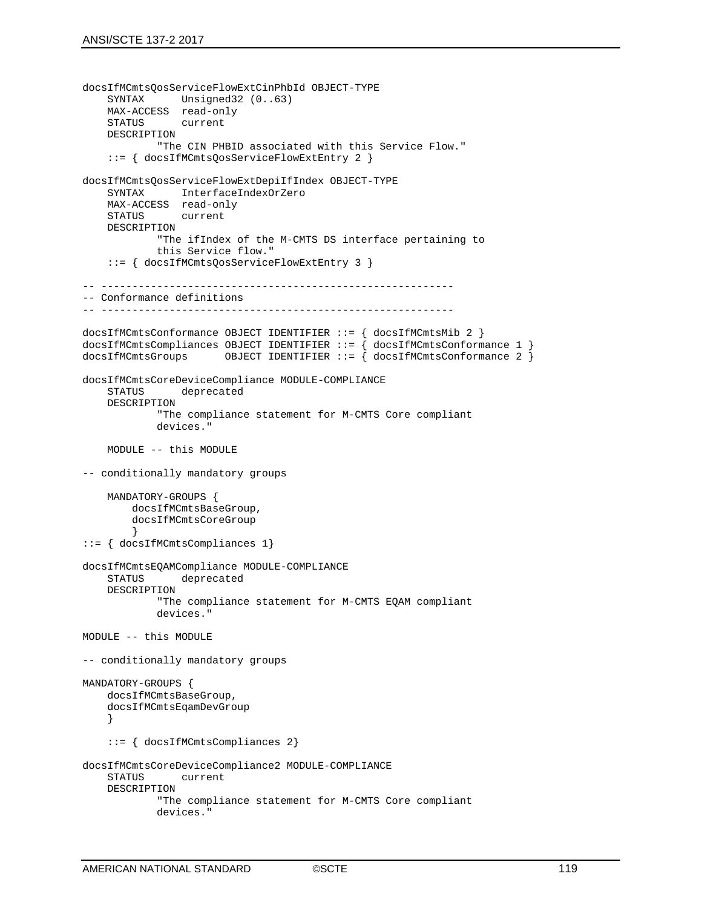```
docsIfMCmtsQosServiceFlowExtCinPhbId OBJECT-TYPE
    SYNTAX      Unsigned32 (0..63)
    MAX-ACCESS  read-only
    STATUS      current
    DESCRIPTION
            "The CIN PHBID associated with this Service Flow."
    ::= { docsIfMCmtsQosServiceFlowExtEntry 2 }

docsIfMCmtsQosServiceFlowExtDepiIfIndex OBJECT-TYPE
    SYNTAX      InterfaceIndexOrZero
    MAX-ACCESS  read-only
    STATUS      current
    DESCRIPTION
            "The ifIndex of the M-CMTS DS interface pertaining to
            this Service flow."
    ::= { docsIfMCmtsQosServiceFlowExtEntry 3 }

-- ---------------------------------------------------------
-- Conformance definitions
-- ---------------------------------------------------------

docsIfMCmtsConformance OBJECT IDENTIFIER ::= { docsIfMCmtsMib 2 }
docsIfMCmtsCompliances OBJECT IDENTIFIER ::= { docsIfMCmtsConformance 1 }
docsIfMCmtsGroups      OBJECT IDENTIFIER ::= { docsIfMCmtsConformance 2 }

docsIfMCmtsCoreDeviceCompliance MODULE-COMPLIANCE
    STATUS      deprecated
    DESCRIPTION
            "The compliance statement for M-CMTS Core compliant
            devices."

    MODULE -- this MODULE

-- conditionally mandatory groups

    MANDATORY-GROUPS {
        docsIfMCmtsBaseGroup,
        docsIfMCmtsCoreGroup
        }
::= { docsIfMCmtsCompliances 1}

docsIfMCmtsEQAMCompliance MODULE-COMPLIANCE
    STATUS      deprecated
    DESCRIPTION
            "The compliance statement for M-CMTS EQAM compliant
            devices."

MODULE -- this MODULE

-- conditionally mandatory groups

MANDATORY-GROUPS {
    docsIfMCmtsBaseGroup,
    docsIfMCmtsEqamDevGroup
    }

    ::= { docsIfMCmtsCompliances 2}

docsIfMCmtsCoreDeviceCompliance2 MODULE-COMPLIANCE
    STATUS      current
    DESCRIPTION
            "The compliance statement for M-CMTS Core compliant
            devices."
```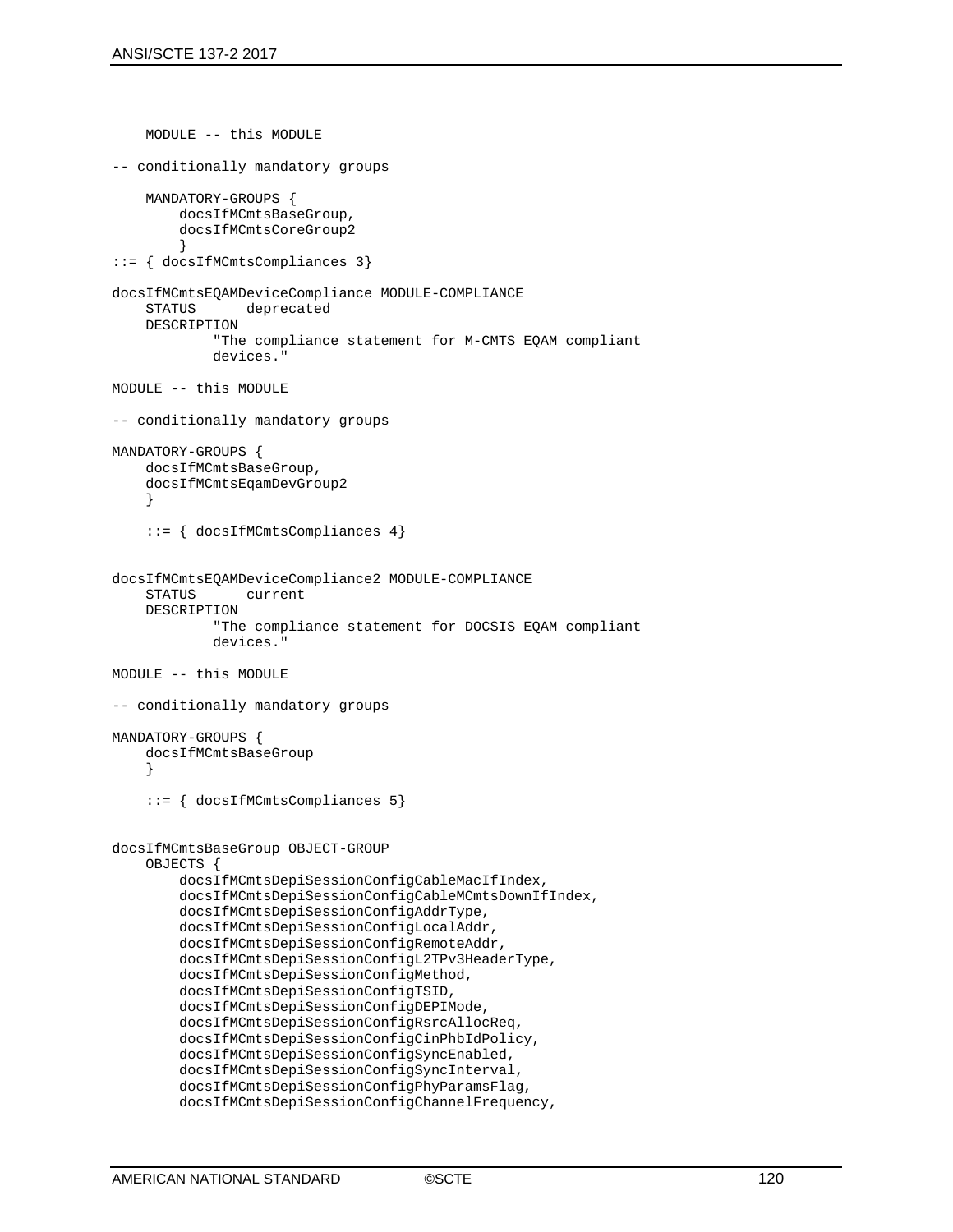```
    MODULE -- this MODULE

-- conditionally mandatory groups

    MANDATORY-GROUPS {
        docsIfMCmtsBaseGroup,
        docsIfMCmtsCoreGroup2
        }
::= { docsIfMCmtsCompliances 3}

docsIfMCmtsEQAMDeviceCompliance MODULE-COMPLIANCE
    STATUS      deprecated
    DESCRIPTION
            "The compliance statement for M-CMTS EQAM compliant
            devices."

MODULE -- this MODULE

-- conditionally mandatory groups

MANDATORY-GROUPS {
    docsIfMCmtsBaseGroup,
    docsIfMCmtsEqamDevGroup2
    }

    ::= { docsIfMCmtsCompliances 4}


docsIfMCmtsEQAMDeviceCompliance2 MODULE-COMPLIANCE
    STATUS      current
    DESCRIPTION
            "The compliance statement for DOCSIS EQAM compliant
            devices."

MODULE -- this MODULE

-- conditionally mandatory groups

MANDATORY-GROUPS {
    docsIfMCmtsBaseGroup
    }

    ::= { docsIfMCmtsCompliances 5}


docsIfMCmtsBaseGroup OBJECT-GROUP
    OBJECTS {
        docsIfMCmtsDepiSessionConfigCableMacIfIndex,
        docsIfMCmtsDepiSessionConfigCableMCmtsDownIfIndex,
        docsIfMCmtsDepiSessionConfigAddrType,
        docsIfMCmtsDepiSessionConfigLocalAddr,
        docsIfMCmtsDepiSessionConfigRemoteAddr,
        docsIfMCmtsDepiSessionConfigL2TPv3HeaderType,
        docsIfMCmtsDepiSessionConfigMethod,
        docsIfMCmtsDepiSessionConfigTSID,
        docsIfMCmtsDepiSessionConfigDEPIMode,
        docsIfMCmtsDepiSessionConfigRsrcAllocReq,
        docsIfMCmtsDepiSessionConfigCinPhbIdPolicy,
        docsIfMCmtsDepiSessionConfigSyncEnabled,
        docsIfMCmtsDepiSessionConfigSyncInterval,
        docsIfMCmtsDepiSessionConfigPhyParamsFlag,
        docsIfMCmtsDepiSessionConfigChannelFrequency,
```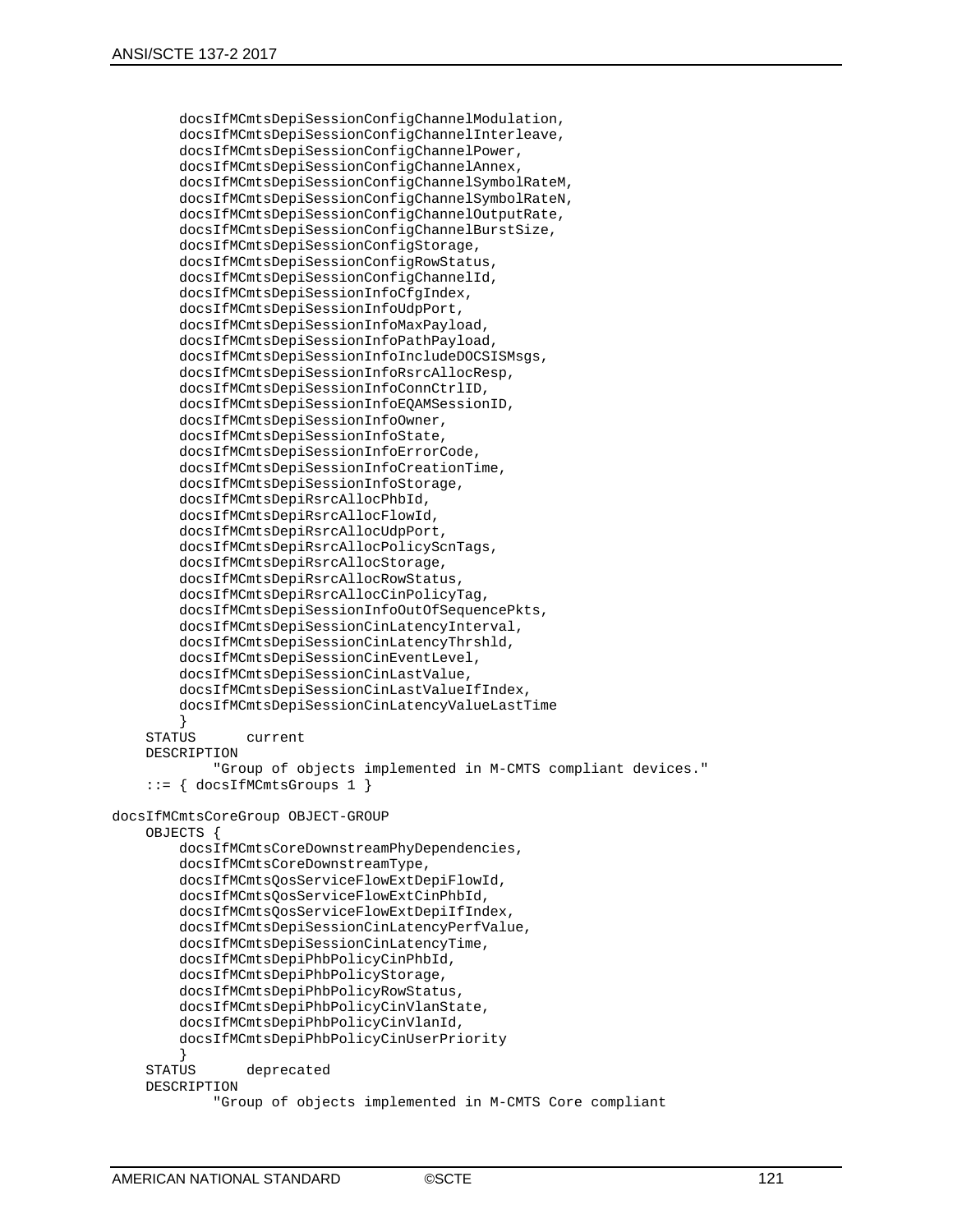```
        docsIfMCmtsDepiSessionConfigChannelModulation,
        docsIfMCmtsDepiSessionConfigChannelInterleave,
        docsIfMCmtsDepiSessionConfigChannelPower,
        docsIfMCmtsDepiSessionConfigChannelAnnex,
        docsIfMCmtsDepiSessionConfigChannelSymbolRateM,
        docsIfMCmtsDepiSessionConfigChannelSymbolRateN,
        docsIfMCmtsDepiSessionConfigChannelOutputRate,
        docsIfMCmtsDepiSessionConfigChannelBurstSize,
        docsIfMCmtsDepiSessionConfigStorage,
        docsIfMCmtsDepiSessionConfigRowStatus,
        docsIfMCmtsDepiSessionConfigChannelId,
        docsIfMCmtsDepiSessionInfoCfgIndex,
        docsIfMCmtsDepiSessionInfoUdpPort,
        docsIfMCmtsDepiSessionInfoMaxPayload,
        docsIfMCmtsDepiSessionInfoPathPayload,
        docsIfMCmtsDepiSessionInfoIncludeDOCSISMsgs,
        docsIfMCmtsDepiSessionInfoRsrcAllocResp,
        docsIfMCmtsDepiSessionInfoConnCtrlID,
        docsIfMCmtsDepiSessionInfoEQAMSessionID,
        docsIfMCmtsDepiSessionInfoOwner,
        docsIfMCmtsDepiSessionInfoState,
        docsIfMCmtsDepiSessionInfoErrorCode,
        docsIfMCmtsDepiSessionInfoCreationTime,
        docsIfMCmtsDepiSessionInfoStorage,
        docsIfMCmtsDepiRsrcAllocPhbId,
        docsIfMCmtsDepiRsrcAllocFlowId,
        docsIfMCmtsDepiRsrcAllocUdpPort,
        docsIfMCmtsDepiRsrcAllocPolicyScnTags,
        docsIfMCmtsDepiRsrcAllocStorage,
        docsIfMCmtsDepiRsrcAllocRowStatus,
        docsIfMCmtsDepiRsrcAllocCinPolicyTag,
        docsIfMCmtsDepiSessionInfoOutOfSequencePkts,
        docsIfMCmtsDepiSessionCinLatencyInterval,
        docsIfMCmtsDepiSessionCinLatencyThrshld,
        docsIfMCmtsDepiSessionCinEventLevel,
        docsIfMCmtsDepiSessionCinLastValue,
        docsIfMCmtsDepiSessionCinLastValueIfIndex,
        docsIfMCmtsDepiSessionCinLatencyValueLastTime
        }
    STATUS      current
    DESCRIPTION
            "Group of objects implemented in M-CMTS compliant devices."
    ::= { docsIfMCmtsGroups 1 }

docsIfMCmtsCoreGroup OBJECT-GROUP
    OBJECTS {
        docsIfMCmtsCoreDownstreamPhyDependencies,
        docsIfMCmtsCoreDownstreamType,
        docsIfMCmtsQosServiceFlowExtDepiFlowId,
        docsIfMCmtsQosServiceFlowExtCinPhbId,
        docsIfMCmtsQosServiceFlowExtDepiIfIndex,
        docsIfMCmtsDepiSessionCinLatencyPerfValue,
        docsIfMCmtsDepiSessionCinLatencyTime,
        docsIfMCmtsDepiPhbPolicyCinPhbId,
        docsIfMCmtsDepiPhbPolicyStorage,
        docsIfMCmtsDepiPhbPolicyRowStatus,
        docsIfMCmtsDepiPhbPolicyCinVlanState,
        docsIfMCmtsDepiPhbPolicyCinVlanId,
        docsIfMCmtsDepiPhbPolicyCinUserPriority
        }
    STATUS      deprecated
    DESCRIPTION
            "Group of objects implemented in M-CMTS Core compliant
```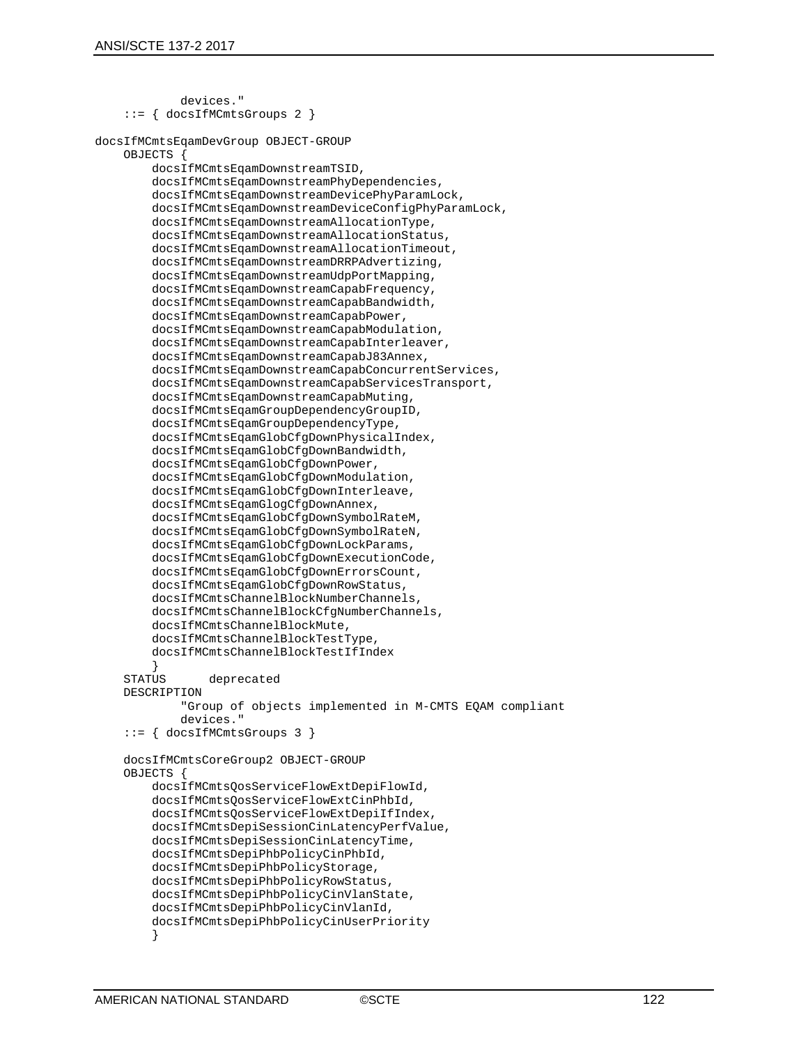```
            devices."
     ::= { docsIfMCmtsGroups 2 }

docsIfMCmtsEqamDevGroup OBJECT-GROUP
     OBJECTS {
         docsIfMCmtsEqamDownstreamTSID,
         docsIfMCmtsEqamDownstreamPhyDependencies,
         docsIfMCmtsEqamDownstreamDevicePhyParamLock,
         docsIfMCmtsEqamDownstreamDeviceConfigPhyParamLock,
         docsIfMCmtsEqamDownstreamAllocationType,
         docsIfMCmtsEqamDownstreamAllocationStatus,
         docsIfMCmtsEqamDownstreamAllocationTimeout,
         docsIfMCmtsEqamDownstreamDRRPAdvertizing,
         docsIfMCmtsEqamDownstreamUdpPortMapping,
         docsIfMCmtsEqamDownstreamCapabFrequency,
         docsIfMCmtsEqamDownstreamCapabBandwidth,
         docsIfMCmtsEqamDownstreamCapabPower,
         docsIfMCmtsEqamDownstreamCapabModulation,
         docsIfMCmtsEqamDownstreamCapabInterleaver,
         docsIfMCmtsEqamDownstreamCapabJ83Annex,
         docsIfMCmtsEqamDownstreamCapabConcurrentServices,
         docsIfMCmtsEqamDownstreamCapabServicesTransport,
         docsIfMCmtsEqamDownstreamCapabMuting,
         docsIfMCmtsEqamGroupDependencyGroupID,
         docsIfMCmtsEqamGroupDependencyType,
         docsIfMCmtsEqamGlobCfgDownPhysicalIndex,
         docsIfMCmtsEqamGlobCfgDownBandwidth,
         docsIfMCmtsEqamGlobCfgDownPower,
         docsIfMCmtsEqamGlobCfgDownModulation,
         docsIfMCmtsEqamGlobCfgDownInterleave,
         docsIfMCmtsEqamGlogCfgDownAnnex,
         docsIfMCmtsEqamGlobCfgDownSymbolRateM,
         docsIfMCmtsEqamGlobCfgDownSymbolRateN,
         docsIfMCmtsEqamGlobCfgDownLockParams,
         docsIfMCmtsEqamGlobCfgDownExecutionCode,
         docsIfMCmtsEqamGlobCfgDownErrorsCount,
         docsIfMCmtsEqamGlobCfgDownRowStatus,
         docsIfMCmtsChannelBlockNumberChannels,
         docsIfMCmtsChannelBlockCfgNumberChannels,
         docsIfMCmtsChannelBlockMute,
         docsIfMCmtsChannelBlockTestType,
         docsIfMCmtsChannelBlockTestIfIndex
         }
     STATUS      deprecated
     DESCRIPTION
            "Group of objects implemented in M-CMTS EQAM compliant
            devices."
     ::= { docsIfMCmtsGroups 3 }

     docsIfMCmtsCoreGroup2 OBJECT-GROUP
     OBJECTS {
         docsIfMCmtsQosServiceFlowExtDepiFlowId,
         docsIfMCmtsQosServiceFlowExtCinPhbId,
         docsIfMCmtsQosServiceFlowExtDepiIfIndex,
         docsIfMCmtsDepiSessionCinLatencyPerfValue,
         docsIfMCmtsDepiSessionCinLatencyTime,
         docsIfMCmtsDepiPhbPolicyCinPhbId,
         docsIfMCmtsDepiPhbPolicyStorage,
         docsIfMCmtsDepiPhbPolicyRowStatus,
         docsIfMCmtsDepiPhbPolicyCinVlanState,
         docsIfMCmtsDepiPhbPolicyCinVlanId,
         docsIfMCmtsDepiPhbPolicyCinUserPriority
         }
```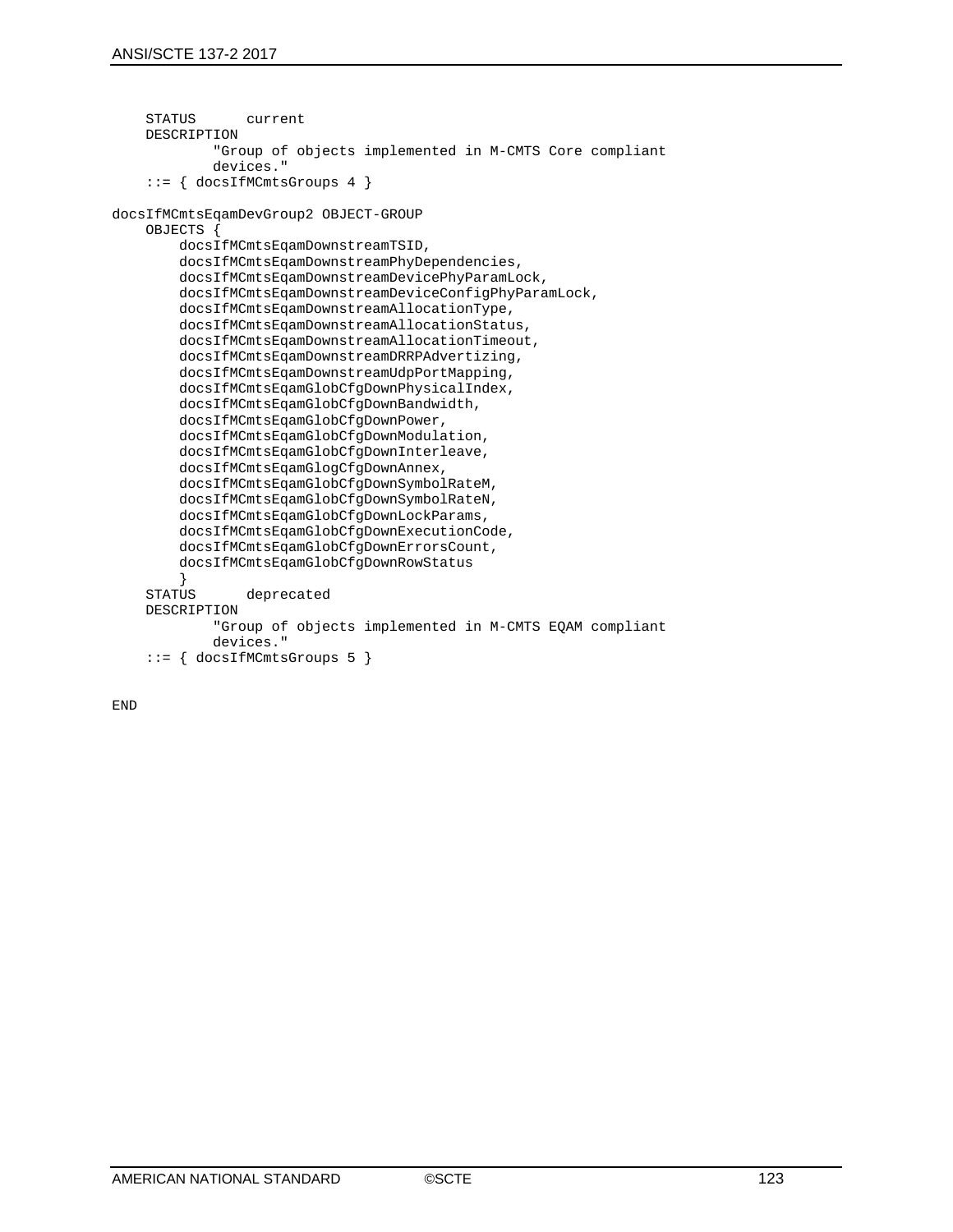```
    STATUS      current
    DESCRIPTION
            "Group of objects implemented in M-CMTS Core compliant
            devices."
    ::= { docsIfMCmtsGroups 4 }

docsIfMCmtsEqamDevGroup2 OBJECT-GROUP
    OBJECTS {
        docsIfMCmtsEqamDownstreamTSID,
        docsIfMCmtsEqamDownstreamPhyDependencies,
        docsIfMCmtsEqamDownstreamDevicePhyParamLock,
        docsIfMCmtsEqamDownstreamDeviceConfigPhyParamLock,
        docsIfMCmtsEqamDownstreamAllocationType,
        docsIfMCmtsEqamDownstreamAllocationStatus,
        docsIfMCmtsEqamDownstreamAllocationTimeout,
        docsIfMCmtsEqamDownstreamDRRPAdvertizing,
        docsIfMCmtsEqamDownstreamUdpPortMapping,
        docsIfMCmtsEqamGlobCfgDownPhysicalIndex,
        docsIfMCmtsEqamGlobCfgDownBandwidth,
        docsIfMCmtsEqamGlobCfgDownPower,
        docsIfMCmtsEqamGlobCfgDownModulation,
        docsIfMCmtsEqamGlobCfgDownInterleave,
        docsIfMCmtsEqamGlogCfgDownAnnex,
        docsIfMCmtsEqamGlobCfgDownSymbolRateM,
        docsIfMCmtsEqamGlobCfgDownSymbolRateN,
        docsIfMCmtsEqamGlobCfgDownLockParams,
        docsIfMCmtsEqamGlobCfgDownExecutionCode,
        docsIfMCmtsEqamGlobCfgDownErrorsCount,
        docsIfMCmtsEqamGlobCfgDownRowStatus
        }
    STATUS      deprecated
    DESCRIPTION
            "Group of objects implemented in M-CMTS EQAM compliant
            devices."
    ::= { docsIfMCmtsGroups 5 }

END
```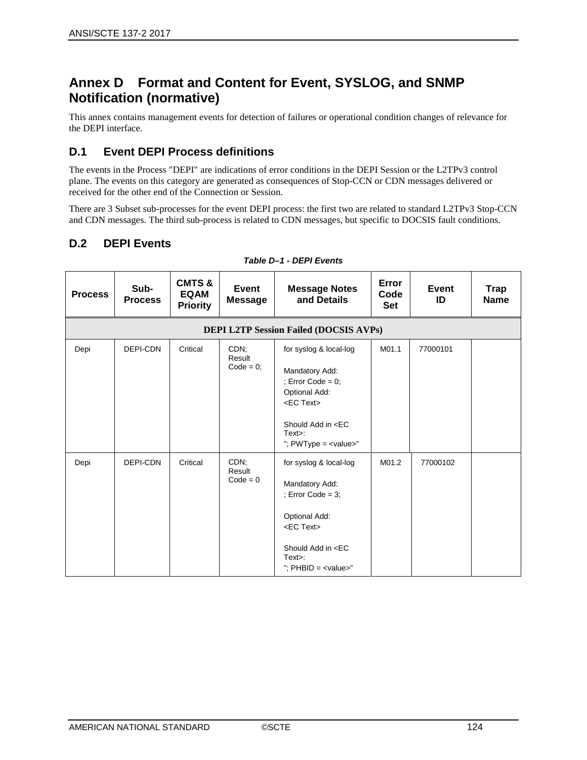# Annex D Format and Content for Event, SYSLOG, and SNMP Notification (normative)

This annex contains management events for detection of failures or operational condition changes of relevance for the DEPI interface.

## D.1 Event DEPI Process definitions

The events in the Process "DEPI" are indications of error conditions in the DEPI Session or the L2TPv3 control plane. The events on this category are generated as consequences of Stop-CCN or CDN messages delivered or received for the other end of the Connection or Session.

There are 3 Subset sub-processes for the event DEPI process: the first two are related to standard L2TPv3 Stop-CCN and CDN messages. The third sub-process is related to CDN messages, but specific to DOCSIS fault conditions.

## D.2 DEPI Events

*Table D–1 - DEPI Events*

| Process | Sub-Process | CMTS & EQAM Priority | Event Message | Message Notes and Details | Error Code Set | Event ID | Trap Name |
|---|---|---|---|---|---|---|---|
| **DEPI L2TP Session Failed (DOCSIS AVPs)** | | | | | | | |
| Depi | DEPI-CDN | Critical | CDN; Result Code = 0; | for syslog & local-log<br><br>Mandatory Add:<br>; Error Code = 0;<br>Optional Add:<br><EC Text><br><br>Should Add in <EC Text>:<br>"; PWType = <value>" | M01.1 | 77000101 | |
| Depi | DEPI-CDN | Critical | CDN; Result Code = 0 | for syslog & local-log<br><br>Mandatory Add:<br>; Error Code = 3;<br><br>Optional Add:<br><EC Text><br><br>Should Add in <EC Text>:<br>"; PHBID = <value>" | M01.2 | 77000102 | |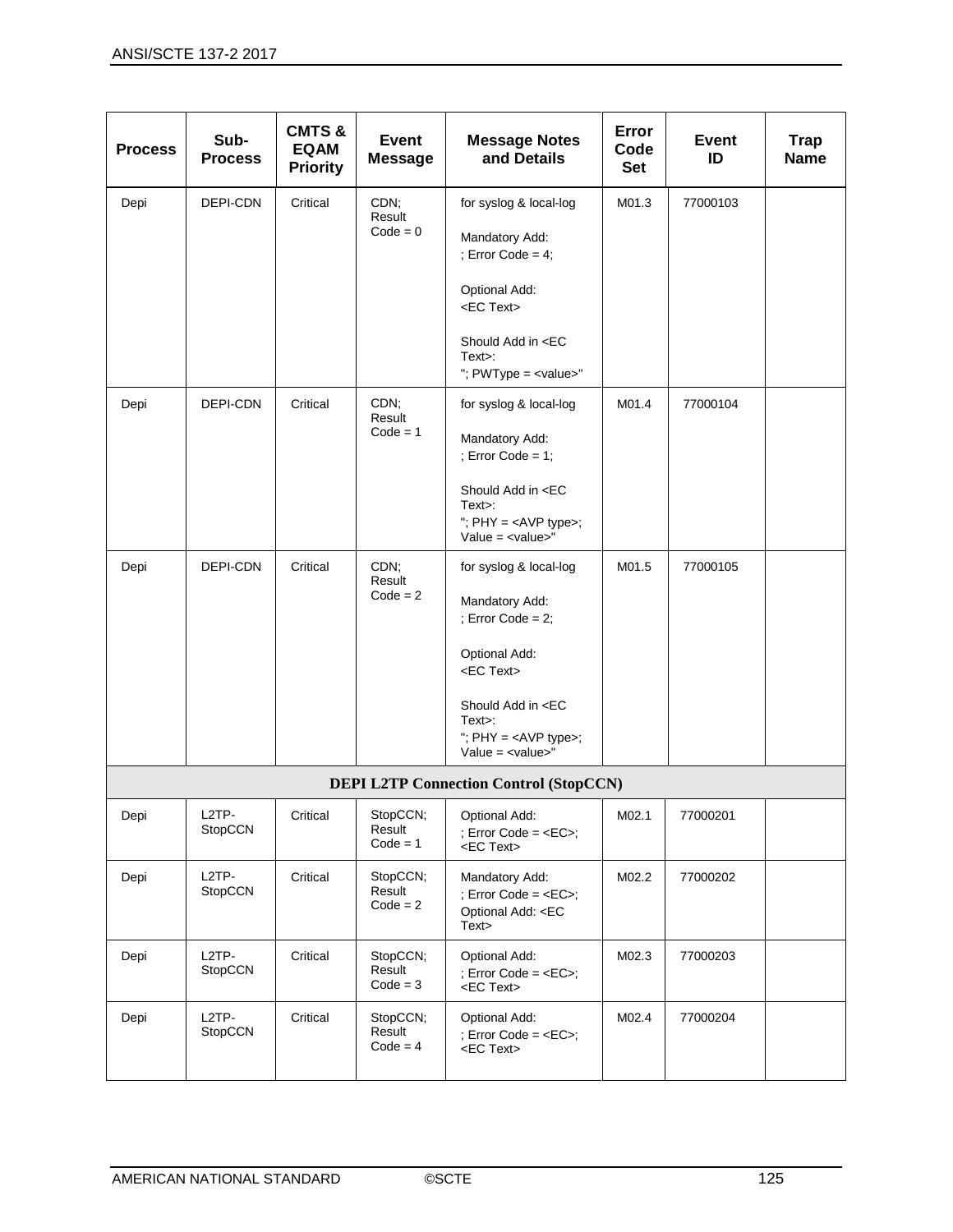| Process | Sub-Process | CMTS & EQAM Priority | Event Message | Message Notes and Details | Error Code Set | Event ID | Trap Name |
|---|---|---|---|---|---|---|---|
| Depi | DEPI-CDN | Critical | CDN; Result Code = 0 | for syslog & local-log<br><br>Mandatory Add:<br>; Error Code = 4;<br><br>Optional Add:<br><EC Text><br><br>Should Add in <EC Text>:<br>"; PWType = <value>" | M01.3 | 77000103 | |
| Depi | DEPI-CDN | Critical | CDN; Result Code = 1 | for syslog & local-log<br><br>Mandatory Add:<br>; Error Code = 1;<br><br>Should Add in <EC Text>:<br>"; PHY = <AVP type>; Value = <value>" | M01.4 | 77000104 | |
| Depi | DEPI-CDN | Critical | CDN; Result Code = 2 | for syslog & local-log<br><br>Mandatory Add:<br>; Error Code = 2;<br><br>Optional Add:<br><EC Text><br><br>Should Add in <EC Text>:<br>"; PHY = <AVP type>; Value = <value>" | M01.5 | 77000105 | |
| **DEPI L2TP Connection Control (StopCCN)** | | | | | | | |
| Depi | L2TP-StopCCN | Critical | StopCCN; Result Code = 1 | Optional Add:<br>; Error Code = <EC>; <EC Text> | M02.1 | 77000201 | |
| Depi | L2TP-StopCCN | Critical | StopCCN; Result Code = 2 | Mandatory Add:<br>; Error Code = <EC>;<br>Optional Add: <EC Text> | M02.2 | 77000202 | |
| Depi | L2TP-StopCCN | Critical | StopCCN; Result Code = 3 | Optional Add:<br>; Error Code = <EC>; <EC Text> | M02.3 | 77000203 | |
| Depi | L2TP-StopCCN | Critical | StopCCN; Result Code = 4 | Optional Add:<br>; Error Code = <EC>; <EC Text> | M02.4 | 77000204 | |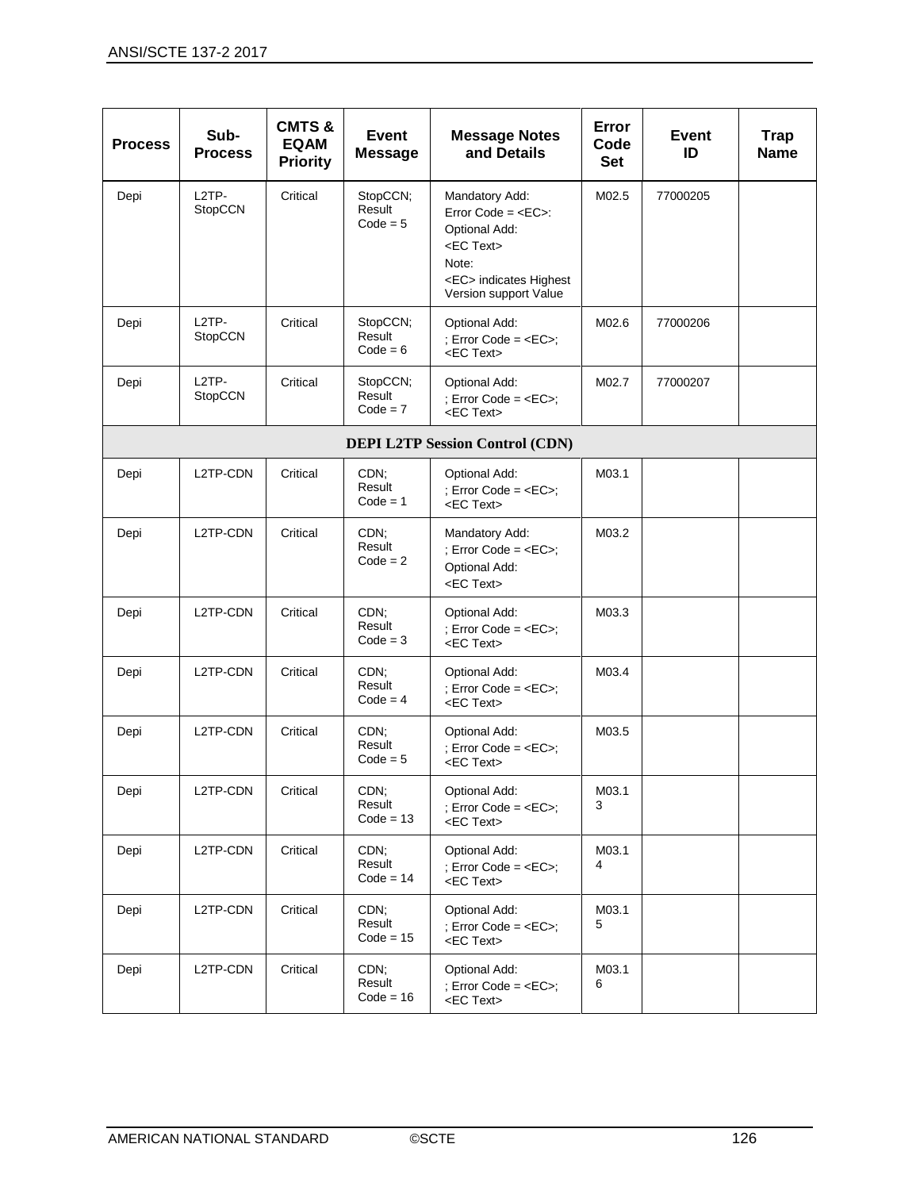| Process | Sub-Process | CMTS & EQAM Priority | Event Message | Message Notes and Details | Error Code Set | Event ID | Trap Name |
|---|---|---|---|---|---|---|---|
| Depi | L2TP-StopCCN | Critical | StopCCN; Result Code = 5 | Mandatory Add: Error Code = <EC>: Optional Add: <EC Text> Note: <EC> indicates Highest Version support Value | M02.5 | 77000205 | |
| Depi | L2TP-StopCCN | Critical | StopCCN; Result Code = 6 | Optional Add: ; Error Code = <EC>; <EC Text> | M02.6 | 77000206 | |
| Depi | L2TP-StopCCN | Critical | StopCCN; Result Code = 7 | Optional Add: ; Error Code = <EC>; <EC Text> | M02.7 | 77000207 | |
| **DEPI L2TP Session Control (CDN)** | | | | | | | |
| Depi | L2TP-CDN | Critical | CDN; Result Code = 1 | Optional Add: ; Error Code = <EC>; <EC Text> | M03.1 | | |
| Depi | L2TP-CDN | Critical | CDN; Result Code = 2 | Mandatory Add: ; Error Code = <EC>; Optional Add: <EC Text> | M03.2 | | |
| Depi | L2TP-CDN | Critical | CDN; Result Code = 3 | Optional Add: ; Error Code = <EC>; <EC Text> | M03.3 | | |
| Depi | L2TP-CDN | Critical | CDN; Result Code = 4 | Optional Add: ; Error Code = <EC>; <EC Text> | M03.4 | | |
| Depi | L2TP-CDN | Critical | CDN; Result Code = 5 | Optional Add: ; Error Code = <EC>; <EC Text> | M03.5 | | |
| Depi | L2TP-CDN | Critical | CDN; Result Code = 13 | Optional Add: ; Error Code = <EC>; <EC Text> | M03.13 | | |
| Depi | L2TP-CDN | Critical | CDN; Result Code = 14 | Optional Add: ; Error Code = <EC>; <EC Text> | M03.14 | | |
| Depi | L2TP-CDN | Critical | CDN; Result Code = 15 | Optional Add: ; Error Code = <EC>; <EC Text> | M03.15 | | |
| Depi | L2TP-CDN | Critical | CDN; Result Code = 16 | Optional Add: ; Error Code = <EC>; <EC Text> | M03.16 | | |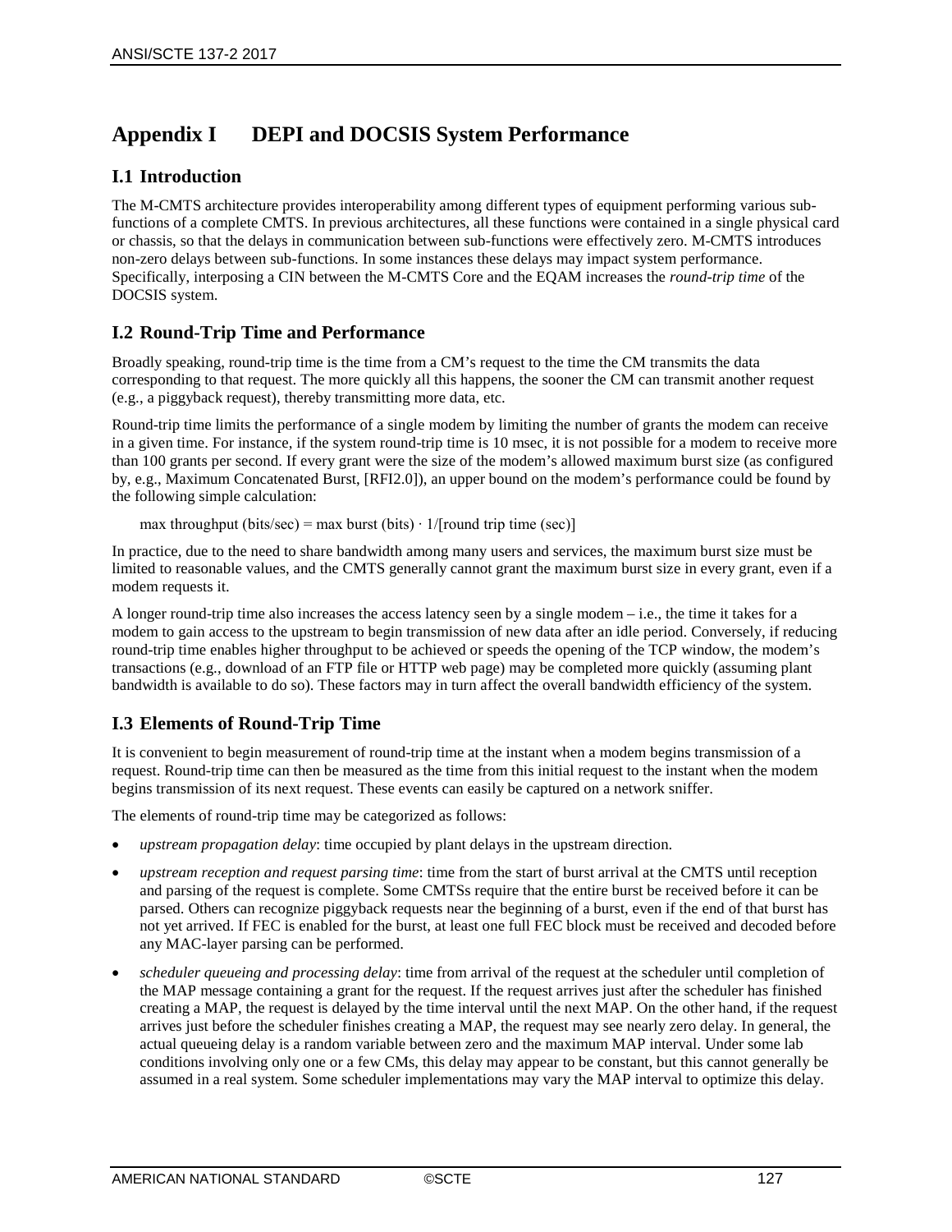# Appendix I DEPI and DOCSIS System Performance

## I.1 Introduction

The M-CMTS architecture provides interoperability among different types of equipment performing various sub-functions of a complete CMTS. In previous architectures, all these functions were contained in a single physical card or chassis, so that the delays in communication between sub-functions were effectively zero. M-CMTS introduces non-zero delays between sub-functions. In some instances these delays may impact system performance. Specifically, interposing a CIN between the M-CMTS Core and the EQAM increases the *round-trip time* of the DOCSIS system.

## I.2 Round-Trip Time and Performance

Broadly speaking, round-trip time is the time from a CM's request to the time the CM transmits the data corresponding to that request. The more quickly all this happens, the sooner the CM can transmit another request (e.g., a piggyback request), thereby transmitting more data, etc.

Round-trip time limits the performance of a single modem by limiting the number of grants the modem can receive in a given time. For instance, if the system round-trip time is 10 msec, it is not possible for a modem to receive more than 100 grants per second. If every grant were the size of the modem's allowed maximum burst size (as configured by, e.g., Maximum Concatenated Burst, [RFI2.0]), an upper bound on the modem's performance could be found by the following simple calculation:

max throughput (bits/sec) = max burst (bits) · 1/[round trip time (sec)]

In practice, due to the need to share bandwidth among many users and services, the maximum burst size must be limited to reasonable values, and the CMTS generally cannot grant the maximum burst size in every grant, even if a modem requests it.

A longer round-trip time also increases the access latency seen by a single modem – i.e., the time it takes for a modem to gain access to the upstream to begin transmission of new data after an idle period. Conversely, if reducing round-trip time enables higher throughput to be achieved or speeds the opening of the TCP window, the modem's transactions (e.g., download of an FTP file or HTTP web page) may be completed more quickly (assuming plant bandwidth is available to do so). These factors may in turn affect the overall bandwidth efficiency of the system.

## I.3 Elements of Round-Trip Time

It is convenient to begin measurement of round-trip time at the instant when a modem begins transmission of a request. Round-trip time can then be measured as the time from this initial request to the instant when the modem begins transmission of its next request. These events can easily be captured on a network sniffer.

The elements of round-trip time may be categorized as follows:

- *upstream propagation delay*: time occupied by plant delays in the upstream direction.
- *upstream reception and request parsing time*: time from the start of burst arrival at the CMTS until reception and parsing of the request is complete. Some CMTSs require that the entire burst be received before it can be parsed. Others can recognize piggyback requests near the beginning of a burst, even if the end of that burst has not yet arrived. If FEC is enabled for the burst, at least one full FEC block must be received and decoded before any MAC-layer parsing can be performed.
- *scheduler queueing and processing delay*: time from arrival of the request at the scheduler until completion of the MAP message containing a grant for the request. If the request arrives just after the scheduler has finished creating a MAP, the request is delayed by the time interval until the next MAP. On the other hand, if the request arrives just before the scheduler finishes creating a MAP, the request may see nearly zero delay. In general, the actual queueing delay is a random variable between zero and the maximum MAP interval. Under some lab conditions involving only one or a few CMs, this delay may appear to be constant, but this cannot generally be assumed in a real system. Some scheduler implementations may vary the MAP interval to optimize this delay.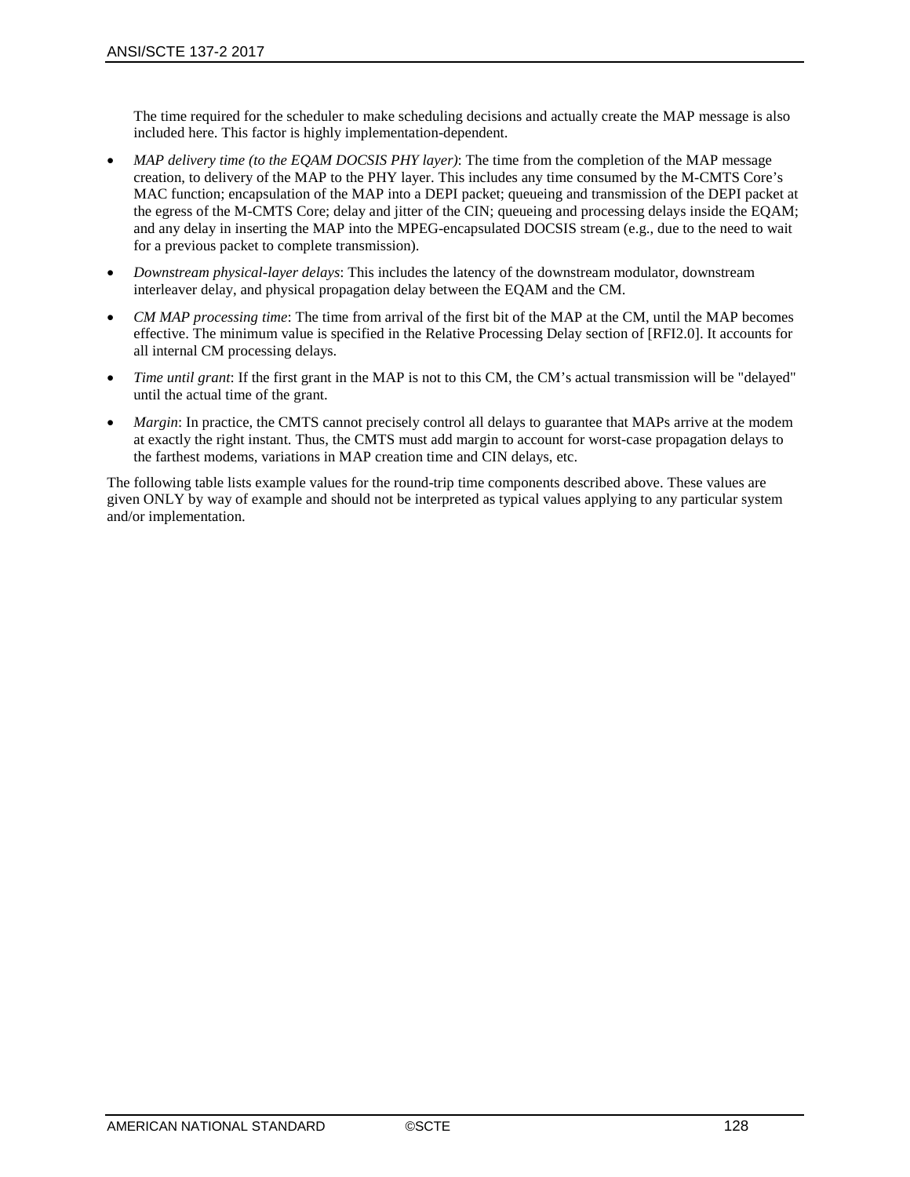The time required for the scheduler to make scheduling decisions and actually create the MAP message is also included here. This factor is highly implementation-dependent.

- *MAP delivery time (to the EQAM DOCSIS PHY layer)*: The time from the completion of the MAP message creation, to delivery of the MAP to the PHY layer. This includes any time consumed by the M-CMTS Core's MAC function; encapsulation of the MAP into a DEPI packet; queueing and transmission of the DEPI packet at the egress of the M-CMTS Core; delay and jitter of the CIN; queueing and processing delays inside the EQAM; and any delay in inserting the MAP into the MPEG-encapsulated DOCSIS stream (e.g., due to the need to wait for a previous packet to complete transmission).
- *Downstream physical-layer delays*: This includes the latency of the downstream modulator, downstream interleaver delay, and physical propagation delay between the EQAM and the CM.
- *CM MAP processing time*: The time from arrival of the first bit of the MAP at the CM, until the MAP becomes effective. The minimum value is specified in the Relative Processing Delay section of [RFI2.0]. It accounts for all internal CM processing delays.
- *Time until grant*: If the first grant in the MAP is not to this CM, the CM's actual transmission will be "delayed" until the actual time of the grant.
- *Margin*: In practice, the CMTS cannot precisely control all delays to guarantee that MAPs arrive at the modem at exactly the right instant. Thus, the CMTS must add margin to account for worst-case propagation delays to the farthest modems, variations in MAP creation time and CIN delays, etc.

The following table lists example values for the round-trip time components described above. These values are given ONLY by way of example and should not be interpreted as typical values applying to any particular system and/or implementation.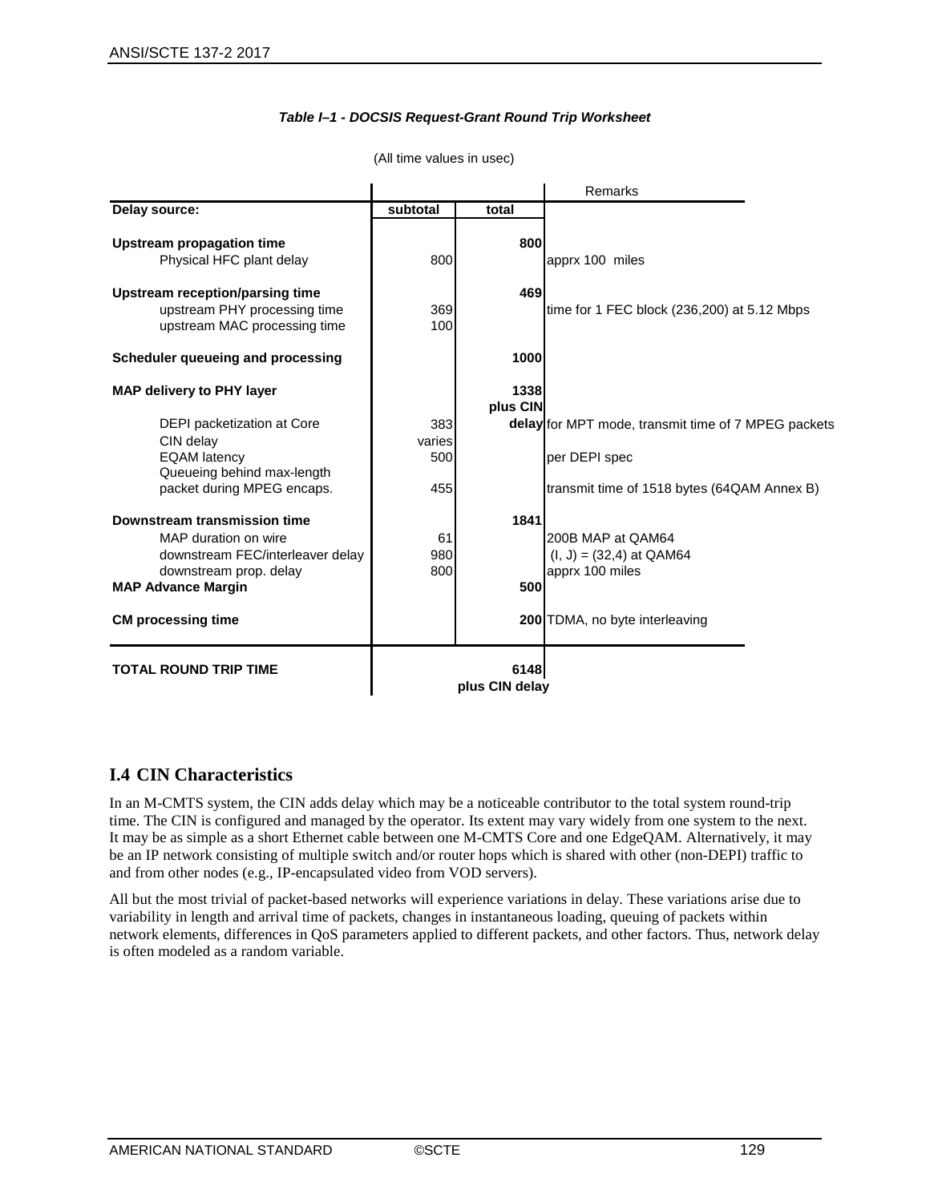*Table I–1 - DOCSIS Request-Grant Round Trip Worksheet*

(All time values in usec)

| Delay source: | subtotal | total | Remarks |
|---|---|---|---|
| **Upstream propagation time** | | **800** | |
| Physical HFC plant delay | 800 | | apprx 100 miles |
| **Upstream reception/parsing time** | | **469** | |
| upstream PHY processing time | 369 | | time for 1 FEC block (236,200) at 5.12 Mbps |
| upstream MAC processing time | 100 | | |
| **Scheduler queueing and processing** | | **1000** | |
| **MAP delivery to PHY layer** | | **1338 plus CIN delay** | |
| DEPI packetization at Core | 383 | | for MPT mode, transmit time of 7 MPEG packets |
| CIN delay | varies | | |
| EQAM latency | 500 | | per DEPI spec |
| Queueing behind max-length packet during MPEG encaps. | 455 | | transmit time of 1518 bytes (64QAM Annex B) |
| **Downstream transmission time** | | **1841** | |
| MAP duration on wire | 61 | | 200B MAP at QAM64 |
| downstream FEC/interleaver delay | 980 | | (I, J) = (32,4) at QAM64 |
| downstream prop. delay | 800 | | apprx 100 miles |
| **MAP Advance Margin** | | **500** | |
| **CM processing time** | | **200** | TDMA, no byte interleaving |
| **TOTAL ROUND TRIP TIME** | | **6148 plus CIN delay** | |

## I.4 CIN Characteristics

In an M-CMTS system, the CIN adds delay which may be a noticeable contributor to the total system round-trip time. The CIN is configured and managed by the operator. Its extent may vary widely from one system to the next. It may be as simple as a short Ethernet cable between one M-CMTS Core and one EdgeQAM. Alternatively, it may be an IP network consisting of multiple switch and/or router hops which is shared with other (non-DEPI) traffic to and from other nodes (e.g., IP-encapsulated video from VOD servers).

All but the most trivial of packet-based networks will experience variations in delay. These variations arise due to variability in length and arrival time of packets, changes in instantaneous loading, queuing of packets within network elements, differences in QoS parameters applied to different packets, and other factors. Thus, network delay is often modeled as a random variable.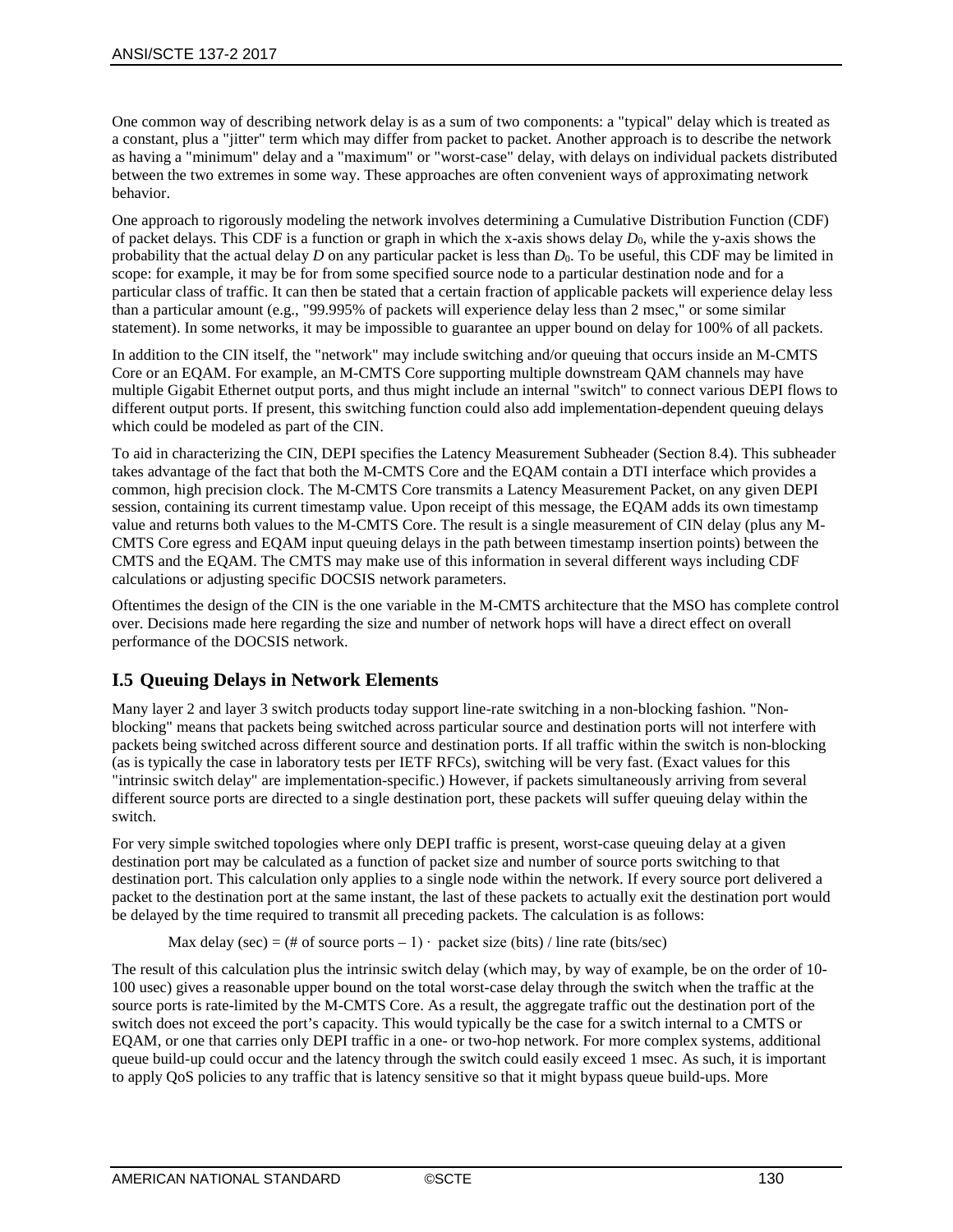One common way of describing network delay is as a sum of two components: a "typical" delay which is treated as a constant, plus a "jitter" term which may differ from packet to packet. Another approach is to describe the network as having a "minimum" delay and a "maximum" or "worst-case" delay, with delays on individual packets distributed between the two extremes in some way. These approaches are often convenient ways of approximating network behavior.

One approach to rigorously modeling the network involves determining a Cumulative Distribution Function (CDF) of packet delays. This CDF is a function or graph in which the x-axis shows delay $D_0$, while the y-axis shows the probability that the actual delay $D$ on any particular packet is less than $D_0$. To be useful, this CDF may be limited in scope: for example, it may be for from some specified source node to a particular destination node and for a particular class of traffic. It can then be stated that a certain fraction of applicable packets will experience delay less than a particular amount (e.g., "99.995% of packets will experience delay less than 2 msec," or some similar statement). In some networks, it may be impossible to guarantee an upper bound on delay for 100% of all packets.

In addition to the CIN itself, the "network" may include switching and/or queuing that occurs inside an M-CMTS Core or an EQAM. For example, an M-CMTS Core supporting multiple downstream QAM channels may have multiple Gigabit Ethernet output ports, and thus might include an internal "switch" to connect various DEPI flows to different output ports. If present, this switching function could also add implementation-dependent queuing delays which could be modeled as part of the CIN.

To aid in characterizing the CIN, DEPI specifies the Latency Measurement Subheader (Section 8.4). This subheader takes advantage of the fact that both the M-CMTS Core and the EQAM contain a DTI interface which provides a common, high precision clock. The M-CMTS Core transmits a Latency Measurement Packet, on any given DEPI session, containing its current timestamp value. Upon receipt of this message, the EQAM adds its own timestamp value and returns both values to the M-CMTS Core. The result is a single measurement of CIN delay (plus any M-CMTS Core egress and EQAM input queuing delays in the path between timestamp insertion points) between the CMTS and the EQAM. The CMTS may make use of this information in several different ways including CDF calculations or adjusting specific DOCSIS network parameters.

Oftentimes the design of the CIN is the one variable in the M-CMTS architecture that the MSO has complete control over. Decisions made here regarding the size and number of network hops will have a direct effect on overall performance of the DOCSIS network.

## I.5 Queuing Delays in Network Elements

Many layer 2 and layer 3 switch products today support line-rate switching in a non-blocking fashion. "Non-blocking" means that packets being switched across particular source and destination ports will not interfere with packets being switched across different source and destination ports. If all traffic within the switch is non-blocking (as is typically the case in laboratory tests per IETF RFCs), switching will be very fast. (Exact values for this "intrinsic switch delay" are implementation-specific.) However, if packets simultaneously arriving from several different source ports are directed to a single destination port, these packets will suffer queuing delay within the switch.

For very simple switched topologies where only DEPI traffic is present, worst-case queuing delay at a given destination port may be calculated as a function of packet size and number of source ports switching to that destination port. This calculation only applies to a single node within the network. If every source port delivered a packet to the destination port at the same instant, the last of these packets to actually exit the destination port would be delayed by the time required to transmit all preceding packets. The calculation is as follows:

Max delay (sec) = (# of source ports – 1) · packet size (bits) / line rate (bits/sec)

The result of this calculation plus the intrinsic switch delay (which may, by way of example, be on the order of 10-100 usec) gives a reasonable upper bound on the total worst-case delay through the switch when the traffic at the source ports is rate-limited by the M-CMTS Core. As a result, the aggregate traffic out the destination port of the switch does not exceed the port's capacity. This would typically be the case for a switch internal to a CMTS or EQAM, or one that carries only DEPI traffic in a one- or two-hop network. For more complex systems, additional queue build-up could occur and the latency through the switch could easily exceed 1 msec. As such, it is important to apply QoS policies to any traffic that is latency sensitive so that it might bypass queue build-ups. More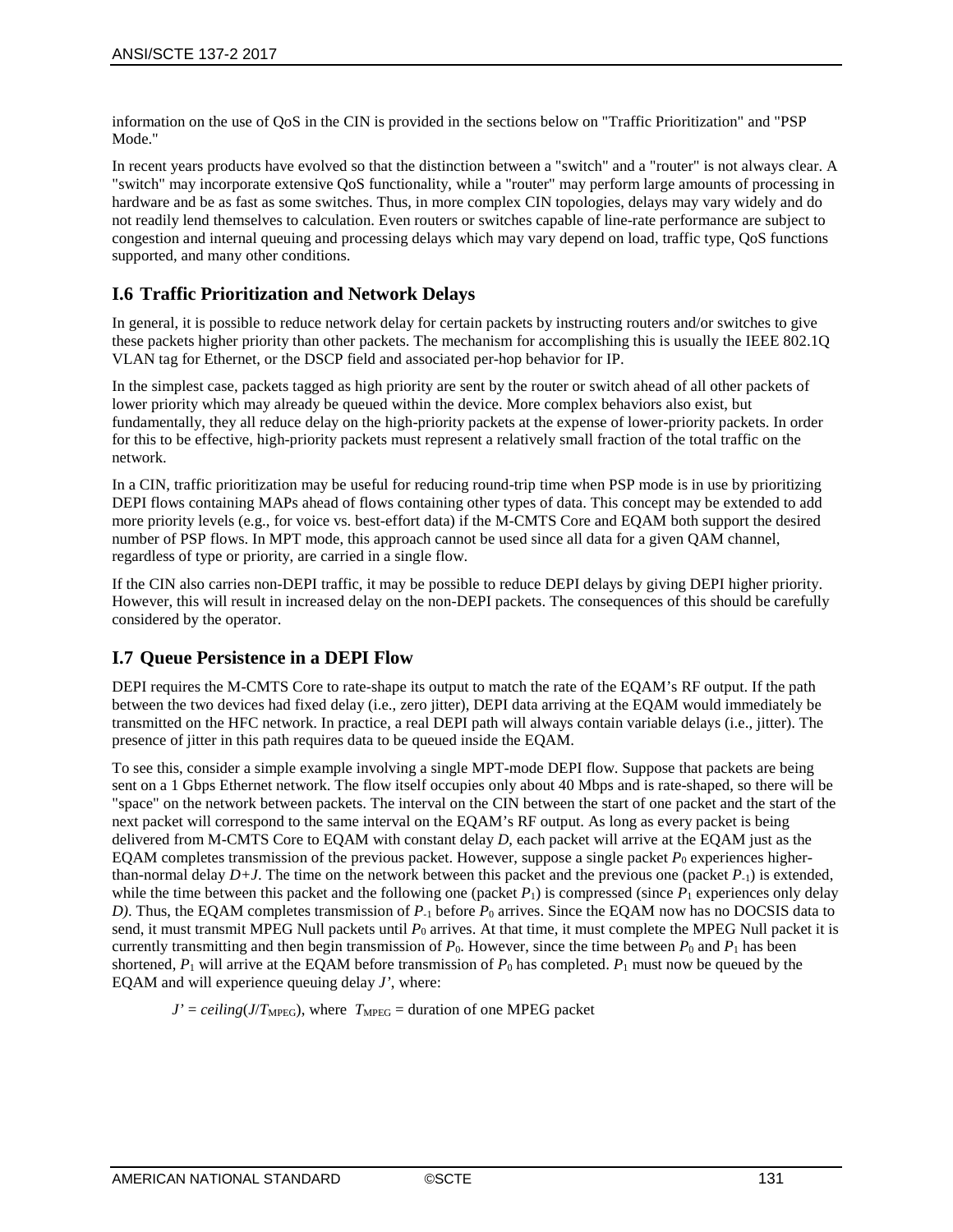information on the use of QoS in the CIN is provided in the sections below on "Traffic Prioritization" and "PSP Mode."

In recent years products have evolved so that the distinction between a "switch" and a "router" is not always clear. A "switch" may incorporate extensive QoS functionality, while a "router" may perform large amounts of processing in hardware and be as fast as some switches. Thus, in more complex CIN topologies, delays may vary widely and do not readily lend themselves to calculation. Even routers or switches capable of line-rate performance are subject to congestion and internal queuing and processing delays which may vary depend on load, traffic type, QoS functions supported, and many other conditions.

## I.6 Traffic Prioritization and Network Delays

In general, it is possible to reduce network delay for certain packets by instructing routers and/or switches to give these packets higher priority than other packets. The mechanism for accomplishing this is usually the IEEE 802.1Q VLAN tag for Ethernet, or the DSCP field and associated per-hop behavior for IP.

In the simplest case, packets tagged as high priority are sent by the router or switch ahead of all other packets of lower priority which may already be queued within the device. More complex behaviors also exist, but fundamentally, they all reduce delay on the high-priority packets at the expense of lower-priority packets. In order for this to be effective, high-priority packets must represent a relatively small fraction of the total traffic on the network.

In a CIN, traffic prioritization may be useful for reducing round-trip time when PSP mode is in use by prioritizing DEPI flows containing MAPs ahead of flows containing other types of data. This concept may be extended to add more priority levels (e.g., for voice vs. best-effort data) if the M-CMTS Core and EQAM both support the desired number of PSP flows. In MPT mode, this approach cannot be used since all data for a given QAM channel, regardless of type or priority, are carried in a single flow.

If the CIN also carries non-DEPI traffic, it may be possible to reduce DEPI delays by giving DEPI higher priority. However, this will result in increased delay on the non-DEPI packets. The consequences of this should be carefully considered by the operator.

## I.7 Queue Persistence in a DEPI Flow

DEPI requires the M-CMTS Core to rate-shape its output to match the rate of the EQAM's RF output. If the path between the two devices had fixed delay (i.e., zero jitter), DEPI data arriving at the EQAM would immediately be transmitted on the HFC network. In practice, a real DEPI path will always contain variable delays (i.e., jitter). The presence of jitter in this path requires data to be queued inside the EQAM.

To see this, consider a simple example involving a single MPT-mode DEPI flow. Suppose that packets are being sent on a 1 Gbps Ethernet network. The flow itself occupies only about 40 Mbps and is rate-shaped, so there will be "space" on the network between packets. The interval on the CIN between the start of one packet and the start of the next packet will correspond to the same interval on the EQAM's RF output. As long as every packet is being delivered from M-CMTS Core to EQAM with constant delay $D$, each packet will arrive at the EQAM just as the EQAM completes transmission of the previous packet. However, suppose a single packet $P_0$ experiences higher-than-normal delay $D+J$. The time on the network between this packet and the previous one (packet $P_{-1}$) is extended, while the time between this packet and the following one (packet $P_1$) is compressed (since $P_1$ experiences only delay $D$). Thus, the EQAM completes transmission of $P_{-1}$ before $P_0$ arrives. Since the EQAM now has no DOCSIS data to send, it must transmit MPEG Null packets until $P_0$ arrives. At that time, it must complete the MPEG Null packet it is currently transmitting and then begin transmission of $P_0$. However, since the time between $P_0$ and $P_1$ has been shortened, $P_1$ will arrive at the EQAM before transmission of $P_0$ has completed. $P_1$ must now be queued by the EQAM and will experience queuing delay $J'$, where:

$J' = ceiling(J/T_{MPEG})$, where $T_{MPEG}$ = duration of one MPEG packet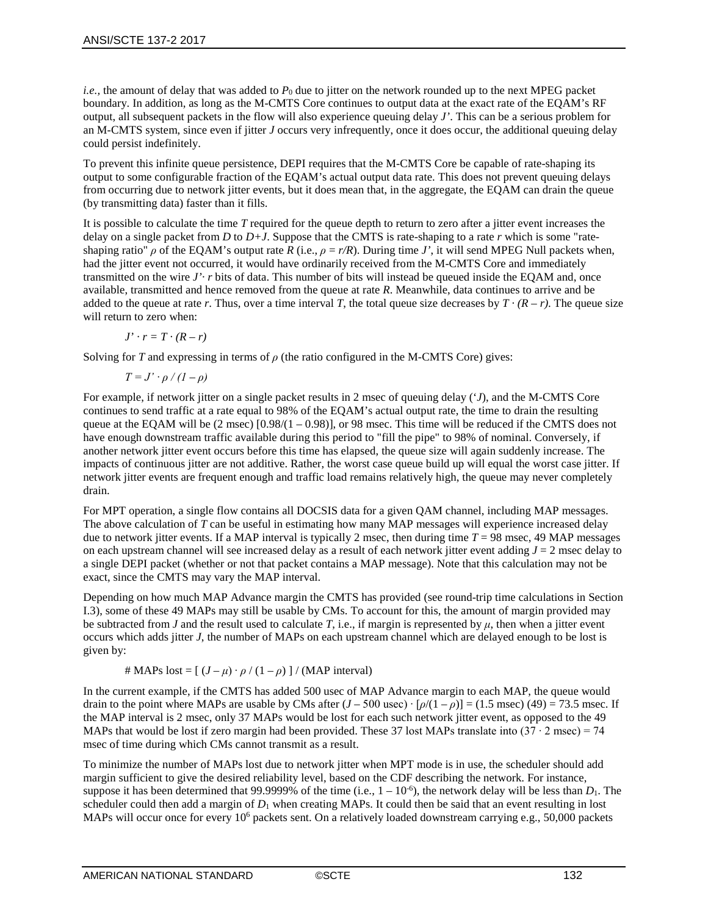*i.e.*, the amount of delay that was added to $P_0$ due to jitter on the network rounded up to the next MPEG packet boundary. In addition, as long as the M-CMTS Core continues to output data at the exact rate of the EQAM's RF output, all subsequent packets in the flow will also experience queuing delay $J'$. This can be a serious problem for an M-CMTS system, since even if jitter $J$ occurs very infrequently, once it does occur, the additional queuing delay could persist indefinitely.

To prevent this infinite queue persistence, DEPI requires that the M-CMTS Core be capable of rate-shaping its output to some configurable fraction of the EQAM's actual output data rate. This does not prevent queuing delays from occurring due to network jitter events, but it does mean that, in the aggregate, the EQAM can drain the queue (by transmitting data) faster than it fills.

It is possible to calculate the time $T$ required for the queue depth to return to zero after a jitter event increases the delay on a single packet from $D$ to $D+J$. Suppose that the CMTS is rate-shaping to a rate $r$ which is some "rate-shaping ratio" $\rho$ of the EQAM's output rate $R$ (i.e., $\rho = r/R$). During time $J'$, it will send MPEG Null packets when, had the jitter event not occurred, it would have ordinarily received from the M-CMTS Core and immediately transmitted on the wire $J' \cdot r$ bits of data. This number of bits will instead be queued inside the EQAM and, once available, transmitted and hence removed from the queue at rate $R$. Meanwhile, data continues to arrive and be added to the queue at rate $r$. Thus, over a time interval $T$, the total queue size decreases by $T \cdot (R - r)$. The queue size will return to zero when:

$$J' \cdot r = T \cdot (R - r)$$

Solving for $T$ and expressing in terms of $\rho$ (the ratio configured in the M-CMTS Core) gives:

$$T = J' \cdot \rho \,/\, (1 - \rho)$$

For example, if network jitter on a single packet results in 2 msec of queuing delay ('$J$), and the M-CMTS Core continues to send traffic at a rate equal to 98% of the EQAM's actual output rate, the time to drain the resulting queue at the EQAM will be (2 msec) [0.98/(1 – 0.98)], or 98 msec. This time will be reduced if the CMTS does not have enough downstream traffic available during this period to "fill the pipe" to 98% of nominal. Conversely, if another network jitter event occurs before this time has elapsed, the queue size will again suddenly increase. The impacts of continuous jitter are not additive. Rather, the worst case queue build up will equal the worst case jitter. If network jitter events are frequent enough and traffic load remains relatively high, the queue may never completely drain.

For MPT operation, a single flow contains all DOCSIS data for a given QAM channel, including MAP messages. The above calculation of $T$ can be useful in estimating how many MAP messages will experience increased delay due to network jitter events. If a MAP interval is typically 2 msec, then during time $T = 98$ msec, 49 MAP messages on each upstream channel will see increased delay as a result of each network jitter event adding $J = 2$ msec delay to a single DEPI packet (whether or not that packet contains a MAP message). Note that this calculation may not be exact, since the CMTS may vary the MAP interval.

Depending on how much MAP Advance margin the CMTS has provided (see round-trip time calculations in Section I.3), some of these 49 MAPs may still be usable by CMs. To account for this, the amount of margin provided may be subtracted from $J$ and the result used to calculate $T$, i.e., if margin is represented by $\mu$, then when a jitter event occurs which adds jitter $J$, the number of MAPs on each upstream channel which are delayed enough to be lost is given by:

$$\text{\# MAPs lost} = [\, (J - \mu) \cdot \rho \,/\, (1 - \rho) \,] \,/\, (\text{MAP interval})$$

In the current example, if the CMTS has added 500 usec of MAP Advance margin to each MAP, the queue would drain to the point where MAPs are usable by CMs after $(J - 500 \text{ usec}) \cdot [\rho/(1 - \rho)] = (1.5 \text{ msec})\,(49) = 73.5$ msec. If the MAP interval is 2 msec, only 37 MAPs would be lost for each such network jitter event, as opposed to the 49 MAPs that would be lost if zero margin had been provided. These 37 lost MAPs translate into (37 · 2 msec) = 74 msec of time during which CMs cannot transmit as a result.

To minimize the number of MAPs lost due to network jitter when MPT mode is in use, the scheduler should add margin sufficient to give the desired reliability level, based on the CDF describing the network. For instance, suppose it has been determined that 99.9999% of the time (i.e., $1 - 10^{-6}$), the network delay will be less than $D_1$. The scheduler could then add a margin of $D_1$ when creating MAPs. It could then be said that an event resulting in lost MAPs will occur once for every $10^6$ packets sent. On a relatively loaded downstream carrying e.g., 50,000 packets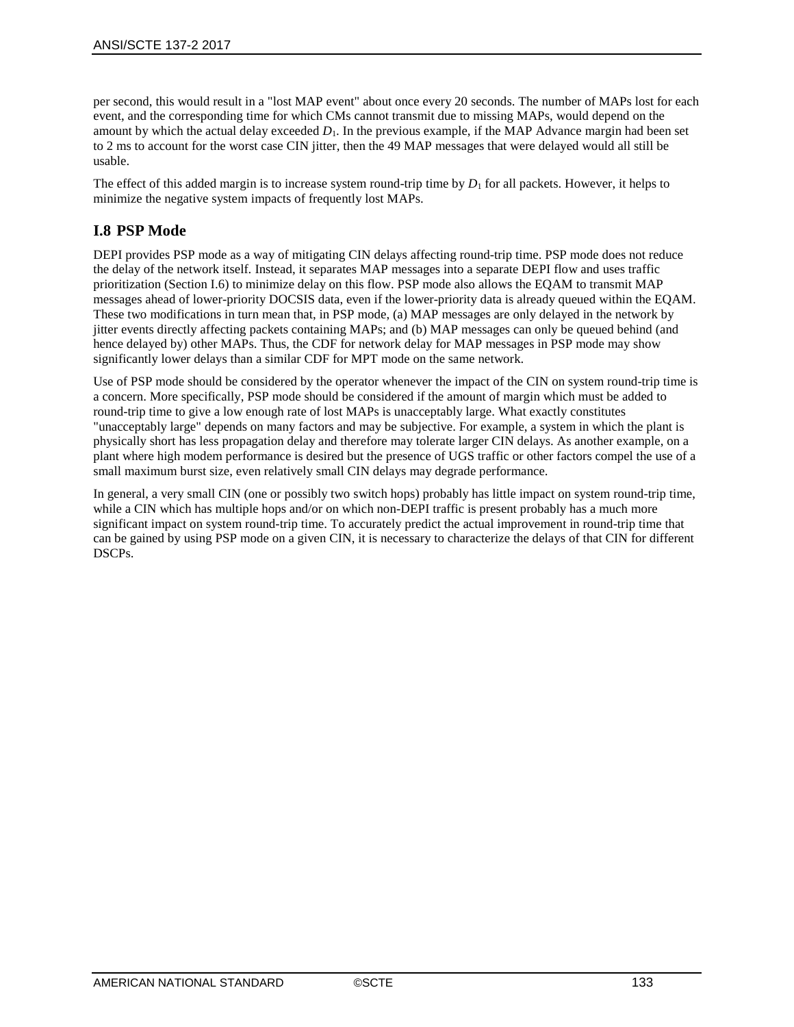per second, this would result in a "lost MAP event" about once every 20 seconds. The number of MAPs lost for each event, and the corresponding time for which CMs cannot transmit due to missing MAPs, would depend on the amount by which the actual delay exceeded $D_1$. In the previous example, if the MAP Advance margin had been set to 2 ms to account for the worst case CIN jitter, then the 49 MAP messages that were delayed would all still be usable.

The effect of this added margin is to increase system round-trip time by $D_1$ for all packets. However, it helps to minimize the negative system impacts of frequently lost MAPs.

## I.8 PSP Mode

DEPI provides PSP mode as a way of mitigating CIN delays affecting round-trip time. PSP mode does not reduce the delay of the network itself. Instead, it separates MAP messages into a separate DEPI flow and uses traffic prioritization (Section I.6) to minimize delay on this flow. PSP mode also allows the EQAM to transmit MAP messages ahead of lower-priority DOCSIS data, even if the lower-priority data is already queued within the EQAM. These two modifications in turn mean that, in PSP mode, (a) MAP messages are only delayed in the network by jitter events directly affecting packets containing MAPs; and (b) MAP messages can only be queued behind (and hence delayed by) other MAPs. Thus, the CDF for network delay for MAP messages in PSP mode may show significantly lower delays than a similar CDF for MPT mode on the same network.

Use of PSP mode should be considered by the operator whenever the impact of the CIN on system round-trip time is a concern. More specifically, PSP mode should be considered if the amount of margin which must be added to round-trip time to give a low enough rate of lost MAPs is unacceptably large. What exactly constitutes "unacceptably large" depends on many factors and may be subjective. For example, a system in which the plant is physically short has less propagation delay and therefore may tolerate larger CIN delays. As another example, on a plant where high modem performance is desired but the presence of UGS traffic or other factors compel the use of a small maximum burst size, even relatively small CIN delays may degrade performance.

In general, a very small CIN (one or possibly two switch hops) probably has little impact on system round-trip time, while a CIN which has multiple hops and/or on which non-DEPI traffic is present probably has a much more significant impact on system round-trip time. To accurately predict the actual improvement in round-trip time that can be gained by using PSP mode on a given CIN, it is necessary to characterize the delays of that CIN for different DSCPs.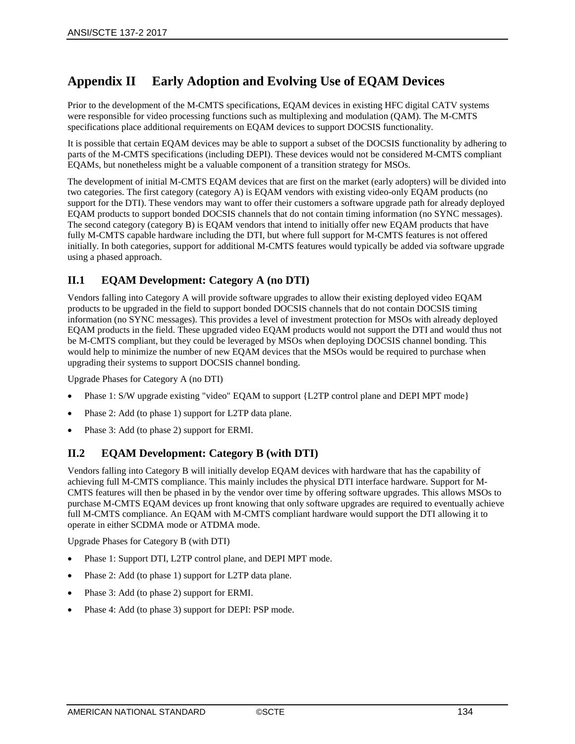# Appendix II Early Adoption and Evolving Use of EQAM Devices

Prior to the development of the M-CMTS specifications, EQAM devices in existing HFC digital CATV systems were responsible for video processing functions such as multiplexing and modulation (QAM). The M-CMTS specifications place additional requirements on EQAM devices to support DOCSIS functionality.

It is possible that certain EQAM devices may be able to support a subset of the DOCSIS functionality by adhering to parts of the M-CMTS specifications (including DEPI). These devices would not be considered M-CMTS compliant EQAMs, but nonetheless might be a valuable component of a transition strategy for MSOs.

The development of initial M-CMTS EQAM devices that are first on the market (early adopters) will be divided into two categories. The first category (category A) is EQAM vendors with existing video-only EQAM products (no support for the DTI). These vendors may want to offer their customers a software upgrade path for already deployed EQAM products to support bonded DOCSIS channels that do not contain timing information (no SYNC messages). The second category (category B) is EQAM vendors that intend to initially offer new EQAM products that have fully M-CMTS capable hardware including the DTI, but where full support for M-CMTS features is not offered initially. In both categories, support for additional M-CMTS features would typically be added via software upgrade using a phased approach.

## II.1 EQAM Development: Category A (no DTI)

Vendors falling into Category A will provide software upgrades to allow their existing deployed video EQAM products to be upgraded in the field to support bonded DOCSIS channels that do not contain DOCSIS timing information (no SYNC messages). This provides a level of investment protection for MSOs with already deployed EQAM products in the field. These upgraded video EQAM products would not support the DTI and would thus not be M-CMTS compliant, but they could be leveraged by MSOs when deploying DOCSIS channel bonding. This would help to minimize the number of new EQAM devices that the MSOs would be required to purchase when upgrading their systems to support DOCSIS channel bonding.

Upgrade Phases for Category A (no DTI)

- Phase 1: S/W upgrade existing "video" EQAM to support {L2TP control plane and DEPI MPT mode}
- Phase 2: Add (to phase 1) support for L2TP data plane.
- Phase 3: Add (to phase 2) support for ERMI.

## II.2 EQAM Development: Category B (with DTI)

Vendors falling into Category B will initially develop EQAM devices with hardware that has the capability of achieving full M-CMTS compliance. This mainly includes the physical DTI interface hardware. Support for M-CMTS features will then be phased in by the vendor over time by offering software upgrades. This allows MSOs to purchase M-CMTS EQAM devices up front knowing that only software upgrades are required to eventually achieve full M-CMTS compliance. An EQAM with M-CMTS compliant hardware would support the DTI allowing it to operate in either SCDMA mode or ATDMA mode.

Upgrade Phases for Category B (with DTI)

- Phase 1: Support DTI, L2TP control plane, and DEPI MPT mode.
- Phase 2: Add (to phase 1) support for L2TP data plane.
- Phase 3: Add (to phase 2) support for ERMI.
- Phase 4: Add (to phase 3) support for DEPI: PSP mode.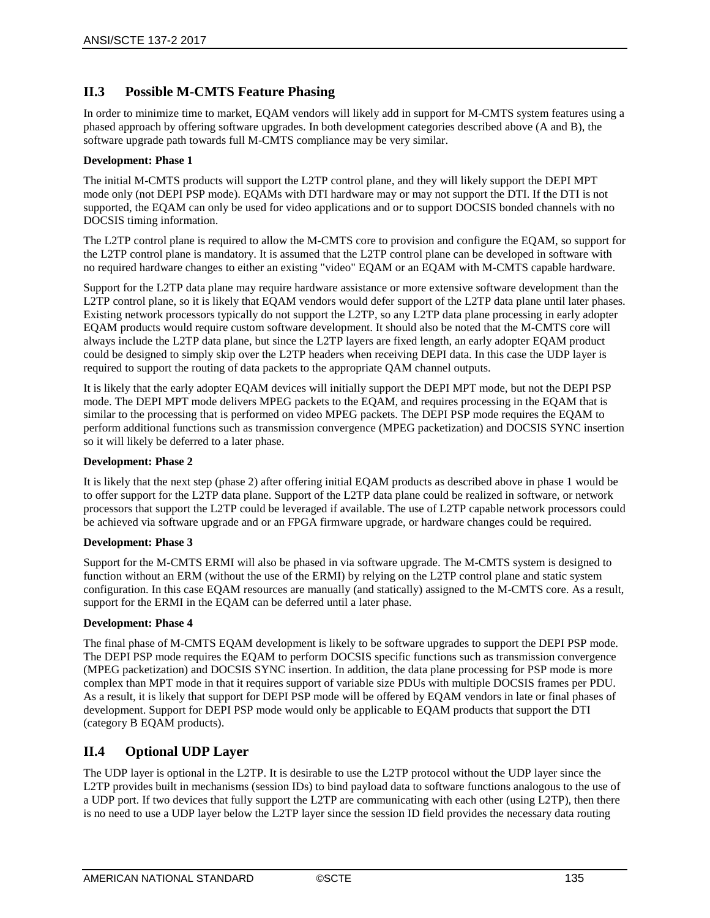## II.3 Possible M-CMTS Feature Phasing

In order to minimize time to market, EQAM vendors will likely add in support for M-CMTS system features using a phased approach by offering software upgrades. In both development categories described above (A and B), the software upgrade path towards full M-CMTS compliance may be very similar.

**Development: Phase 1**

The initial M-CMTS products will support the L2TP control plane, and they will likely support the DEPI MPT mode only (not DEPI PSP mode). EQAMs with DTI hardware may or may not support the DTI. If the DTI is not supported, the EQAM can only be used for video applications and or to support DOCSIS bonded channels with no DOCSIS timing information.

The L2TP control plane is required to allow the M-CMTS core to provision and configure the EQAM, so support for the L2TP control plane is mandatory. It is assumed that the L2TP control plane can be developed in software with no required hardware changes to either an existing "video" EQAM or an EQAM with M-CMTS capable hardware.

Support for the L2TP data plane may require hardware assistance or more extensive software development than the L2TP control plane, so it is likely that EQAM vendors would defer support of the L2TP data plane until later phases. Existing network processors typically do not support the L2TP, so any L2TP data plane processing in early adopter EQAM products would require custom software development. It should also be noted that the M-CMTS core will always include the L2TP data plane, but since the L2TP layers are fixed length, an early adopter EQAM product could be designed to simply skip over the L2TP headers when receiving DEPI data. In this case the UDP layer is required to support the routing of data packets to the appropriate QAM channel outputs.

It is likely that the early adopter EQAM devices will initially support the DEPI MPT mode, but not the DEPI PSP mode. The DEPI MPT mode delivers MPEG packets to the EQAM, and requires processing in the EQAM that is similar to the processing that is performed on video MPEG packets. The DEPI PSP mode requires the EQAM to perform additional functions such as transmission convergence (MPEG packetization) and DOCSIS SYNC insertion so it will likely be deferred to a later phase.

**Development: Phase 2**

It is likely that the next step (phase 2) after offering initial EQAM products as described above in phase 1 would be to offer support for the L2TP data plane. Support of the L2TP data plane could be realized in software, or network processors that support the L2TP could be leveraged if available. The use of L2TP capable network processors could be achieved via software upgrade and or an FPGA firmware upgrade, or hardware changes could be required.

**Development: Phase 3**

Support for the M-CMTS ERMI will also be phased in via software upgrade. The M-CMTS system is designed to function without an ERM (without the use of the ERMI) by relying on the L2TP control plane and static system configuration. In this case EQAM resources are manually (and statically) assigned to the M-CMTS core. As a result, support for the ERMI in the EQAM can be deferred until a later phase.

**Development: Phase 4**

The final phase of M-CMTS EQAM development is likely to be software upgrades to support the DEPI PSP mode. The DEPI PSP mode requires the EQAM to perform DOCSIS specific functions such as transmission convergence (MPEG packetization) and DOCSIS SYNC insertion. In addition, the data plane processing for PSP mode is more complex than MPT mode in that it requires support of variable size PDUs with multiple DOCSIS frames per PDU. As a result, it is likely that support for DEPI PSP mode will be offered by EQAM vendors in late or final phases of development. Support for DEPI PSP mode would only be applicable to EQAM products that support the DTI (category B EQAM products).

## II.4 Optional UDP Layer

The UDP layer is optional in the L2TP. It is desirable to use the L2TP protocol without the UDP layer since the L2TP provides built in mechanisms (session IDs) to bind payload data to software functions analogous to the use of a UDP port. If two devices that fully support the L2TP are communicating with each other (using L2TP), then there is no need to use a UDP layer below the L2TP layer since the session ID field provides the necessary data routing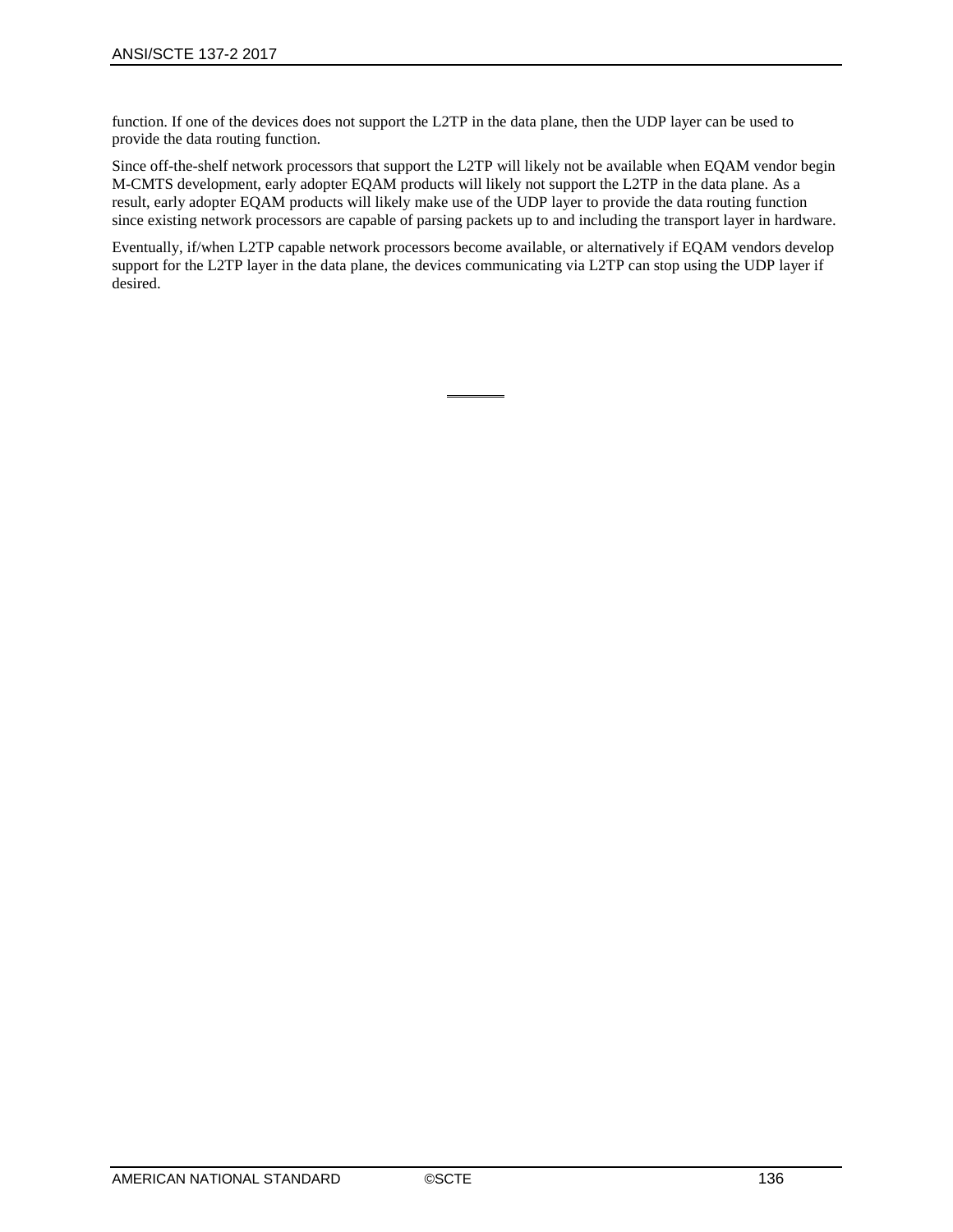function. If one of the devices does not support the L2TP in the data plane, then the UDP layer can be used to provide the data routing function.

Since off-the-shelf network processors that support the L2TP will likely not be available when EQAM vendor begin M-CMTS development, early adopter EQAM products will likely not support the L2TP in the data plane. As a result, early adopter EQAM products will likely make use of the UDP layer to provide the data routing function since existing network processors are capable of parsing packets up to and including the transport layer in hardware.

Eventually, if/when L2TP capable network processors become available, or alternatively if EQAM vendors develop support for the L2TP layer in the data plane, the devices communicating via L2TP can stop using the UDP layer if desired.